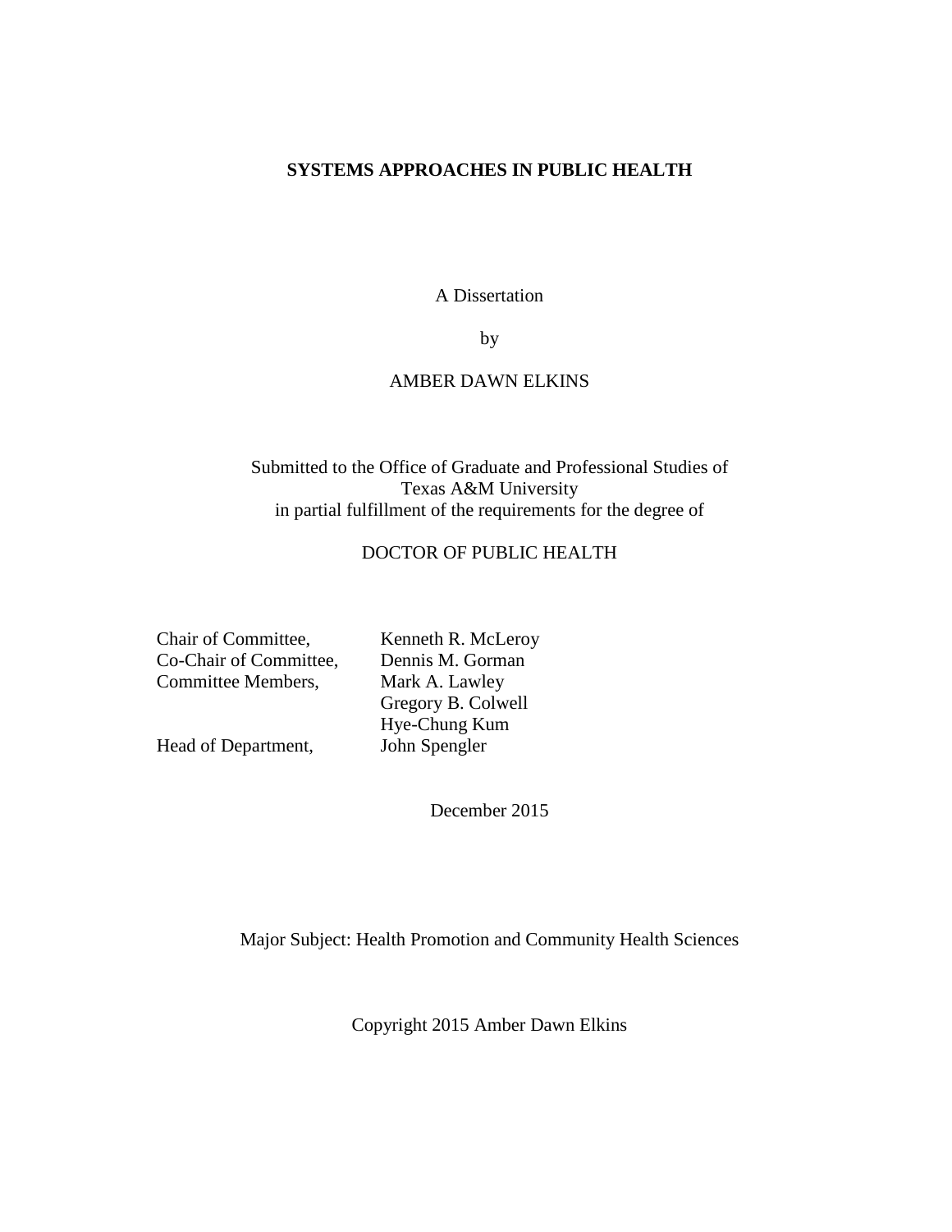# SYSTEMS APPROACHES IN PUBLIC HEALTH

A Dissertation

by

AMBER DAWN ELKINS

Submitted to the Office of Graduate and Professional Studies of
Texas A&M University
in partial fulfillment of the requirements for the degree of

DOCTOR OF PUBLIC HEALTH

| | |
|---|---|
| Chair of Committee, | Kenneth R. McLeroy |
| Co-Chair of Committee, | Dennis M. Gorman |
| Committee Members, | Mark A. Lawley |
| | Gregory B. Colwell |
| | Hye-Chung Kum |
| Head of Department, | John Spengler |

December 2015

Major Subject: Health Promotion and Community Health Sciences

Copyright 2015 Amber Dawn Elkins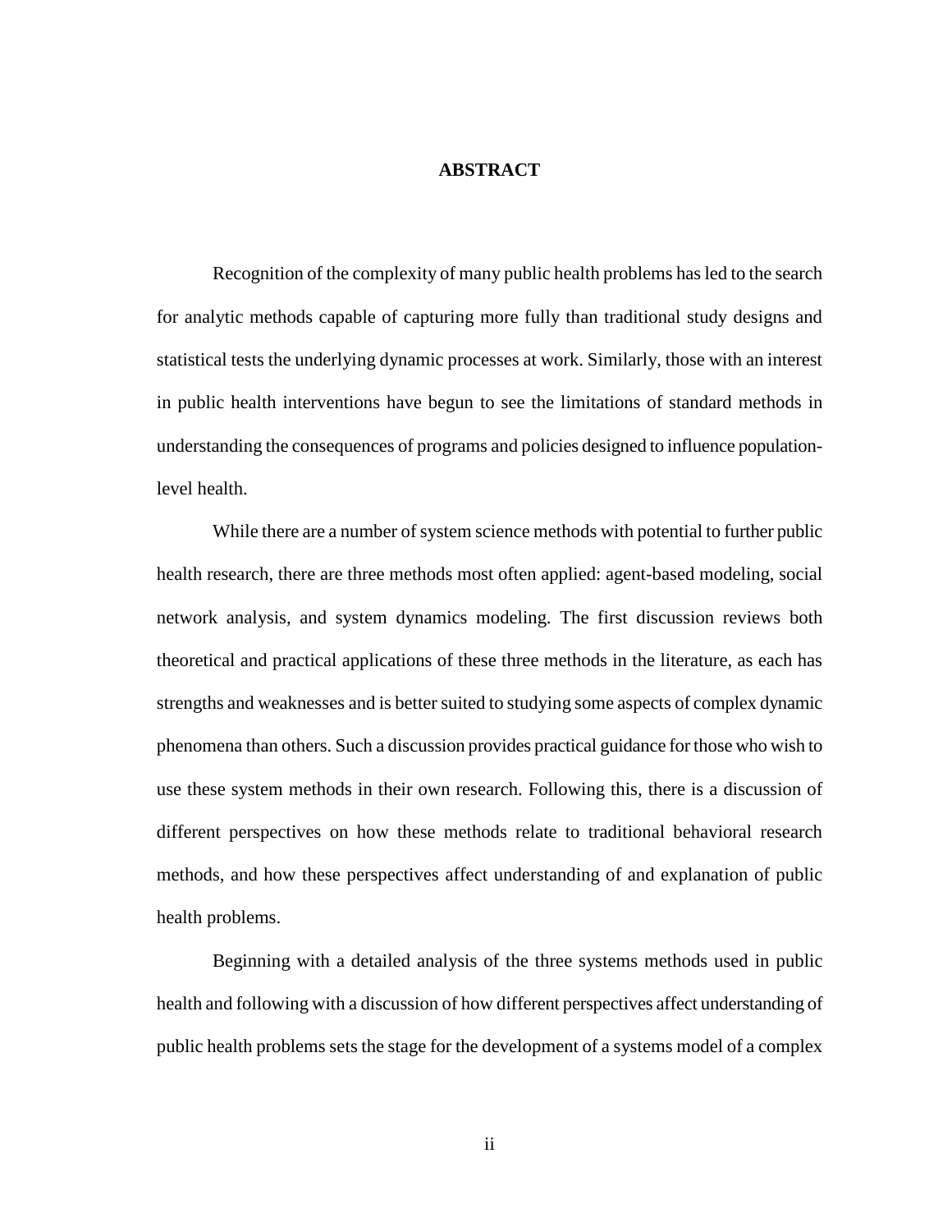# ABSTRACT

Recognition of the complexity of many public health problems has led to the search for analytic methods capable of capturing more fully than traditional study designs and statistical tests the underlying dynamic processes at work. Similarly, those with an interest in public health interventions have begun to see the limitations of standard methods in understanding the consequences of programs and policies designed to influence population-level health.

While there are a number of system science methods with potential to further public health research, there are three methods most often applied: agent-based modeling, social network analysis, and system dynamics modeling. The first discussion reviews both theoretical and practical applications of these three methods in the literature, as each has strengths and weaknesses and is better suited to studying some aspects of complex dynamic phenomena than others. Such a discussion provides practical guidance for those who wish to use these system methods in their own research. Following this, there is a discussion of different perspectives on how these methods relate to traditional behavioral research methods, and how these perspectives affect understanding of and explanation of public health problems.

Beginning with a detailed analysis of the three systems methods used in public health and following with a discussion of how different perspectives affect understanding of public health problems sets the stage for the development of a systems model of a complex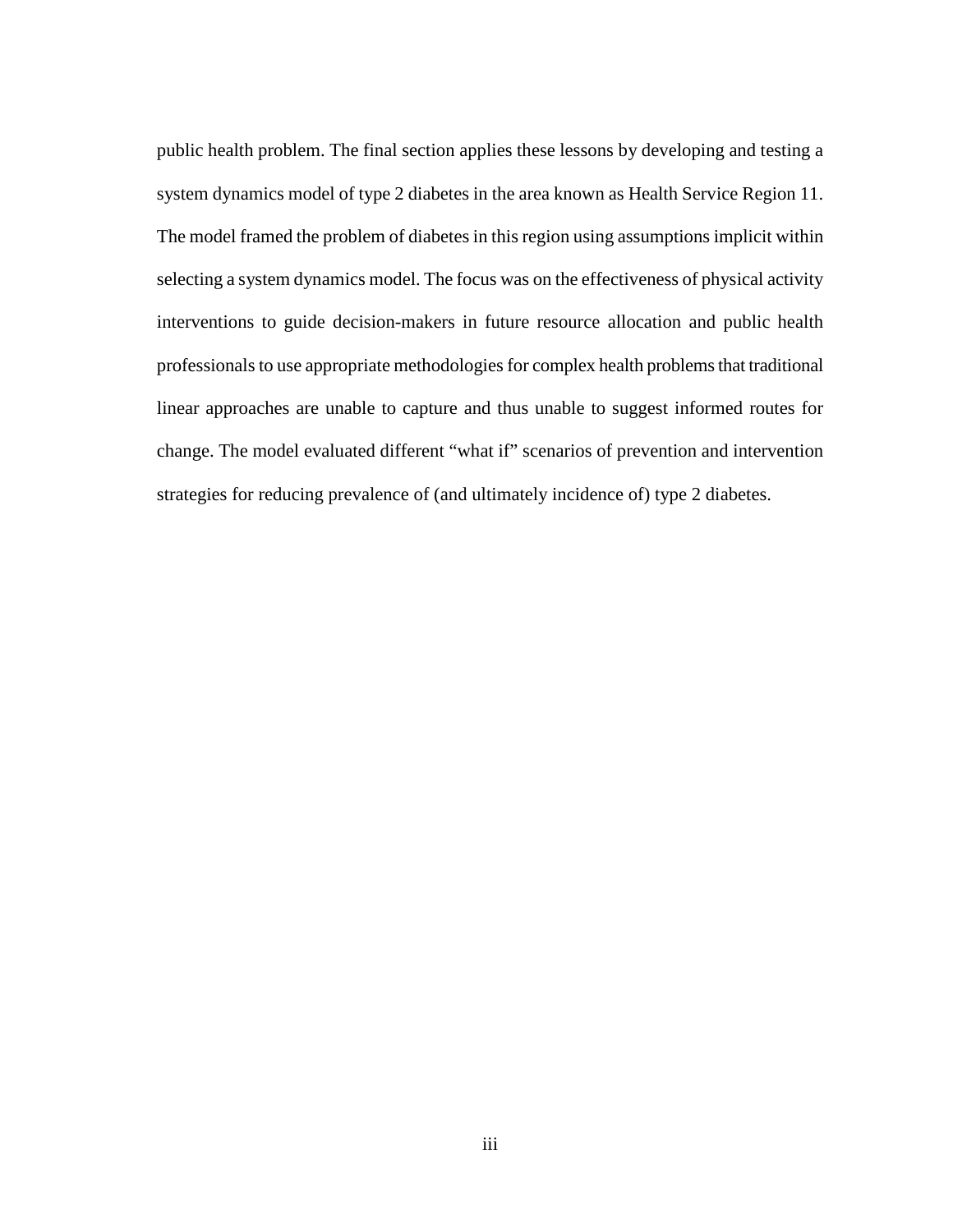public health problem. The final section applies these lessons by developing and testing a system dynamics model of type 2 diabetes in the area known as Health Service Region 11. The model framed the problem of diabetes in this region using assumptions implicit within selecting a system dynamics model. The focus was on the effectiveness of physical activity interventions to guide decision-makers in future resource allocation and public health professionals to use appropriate methodologies for complex health problems that traditional linear approaches are unable to capture and thus unable to suggest informed routes for change. The model evaluated different "what if" scenarios of prevention and intervention strategies for reducing prevalence of (and ultimately incidence of) type 2 diabetes.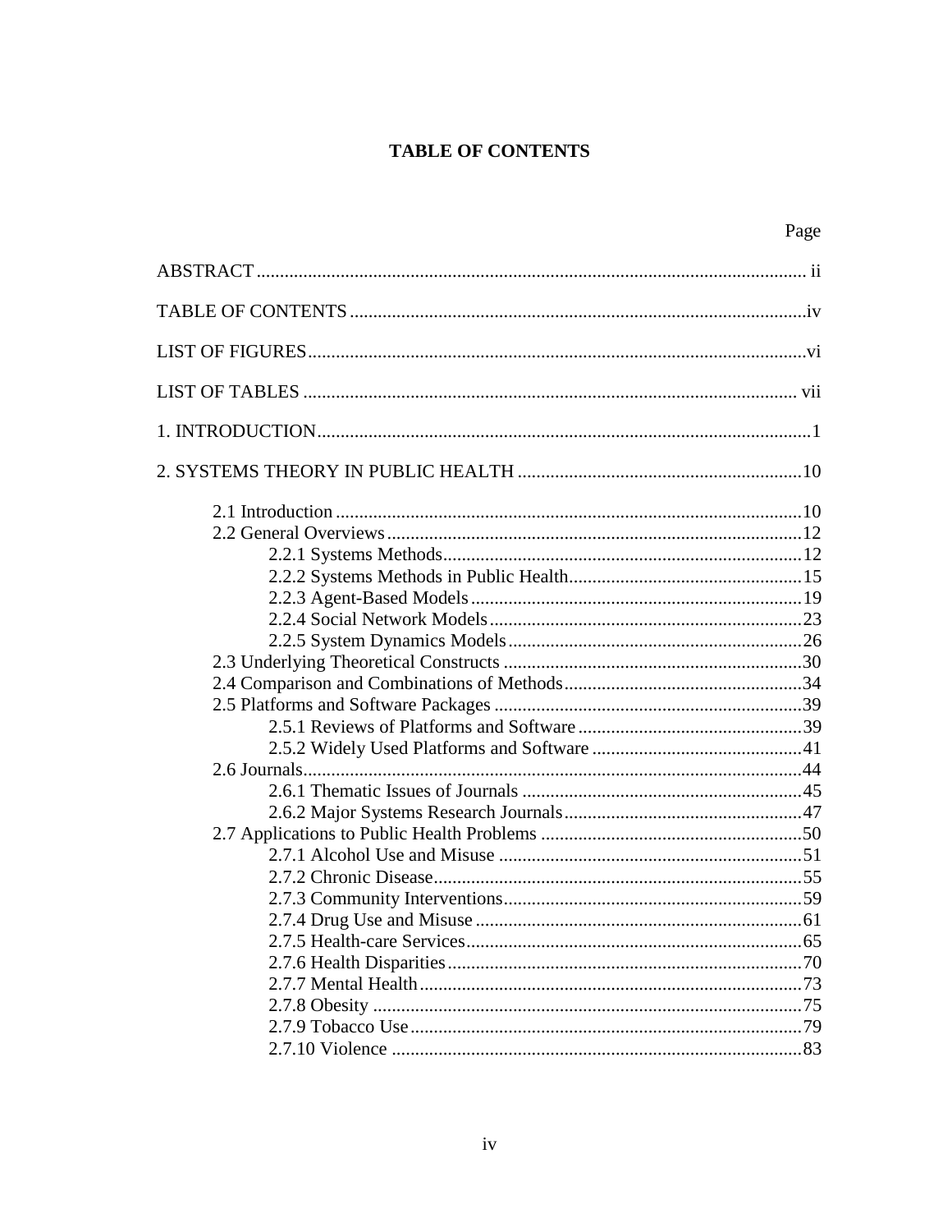# TABLE OF CONTENTS

| | Page |
|---|---|
| ABSTRACT | ii |
| TABLE OF CONTENTS | iv |
| LIST OF FIGURES | vi |
| LIST OF TABLES | vii |
| 1. INTRODUCTION | 1 |
| 2. SYSTEMS THEORY IN PUBLIC HEALTH | 10 |
| 2.1 Introduction | 10 |
| 2.2 General Overviews | 12 |
| 2.2.1 Systems Methods | 12 |
| 2.2.2 Systems Methods in Public Health | 15 |
| 2.2.3 Agent-Based Models | 19 |
| 2.2.4 Social Network Models | 23 |
| 2.2.5 System Dynamics Models | 26 |
| 2.3 Underlying Theoretical Constructs | 30 |
| 2.4 Comparison and Combinations of Methods | 34 |
| 2.5 Platforms and Software Packages | 39 |
| 2.5.1 Reviews of Platforms and Software | 39 |
| 2.5.2 Widely Used Platforms and Software | 41 |
| 2.6 Journals | 44 |
| 2.6.1 Thematic Issues of Journals | 45 |
| 2.6.2 Major Systems Research Journals | 47 |
| 2.7 Applications to Public Health Problems | 50 |
| 2.7.1 Alcohol Use and Misuse | 51 |
| 2.7.2 Chronic Disease | 55 |
| 2.7.3 Community Interventions | 59 |
| 2.7.4 Drug Use and Misuse | 61 |
| 2.7.5 Health-care Services | 65 |
| 2.7.6 Health Disparities | 70 |
| 2.7.7 Mental Health | 73 |
| 2.7.8 Obesity | 75 |
| 2.7.9 Tobacco Use | 79 |
| 2.7.10 Violence | 83 |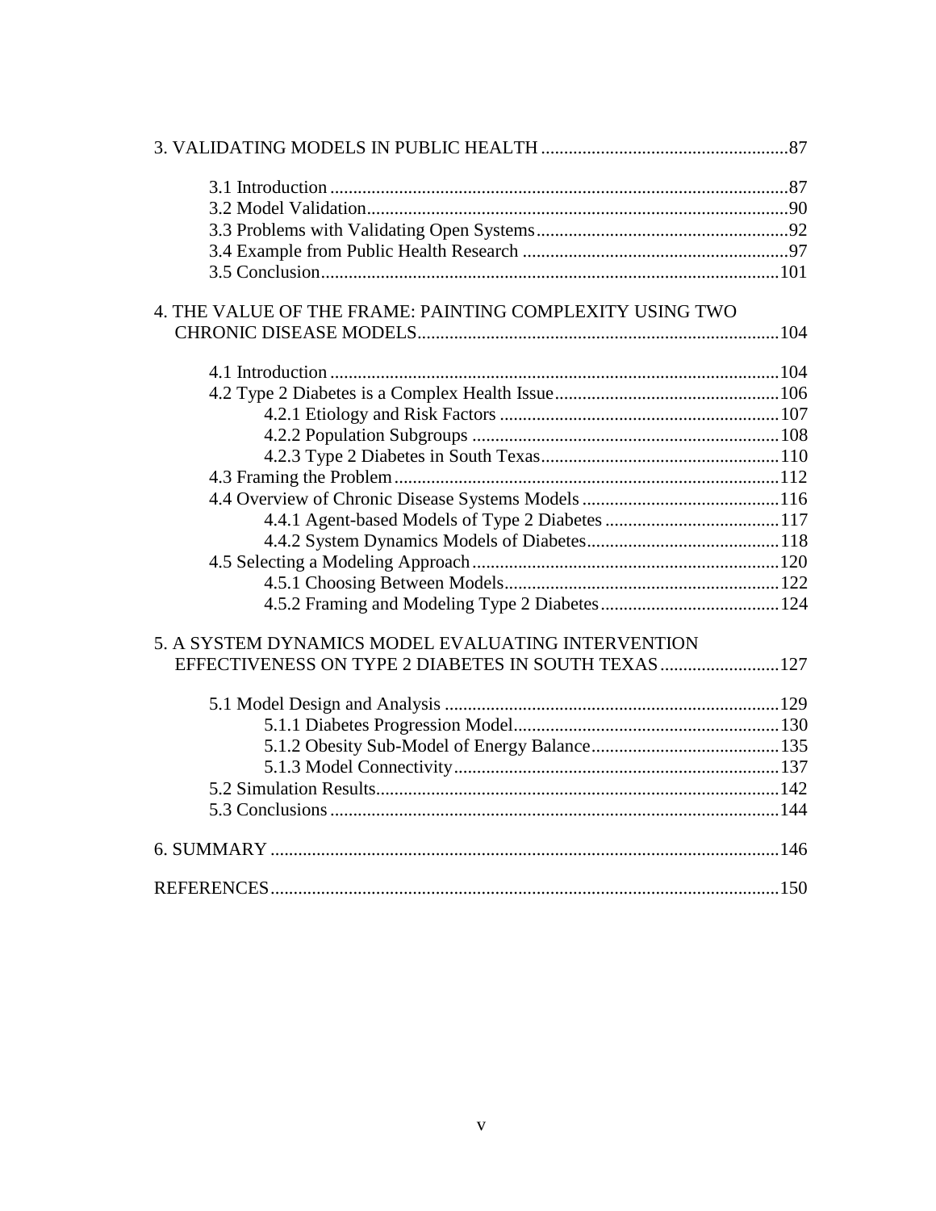3. VALIDATING MODELS IN PUBLIC HEALTH .....................................................87

- 3.1 Introduction .....................................................................................................87
- 3.2 Model Validation............................................................................................90
- 3.3 Problems with Validating Open Systems.......................................................92
- 3.4 Example from Public Health Research ..........................................................97
- 3.5 Conclusion...................................................................................................101

4. THE VALUE OF THE FRAME: PAINTING COMPLEXITY USING TWO CHRONIC DISEASE MODELS..............................................................................104

- 4.1 Introduction .................................................................................................104
- 4.2 Type 2 Diabetes is a Complex Health Issue.................................................106
  - 4.2.1 Etiology and Risk Factors .............................................................107
  - 4.2.2 Population Subgroups ...................................................................108
  - 4.2.3 Type 2 Diabetes in South Texas....................................................110
- 4.3 Framing the Problem....................................................................................112
- 4.4 Overview of Chronic Disease Systems Models ...........................................116
  - 4.4.1 Agent-based Models of Type 2 Diabetes ......................................117
  - 4.4.2 System Dynamics Models of Diabetes..........................................118
- 4.5 Selecting a Modeling Approach...................................................................120
  - 4.5.1 Choosing Between Models............................................................122
  - 4.5.2 Framing and Modeling Type 2 Diabetes.......................................124

5. A SYSTEM DYNAMICS MODEL EVALUATING INTERVENTION EFFECTIVENESS ON TYPE 2 DIABETES IN SOUTH TEXAS.........................127

- 5.1 Model Design and Analysis .........................................................................129
  - 5.1.1 Diabetes Progression Model..........................................................130
  - 5.1.2 Obesity Sub-Model of Energy Balance.........................................135
  - 5.1.3 Model Connectivity.......................................................................137
- 5.2 Simulation Results.......................................................................................142
- 5.3 Conclusions .................................................................................................144

6. SUMMARY ..............................................................................................................146

REFERENCES...............................................................................................................150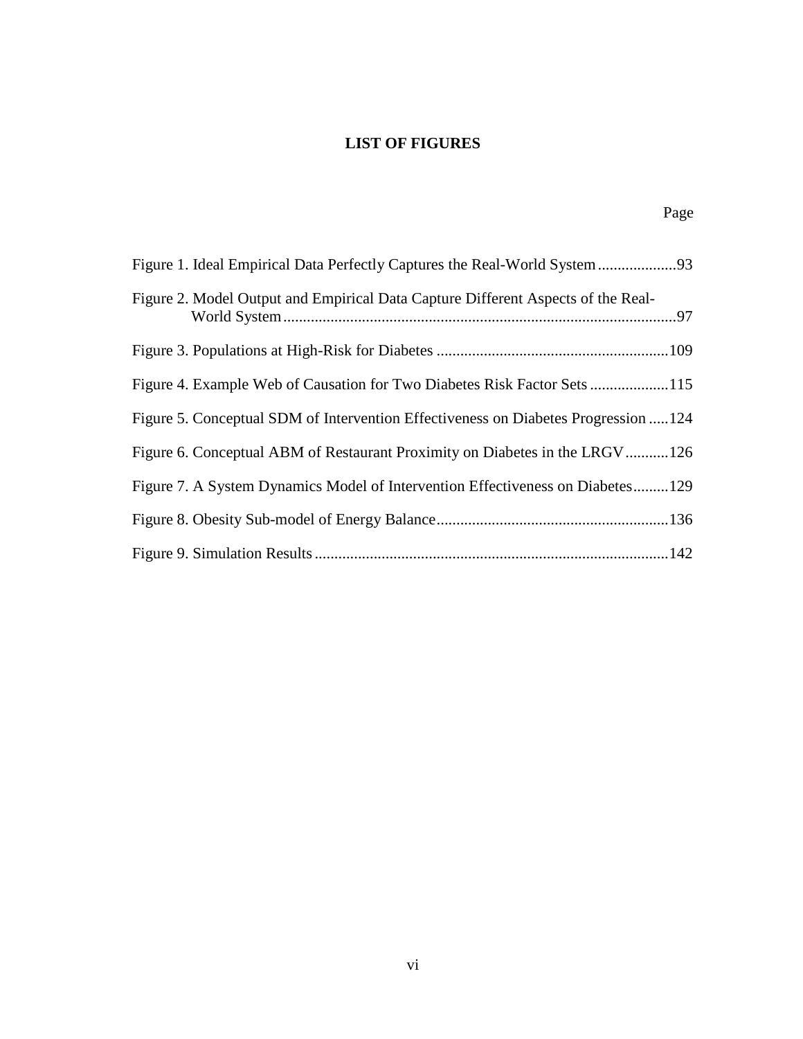# LIST OF FIGURES

Page

Figure 1. Ideal Empirical Data Perfectly Captures the Real-World System....................93

Figure 2. Model Output and Empirical Data Capture Different Aspects of the Real-World System....................................................................................................97

Figure 3. Populations at High-Risk for Diabetes ...........................................................109

Figure 4. Example Web of Causation for Two Diabetes Risk Factor Sets ....................115

Figure 5. Conceptual SDM of Intervention Effectiveness on Diabetes Progression .....124

Figure 6. Conceptual ABM of Restaurant Proximity on Diabetes in the LRGV...........126

Figure 7. A System Dynamics Model of Intervention Effectiveness on Diabetes.........129

Figure 8. Obesity Sub-model of Energy Balance...........................................................136

Figure 9. Simulation Results.........................................................................................142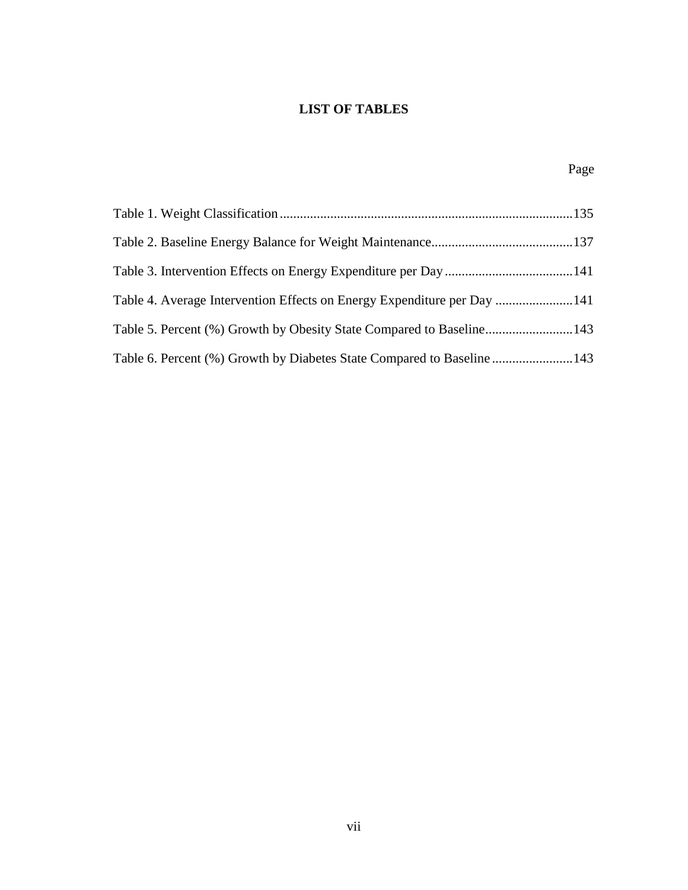# LIST OF TABLES

Page

Table 1. Weight Classification.......................................................................................135

Table 2. Baseline Energy Balance for Weight Maintenance..........................................137

Table 3. Intervention Effects on Energy Expenditure per Day......................................141

Table 4. Average Intervention Effects on Energy Expenditure per Day .......................141

Table 5. Percent (%) Growth by Obesity State Compared to Baseline..........................143

Table 6. Percent (%) Growth by Diabetes State Compared to Baseline........................143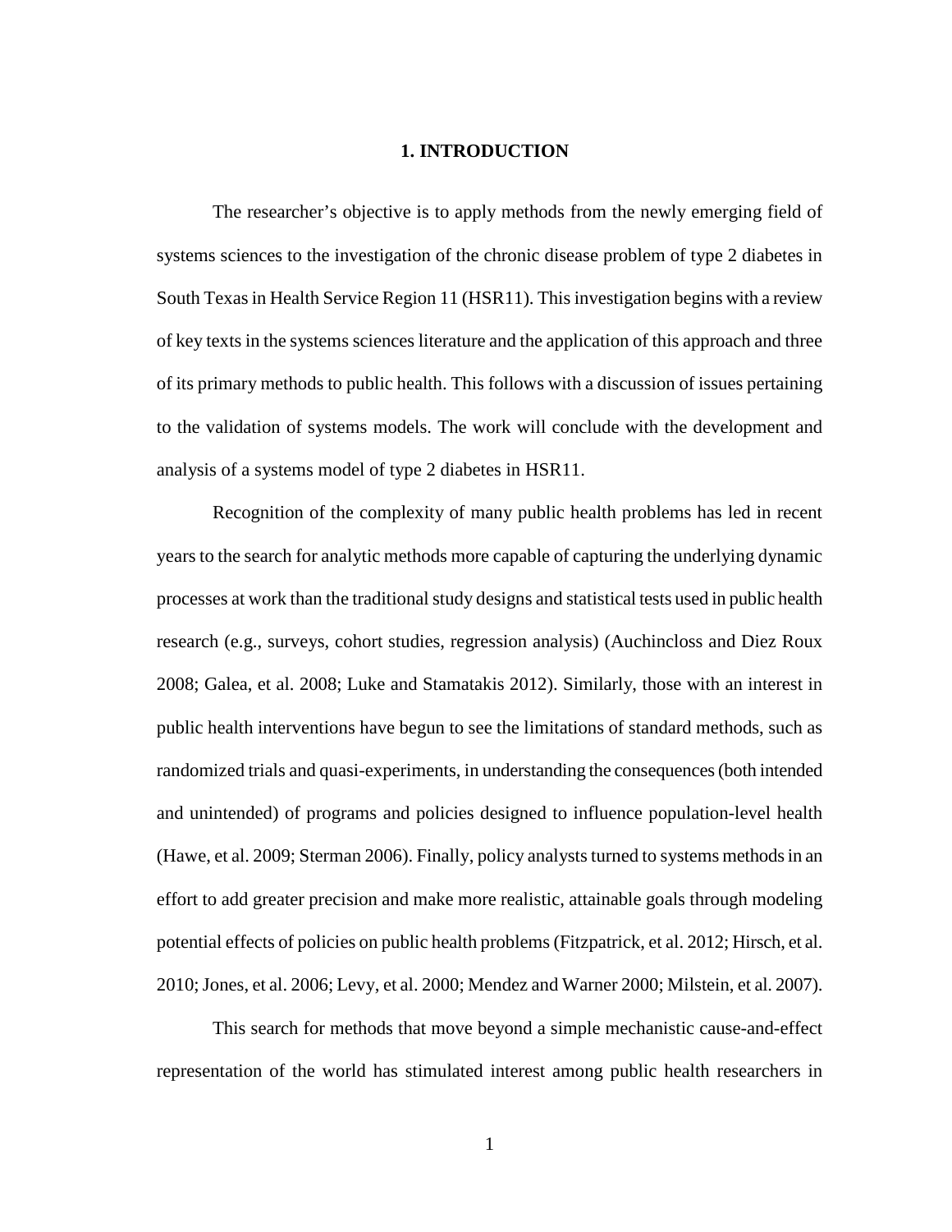# 1. INTRODUCTION

The researcher's objective is to apply methods from the newly emerging field of systems sciences to the investigation of the chronic disease problem of type 2 diabetes in South Texas in Health Service Region 11 (HSR11). This investigation begins with a review of key texts in the systems sciences literature and the application of this approach and three of its primary methods to public health. This follows with a discussion of issues pertaining to the validation of systems models. The work will conclude with the development and analysis of a systems model of type 2 diabetes in HSR11.

Recognition of the complexity of many public health problems has led in recent years to the search for analytic methods more capable of capturing the underlying dynamic processes at work than the traditional study designs and statistical tests used in public health research (e.g., surveys, cohort studies, regression analysis) (Auchincloss and Diez Roux 2008; Galea, et al. 2008; Luke and Stamatakis 2012). Similarly, those with an interest in public health interventions have begun to see the limitations of standard methods, such as randomized trials and quasi-experiments, in understanding the consequences (both intended and unintended) of programs and policies designed to influence population-level health (Hawe, et al. 2009; Sterman 2006). Finally, policy analysts turned to systems methods in an effort to add greater precision and make more realistic, attainable goals through modeling potential effects of policies on public health problems (Fitzpatrick, et al. 2012; Hirsch, et al. 2010; Jones, et al. 2006; Levy, et al. 2000; Mendez and Warner 2000; Milstein, et al. 2007).

This search for methods that move beyond a simple mechanistic cause-and-effect representation of the world has stimulated interest among public health researchers in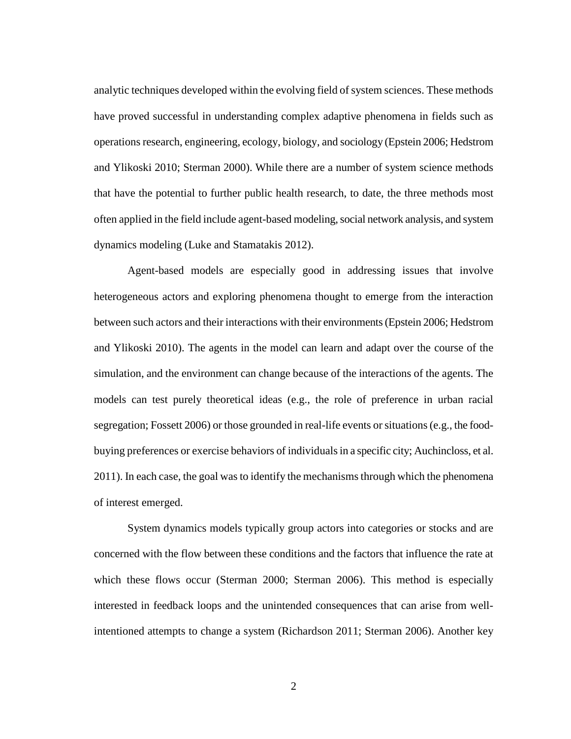analytic techniques developed within the evolving field of system sciences. These methods have proved successful in understanding complex adaptive phenomena in fields such as operations research, engineering, ecology, biology, and sociology (Epstein 2006; Hedstrom and Ylikoski 2010; Sterman 2000). While there are a number of system science methods that have the potential to further public health research, to date, the three methods most often applied in the field include agent-based modeling, social network analysis, and system dynamics modeling (Luke and Stamatakis 2012).

Agent-based models are especially good in addressing issues that involve heterogeneous actors and exploring phenomena thought to emerge from the interaction between such actors and their interactions with their environments (Epstein 2006; Hedstrom and Ylikoski 2010). The agents in the model can learn and adapt over the course of the simulation, and the environment can change because of the interactions of the agents. The models can test purely theoretical ideas (e.g., the role of preference in urban racial segregation; Fossett 2006) or those grounded in real-life events or situations (e.g., the food-buying preferences or exercise behaviors of individuals in a specific city; Auchincloss, et al. 2011). In each case, the goal was to identify the mechanisms through which the phenomena of interest emerged.

System dynamics models typically group actors into categories or stocks and are concerned with the flow between these conditions and the factors that influence the rate at which these flows occur (Sterman 2000; Sterman 2006). This method is especially interested in feedback loops and the unintended consequences that can arise from well-intentioned attempts to change a system (Richardson 2011; Sterman 2006). Another key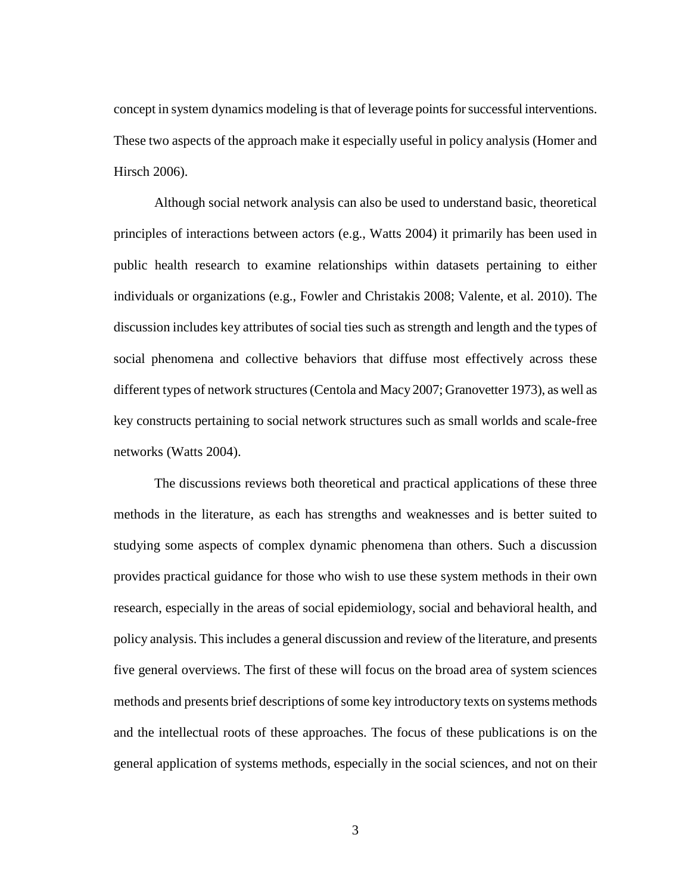concept in system dynamics modeling is that of leverage points for successful interventions. These two aspects of the approach make it especially useful in policy analysis (Homer and Hirsch 2006).

Although social network analysis can also be used to understand basic, theoretical principles of interactions between actors (e.g., Watts 2004) it primarily has been used in public health research to examine relationships within datasets pertaining to either individuals or organizations (e.g., Fowler and Christakis 2008; Valente, et al. 2010). The discussion includes key attributes of social ties such as strength and length and the types of social phenomena and collective behaviors that diffuse most effectively across these different types of network structures (Centola and Macy 2007; Granovetter 1973), as well as key constructs pertaining to social network structures such as small worlds and scale-free networks (Watts 2004).

The discussions reviews both theoretical and practical applications of these three methods in the literature, as each has strengths and weaknesses and is better suited to studying some aspects of complex dynamic phenomena than others. Such a discussion provides practical guidance for those who wish to use these system methods in their own research, especially in the areas of social epidemiology, social and behavioral health, and policy analysis. This includes a general discussion and review of the literature, and presents five general overviews. The first of these will focus on the broad area of system sciences methods and presents brief descriptions of some key introductory texts on systems methods and the intellectual roots of these approaches. The focus of these publications is on the general application of systems methods, especially in the social sciences, and not on their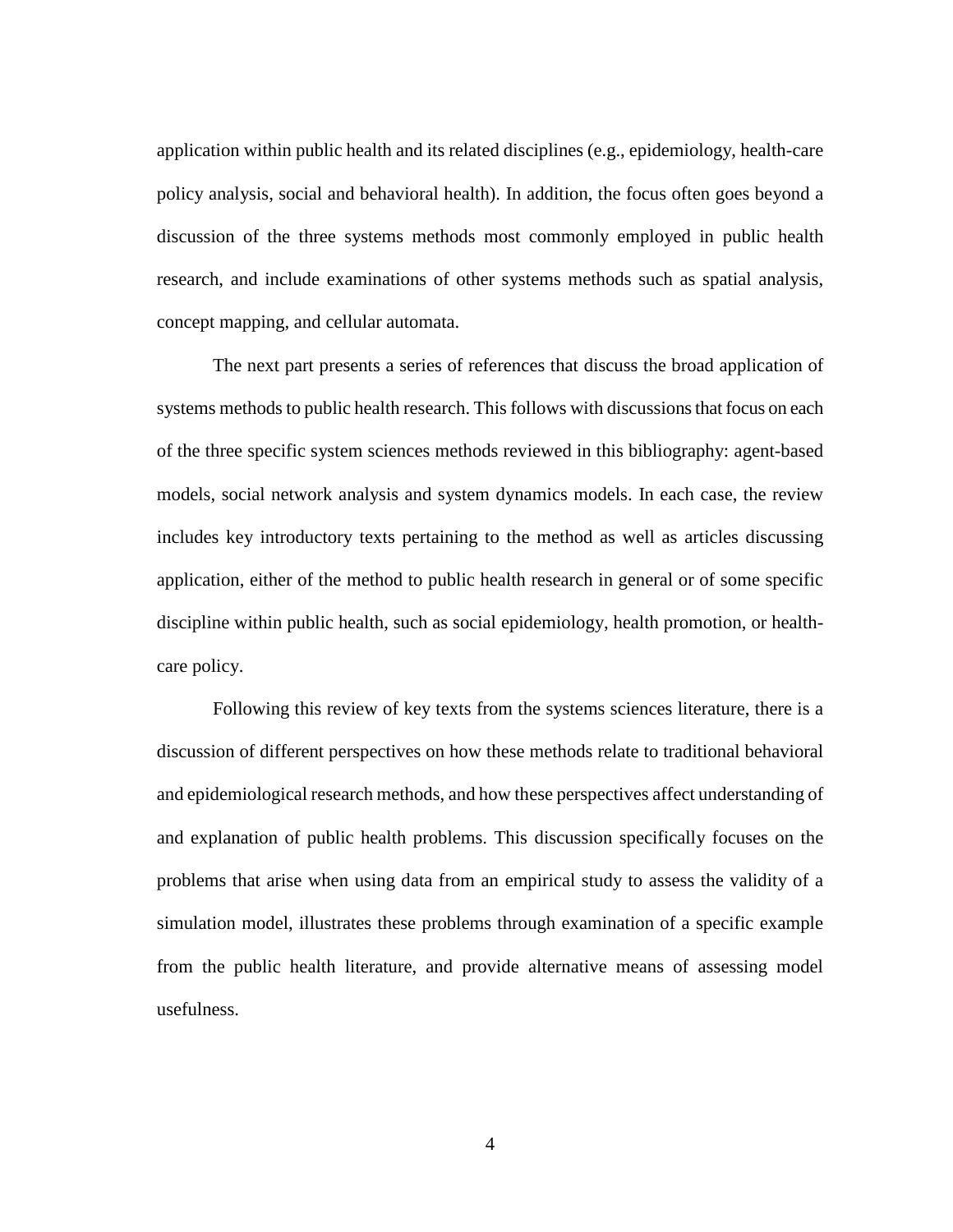application within public health and its related disciplines (e.g., epidemiology, health-care policy analysis, social and behavioral health). In addition, the focus often goes beyond a discussion of the three systems methods most commonly employed in public health research, and include examinations of other systems methods such as spatial analysis, concept mapping, and cellular automata.

The next part presents a series of references that discuss the broad application of systems methods to public health research. This follows with discussions that focus on each of the three specific system sciences methods reviewed in this bibliography: agent-based models, social network analysis and system dynamics models. In each case, the review includes key introductory texts pertaining to the method as well as articles discussing application, either of the method to public health research in general or of some specific discipline within public health, such as social epidemiology, health promotion, or health-care policy.

Following this review of key texts from the systems sciences literature, there is a discussion of different perspectives on how these methods relate to traditional behavioral and epidemiological research methods, and how these perspectives affect understanding of and explanation of public health problems. This discussion specifically focuses on the problems that arise when using data from an empirical study to assess the validity of a simulation model, illustrates these problems through examination of a specific example from the public health literature, and provide alternative means of assessing model usefulness.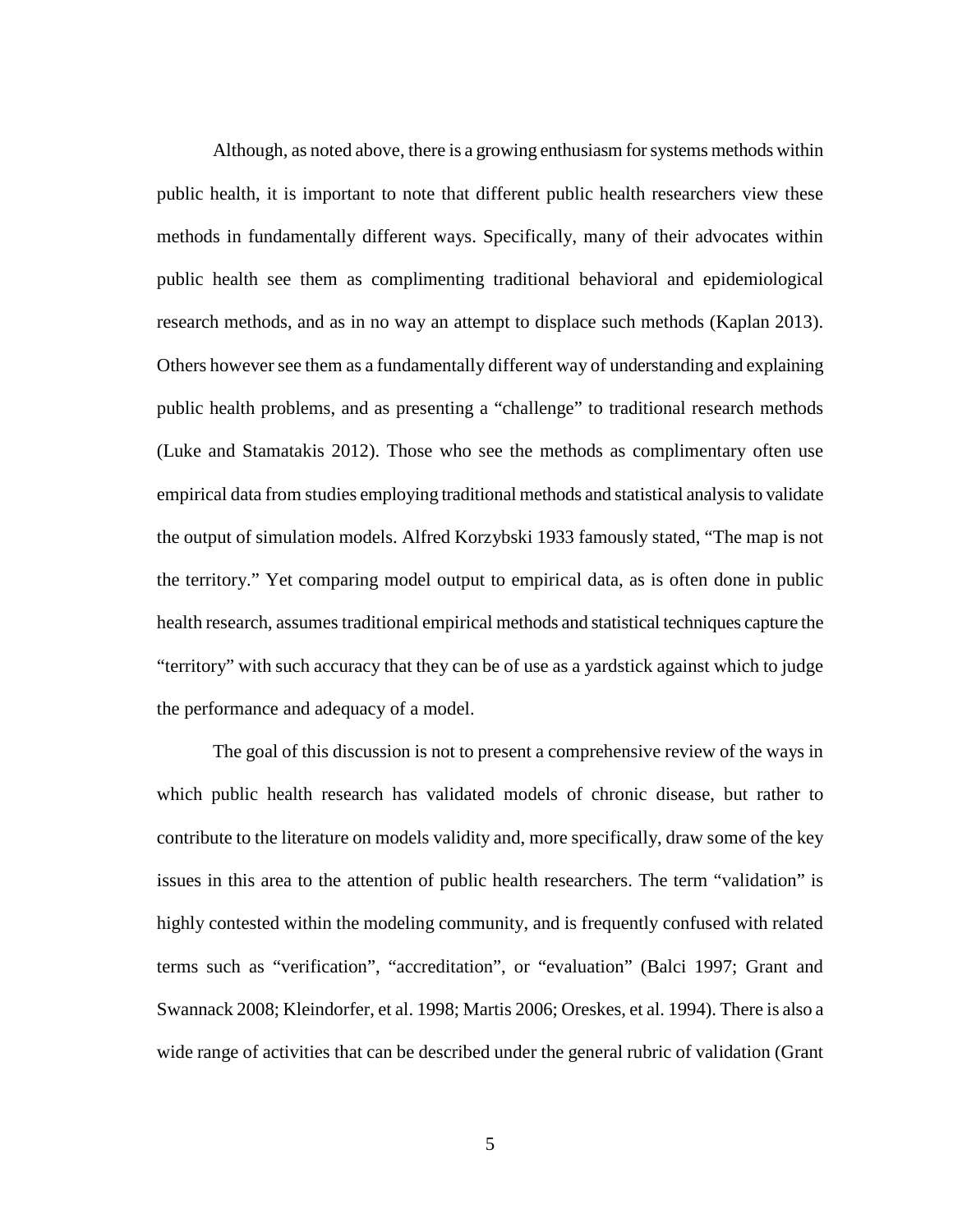Although, as noted above, there is a growing enthusiasm for systems methods within public health, it is important to note that different public health researchers view these methods in fundamentally different ways. Specifically, many of their advocates within public health see them as complimenting traditional behavioral and epidemiological research methods, and as in no way an attempt to displace such methods (Kaplan 2013). Others however see them as a fundamentally different way of understanding and explaining public health problems, and as presenting a "challenge" to traditional research methods (Luke and Stamatakis 2012). Those who see the methods as complimentary often use empirical data from studies employing traditional methods and statistical analysis to validate the output of simulation models. Alfred Korzybski 1933 famously stated, "The map is not the territory." Yet comparing model output to empirical data, as is often done in public health research, assumes traditional empirical methods and statistical techniques capture the "territory" with such accuracy that they can be of use as a yardstick against which to judge the performance and adequacy of a model.

The goal of this discussion is not to present a comprehensive review of the ways in which public health research has validated models of chronic disease, but rather to contribute to the literature on models validity and, more specifically, draw some of the key issues in this area to the attention of public health researchers. The term "validation" is highly contested within the modeling community, and is frequently confused with related terms such as "verification", "accreditation", or "evaluation" (Balci 1997; Grant and Swannack 2008; Kleindorfer, et al. 1998; Martis 2006; Oreskes, et al. 1994). There is also a wide range of activities that can be described under the general rubric of validation (Grant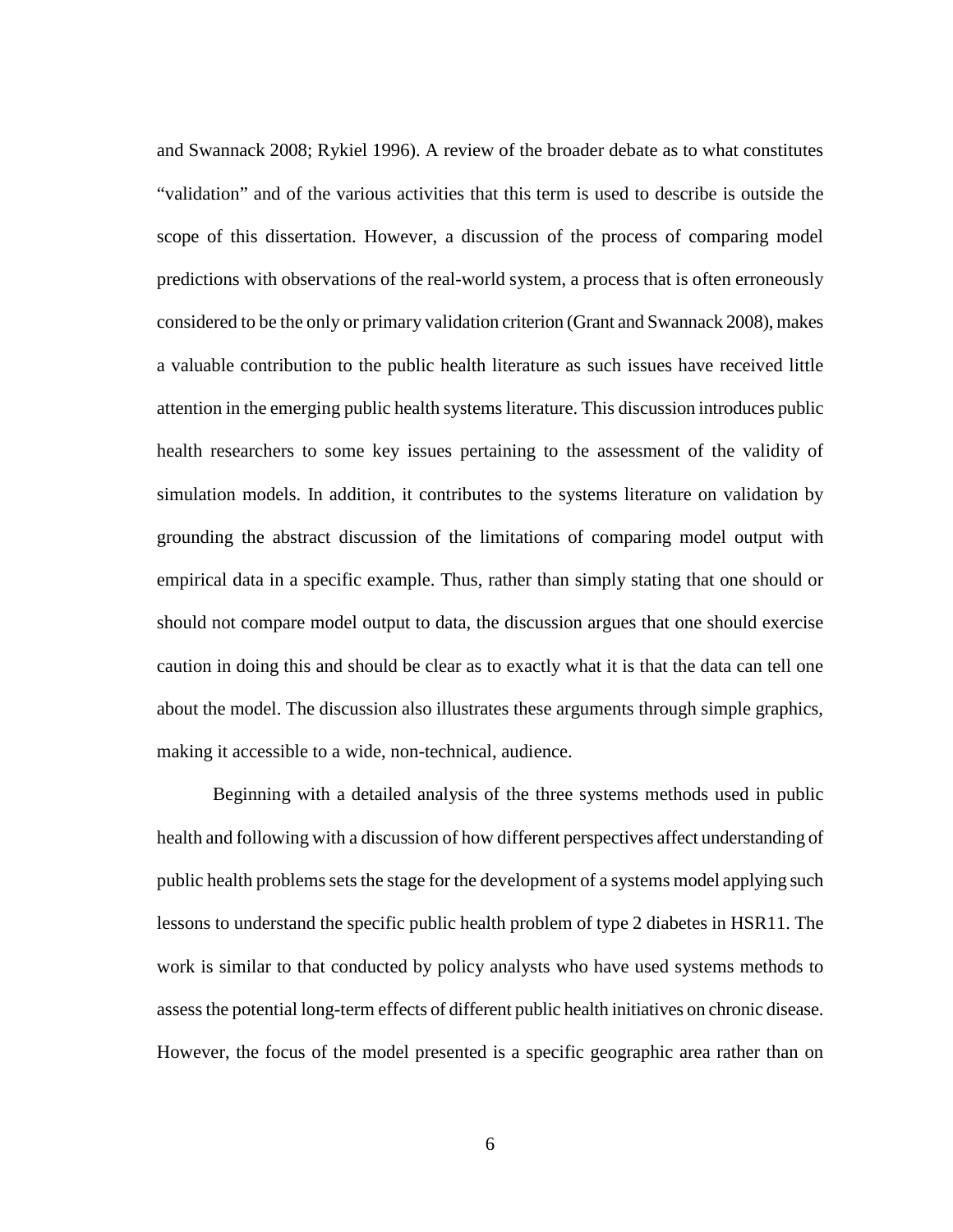and Swannack 2008; Rykiel 1996). A review of the broader debate as to what constitutes "validation" and of the various activities that this term is used to describe is outside the scope of this dissertation. However, a discussion of the process of comparing model predictions with observations of the real-world system, a process that is often erroneously considered to be the only or primary validation criterion (Grant and Swannack 2008), makes a valuable contribution to the public health literature as such issues have received little attention in the emerging public health systems literature. This discussion introduces public health researchers to some key issues pertaining to the assessment of the validity of simulation models. In addition, it contributes to the systems literature on validation by grounding the abstract discussion of the limitations of comparing model output with empirical data in a specific example. Thus, rather than simply stating that one should or should not compare model output to data, the discussion argues that one should exercise caution in doing this and should be clear as to exactly what it is that the data can tell one about the model. The discussion also illustrates these arguments through simple graphics, making it accessible to a wide, non-technical, audience.

Beginning with a detailed analysis of the three systems methods used in public health and following with a discussion of how different perspectives affect understanding of public health problems sets the stage for the development of a systems model applying such lessons to understand the specific public health problem of type 2 diabetes in HSR11. The work is similar to that conducted by policy analysts who have used systems methods to assess the potential long-term effects of different public health initiatives on chronic disease. However, the focus of the model presented is a specific geographic area rather than on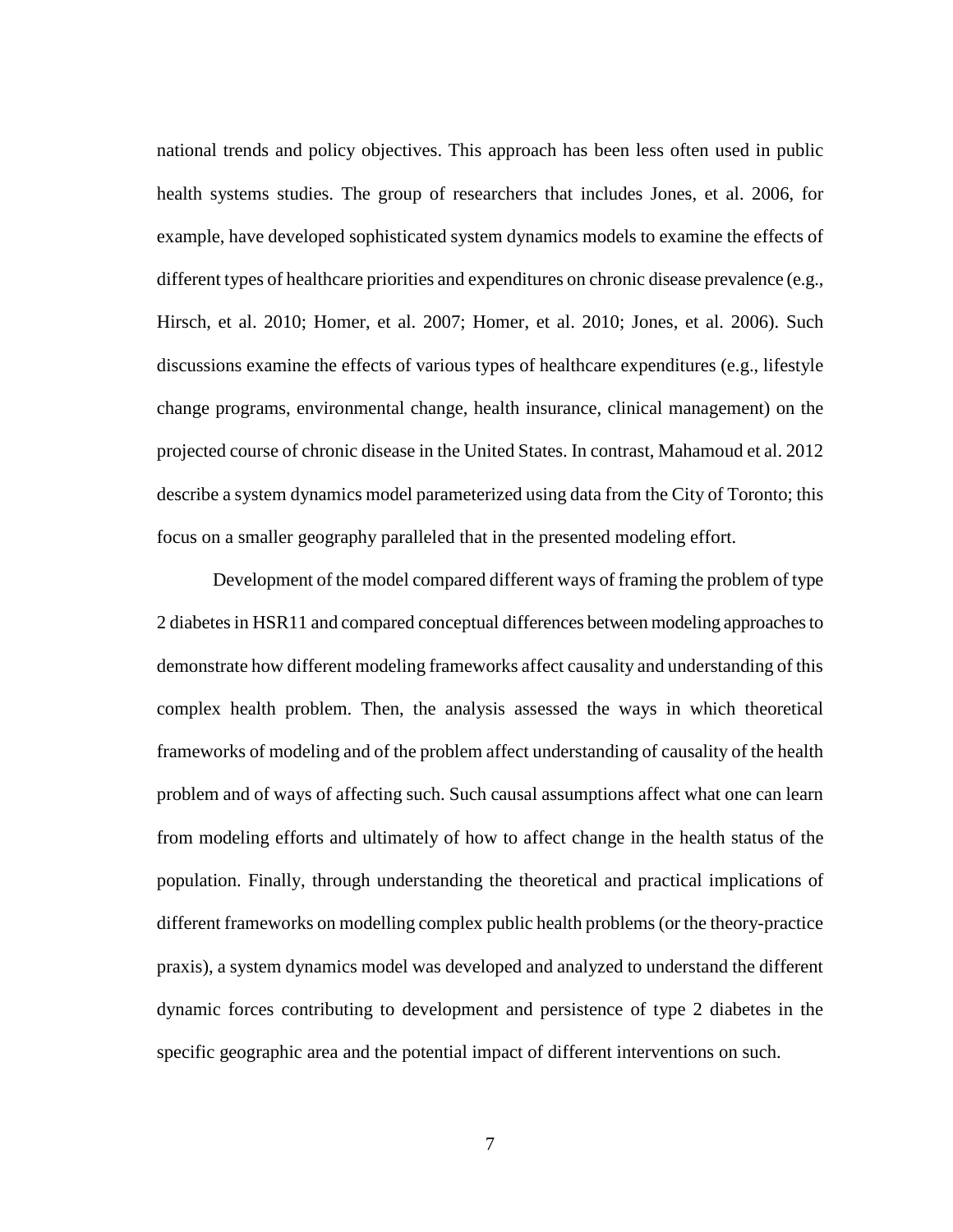national trends and policy objectives. This approach has been less often used in public health systems studies. The group of researchers that includes Jones, et al. 2006, for example, have developed sophisticated system dynamics models to examine the effects of different types of healthcare priorities and expenditures on chronic disease prevalence (e.g., Hirsch, et al. 2010; Homer, et al. 2007; Homer, et al. 2010; Jones, et al. 2006). Such discussions examine the effects of various types of healthcare expenditures (e.g., lifestyle change programs, environmental change, health insurance, clinical management) on the projected course of chronic disease in the United States. In contrast, Mahamoud et al. 2012 describe a system dynamics model parameterized using data from the City of Toronto; this focus on a smaller geography paralleled that in the presented modeling effort.

Development of the model compared different ways of framing the problem of type 2 diabetes in HSR11 and compared conceptual differences between modeling approaches to demonstrate how different modeling frameworks affect causality and understanding of this complex health problem. Then, the analysis assessed the ways in which theoretical frameworks of modeling and of the problem affect understanding of causality of the health problem and of ways of affecting such. Such causal assumptions affect what one can learn from modeling efforts and ultimately of how to affect change in the health status of the population. Finally, through understanding the theoretical and practical implications of different frameworks on modelling complex public health problems (or the theory-practice praxis), a system dynamics model was developed and analyzed to understand the different dynamic forces contributing to development and persistence of type 2 diabetes in the specific geographic area and the potential impact of different interventions on such.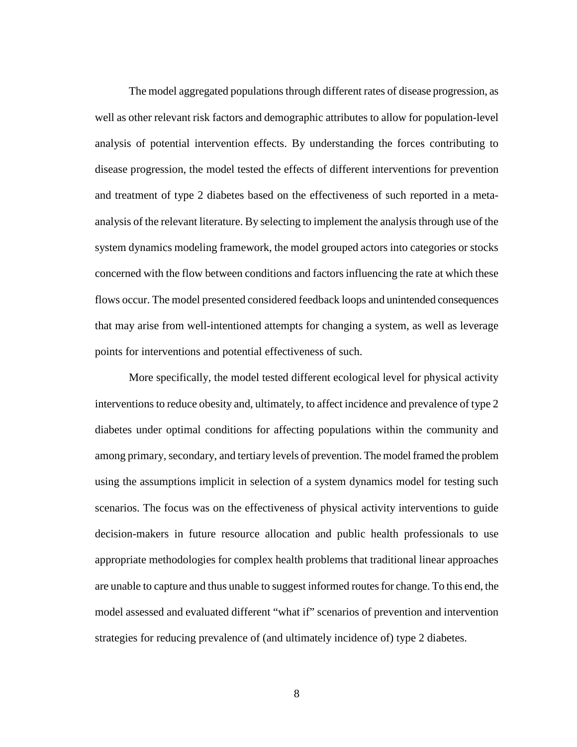The model aggregated populations through different rates of disease progression, as well as other relevant risk factors and demographic attributes to allow for population-level analysis of potential intervention effects. By understanding the forces contributing to disease progression, the model tested the effects of different interventions for prevention and treatment of type 2 diabetes based on the effectiveness of such reported in a meta-analysis of the relevant literature. By selecting to implement the analysis through use of the system dynamics modeling framework, the model grouped actors into categories or stocks concerned with the flow between conditions and factors influencing the rate at which these flows occur. The model presented considered feedback loops and unintended consequences that may arise from well-intentioned attempts for changing a system, as well as leverage points for interventions and potential effectiveness of such.

More specifically, the model tested different ecological level for physical activity interventions to reduce obesity and, ultimately, to affect incidence and prevalence of type 2 diabetes under optimal conditions for affecting populations within the community and among primary, secondary, and tertiary levels of prevention. The model framed the problem using the assumptions implicit in selection of a system dynamics model for testing such scenarios. The focus was on the effectiveness of physical activity interventions to guide decision-makers in future resource allocation and public health professionals to use appropriate methodologies for complex health problems that traditional linear approaches are unable to capture and thus unable to suggest informed routes for change. To this end, the model assessed and evaluated different "what if" scenarios of prevention and intervention strategies for reducing prevalence of (and ultimately incidence of) type 2 diabetes.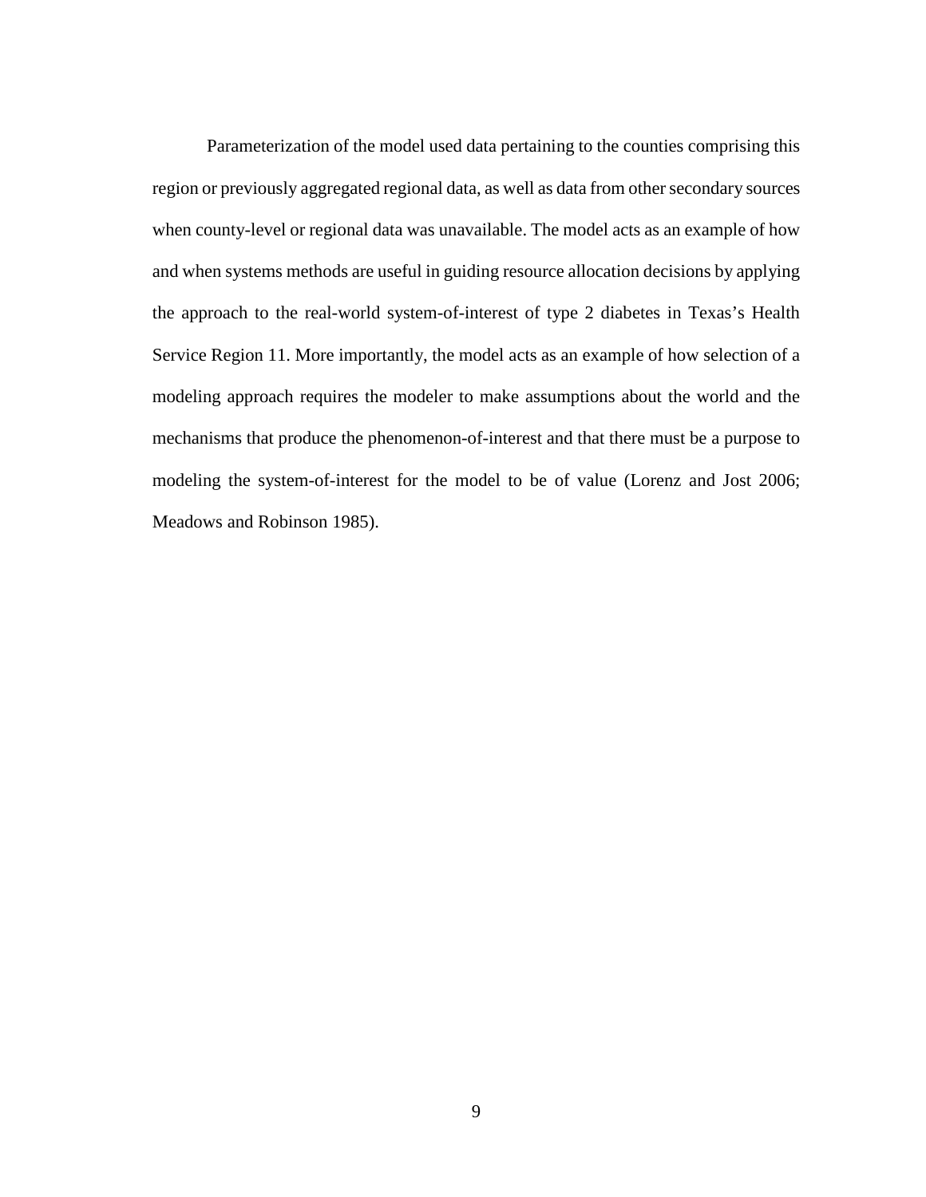Parameterization of the model used data pertaining to the counties comprising this region or previously aggregated regional data, as well as data from other secondary sources when county-level or regional data was unavailable. The model acts as an example of how and when systems methods are useful in guiding resource allocation decisions by applying the approach to the real-world system-of-interest of type 2 diabetes in Texas's Health Service Region 11. More importantly, the model acts as an example of how selection of a modeling approach requires the modeler to make assumptions about the world and the mechanisms that produce the phenomenon-of-interest and that there must be a purpose to modeling the system-of-interest for the model to be of value (Lorenz and Jost 2006; Meadows and Robinson 1985).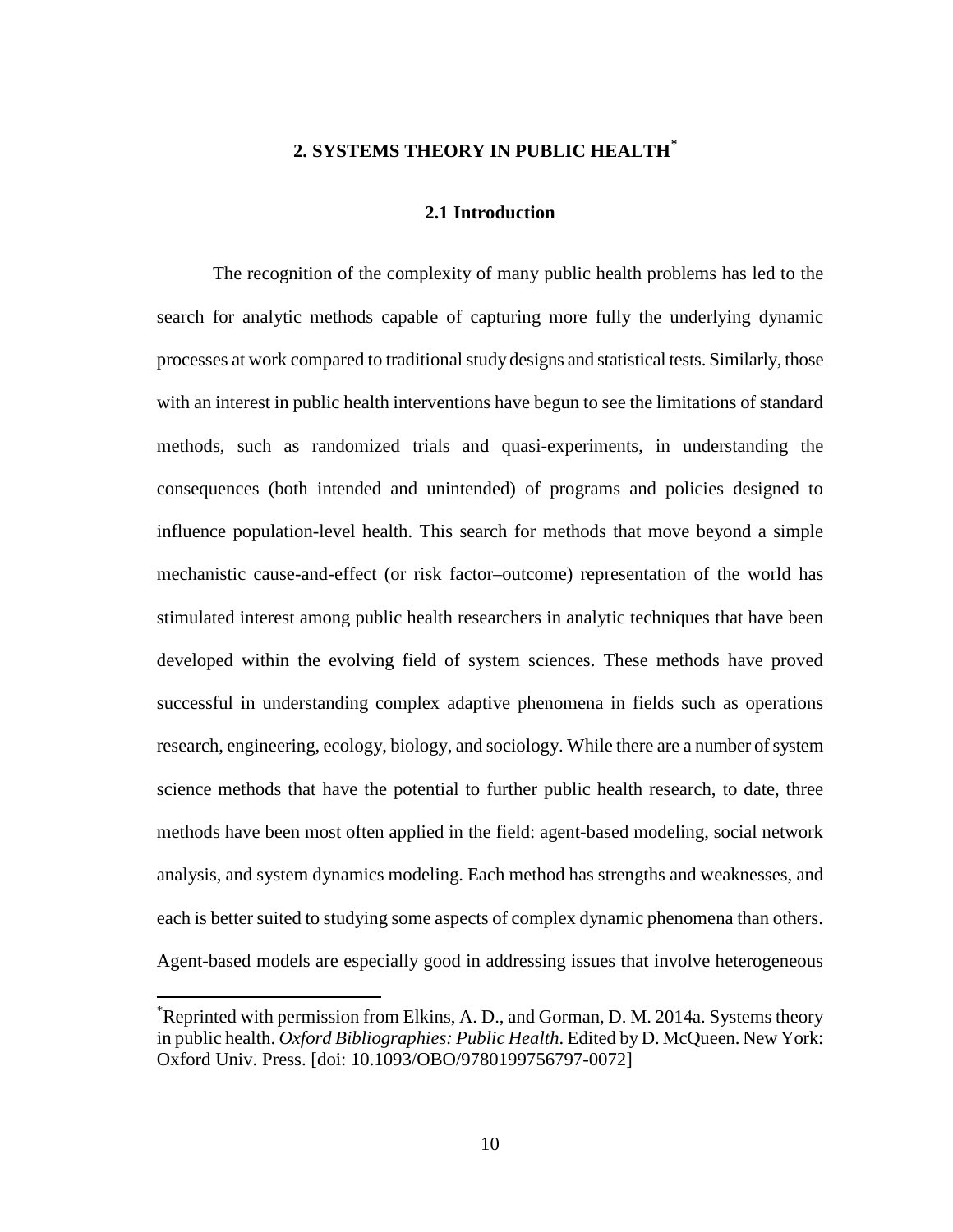# 2. SYSTEMS THEORY IN PUBLIC HEALTH[*]

## 2.1 Introduction

The recognition of the complexity of many public health problems has led to the search for analytic methods capable of capturing more fully the underlying dynamic processes at work compared to traditional study designs and statistical tests. Similarly, those with an interest in public health interventions have begun to see the limitations of standard methods, such as randomized trials and quasi-experiments, in understanding the consequences (both intended and unintended) of programs and policies designed to influence population-level health. This search for methods that move beyond a simple mechanistic cause-and-effect (or risk factor–outcome) representation of the world has stimulated interest among public health researchers in analytic techniques that have been developed within the evolving field of system sciences. These methods have proved successful in understanding complex adaptive phenomena in fields such as operations research, engineering, ecology, biology, and sociology. While there are a number of system science methods that have the potential to further public health research, to date, three methods have been most often applied in the field: agent-based modeling, social network analysis, and system dynamics modeling. Each method has strengths and weaknesses, and each is better suited to studying some aspects of complex dynamic phenomena than others. Agent-based models are especially good in addressing issues that involve heterogeneous

---

[*] Reprinted with permission from Elkins, A. D., and Gorman, D. M. 2014a. Systems theory in public health. *Oxford Bibliographies: Public Health*. Edited by D. McQueen. New York: Oxford Univ. Press. [doi: 10.1093/OBO/9780199756797-0072]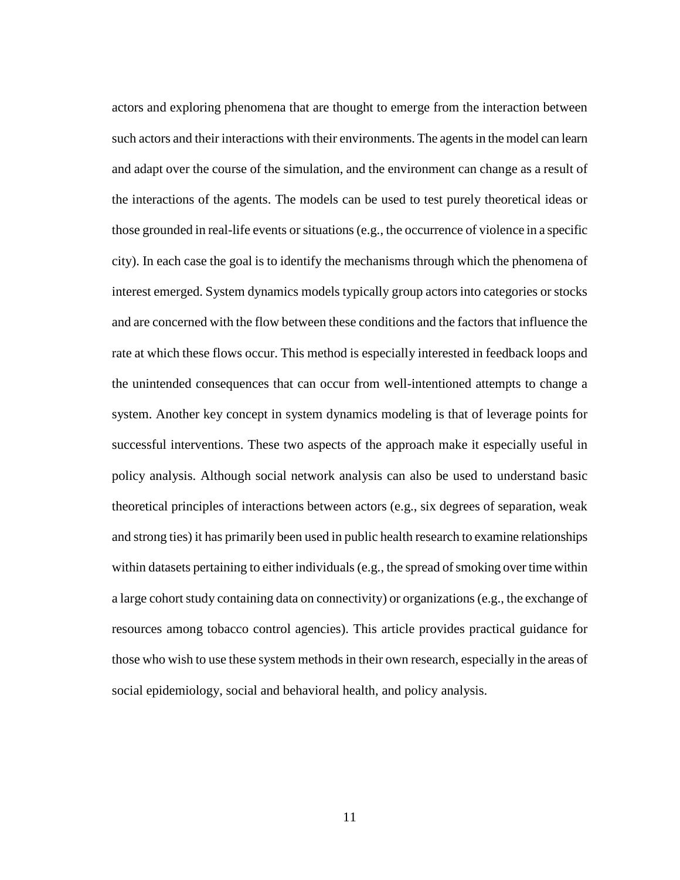actors and exploring phenomena that are thought to emerge from the interaction between such actors and their interactions with their environments. The agents in the model can learn and adapt over the course of the simulation, and the environment can change as a result of the interactions of the agents. The models can be used to test purely theoretical ideas or those grounded in real-life events or situations (e.g., the occurrence of violence in a specific city). In each case the goal is to identify the mechanisms through which the phenomena of interest emerged. System dynamics models typically group actors into categories or stocks and are concerned with the flow between these conditions and the factors that influence the rate at which these flows occur. This method is especially interested in feedback loops and the unintended consequences that can occur from well-intentioned attempts to change a system. Another key concept in system dynamics modeling is that of leverage points for successful interventions. These two aspects of the approach make it especially useful in policy analysis. Although social network analysis can also be used to understand basic theoretical principles of interactions between actors (e.g., six degrees of separation, weak and strong ties) it has primarily been used in public health research to examine relationships within datasets pertaining to either individuals (e.g., the spread of smoking over time within a large cohort study containing data on connectivity) or organizations (e.g., the exchange of resources among tobacco control agencies). This article provides practical guidance for those who wish to use these system methods in their own research, especially in the areas of social epidemiology, social and behavioral health, and policy analysis.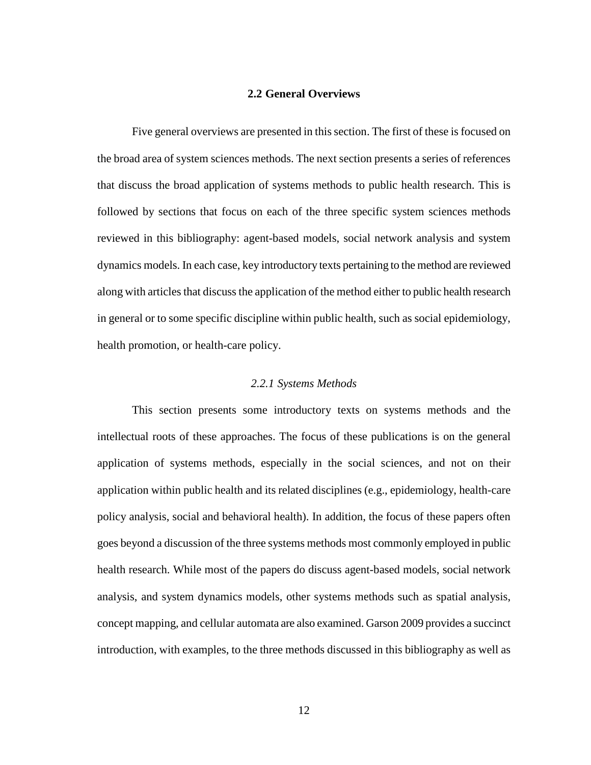## 2.2 General Overviews

Five general overviews are presented in this section. The first of these is focused on the broad area of system sciences methods. The next section presents a series of references that discuss the broad application of systems methods to public health research. This is followed by sections that focus on each of the three specific system sciences methods reviewed in this bibliography: agent-based models, social network analysis and system dynamics models. In each case, key introductory texts pertaining to the method are reviewed along with articles that discuss the application of the method either to public health research in general or to some specific discipline within public health, such as social epidemiology, health promotion, or health-care policy.

### *2.2.1 Systems Methods*

This section presents some introductory texts on systems methods and the intellectual roots of these approaches. The focus of these publications is on the general application of systems methods, especially in the social sciences, and not on their application within public health and its related disciplines (e.g., epidemiology, health-care policy analysis, social and behavioral health). In addition, the focus of these papers often goes beyond a discussion of the three systems methods most commonly employed in public health research. While most of the papers do discuss agent-based models, social network analysis, and system dynamics models, other systems methods such as spatial analysis, concept mapping, and cellular automata are also examined. Garson 2009 provides a succinct introduction, with examples, to the three methods discussed in this bibliography as well as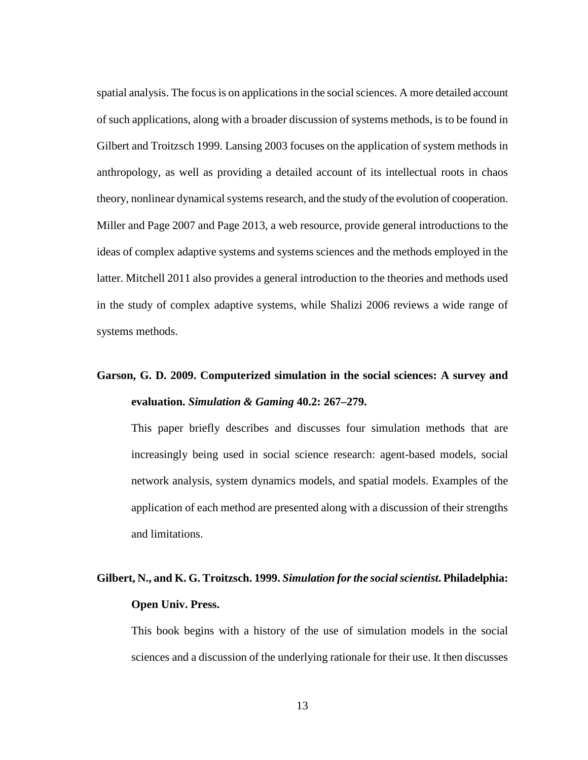spatial analysis. The focus is on applications in the social sciences. A more detailed account of such applications, along with a broader discussion of systems methods, is to be found in Gilbert and Troitzsch 1999. Lansing 2003 focuses on the application of system methods in anthropology, as well as providing a detailed account of its intellectual roots in chaos theory, nonlinear dynamical systems research, and the study of the evolution of cooperation. Miller and Page 2007 and Page 2013, a web resource, provide general introductions to the ideas of complex adaptive systems and systems sciences and the methods employed in the latter. Mitchell 2011 also provides a general introduction to the theories and methods used in the study of complex adaptive systems, while Shalizi 2006 reviews a wide range of systems methods.

**Garson, G. D. 2009. Computerized simulation in the social sciences: A survey and evaluation. *Simulation & Gaming* 40.2: 267–279.**

This paper briefly describes and discusses four simulation methods that are increasingly being used in social science research: agent-based models, social network analysis, system dynamics models, and spatial models. Examples of the application of each method are presented along with a discussion of their strengths and limitations.

**Gilbert, N., and K. G. Troitzsch. 1999. *Simulation for the social scientist*. Philadelphia: Open Univ. Press.**

This book begins with a history of the use of simulation models in the social sciences and a discussion of the underlying rationale for their use. It then discusses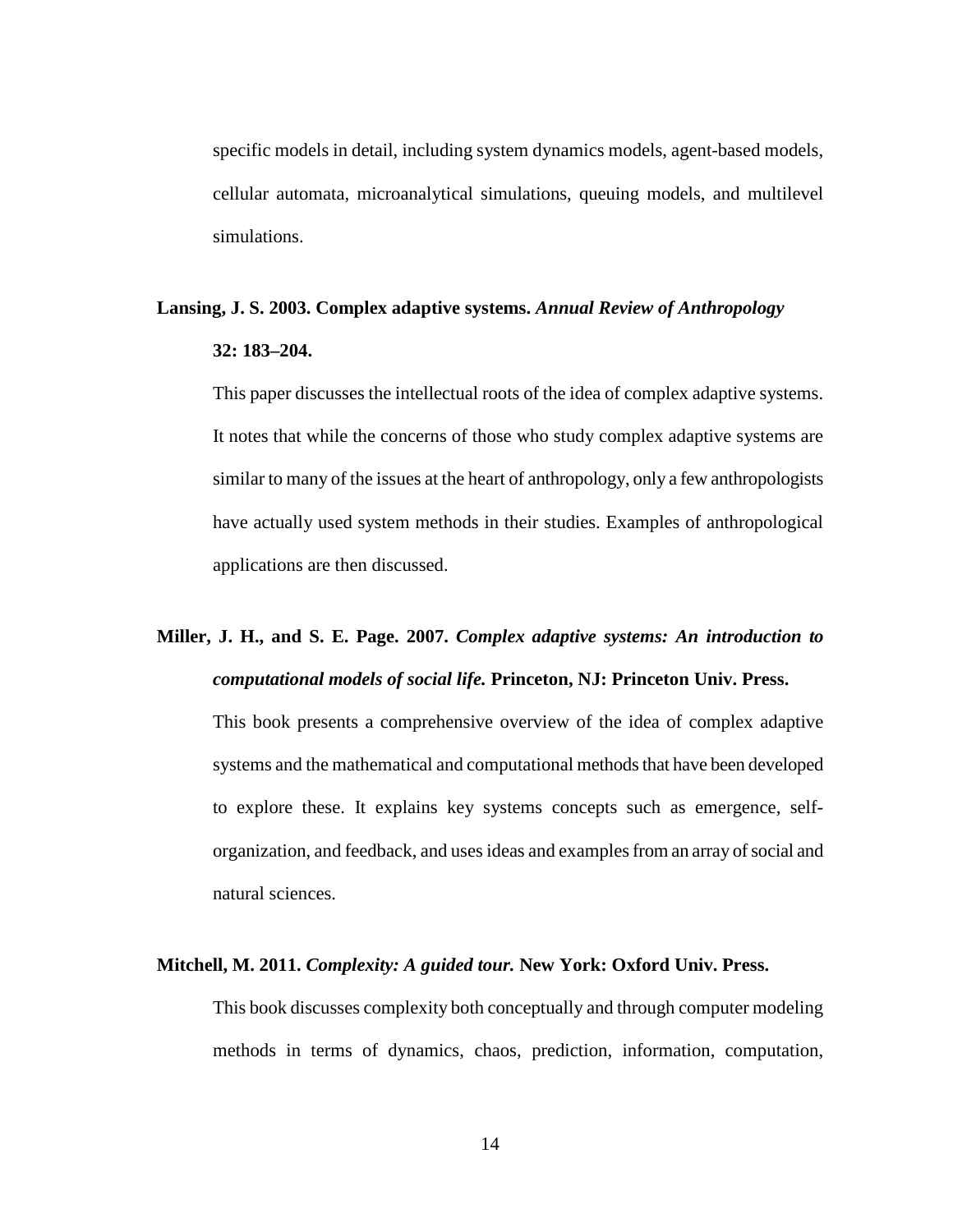specific models in detail, including system dynamics models, agent-based models, cellular automata, microanalytical simulations, queuing models, and multilevel simulations.

**Lansing, J. S. 2003. Complex adaptive systems. *Annual Review of Anthropology* 32: 183–204.**

This paper discusses the intellectual roots of the idea of complex adaptive systems. It notes that while the concerns of those who study complex adaptive systems are similar to many of the issues at the heart of anthropology, only a few anthropologists have actually used system methods in their studies. Examples of anthropological applications are then discussed.

**Miller, J. H., and S. E. Page. 2007. *Complex adaptive systems: An introduction to computational models of social life.* Princeton, NJ: Princeton Univ. Press.**

This book presents a comprehensive overview of the idea of complex adaptive systems and the mathematical and computational methods that have been developed to explore these. It explains key systems concepts such as emergence, self-organization, and feedback, and uses ideas and examples from an array of social and natural sciences.

**Mitchell, M. 2011. *Complexity: A guided tour.* New York: Oxford Univ. Press.**

This book discusses complexity both conceptually and through computer modeling methods in terms of dynamics, chaos, prediction, information, computation,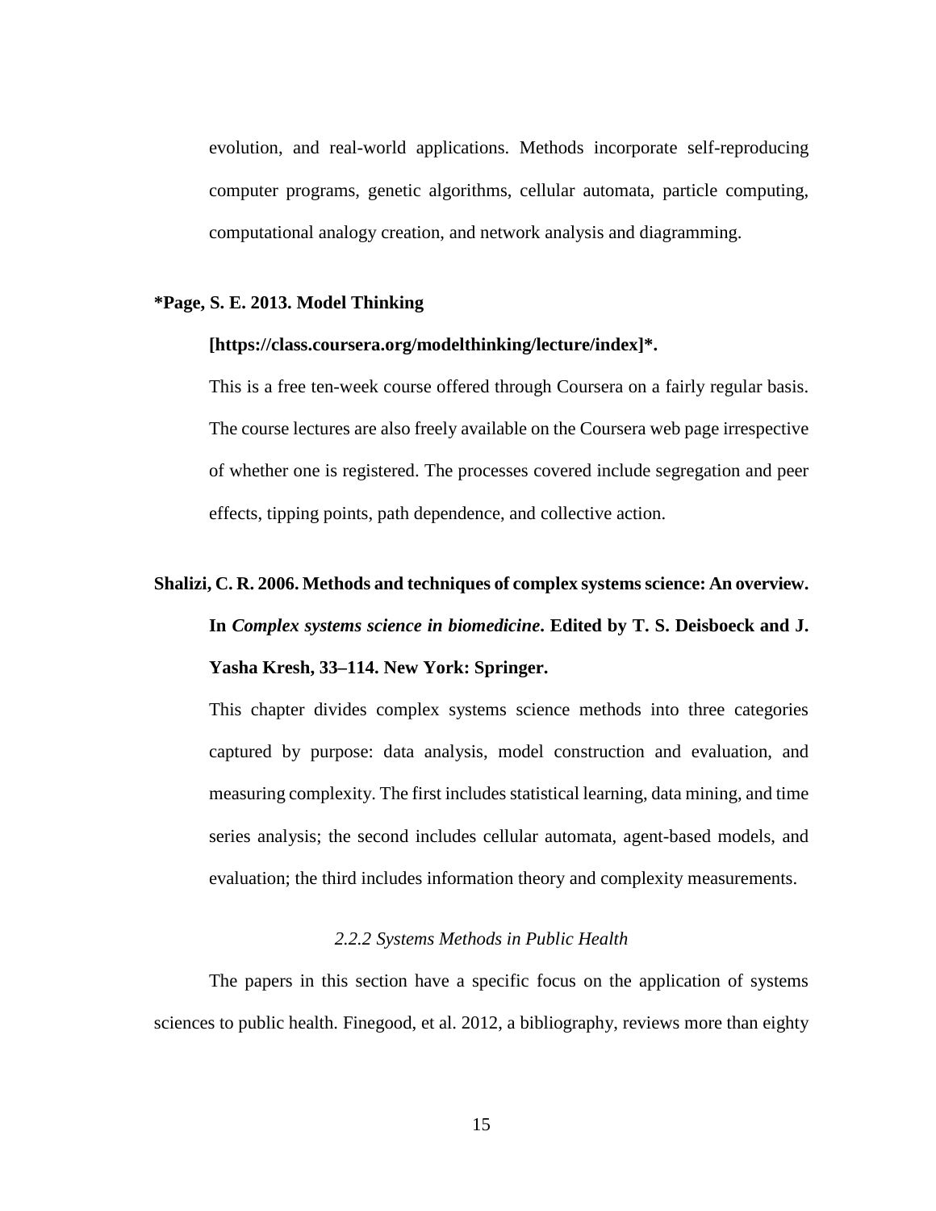evolution, and real-world applications. Methods incorporate self-reproducing computer programs, genetic algorithms, cellular automata, particle computing, computational analogy creation, and network analysis and diagramming.

**\*Page, S. E. 2013. Model Thinking [https://class.coursera.org/modelthinking/lecture/index]\*.**

This is a free ten-week course offered through Coursera on a fairly regular basis. The course lectures are also freely available on the Coursera web page irrespective of whether one is registered. The processes covered include segregation and peer effects, tipping points, path dependence, and collective action.

**Shalizi, C. R. 2006. Methods and techniques of complex systems science: An overview. In *Complex systems science in biomedicine*. Edited by T. S. Deisboeck and J. Yasha Kresh, 33–114. New York: Springer.**

This chapter divides complex systems science methods into three categories captured by purpose: data analysis, model construction and evaluation, and measuring complexity. The first includes statistical learning, data mining, and time series analysis; the second includes cellular automata, agent-based models, and evaluation; the third includes information theory and complexity measurements.

### *2.2.2 Systems Methods in Public Health*

The papers in this section have a specific focus on the application of systems sciences to public health. Finegood, et al. 2012, a bibliography, reviews more than eighty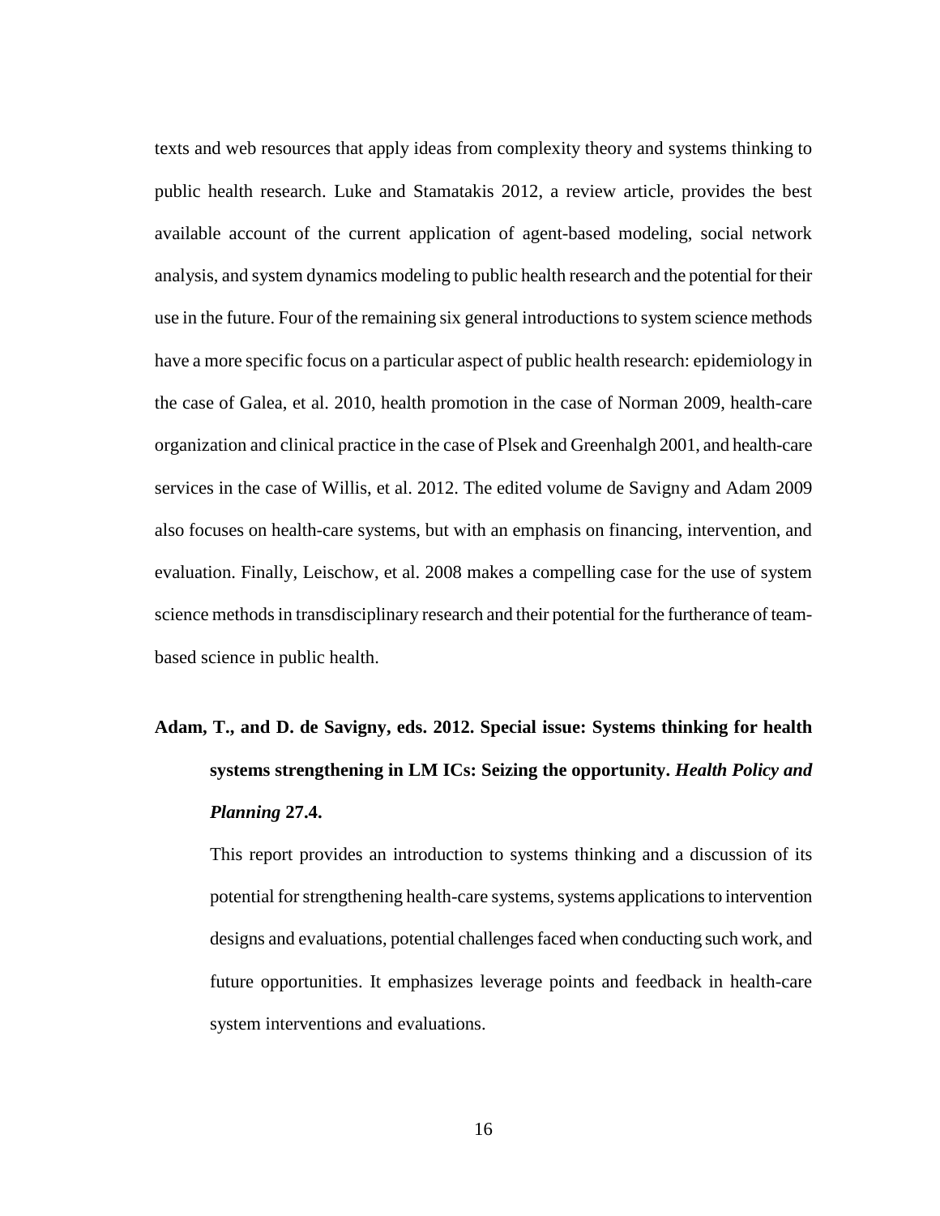texts and web resources that apply ideas from complexity theory and systems thinking to public health research. Luke and Stamatakis 2012, a review article, provides the best available account of the current application of agent-based modeling, social network analysis, and system dynamics modeling to public health research and the potential for their use in the future. Four of the remaining six general introductions to system science methods have a more specific focus on a particular aspect of public health research: epidemiology in the case of Galea, et al. 2010, health promotion in the case of Norman 2009, health-care organization and clinical practice in the case of Plsek and Greenhalgh 2001, and health-care services in the case of Willis, et al. 2012. The edited volume de Savigny and Adam 2009 also focuses on health-care systems, but with an emphasis on financing, intervention, and evaluation. Finally, Leischow, et al. 2008 makes a compelling case for the use of system science methods in transdisciplinary research and their potential for the furtherance of team-based science in public health.

**Adam, T., and D. de Savigny, eds. 2012. Special issue: Systems thinking for health systems strengthening in LM ICs: Seizing the opportunity.** ***Health Policy and Planning*** **27.4.**

This report provides an introduction to systems thinking and a discussion of its potential for strengthening health-care systems, systems applications to intervention designs and evaluations, potential challenges faced when conducting such work, and future opportunities. It emphasizes leverage points and feedback in health-care system interventions and evaluations.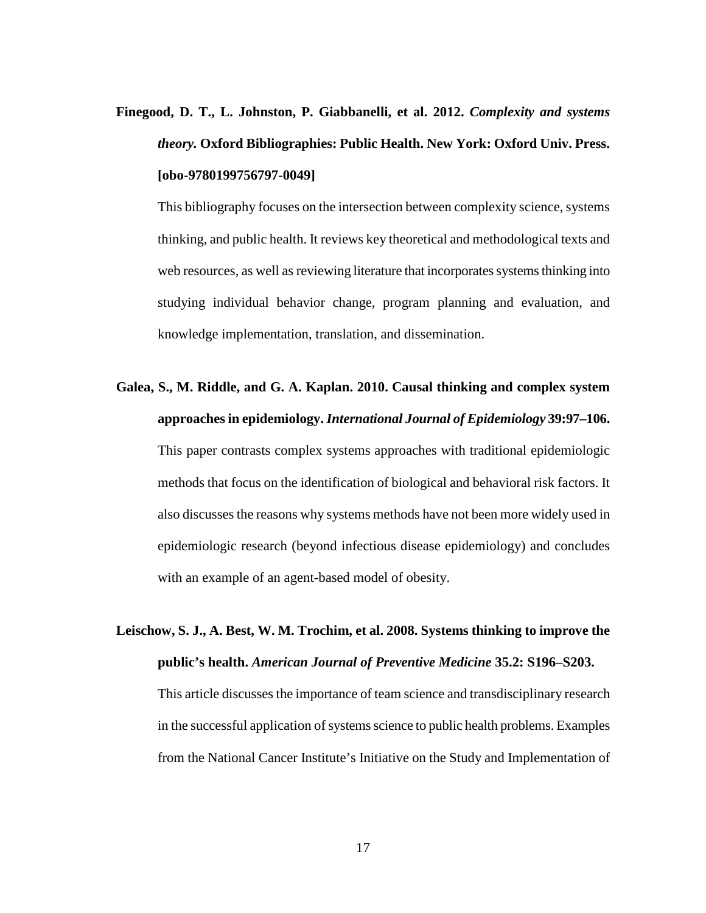**Finegood, D. T., L. Johnston, P. Giabbanelli, et al. 2012. *Complexity and systems theory.* Oxford Bibliographies: Public Health. New York: Oxford Univ. Press. [obo-9780199756797-0049]**

This bibliography focuses on the intersection between complexity science, systems thinking, and public health. It reviews key theoretical and methodological texts and web resources, as well as reviewing literature that incorporates systems thinking into studying individual behavior change, program planning and evaluation, and knowledge implementation, translation, and dissemination.

**Galea, S., M. Riddle, and G. A. Kaplan. 2010. Causal thinking and complex system approaches in epidemiology. *International Journal of Epidemiology* 39:97–106.**

This paper contrasts complex systems approaches with traditional epidemiologic methods that focus on the identification of biological and behavioral risk factors. It also discusses the reasons why systems methods have not been more widely used in epidemiologic research (beyond infectious disease epidemiology) and concludes with an example of an agent-based model of obesity.

**Leischow, S. J., A. Best, W. M. Trochim, et al. 2008. Systems thinking to improve the public's health. *American Journal of Preventive Medicine* 35.2: S196–S203.**

This article discusses the importance of team science and transdisciplinary research in the successful application of systems science to public health problems. Examples from the National Cancer Institute's Initiative on the Study and Implementation of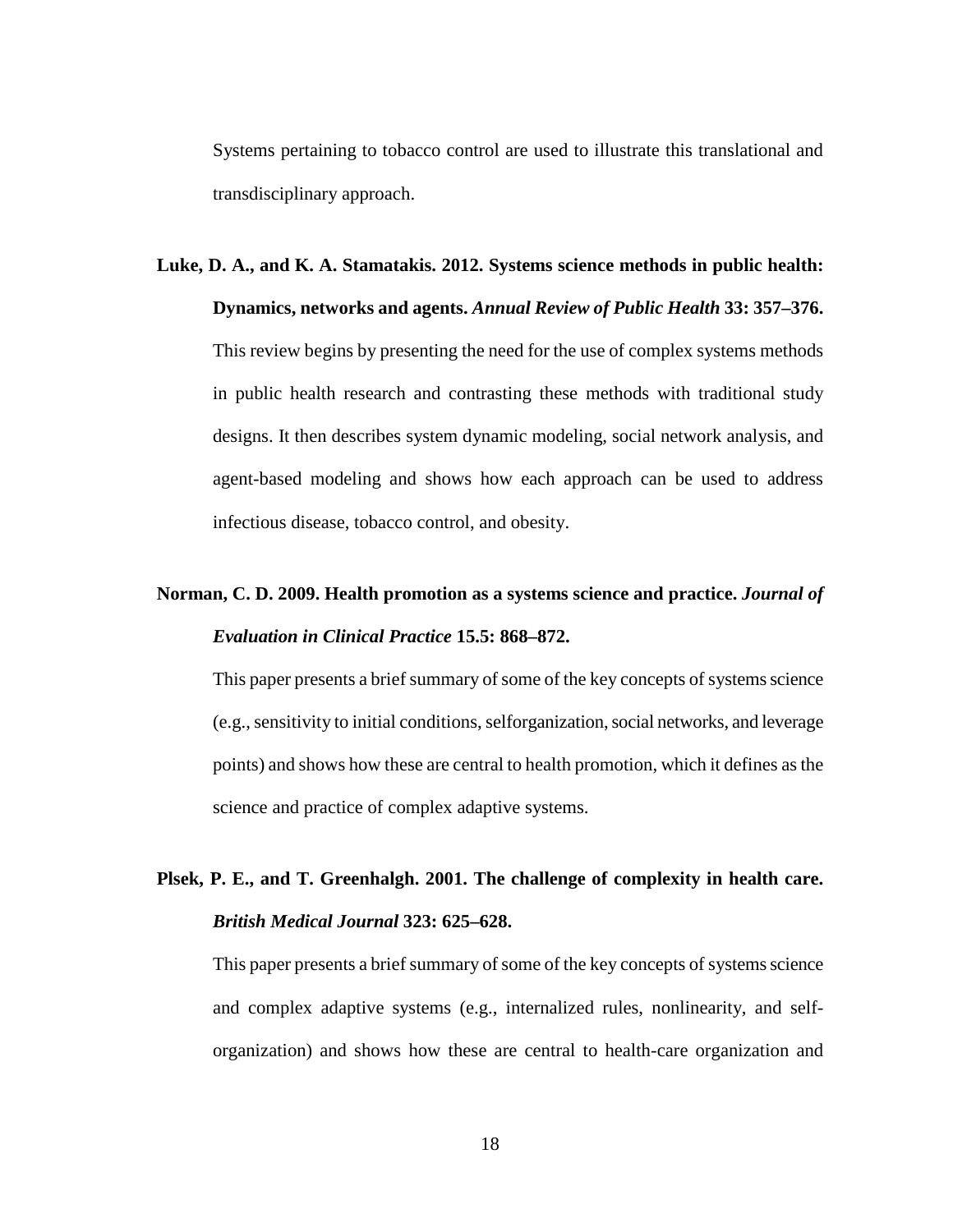Systems pertaining to tobacco control are used to illustrate this translational and transdisciplinary approach.

**Luke, D. A., and K. A. Stamatakis. 2012. Systems science methods in public health: Dynamics, networks and agents. *Annual Review of Public Health* 33: 357–376.**

This review begins by presenting the need for the use of complex systems methods in public health research and contrasting these methods with traditional study designs. It then describes system dynamic modeling, social network analysis, and agent-based modeling and shows how each approach can be used to address infectious disease, tobacco control, and obesity.

**Norman, C. D. 2009. Health promotion as a systems science and practice. *Journal of Evaluation in Clinical Practice* 15.5: 868–872.**

This paper presents a brief summary of some of the key concepts of systems science (e.g., sensitivity to initial conditions, selforganization, social networks, and leverage points) and shows how these are central to health promotion, which it defines as the science and practice of complex adaptive systems.

**Plsek, P. E., and T. Greenhalgh. 2001. The challenge of complexity in health care. *British Medical Journal* 323: 625–628.**

This paper presents a brief summary of some of the key concepts of systems science and complex adaptive systems (e.g., internalized rules, nonlinearity, and self-organization) and shows how these are central to health-care organization and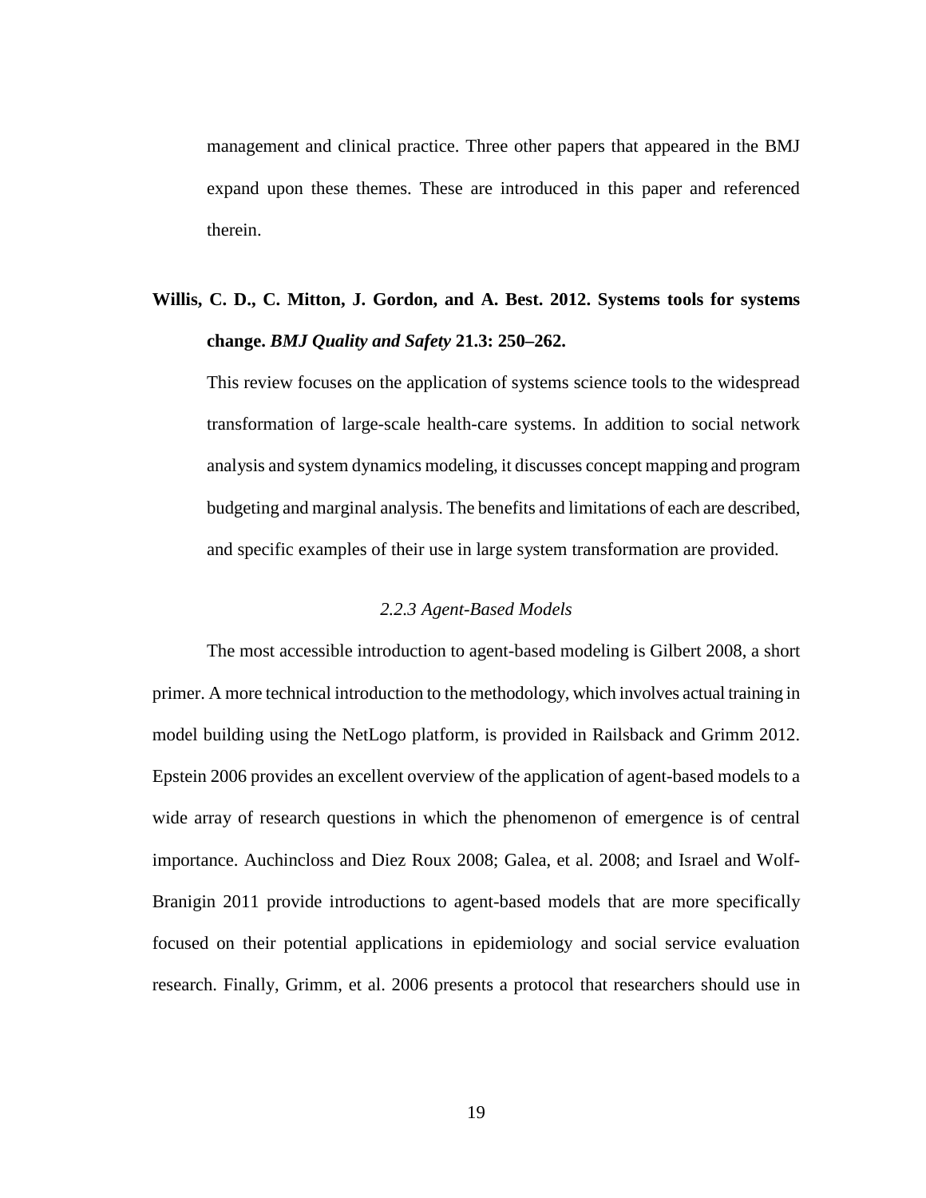management and clinical practice. Three other papers that appeared in the BMJ expand upon these themes. These are introduced in this paper and referenced therein.

**Willis, C. D., C. Mitton, J. Gordon, and A. Best. 2012. Systems tools for systems change. *BMJ Quality and Safety* 21.3: 250–262.**

This review focuses on the application of systems science tools to the widespread transformation of large-scale health-care systems. In addition to social network analysis and system dynamics modeling, it discusses concept mapping and program budgeting and marginal analysis. The benefits and limitations of each are described, and specific examples of their use in large system transformation are provided.

### *2.2.3 Agent-Based Models*

The most accessible introduction to agent-based modeling is Gilbert 2008, a short primer. A more technical introduction to the methodology, which involves actual training in model building using the NetLogo platform, is provided in Railsback and Grimm 2012. Epstein 2006 provides an excellent overview of the application of agent-based models to a wide array of research questions in which the phenomenon of emergence is of central importance. Auchincloss and Diez Roux 2008; Galea, et al. 2008; and Israel and Wolf-Branigin 2011 provide introductions to agent-based models that are more specifically focused on their potential applications in epidemiology and social service evaluation research. Finally, Grimm, et al. 2006 presents a protocol that researchers should use in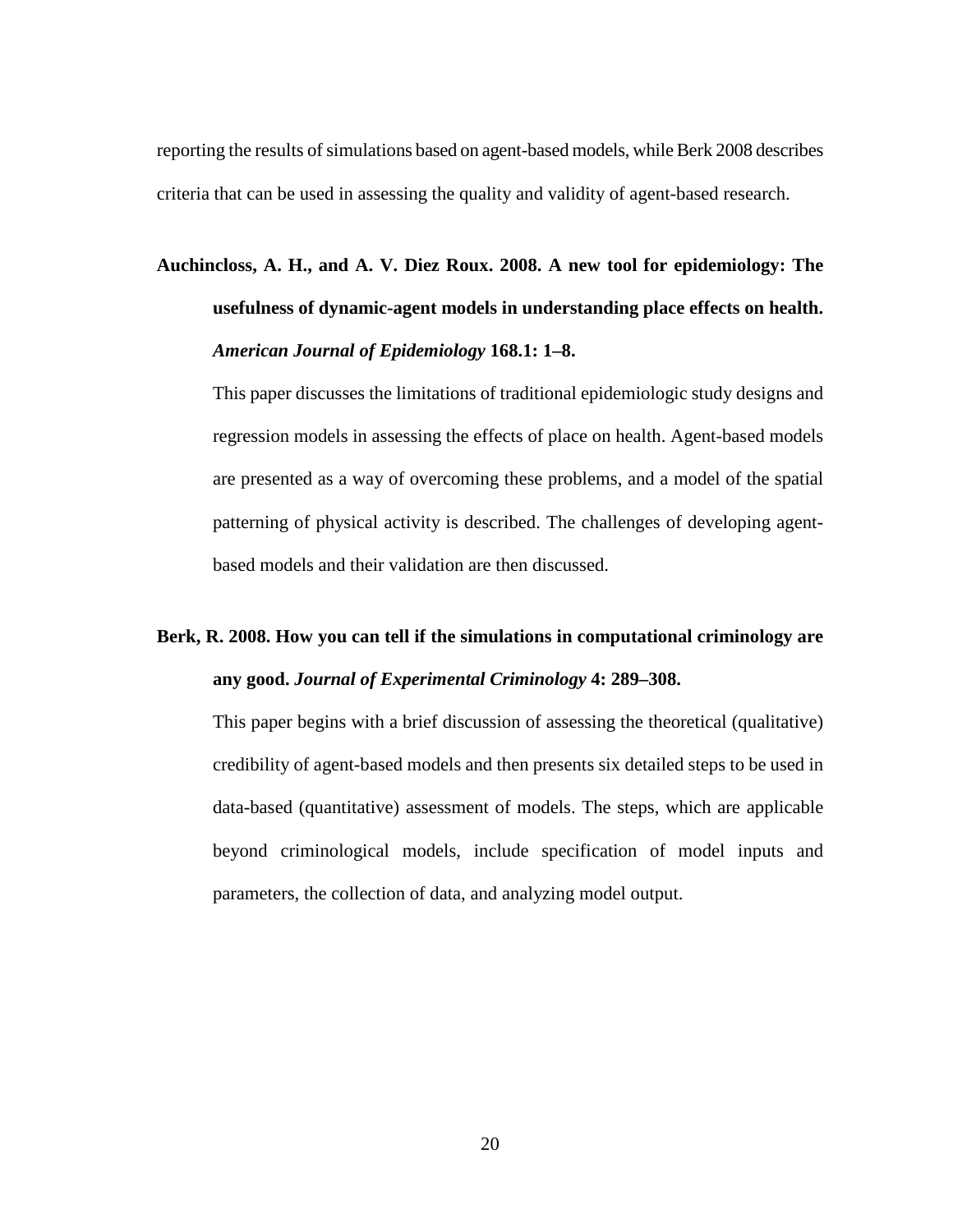reporting the results of simulations based on agent-based models, while Berk 2008 describes criteria that can be used in assessing the quality and validity of agent-based research.

**Auchincloss, A. H., and A. V. Diez Roux. 2008. A new tool for epidemiology: The usefulness of dynamic-agent models in understanding place effects on health. *American Journal of Epidemiology* 168.1: 1–8.**

This paper discusses the limitations of traditional epidemiologic study designs and regression models in assessing the effects of place on health. Agent-based models are presented as a way of overcoming these problems, and a model of the spatial patterning of physical activity is described. The challenges of developing agent-based models and their validation are then discussed.

**Berk, R. 2008. How you can tell if the simulations in computational criminology are any good. *Journal of Experimental Criminology* 4: 289–308.**

This paper begins with a brief discussion of assessing the theoretical (qualitative) credibility of agent-based models and then presents six detailed steps to be used in data-based (quantitative) assessment of models. The steps, which are applicable beyond criminological models, include specification of model inputs and parameters, the collection of data, and analyzing model output.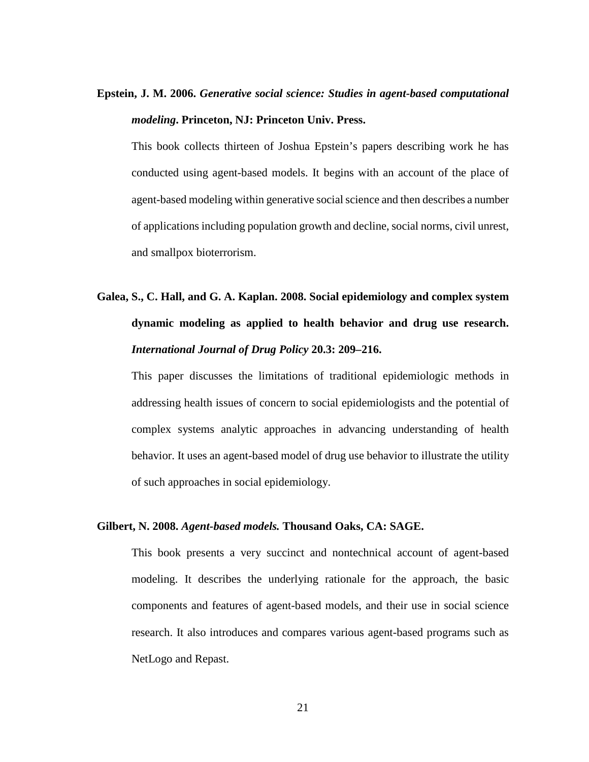**Epstein, J. M. 2006. *Generative social science: Studies in agent-based computational modeling*. Princeton, NJ: Princeton Univ. Press.**

This book collects thirteen of Joshua Epstein's papers describing work he has conducted using agent-based models. It begins with an account of the place of agent-based modeling within generative social science and then describes a number of applications including population growth and decline, social norms, civil unrest, and smallpox bioterrorism.

**Galea, S., C. Hall, and G. A. Kaplan. 2008. Social epidemiology and complex system dynamic modeling as applied to health behavior and drug use research. *International Journal of Drug Policy* 20.3: 209–216.**

This paper discusses the limitations of traditional epidemiologic methods in addressing health issues of concern to social epidemiologists and the potential of complex systems analytic approaches in advancing understanding of health behavior. It uses an agent-based model of drug use behavior to illustrate the utility of such approaches in social epidemiology.

**Gilbert, N. 2008. *Agent-based models.* Thousand Oaks, CA: SAGE.**

This book presents a very succinct and nontechnical account of agent-based modeling. It describes the underlying rationale for the approach, the basic components and features of agent-based models, and their use in social science research. It also introduces and compares various agent-based programs such as NetLogo and Repast.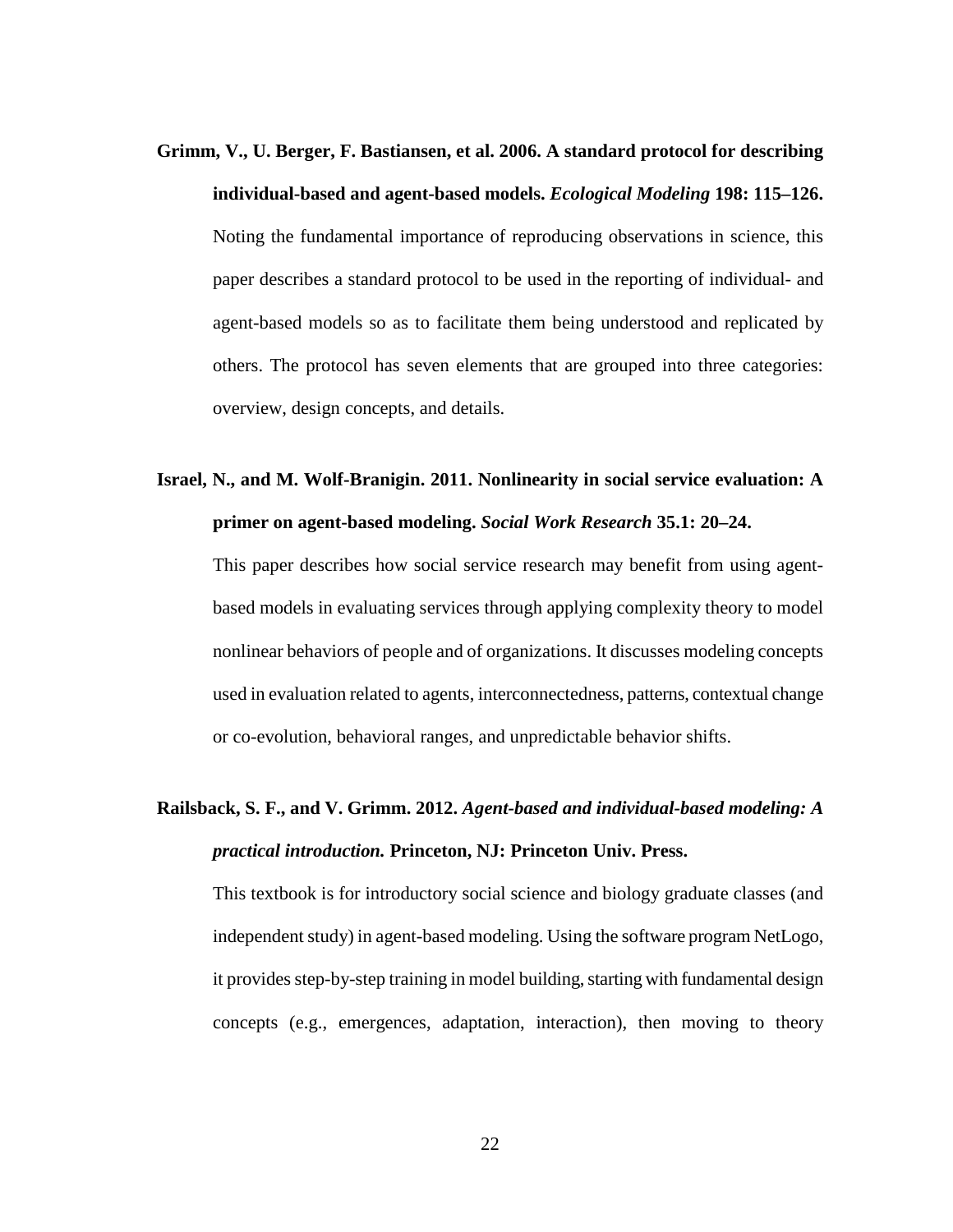**Grimm, V., U. Berger, F. Bastiansen, et al. 2006. A standard protocol for describing individual-based and agent-based models. *Ecological Modeling* 198: 115–126.**

Noting the fundamental importance of reproducing observations in science, this paper describes a standard protocol to be used in the reporting of individual- and agent-based models so as to facilitate them being understood and replicated by others. The protocol has seven elements that are grouped into three categories: overview, design concepts, and details.

**Israel, N., and M. Wolf-Branigin. 2011. Nonlinearity in social service evaluation: A primer on agent-based modeling. *Social Work Research* 35.1: 20–24.**

This paper describes how social service research may benefit from using agent-based models in evaluating services through applying complexity theory to model nonlinear behaviors of people and of organizations. It discusses modeling concepts used in evaluation related to agents, interconnectedness, patterns, contextual change or co-evolution, behavioral ranges, and unpredictable behavior shifts.

**Railsback, S. F., and V. Grimm. 2012. *Agent-based and individual-based modeling: A practical introduction.* Princeton, NJ: Princeton Univ. Press.**

This textbook is for introductory social science and biology graduate classes (and independent study) in agent-based modeling. Using the software program NetLogo, it provides step-by-step training in model building, starting with fundamental design concepts (e.g., emergences, adaptation, interaction), then moving to theory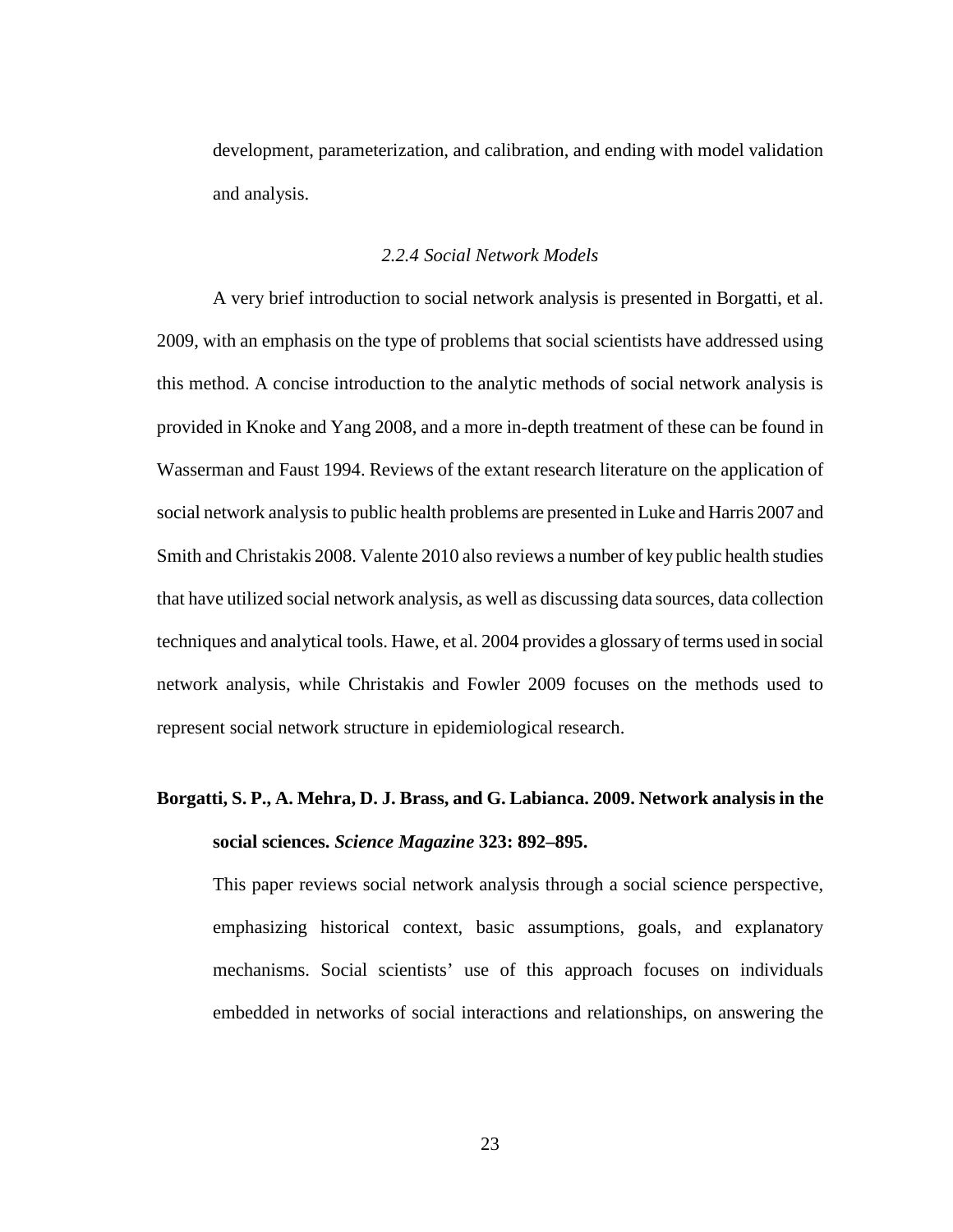development, parameterization, and calibration, and ending with model validation and analysis.

### *2.2.4 Social Network Models*

A very brief introduction to social network analysis is presented in Borgatti, et al. 2009, with an emphasis on the type of problems that social scientists have addressed using this method. A concise introduction to the analytic methods of social network analysis is provided in Knoke and Yang 2008, and a more in-depth treatment of these can be found in Wasserman and Faust 1994. Reviews of the extant research literature on the application of social network analysis to public health problems are presented in Luke and Harris 2007 and Smith and Christakis 2008. Valente 2010 also reviews a number of key public health studies that have utilized social network analysis, as well as discussing data sources, data collection techniques and analytical tools. Hawe, et al. 2004 provides a glossary of terms used in social network analysis, while Christakis and Fowler 2009 focuses on the methods used to represent social network structure in epidemiological research.

**Borgatti, S. P., A. Mehra, D. J. Brass, and G. Labianca. 2009. Network analysis in the social sciences. *Science Magazine* 323: 892–895.**

This paper reviews social network analysis through a social science perspective, emphasizing historical context, basic assumptions, goals, and explanatory mechanisms. Social scientists' use of this approach focuses on individuals embedded in networks of social interactions and relationships, on answering the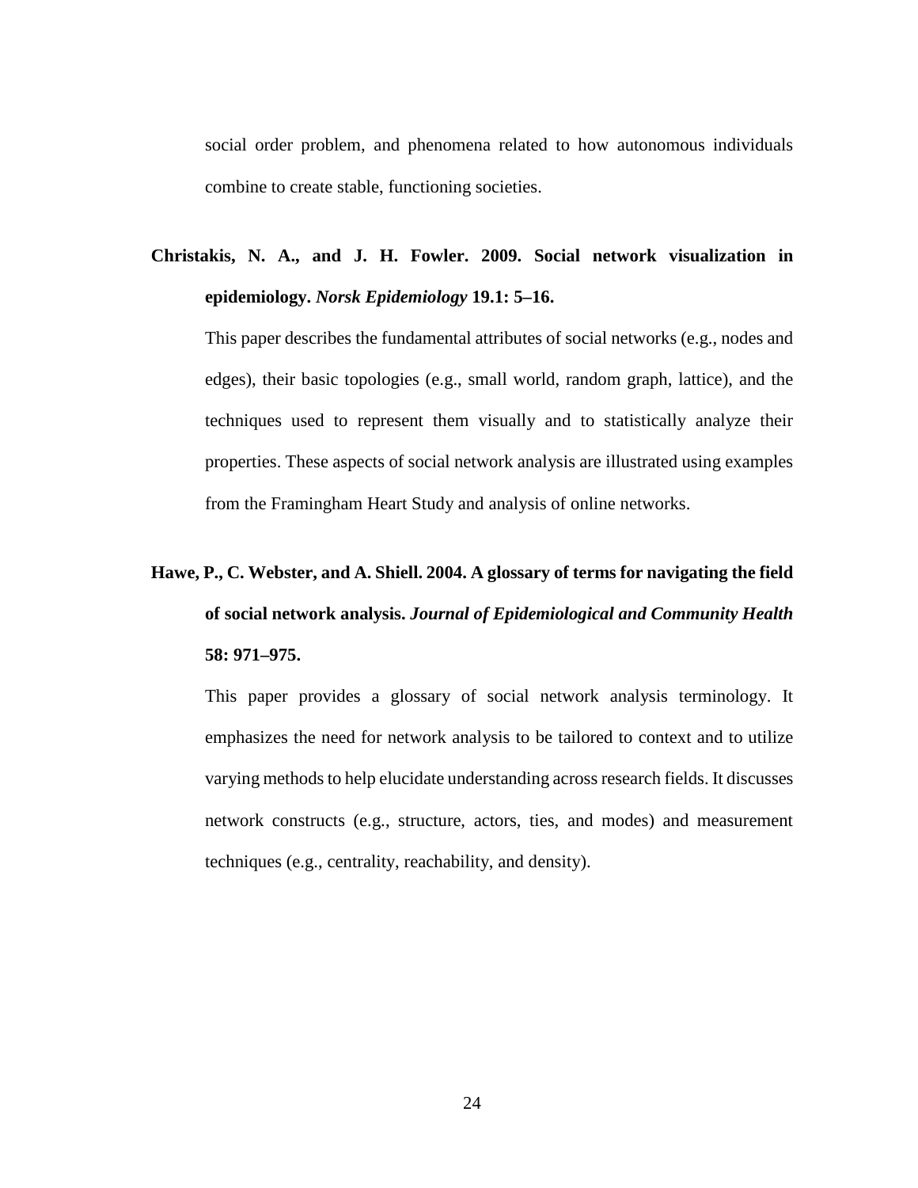social order problem, and phenomena related to how autonomous individuals combine to create stable, functioning societies.

**Christakis, N. A., and J. H. Fowler. 2009. Social network visualization in epidemiology. *Norsk Epidemiology* 19.1: 5–16.**

This paper describes the fundamental attributes of social networks (e.g., nodes and edges), their basic topologies (e.g., small world, random graph, lattice), and the techniques used to represent them visually and to statistically analyze their properties. These aspects of social network analysis are illustrated using examples from the Framingham Heart Study and analysis of online networks.

**Hawe, P., C. Webster, and A. Shiell. 2004. A glossary of terms for navigating the field of social network analysis. *Journal of Epidemiological and Community Health* 58: 971–975.**

This paper provides a glossary of social network analysis terminology. It emphasizes the need for network analysis to be tailored to context and to utilize varying methods to help elucidate understanding across research fields. It discusses network constructs (e.g., structure, actors, ties, and modes) and measurement techniques (e.g., centrality, reachability, and density).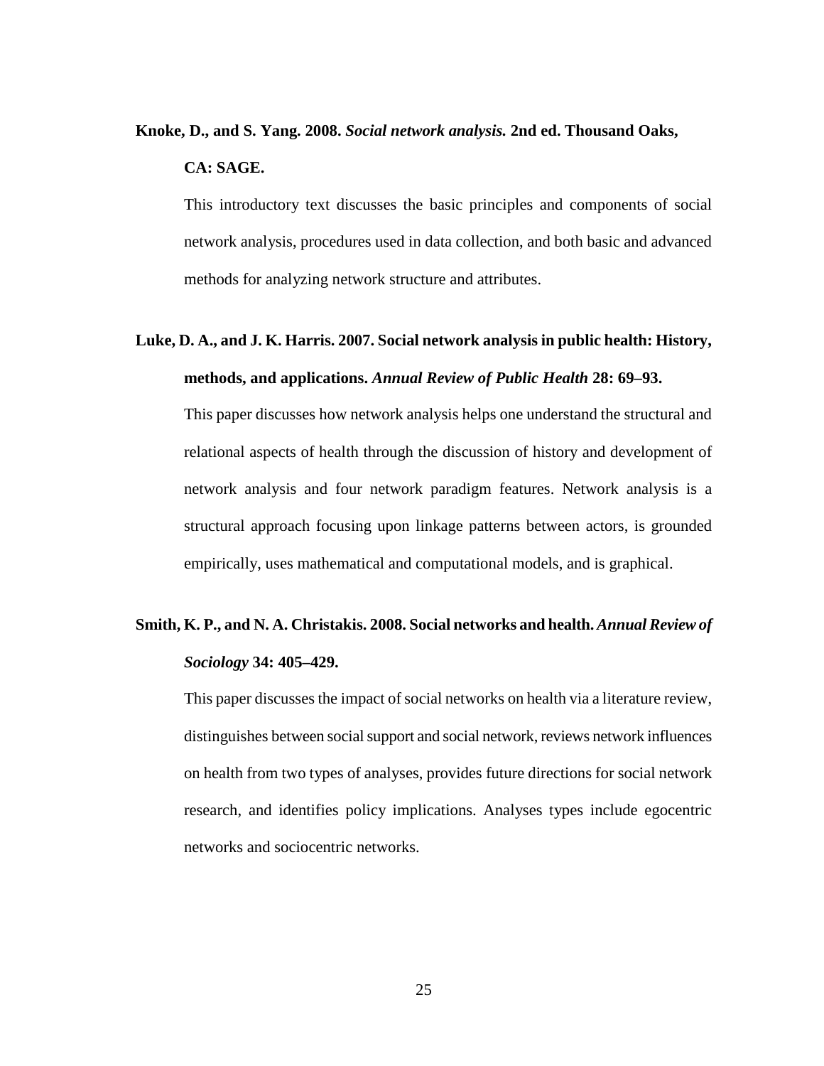**Knoke, D., and S. Yang. 2008.** ***Social network analysis.*** **2nd ed. Thousand Oaks, CA: SAGE.**

This introductory text discusses the basic principles and components of social network analysis, procedures used in data collection, and both basic and advanced methods for analyzing network structure and attributes.

**Luke, D. A., and J. K. Harris. 2007. Social network analysis in public health: History, methods, and applications.** ***Annual Review of Public Health*** **28: 69–93.**

This paper discusses how network analysis helps one understand the structural and relational aspects of health through the discussion of history and development of network analysis and four network paradigm features. Network analysis is a structural approach focusing upon linkage patterns between actors, is grounded empirically, uses mathematical and computational models, and is graphical.

**Smith, K. P., and N. A. Christakis. 2008. Social networks and health.** ***Annual Review of Sociology*** **34: 405–429.**

This paper discusses the impact of social networks on health via a literature review, distinguishes between social support and social network, reviews network influences on health from two types of analyses, provides future directions for social network research, and identifies policy implications. Analyses types include egocentric networks and sociocentric networks.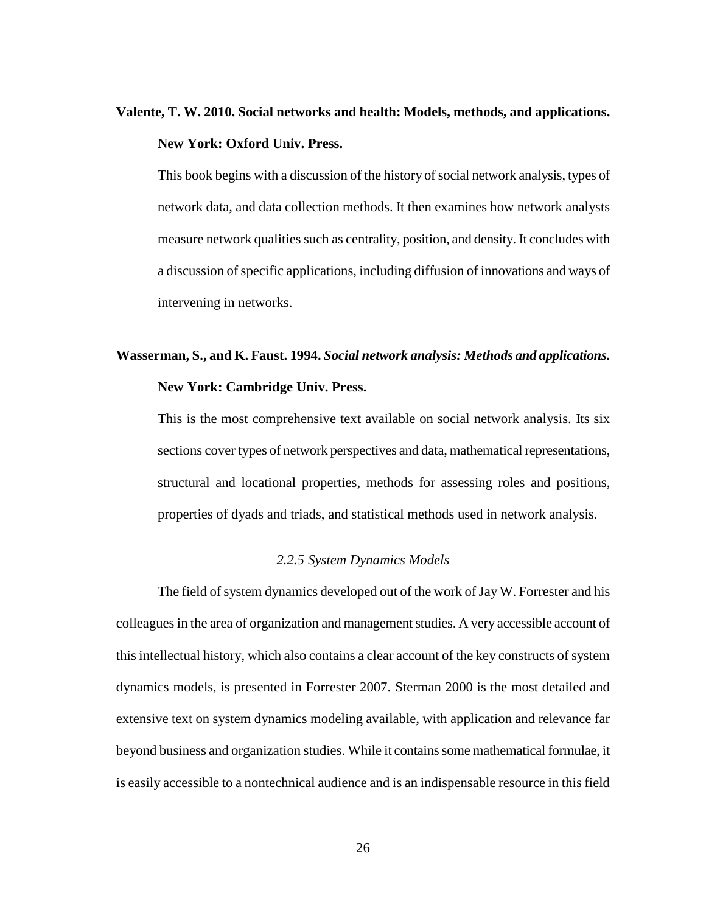**Valente, T. W. 2010. Social networks and health: Models, methods, and applications. New York: Oxford Univ. Press.**

This book begins with a discussion of the history of social network analysis, types of network data, and data collection methods. It then examines how network analysts measure network qualities such as centrality, position, and density. It concludes with a discussion of specific applications, including diffusion of innovations and ways of intervening in networks.

**Wasserman, S., and K. Faust. 1994. *Social network analysis: Methods and applications.* New York: Cambridge Univ. Press.**

This is the most comprehensive text available on social network analysis. Its six sections cover types of network perspectives and data, mathematical representations, structural and locational properties, methods for assessing roles and positions, properties of dyads and triads, and statistical methods used in network analysis.

### *2.2.5 System Dynamics Models*

The field of system dynamics developed out of the work of Jay W. Forrester and his colleagues in the area of organization and management studies. A very accessible account of this intellectual history, which also contains a clear account of the key constructs of system dynamics models, is presented in Forrester 2007. Sterman 2000 is the most detailed and extensive text on system dynamics modeling available, with application and relevance far beyond business and organization studies. While it contains some mathematical formulae, it is easily accessible to a nontechnical audience and is an indispensable resource in this field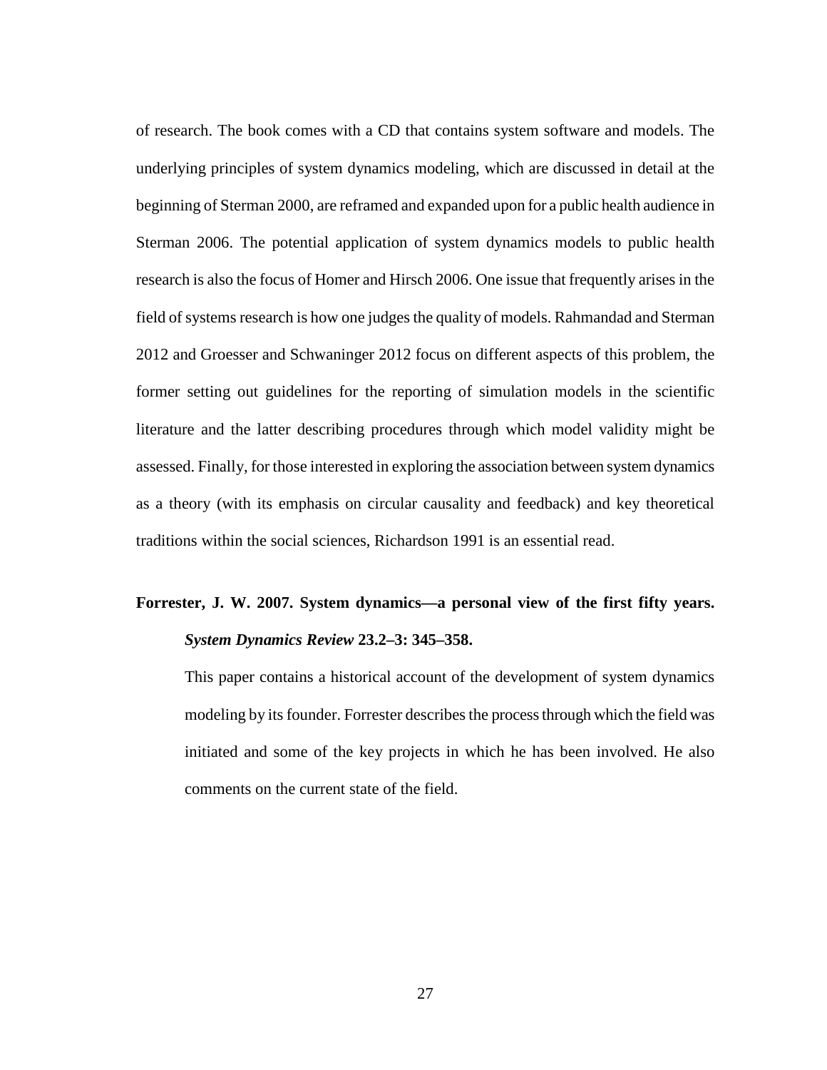of research. The book comes with a CD that contains system software and models. The underlying principles of system dynamics modeling, which are discussed in detail at the beginning of Sterman 2000, are reframed and expanded upon for a public health audience in Sterman 2006. The potential application of system dynamics models to public health research is also the focus of Homer and Hirsch 2006. One issue that frequently arises in the field of systems research is how one judges the quality of models. Rahmandad and Sterman 2012 and Groesser and Schwaninger 2012 focus on different aspects of this problem, the former setting out guidelines for the reporting of simulation models in the scientific literature and the latter describing procedures through which model validity might be assessed. Finally, for those interested in exploring the association between system dynamics as a theory (with its emphasis on circular causality and feedback) and key theoretical traditions within the social sciences, Richardson 1991 is an essential read.

**Forrester, J. W. 2007. System dynamics—a personal view of the first fifty years. *System Dynamics Review* 23.2–3: 345–358.**

This paper contains a historical account of the development of system dynamics modeling by its founder. Forrester describes the process through which the field was initiated and some of the key projects in which he has been involved. He also comments on the current state of the field.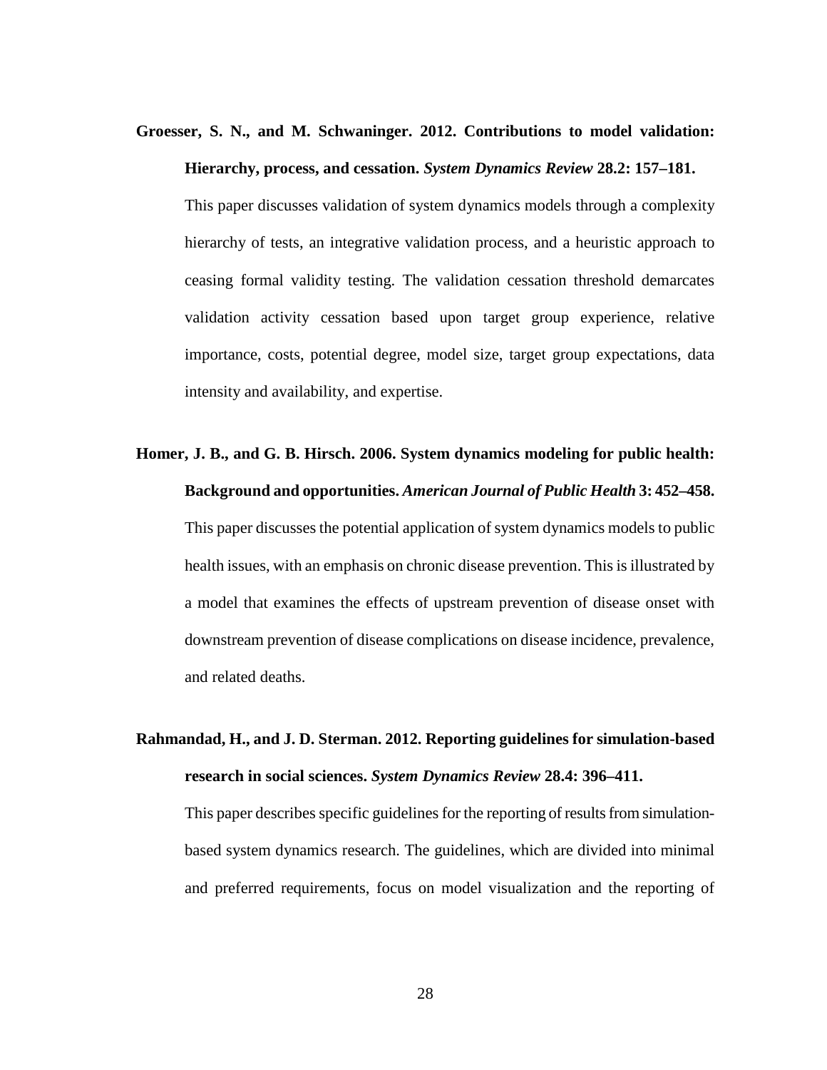**Groesser, S. N., and M. Schwaninger. 2012. Contributions to model validation: Hierarchy, process, and cessation.** ***System Dynamics Review*** **28.2: 157–181.**

This paper discusses validation of system dynamics models through a complexity hierarchy of tests, an integrative validation process, and a heuristic approach to ceasing formal validity testing. The validation cessation threshold demarcates validation activity cessation based upon target group experience, relative importance, costs, potential degree, model size, target group expectations, data intensity and availability, and expertise.

**Homer, J. B., and G. B. Hirsch. 2006. System dynamics modeling for public health: Background and opportunities.** ***American Journal of Public Health*** **3: 452–458.**

This paper discusses the potential application of system dynamics models to public health issues, with an emphasis on chronic disease prevention. This is illustrated by a model that examines the effects of upstream prevention of disease onset with downstream prevention of disease complications on disease incidence, prevalence, and related deaths.

**Rahmandad, H., and J. D. Sterman. 2012. Reporting guidelines for simulation-based research in social sciences.** ***System Dynamics Review*** **28.4: 396–411.**

This paper describes specific guidelines for the reporting of results from simulation-based system dynamics research. The guidelines, which are divided into minimal and preferred requirements, focus on model visualization and the reporting of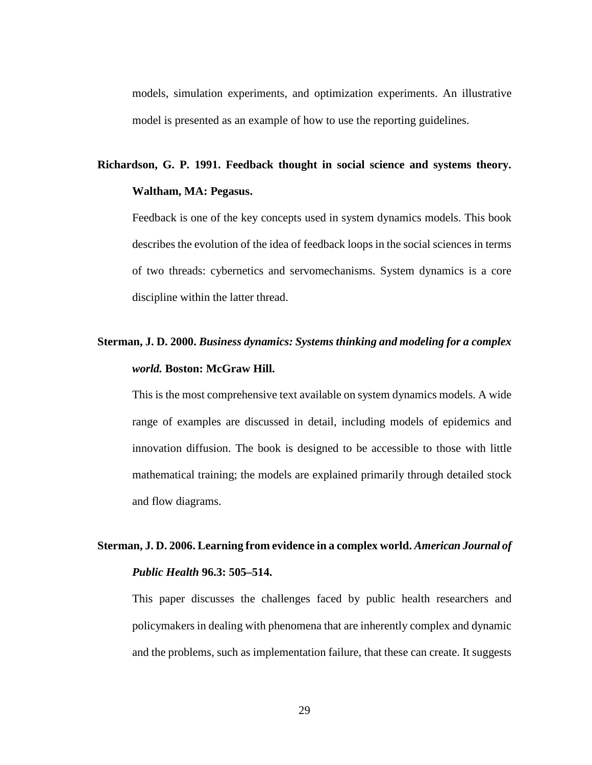models, simulation experiments, and optimization experiments. An illustrative model is presented as an example of how to use the reporting guidelines.

**Richardson, G. P. 1991. Feedback thought in social science and systems theory. Waltham, MA: Pegasus.**

Feedback is one of the key concepts used in system dynamics models. This book describes the evolution of the idea of feedback loops in the social sciences in terms of two threads: cybernetics and servomechanisms. System dynamics is a core discipline within the latter thread.

**Sterman, J. D. 2000. *Business dynamics: Systems thinking and modeling for a complex world.* Boston: McGraw Hill.**

This is the most comprehensive text available on system dynamics models. A wide range of examples are discussed in detail, including models of epidemics and innovation diffusion. The book is designed to be accessible to those with little mathematical training; the models are explained primarily through detailed stock and flow diagrams.

**Sterman, J. D. 2006. Learning from evidence in a complex world. *American Journal of Public Health* 96.3: 505–514.**

This paper discusses the challenges faced by public health researchers and policymakers in dealing with phenomena that are inherently complex and dynamic and the problems, such as implementation failure, that these can create. It suggests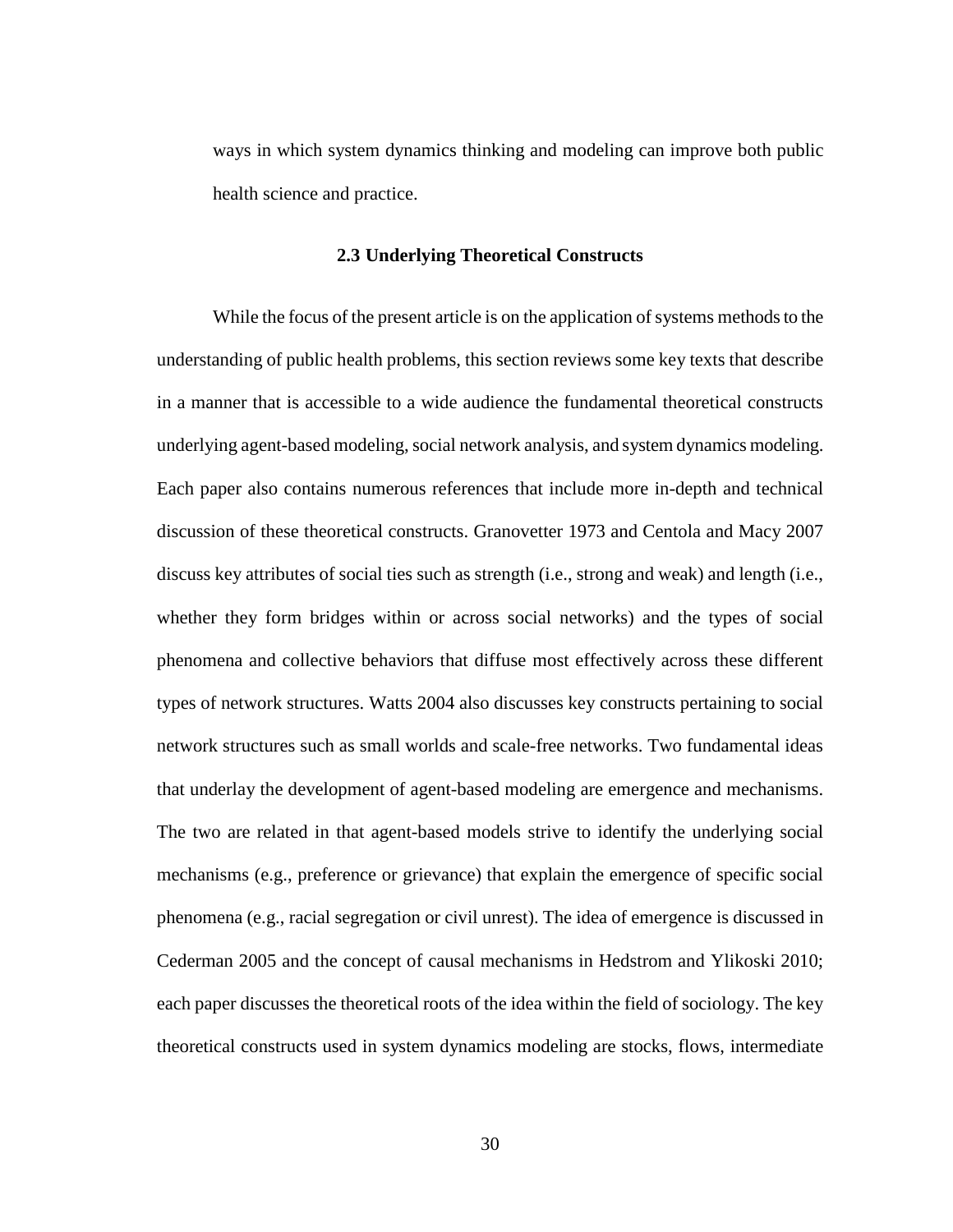ways in which system dynamics thinking and modeling can improve both public health science and practice.

## 2.3 Underlying Theoretical Constructs

While the focus of the present article is on the application of systems methods to the understanding of public health problems, this section reviews some key texts that describe in a manner that is accessible to a wide audience the fundamental theoretical constructs underlying agent-based modeling, social network analysis, and system dynamics modeling. Each paper also contains numerous references that include more in-depth and technical discussion of these theoretical constructs. Granovetter 1973 and Centola and Macy 2007 discuss key attributes of social ties such as strength (i.e., strong and weak) and length (i.e., whether they form bridges within or across social networks) and the types of social phenomena and collective behaviors that diffuse most effectively across these different types of network structures. Watts 2004 also discusses key constructs pertaining to social network structures such as small worlds and scale-free networks. Two fundamental ideas that underlay the development of agent-based modeling are emergence and mechanisms. The two are related in that agent-based models strive to identify the underlying social mechanisms (e.g., preference or grievance) that explain the emergence of specific social phenomena (e.g., racial segregation or civil unrest). The idea of emergence is discussed in Cederman 2005 and the concept of causal mechanisms in Hedstrom and Ylikoski 2010; each paper discusses the theoretical roots of the idea within the field of sociology. The key theoretical constructs used in system dynamics modeling are stocks, flows, intermediate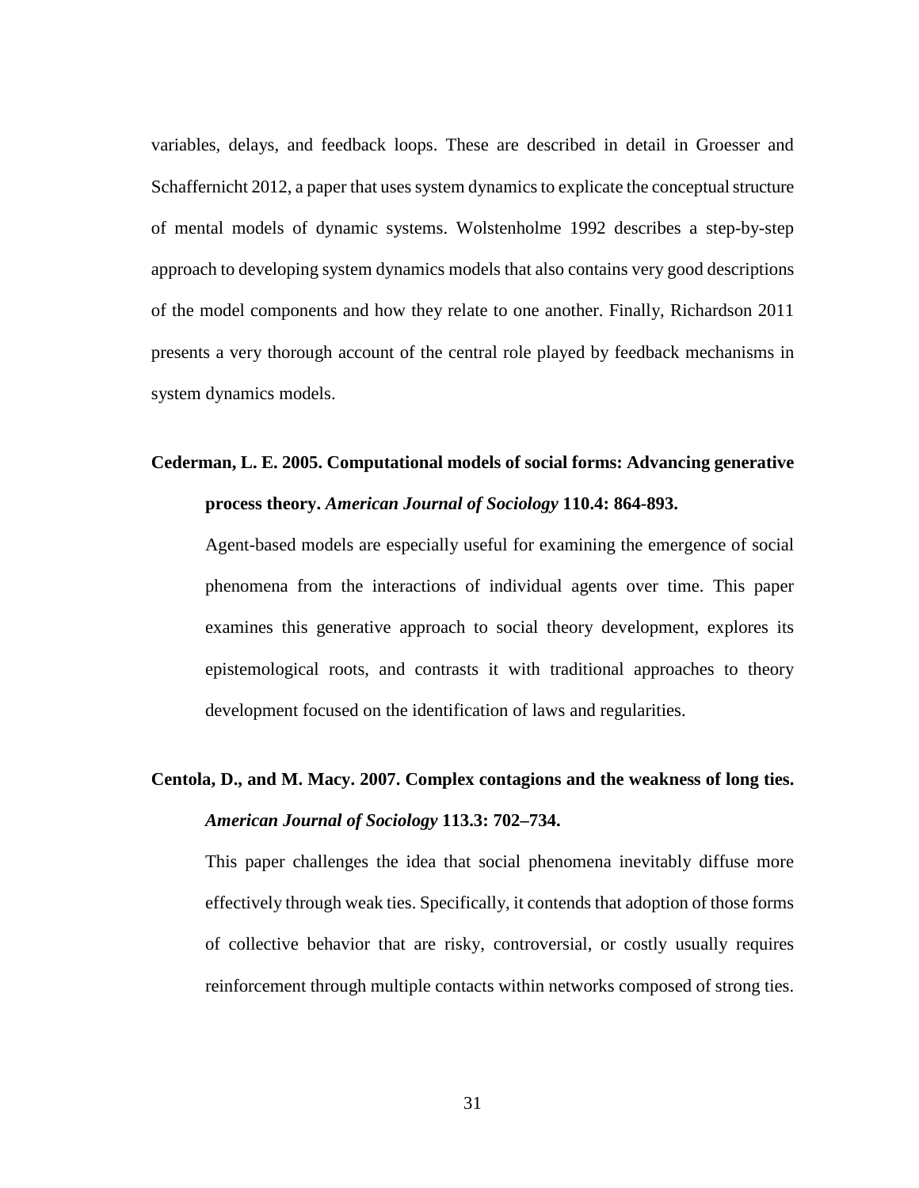variables, delays, and feedback loops. These are described in detail in Groesser and Schaffernicht 2012, a paper that uses system dynamics to explicate the conceptual structure of mental models of dynamic systems. Wolstenholme 1992 describes a step-by-step approach to developing system dynamics models that also contains very good descriptions of the model components and how they relate to one another. Finally, Richardson 2011 presents a very thorough account of the central role played by feedback mechanisms in system dynamics models.

**Cederman, L. E. 2005. Computational models of social forms: Advancing generative process theory. *American Journal of Sociology* 110.4: 864-893.**

Agent-based models are especially useful for examining the emergence of social phenomena from the interactions of individual agents over time. This paper examines this generative approach to social theory development, explores its epistemological roots, and contrasts it with traditional approaches to theory development focused on the identification of laws and regularities.

**Centola, D., and M. Macy. 2007. Complex contagions and the weakness of long ties. *American Journal of Sociology* 113.3: 702–734.**

This paper challenges the idea that social phenomena inevitably diffuse more effectively through weak ties. Specifically, it contends that adoption of those forms of collective behavior that are risky, controversial, or costly usually requires reinforcement through multiple contacts within networks composed of strong ties.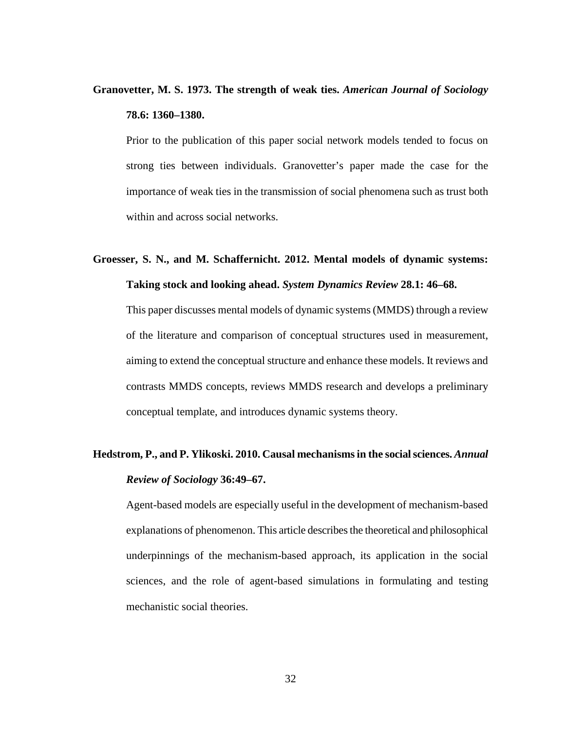**Granovetter, M. S. 1973. The strength of weak ties. *American Journal of Sociology* 78.6: 1360–1380.**

Prior to the publication of this paper social network models tended to focus on strong ties between individuals. Granovetter's paper made the case for the importance of weak ties in the transmission of social phenomena such as trust both within and across social networks.

**Groesser, S. N., and M. Schaffernicht. 2012. Mental models of dynamic systems: Taking stock and looking ahead. *System Dynamics Review* 28.1: 46–68.**

This paper discusses mental models of dynamic systems (MMDS) through a review of the literature and comparison of conceptual structures used in measurement, aiming to extend the conceptual structure and enhance these models. It reviews and contrasts MMDS concepts, reviews MMDS research and develops a preliminary conceptual template, and introduces dynamic systems theory.

**Hedstrom, P., and P. Ylikoski. 2010. Causal mechanisms in the social sciences. *Annual Review of Sociology* 36:49–67.**

Agent-based models are especially useful in the development of mechanism-based explanations of phenomenon. This article describes the theoretical and philosophical underpinnings of the mechanism-based approach, its application in the social sciences, and the role of agent-based simulations in formulating and testing mechanistic social theories.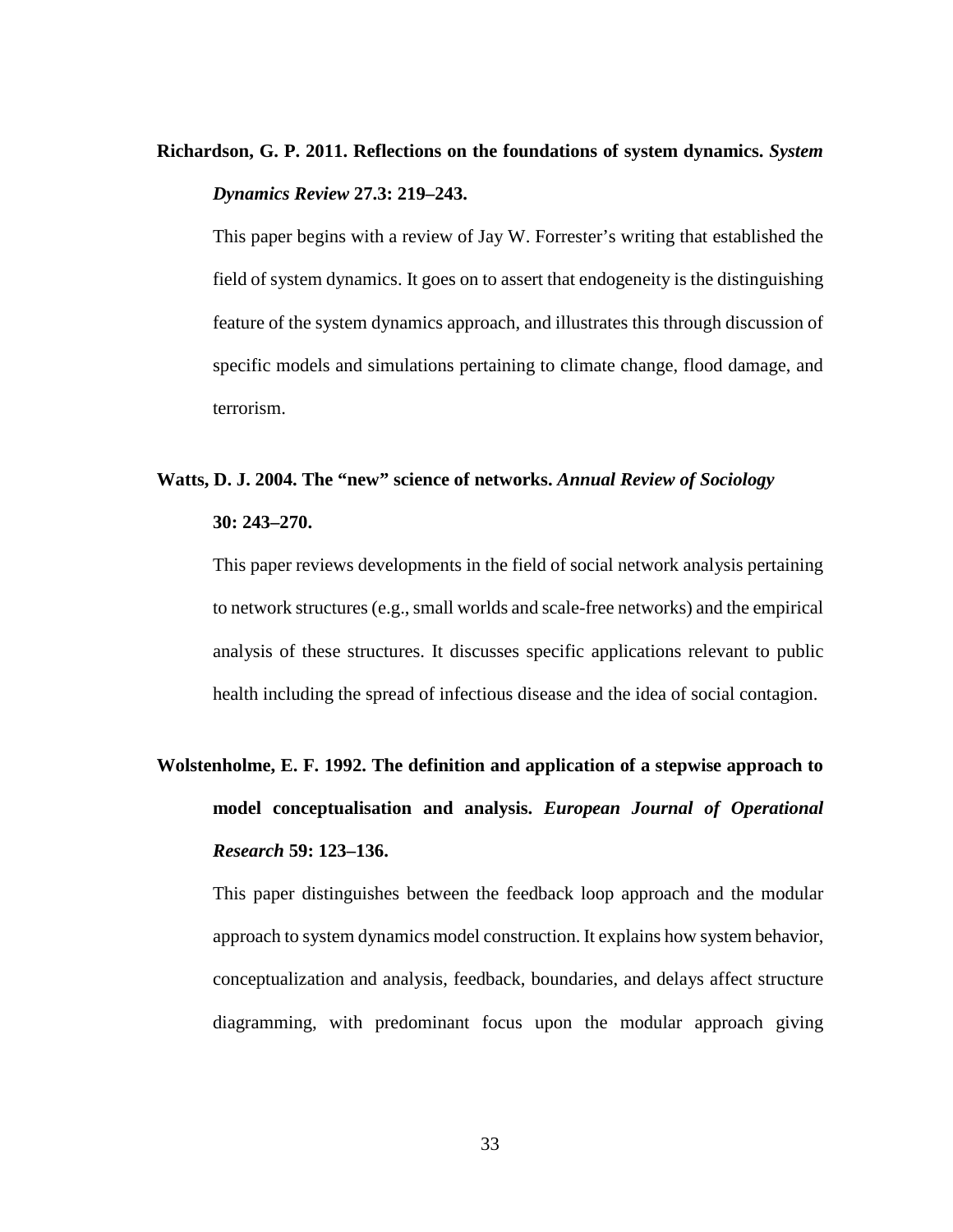**Richardson, G. P. 2011. Reflections on the foundations of system dynamics. *System Dynamics Review* 27.3: 219–243.**

This paper begins with a review of Jay W. Forrester's writing that established the field of system dynamics. It goes on to assert that endogeneity is the distinguishing feature of the system dynamics approach, and illustrates this through discussion of specific models and simulations pertaining to climate change, flood damage, and terrorism.

**Watts, D. J. 2004. The "new" science of networks. *Annual Review of Sociology* 30: 243–270.**

This paper reviews developments in the field of social network analysis pertaining to network structures (e.g., small worlds and scale-free networks) and the empirical analysis of these structures. It discusses specific applications relevant to public health including the spread of infectious disease and the idea of social contagion.

**Wolstenholme, E. F. 1992. The definition and application of a stepwise approach to model conceptualisation and analysis. *European Journal of Operational Research* 59: 123–136.**

This paper distinguishes between the feedback loop approach and the modular approach to system dynamics model construction. It explains how system behavior, conceptualization and analysis, feedback, boundaries, and delays affect structure diagramming, with predominant focus upon the modular approach giving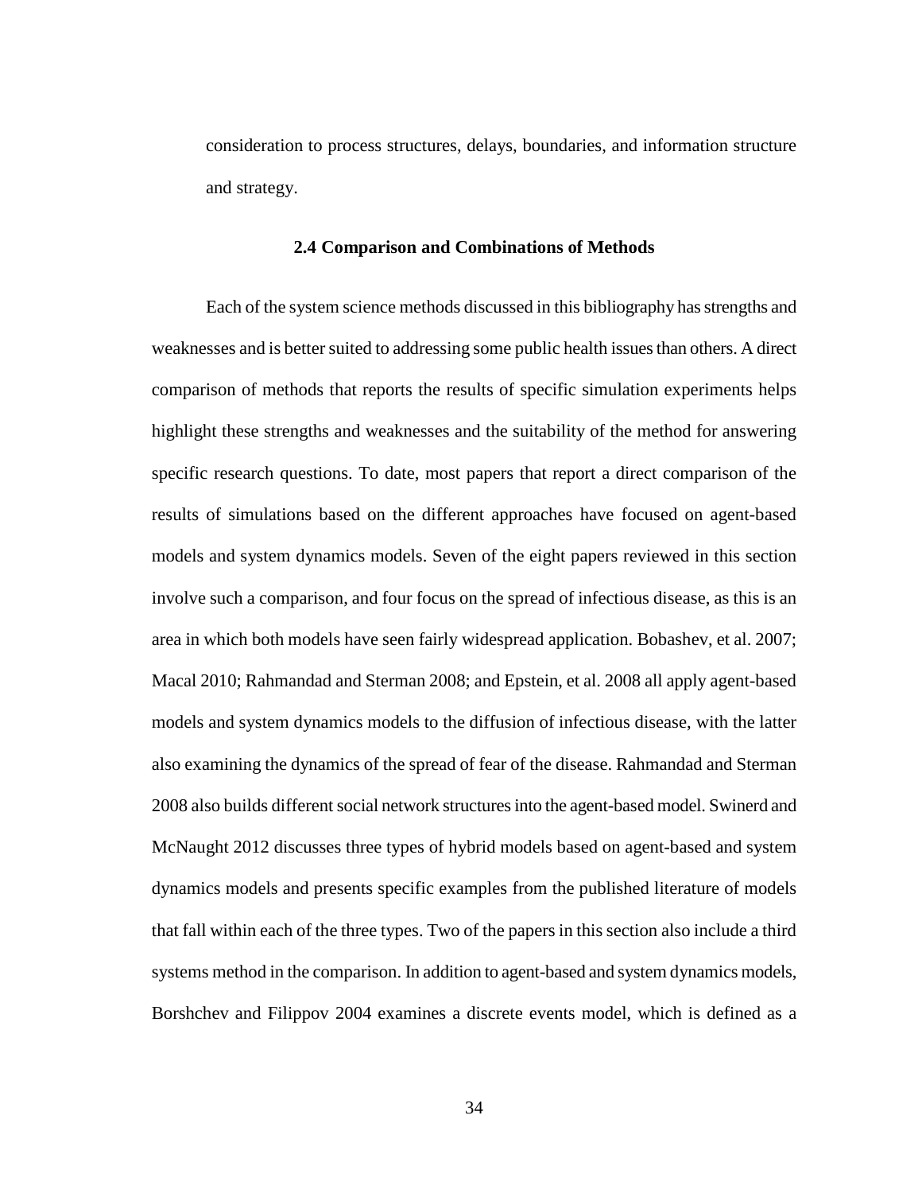consideration to process structures, delays, boundaries, and information structure and strategy.

### 2.4 Comparison and Combinations of Methods

Each of the system science methods discussed in this bibliography has strengths and weaknesses and is better suited to addressing some public health issues than others. A direct comparison of methods that reports the results of specific simulation experiments helps highlight these strengths and weaknesses and the suitability of the method for answering specific research questions. To date, most papers that report a direct comparison of the results of simulations based on the different approaches have focused on agent-based models and system dynamics models. Seven of the eight papers reviewed in this section involve such a comparison, and four focus on the spread of infectious disease, as this is an area in which both models have seen fairly widespread application. Bobashev, et al. 2007; Macal 2010; Rahmandad and Sterman 2008; and Epstein, et al. 2008 all apply agent-based models and system dynamics models to the diffusion of infectious disease, with the latter also examining the dynamics of the spread of fear of the disease. Rahmandad and Sterman 2008 also builds different social network structures into the agent-based model. Swinerd and McNaught 2012 discusses three types of hybrid models based on agent-based and system dynamics models and presents specific examples from the published literature of models that fall within each of the three types. Two of the papers in this section also include a third systems method in the comparison. In addition to agent-based and system dynamics models, Borshchev and Filippov 2004 examines a discrete events model, which is defined as a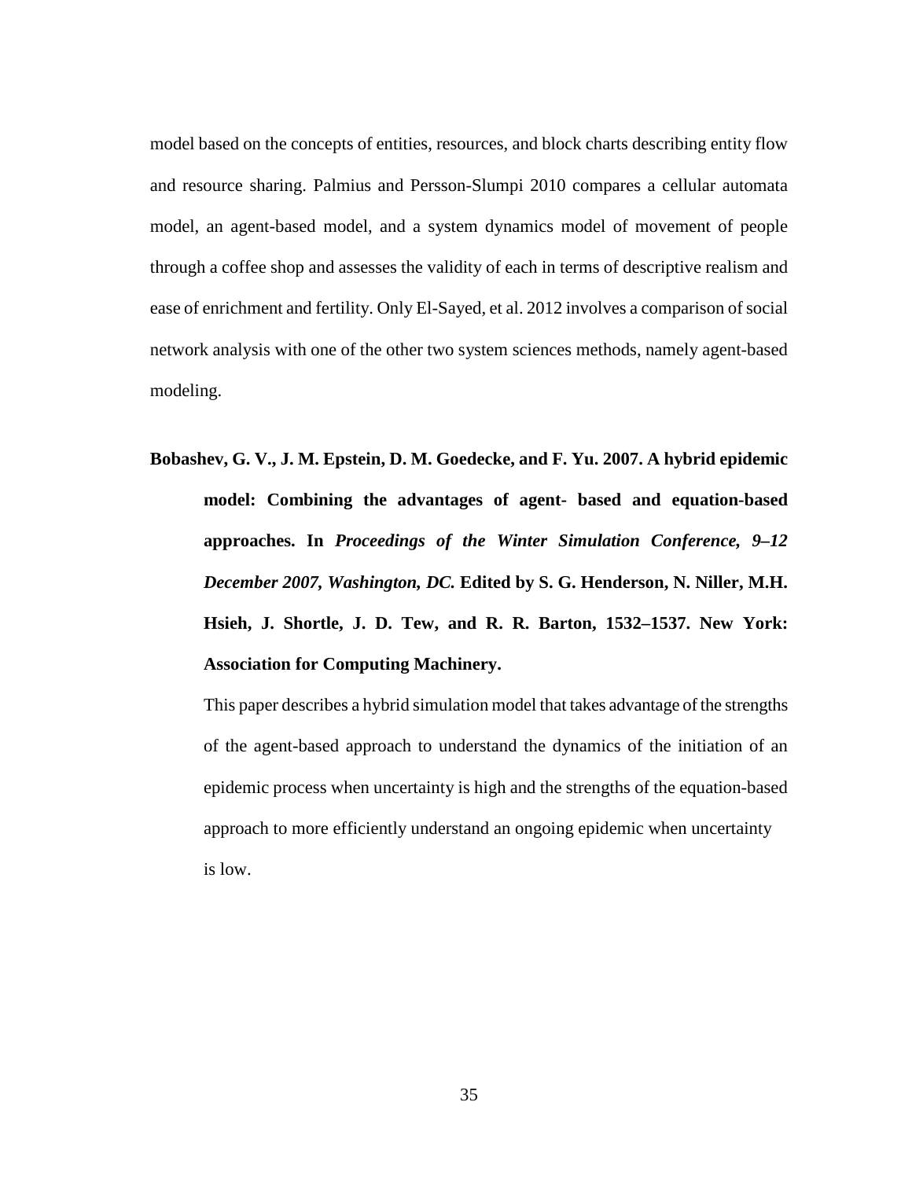model based on the concepts of entities, resources, and block charts describing entity flow and resource sharing. Palmius and Persson-Slumpi 2010 compares a cellular automata model, an agent-based model, and a system dynamics model of movement of people through a coffee shop and assesses the validity of each in terms of descriptive realism and ease of enrichment and fertility. Only El-Sayed, et al. 2012 involves a comparison of social network analysis with one of the other two system sciences methods, namely agent-based modeling.

**Bobashev, G. V., J. M. Epstein, D. M. Goedecke, and F. Yu. 2007. A hybrid epidemic model: Combining the advantages of agent- based and equation-based approaches. In *Proceedings of the Winter Simulation Conference, 9–12 December 2007, Washington, DC.* Edited by S. G. Henderson, N. Niller, M.H. Hsieh, J. Shortle, J. D. Tew, and R. R. Barton, 1532–1537. New York: Association for Computing Machinery.**

This paper describes a hybrid simulation model that takes advantage of the strengths of the agent-based approach to understand the dynamics of the initiation of an epidemic process when uncertainty is high and the strengths of the equation-based approach to more efficiently understand an ongoing epidemic when uncertainty is low.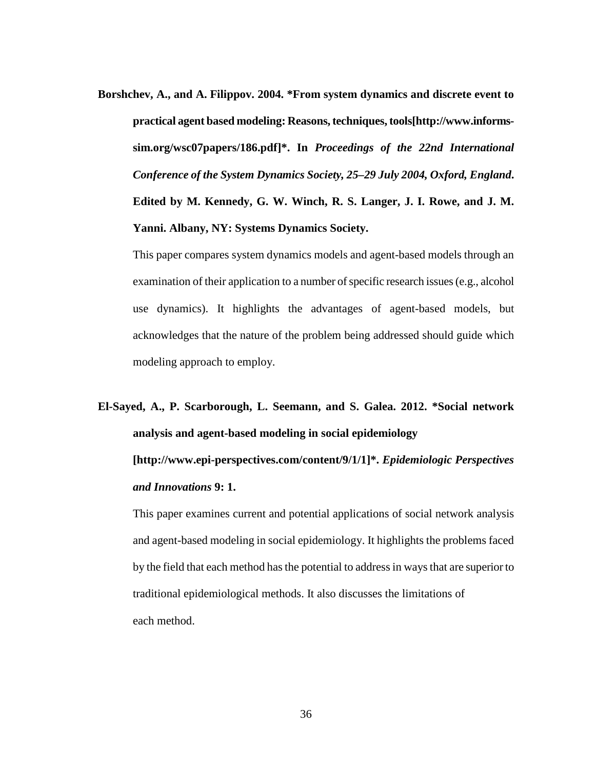**Borshchev, A., and A. Filippov. 2004. *From system dynamics and discrete event to practical agent based modeling: Reasons, techniques, tools[http://www.informs-sim.org/wsc07papers/186.pdf]*. In *Proceedings of the 22nd International Conference of the System Dynamics Society, 25–29 July 2004, Oxford, England*. Edited by M. Kennedy, G. W. Winch, R. S. Langer, J. I. Rowe, and J. M. Yanni. Albany, NY: Systems Dynamics Society.**

This paper compares system dynamics models and agent-based models through an examination of their application to a number of specific research issues (e.g., alcohol use dynamics). It highlights the advantages of agent-based models, but acknowledges that the nature of the problem being addressed should guide which modeling approach to employ.

**El-Sayed, A., P. Scarborough, L. Seemann, and S. Galea. 2012. *Social network analysis and agent-based modeling in social epidemiology [http://www.epi-perspectives.com/content/9/1/1]*. *Epidemiologic Perspectives and Innovations* 9: 1.**

This paper examines current and potential applications of social network analysis and agent-based modeling in social epidemiology. It highlights the problems faced by the field that each method has the potential to address in ways that are superior to traditional epidemiological methods. It also discusses the limitations of each method.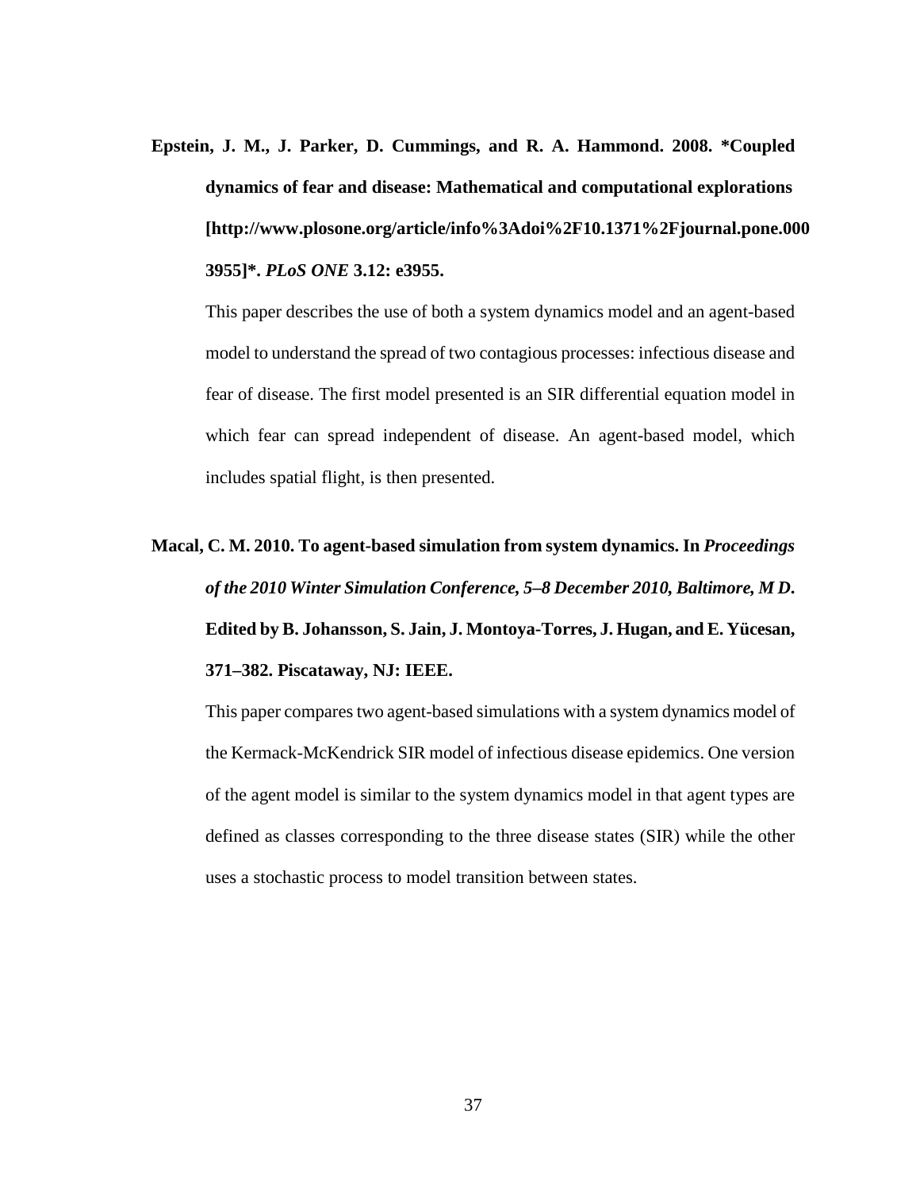**Epstein, J. M., J. Parker, D. Cummings, and R. A. Hammond. 2008. *Coupled dynamics of fear and disease: Mathematical and computational explorations [http://www.plosone.org/article/info%3Adoi%2F10.1371%2Fjournal.pone.0003955]*. *PLoS ONE* 3.12: e3955.**

This paper describes the use of both a system dynamics model and an agent-based model to understand the spread of two contagious processes: infectious disease and fear of disease. The first model presented is an SIR differential equation model in which fear can spread independent of disease. An agent-based model, which includes spatial flight, is then presented.

**Macal, C. M. 2010. To agent-based simulation from system dynamics. In *Proceedings of the 2010 Winter Simulation Conference, 5–8 December 2010, Baltimore, M D.* Edited by B. Johansson, S. Jain, J. Montoya-Torres, J. Hugan, and E. Yücesan, 371–382. Piscataway, NJ: IEEE.**

This paper compares two agent-based simulations with a system dynamics model of the Kermack-McKendrick SIR model of infectious disease epidemics. One version of the agent model is similar to the system dynamics model in that agent types are defined as classes corresponding to the three disease states (SIR) while the other uses a stochastic process to model transition between states.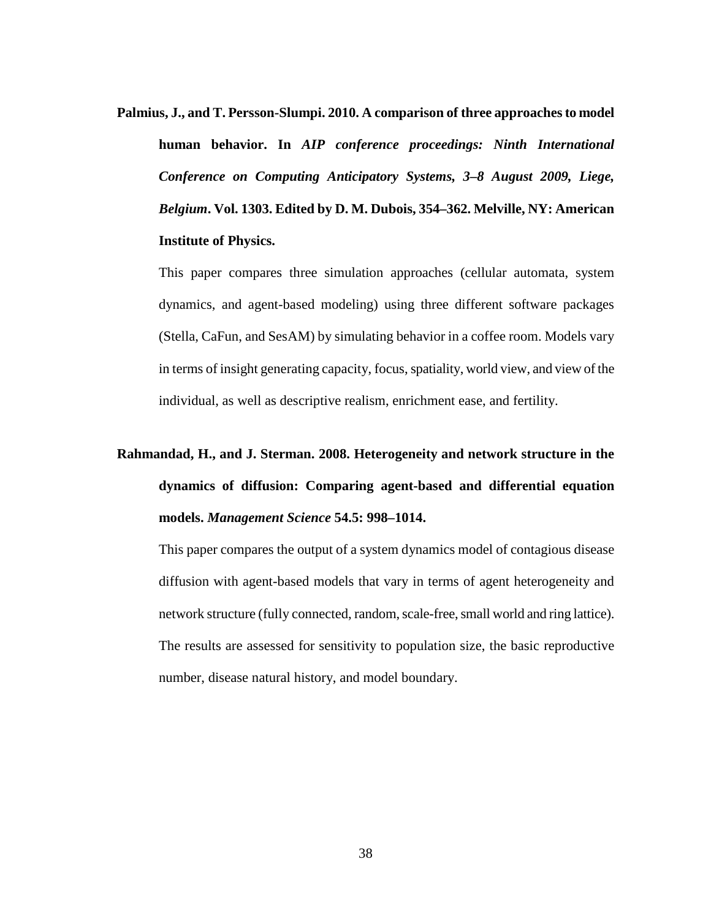**Palmius, J., and T. Persson-Slumpi. 2010. A comparison of three approaches to model human behavior. In *AIP conference proceedings: Ninth International Conference on Computing Anticipatory Systems, 3–8 August 2009, Liege, Belgium*. Vol. 1303. Edited by D. M. Dubois, 354–362. Melville, NY: American Institute of Physics.**

This paper compares three simulation approaches (cellular automata, system dynamics, and agent-based modeling) using three different software packages (Stella, CaFun, and SesAM) by simulating behavior in a coffee room. Models vary in terms of insight generating capacity, focus, spatiality, world view, and view of the individual, as well as descriptive realism, enrichment ease, and fertility.

**Rahmandad, H., and J. Sterman. 2008. Heterogeneity and network structure in the dynamics of diffusion: Comparing agent-based and differential equation models. *Management Science* 54.5: 998–1014.**

This paper compares the output of a system dynamics model of contagious disease diffusion with agent-based models that vary in terms of agent heterogeneity and network structure (fully connected, random, scale-free, small world and ring lattice). The results are assessed for sensitivity to population size, the basic reproductive number, disease natural history, and model boundary.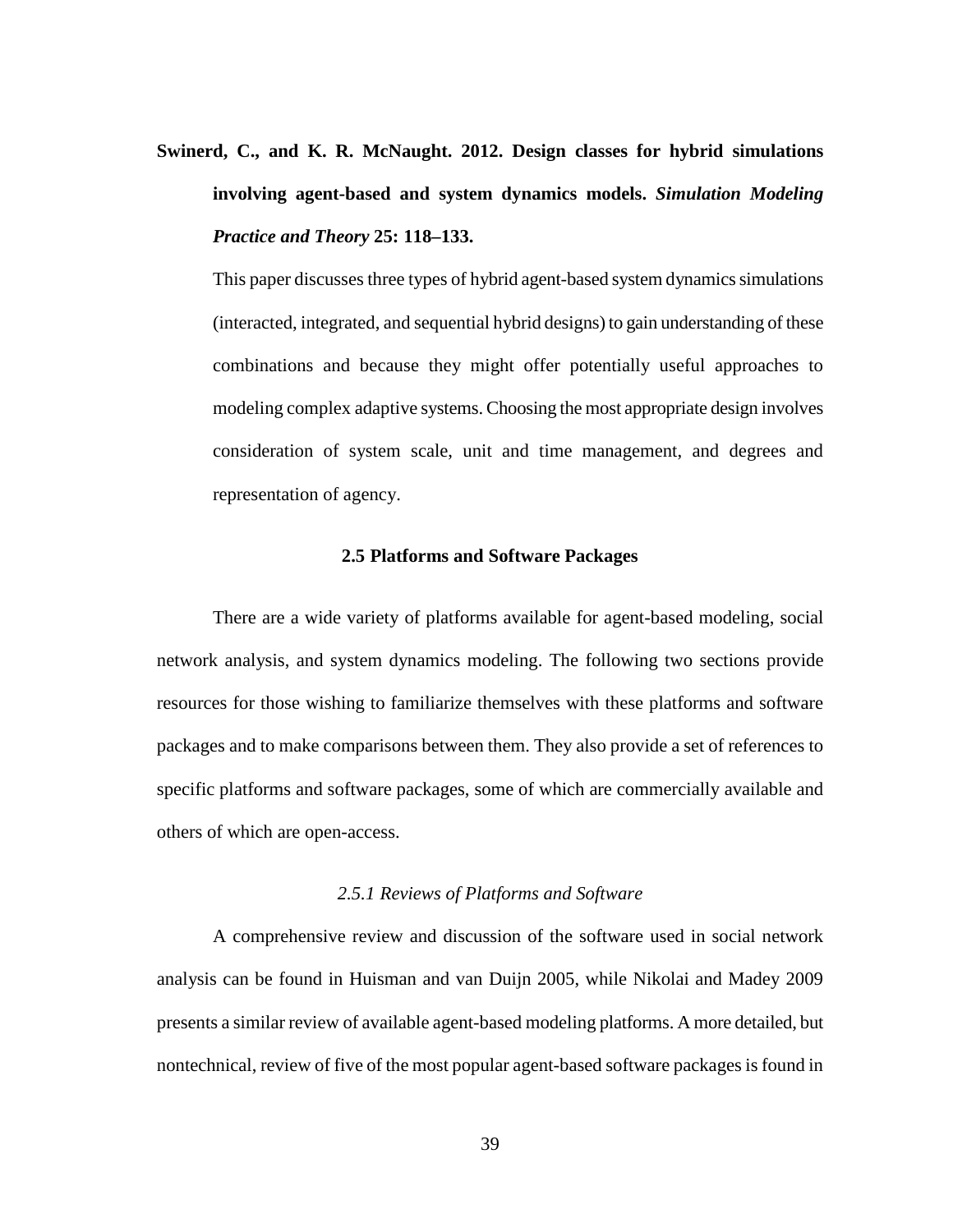**Swinerd, C., and K. R. McNaught. 2012. Design classes for hybrid simulations involving agent-based and system dynamics models. *Simulation Modeling Practice and Theory* 25: 118–133.**

This paper discusses three types of hybrid agent-based system dynamics simulations (interacted, integrated, and sequential hybrid designs) to gain understanding of these combinations and because they might offer potentially useful approaches to modeling complex adaptive systems. Choosing the most appropriate design involves consideration of system scale, unit and time management, and degrees and representation of agency.

## 2.5 Platforms and Software Packages

There are a wide variety of platforms available for agent-based modeling, social network analysis, and system dynamics modeling. The following two sections provide resources for those wishing to familiarize themselves with these platforms and software packages and to make comparisons between them. They also provide a set of references to specific platforms and software packages, some of which are commercially available and others of which are open-access.

### *2.5.1 Reviews of Platforms and Software*

A comprehensive review and discussion of the software used in social network analysis can be found in Huisman and van Duijn 2005, while Nikolai and Madey 2009 presents a similar review of available agent-based modeling platforms. A more detailed, but nontechnical, review of five of the most popular agent-based software packages is found in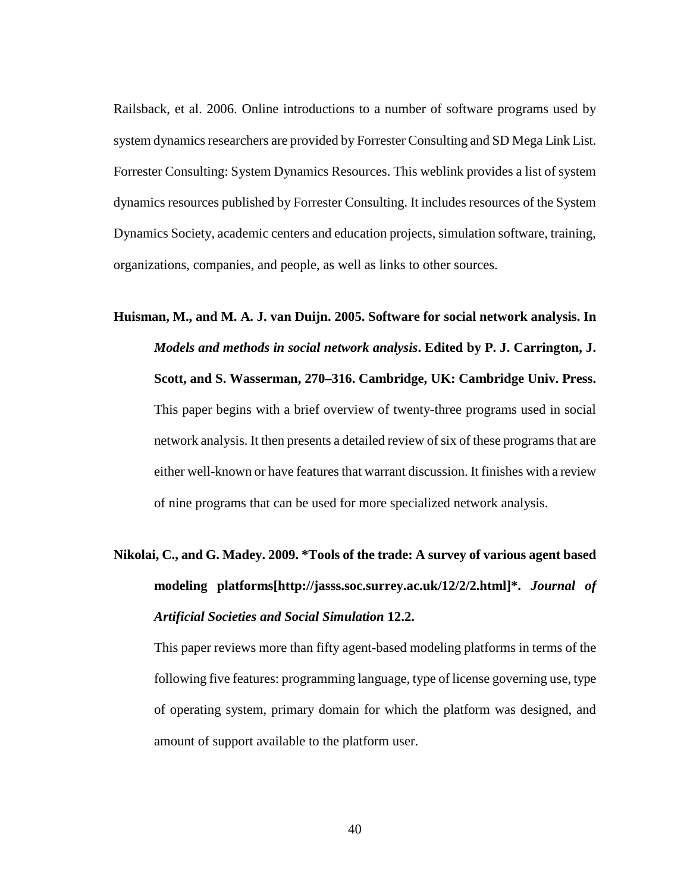Railsback, et al. 2006. Online introductions to a number of software programs used by system dynamics researchers are provided by Forrester Consulting and SD Mega Link List. Forrester Consulting: System Dynamics Resources. This weblink provides a list of system dynamics resources published by Forrester Consulting. It includes resources of the System Dynamics Society, academic centers and education projects, simulation software, training, organizations, companies, and people, as well as links to other sources.

**Huisman, M., and M. A. J. van Duijn. 2005. Software for social network analysis. In *Models and methods in social network analysis*. Edited by P. J. Carrington, J. Scott, and S. Wasserman, 270–316. Cambridge, UK: Cambridge Univ. Press.**

This paper begins with a brief overview of twenty-three programs used in social network analysis. It then presents a detailed review of six of these programs that are either well-known or have features that warrant discussion. It finishes with a review of nine programs that can be used for more specialized network analysis.

**Nikolai, C., and G. Madey. 2009. *Tools of the trade: A survey of various agent based modeling platforms[http://jasss.soc.surrey.ac.uk/12/2/2.html]*. *Journal of Artificial Societies and Social Simulation* 12.2.**

This paper reviews more than fifty agent-based modeling platforms in terms of the following five features: programming language, type of license governing use, type of operating system, primary domain for which the platform was designed, and amount of support available to the platform user.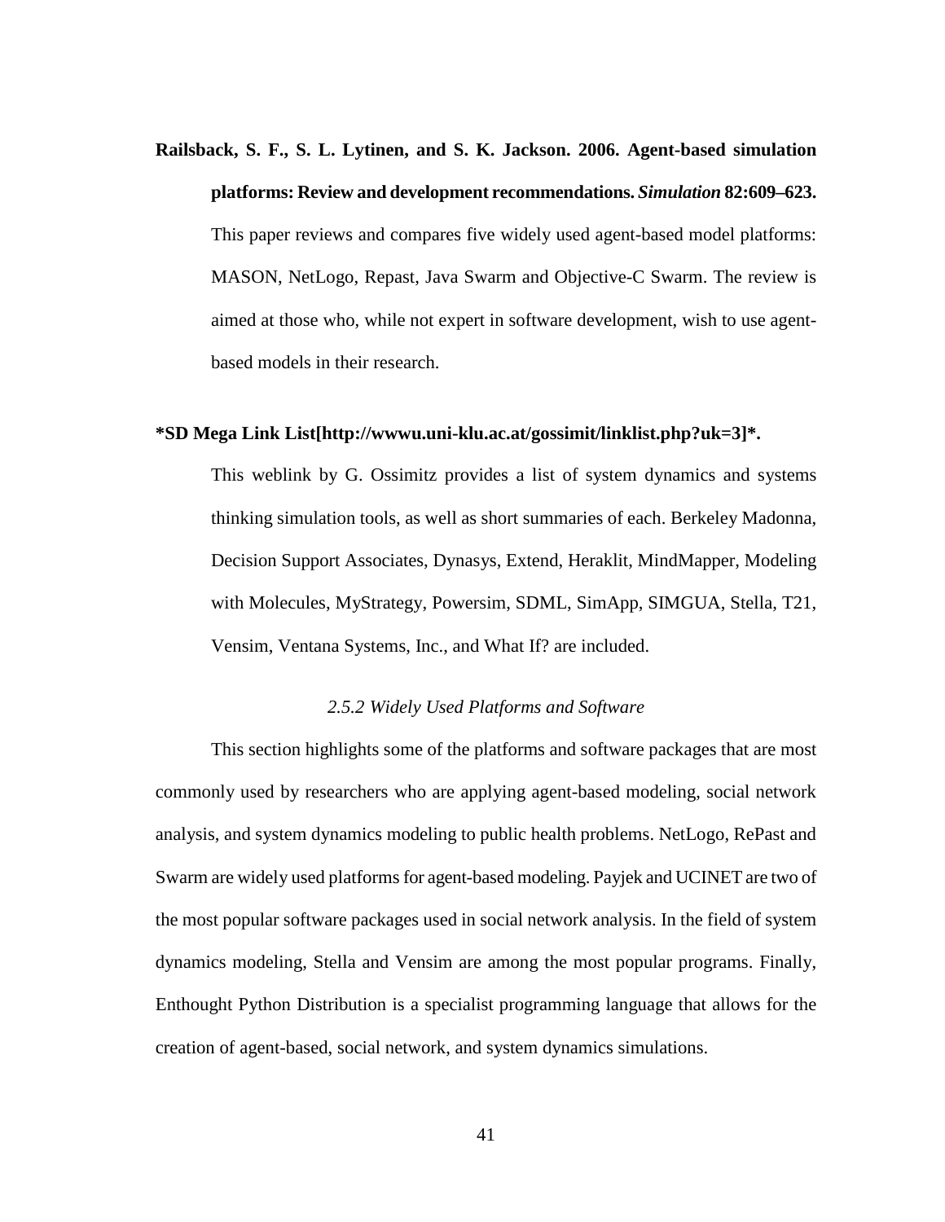**Railsback, S. F., S. L. Lytinen, and S. K. Jackson. 2006. Agent-based simulation platforms: Review and development recommendations. *Simulation* 82:609–623.**

This paper reviews and compares five widely used agent-based model platforms: MASON, NetLogo, Repast, Java Swarm and Objective-C Swarm. The review is aimed at those who, while not expert in software development, wish to use agent-based models in their research.

**\*SD Mega Link List[http://wwwu.uni-klu.ac.at/gossimit/linklist.php?uk=3]\*.**

This weblink by G. Ossimitz provides a list of system dynamics and systems thinking simulation tools, as well as short summaries of each. Berkeley Madonna, Decision Support Associates, Dynasys, Extend, Heraklit, MindMapper, Modeling with Molecules, MyStrategy, Powersim, SDML, SimApp, SIMGUA, Stella, T21, Vensim, Ventana Systems, Inc., and What If? are included.

### *2.5.2 Widely Used Platforms and Software*

This section highlights some of the platforms and software packages that are most commonly used by researchers who are applying agent-based modeling, social network analysis, and system dynamics modeling to public health problems. NetLogo, RePast and Swarm are widely used platforms for agent-based modeling. Payjek and UCINET are two of the most popular software packages used in social network analysis. In the field of system dynamics modeling, Stella and Vensim are among the most popular programs. Finally, Enthought Python Distribution is a specialist programming language that allows for the creation of agent-based, social network, and system dynamics simulations.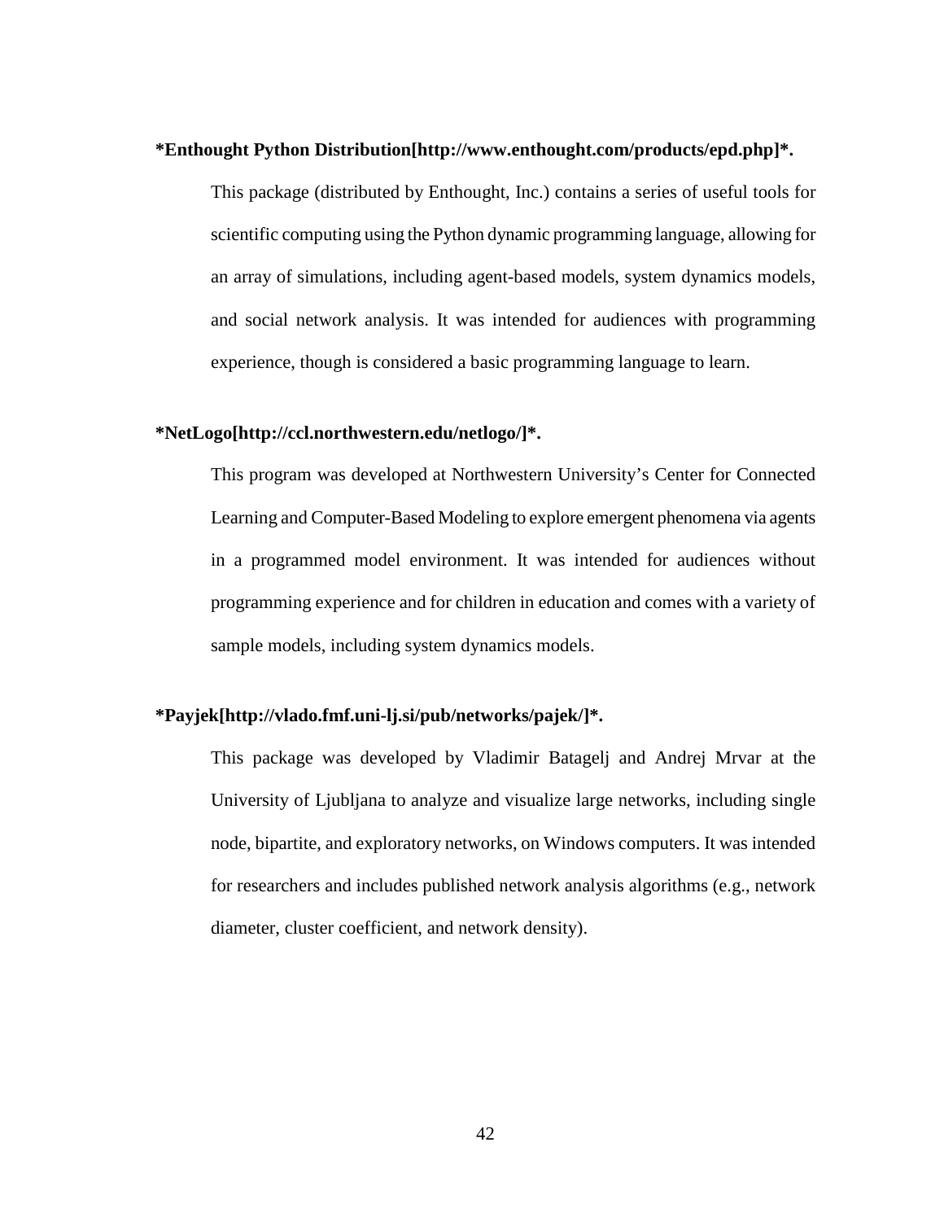**\*Enthought Python Distribution[http://www.enthought.com/products/epd.php]\*.**

This package (distributed by Enthought, Inc.) contains a series of useful tools for scientific computing using the Python dynamic programming language, allowing for an array of simulations, including agent-based models, system dynamics models, and social network analysis. It was intended for audiences with programming experience, though is considered a basic programming language to learn.

**\*NetLogo[http://ccl.northwestern.edu/netlogo/]\*.**

This program was developed at Northwestern University's Center for Connected Learning and Computer-Based Modeling to explore emergent phenomena via agents in a programmed model environment. It was intended for audiences without programming experience and for children in education and comes with a variety of sample models, including system dynamics models.

**\*Payjek[http://vlado.fmf.uni-lj.si/pub/networks/pajek/]\*.**

This package was developed by Vladimir Batagelj and Andrej Mrvar at the University of Ljubljana to analyze and visualize large networks, including single node, bipartite, and exploratory networks, on Windows computers. It was intended for researchers and includes published network analysis algorithms (e.g., network diameter, cluster coefficient, and network density).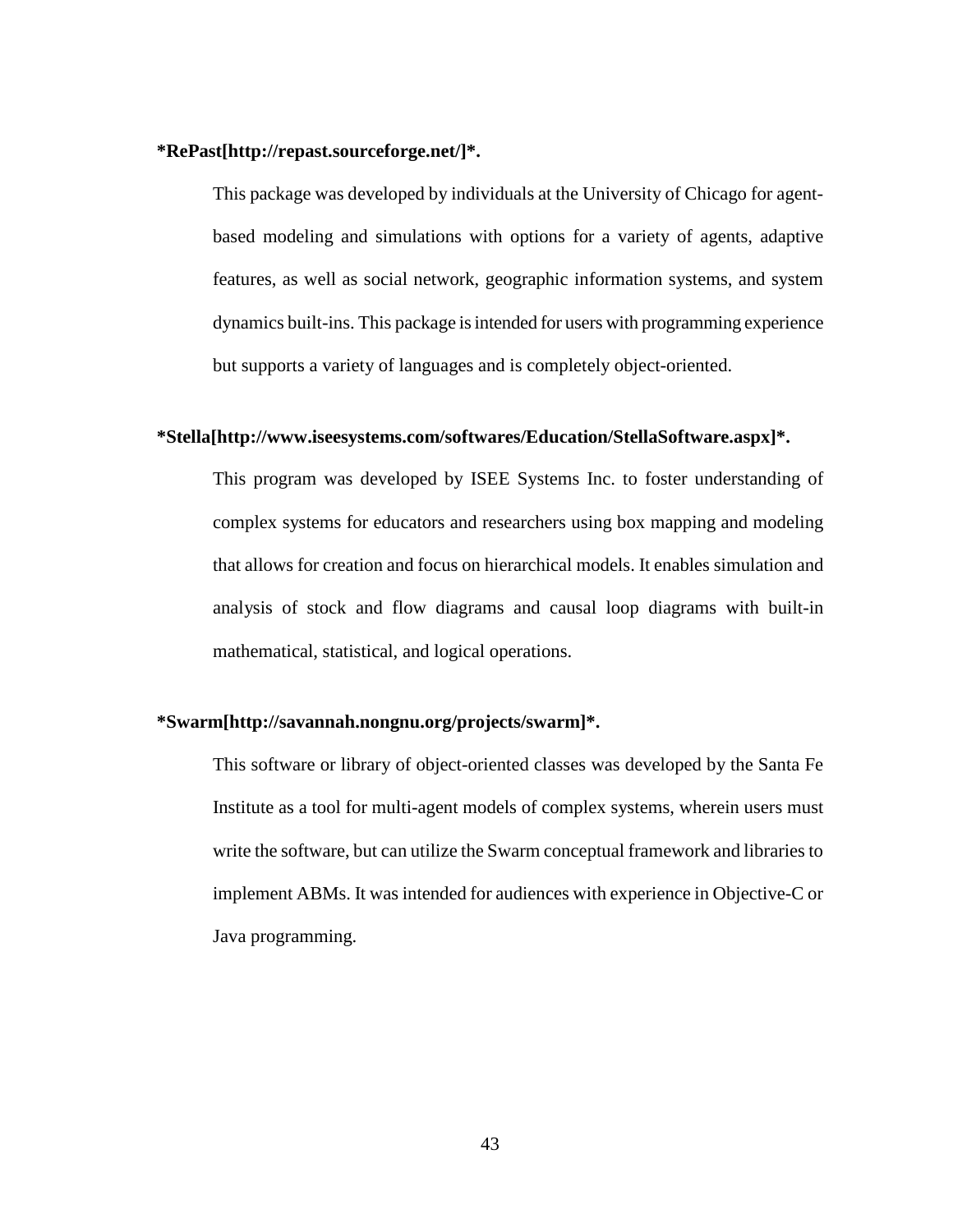**\*RePast[http://repast.sourceforge.net/]\*.**

This package was developed by individuals at the University of Chicago for agent-based modeling and simulations with options for a variety of agents, adaptive features, as well as social network, geographic information systems, and system dynamics built-ins. This package is intended for users with programming experience but supports a variety of languages and is completely object-oriented.

**\*Stella[http://www.iseesystems.com/softwares/Education/StellaSoftware.aspx]\*.**

This program was developed by ISEE Systems Inc. to foster understanding of complex systems for educators and researchers using box mapping and modeling that allows for creation and focus on hierarchical models. It enables simulation and analysis of stock and flow diagrams and causal loop diagrams with built-in mathematical, statistical, and logical operations.

**\*Swarm[http://savannah.nongnu.org/projects/swarm]\*.**

This software or library of object-oriented classes was developed by the Santa Fe Institute as a tool for multi-agent models of complex systems, wherein users must write the software, but can utilize the Swarm conceptual framework and libraries to implement ABMs. It was intended for audiences with experience in Objective-C or Java programming.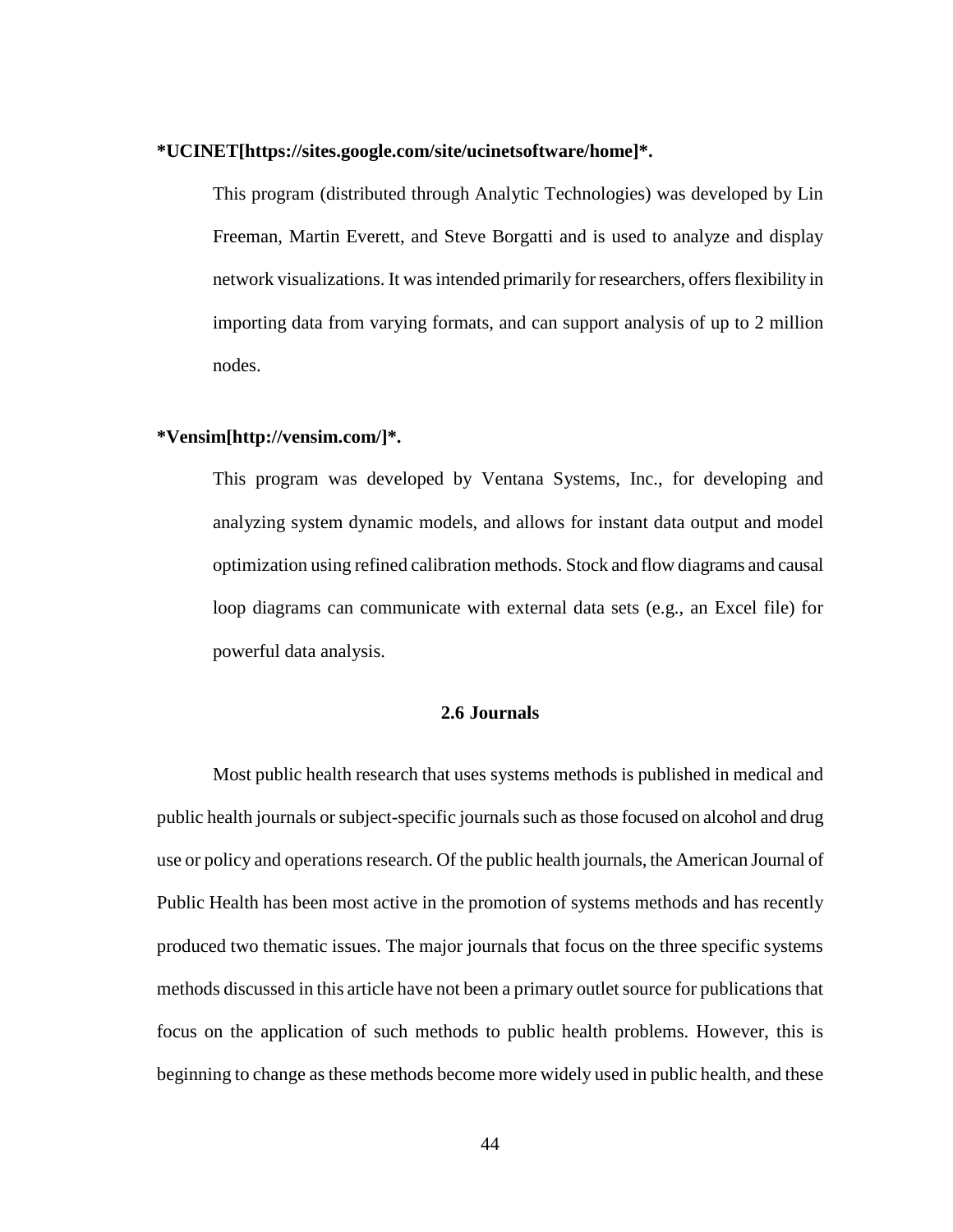**\*UCINET[https://sites.google.com/site/ucinetsoftware/home]\*.**

This program (distributed through Analytic Technologies) was developed by Lin Freeman, Martin Everett, and Steve Borgatti and is used to analyze and display network visualizations. It was intended primarily for researchers, offers flexibility in importing data from varying formats, and can support analysis of up to 2 million nodes.

**\*Vensim[http://vensim.com/]\*.**

This program was developed by Ventana Systems, Inc., for developing and analyzing system dynamic models, and allows for instant data output and model optimization using refined calibration methods. Stock and flow diagrams and causal loop diagrams can communicate with external data sets (e.g., an Excel file) for powerful data analysis.

## 2.6 Journals

Most public health research that uses systems methods is published in medical and public health journals or subject-specific journals such as those focused on alcohol and drug use or policy and operations research. Of the public health journals, the American Journal of Public Health has been most active in the promotion of systems methods and has recently produced two thematic issues. The major journals that focus on the three specific systems methods discussed in this article have not been a primary outlet source for publications that focus on the application of such methods to public health problems. However, this is beginning to change as these methods become more widely used in public health, and these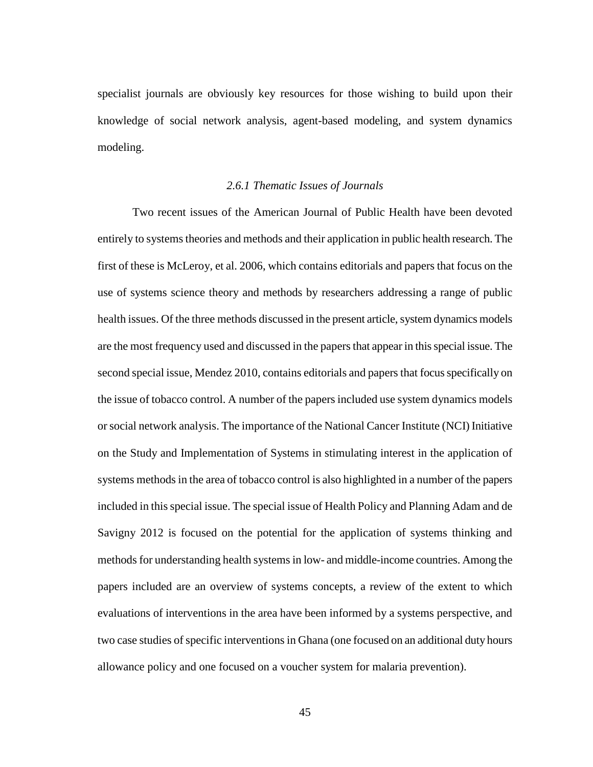specialist journals are obviously key resources for those wishing to build upon their knowledge of social network analysis, agent-based modeling, and system dynamics modeling.

### *2.6.1 Thematic Issues of Journals*

Two recent issues of the American Journal of Public Health have been devoted entirely to systems theories and methods and their application in public health research. The first of these is McLeroy, et al. 2006, which contains editorials and papers that focus on the use of systems science theory and methods by researchers addressing a range of public health issues. Of the three methods discussed in the present article, system dynamics models are the most frequency used and discussed in the papers that appear in this special issue. The second special issue, Mendez 2010, contains editorials and papers that focus specifically on the issue of tobacco control. A number of the papers included use system dynamics models or social network analysis. The importance of the National Cancer Institute (NCI) Initiative on the Study and Implementation of Systems in stimulating interest in the application of systems methods in the area of tobacco control is also highlighted in a number of the papers included in this special issue. The special issue of Health Policy and Planning Adam and de Savigny 2012 is focused on the potential for the application of systems thinking and methods for understanding health systems in low- and middle-income countries. Among the papers included are an overview of systems concepts, a review of the extent to which evaluations of interventions in the area have been informed by a systems perspective, and two case studies of specific interventions in Ghana (one focused on an additional duty hours allowance policy and one focused on a voucher system for malaria prevention).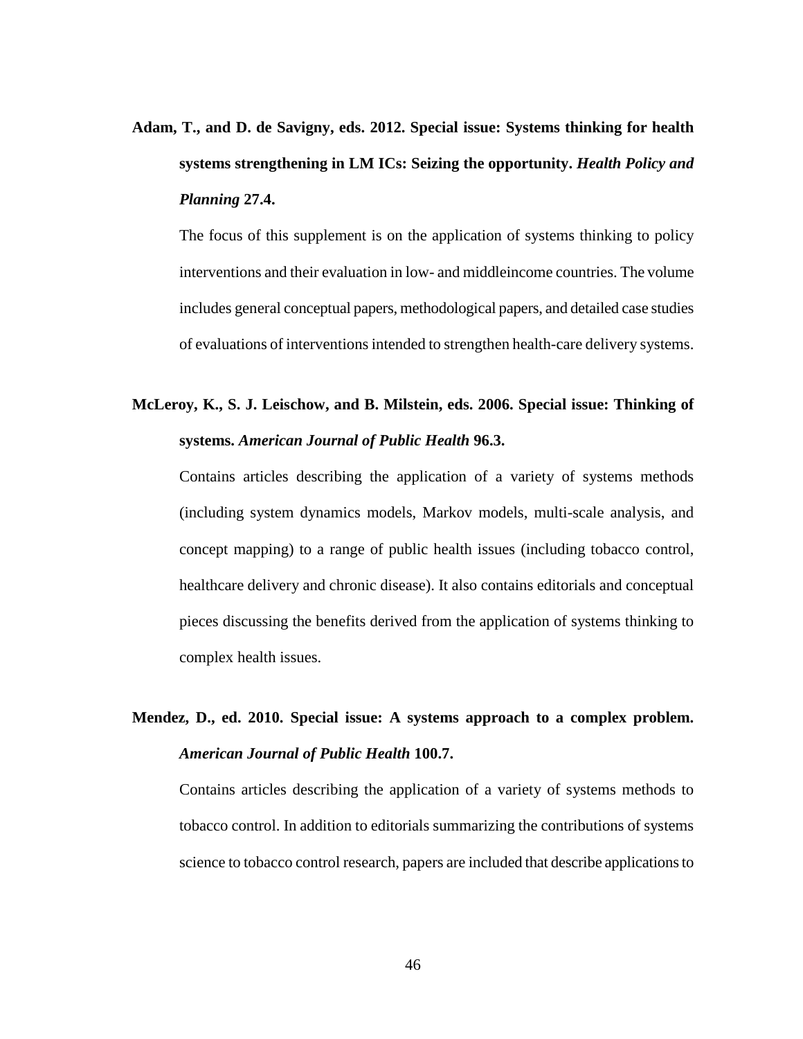**Adam, T., and D. de Savigny, eds. 2012. Special issue: Systems thinking for health systems strengthening in LM ICs: Seizing the opportunity. *Health Policy and Planning* 27.4.**

The focus of this supplement is on the application of systems thinking to policy interventions and their evaluation in low- and middleincome countries. The volume includes general conceptual papers, methodological papers, and detailed case studies of evaluations of interventions intended to strengthen health-care delivery systems.

**McLeroy, K., S. J. Leischow, and B. Milstein, eds. 2006. Special issue: Thinking of systems. *American Journal of Public Health* 96.3.**

Contains articles describing the application of a variety of systems methods (including system dynamics models, Markov models, multi-scale analysis, and concept mapping) to a range of public health issues (including tobacco control, healthcare delivery and chronic disease). It also contains editorials and conceptual pieces discussing the benefits derived from the application of systems thinking to complex health issues.

**Mendez, D., ed. 2010. Special issue: A systems approach to a complex problem. *American Journal of Public Health* 100.7.**

Contains articles describing the application of a variety of systems methods to tobacco control. In addition to editorials summarizing the contributions of systems science to tobacco control research, papers are included that describe applications to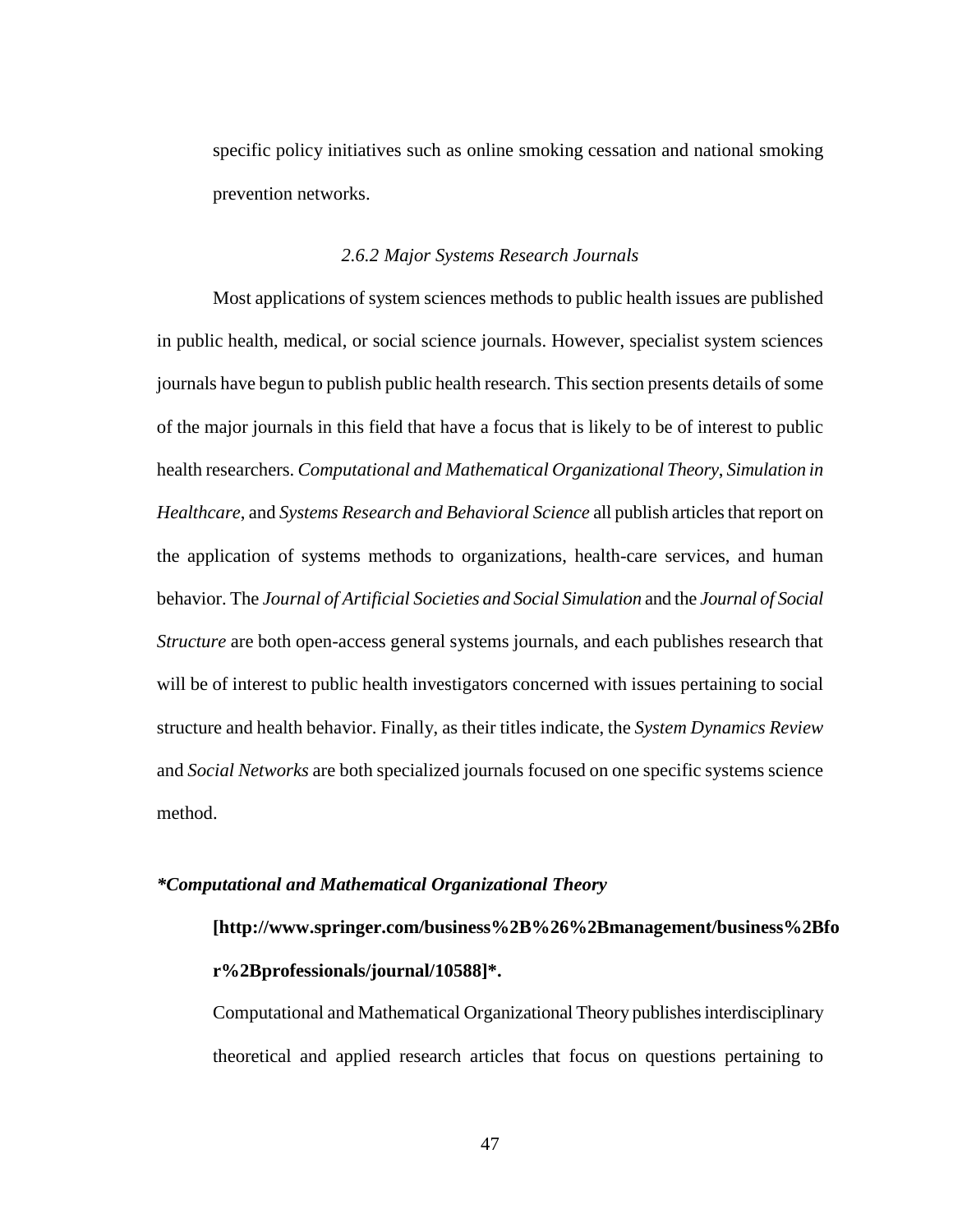specific policy initiatives such as online smoking cessation and national smoking prevention networks.

### *2.6.2 Major Systems Research Journals*

Most applications of system sciences methods to public health issues are published in public health, medical, or social science journals. However, specialist system sciences journals have begun to publish public health research. This section presents details of some of the major journals in this field that have a focus that is likely to be of interest to public health researchers. *Computational and Mathematical Organizational Theory*, *Simulation in Healthcare*, and *Systems Research and Behavioral Science* all publish articles that report on the application of systems methods to organizations, health-care services, and human behavior. The *Journal of Artificial Societies and Social Simulation* and the *Journal of Social Structure* are both open-access general systems journals, and each publishes research that will be of interest to public health investigators concerned with issues pertaining to social structure and health behavior. Finally, as their titles indicate, the *System Dynamics Review* and *Social Networks* are both specialized journals focused on one specific systems science method.

***Computational and Mathematical Organizational Theory**

**[http://www.springer.com/business%2B%26%2Bmanagement/business%2Bfor%2Bprofessionals/journal/10588]*.**

Computational and Mathematical Organizational Theory publishes interdisciplinary theoretical and applied research articles that focus on questions pertaining to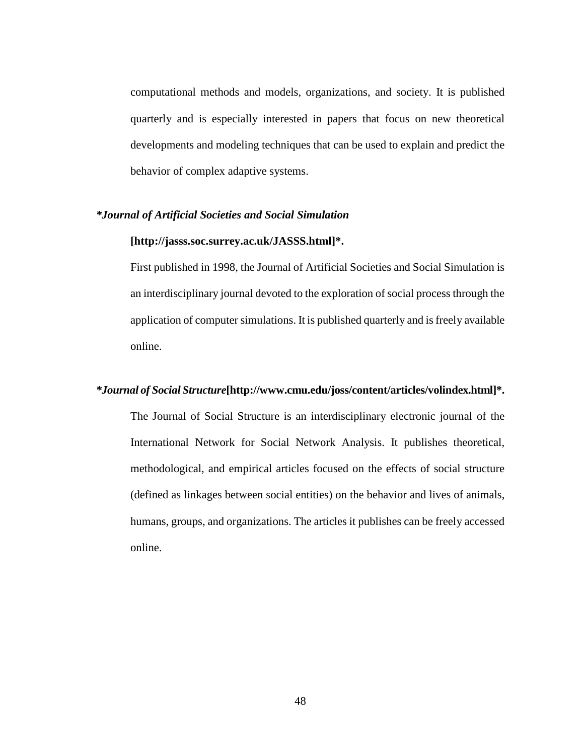computational methods and models, organizations, and society. It is published quarterly and is especially interested in papers that focus on new theoretical developments and modeling techniques that can be used to explain and predict the behavior of complex adaptive systems.

***Journal of Artificial Societies and Social Simulation* [http://jasss.soc.surrey.ac.uk/JASSS.html]*.**

First published in 1998, the Journal of Artificial Societies and Social Simulation is an interdisciplinary journal devoted to the exploration of social process through the application of computer simulations. It is published quarterly and is freely available online.

***Journal of Social Structure*[http://www.cmu.edu/joss/content/articles/volindex.html]*.**

The Journal of Social Structure is an interdisciplinary electronic journal of the International Network for Social Network Analysis. It publishes theoretical, methodological, and empirical articles focused on the effects of social structure (defined as linkages between social entities) on the behavior and lives of animals, humans, groups, and organizations. The articles it publishes can be freely accessed online.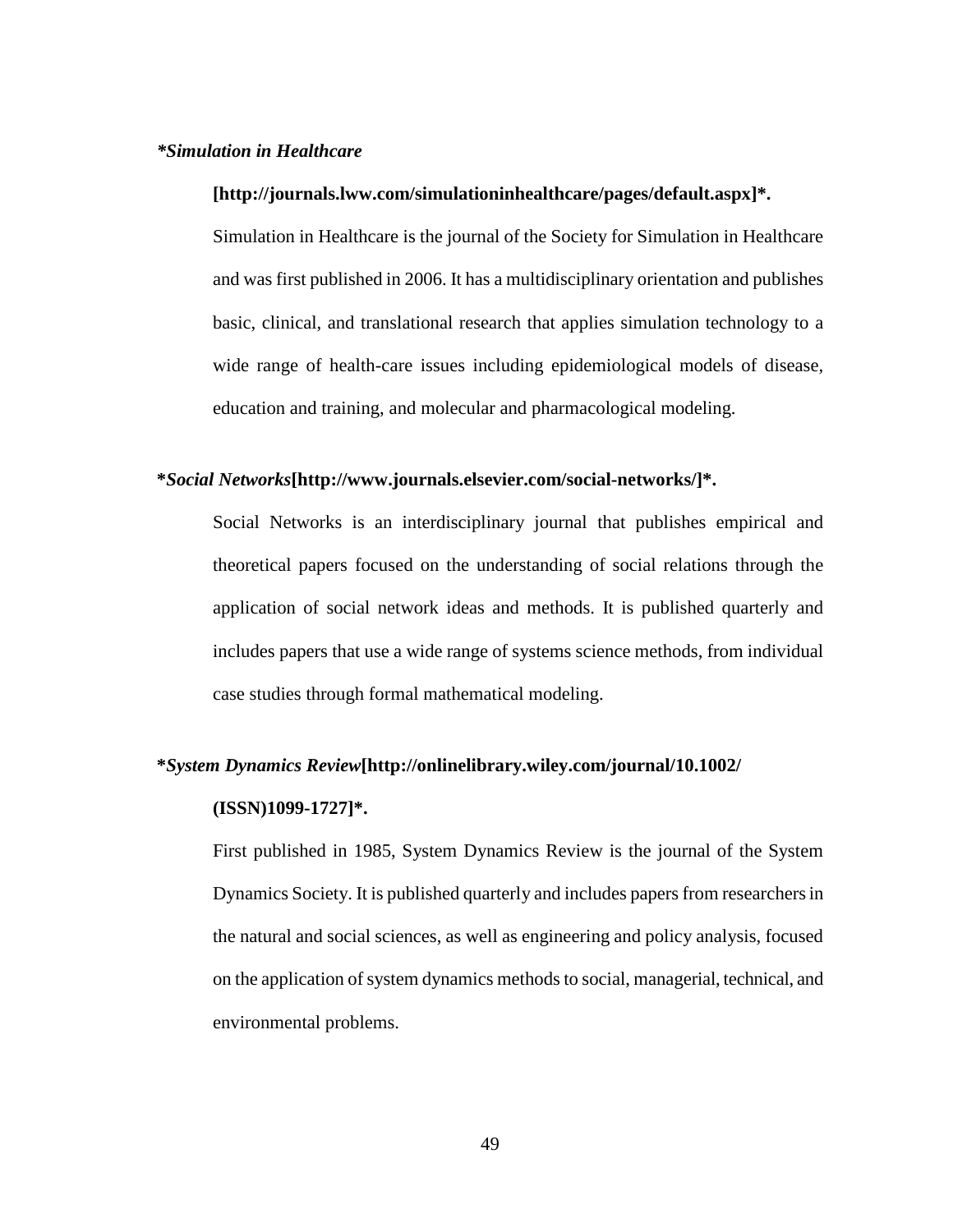***Simulation in Healthcare***
**[http://journals.lww.com/simulationinhealthcare/pages/default.aspx]*.**

Simulation in Healthcare is the journal of the Society for Simulation in Healthcare and was first published in 2006. It has a multidisciplinary orientation and publishes basic, clinical, and translational research that applies simulation technology to a wide range of health-care issues including epidemiological models of disease, education and training, and molecular and pharmacological modeling.

***Social Networks*[http://www.journals.elsevier.com/social-networks/]*.**

Social Networks is an interdisciplinary journal that publishes empirical and theoretical papers focused on the understanding of social relations through the application of social network ideas and methods. It is published quarterly and includes papers that use a wide range of systems science methods, from individual case studies through formal mathematical modeling.

***System Dynamics Review*[http://onlinelibrary.wiley.com/journal/10.1002/(ISSN)1099-1727]*.**

First published in 1985, System Dynamics Review is the journal of the System Dynamics Society. It is published quarterly and includes papers from researchers in the natural and social sciences, as well as engineering and policy analysis, focused on the application of system dynamics methods to social, managerial, technical, and environmental problems.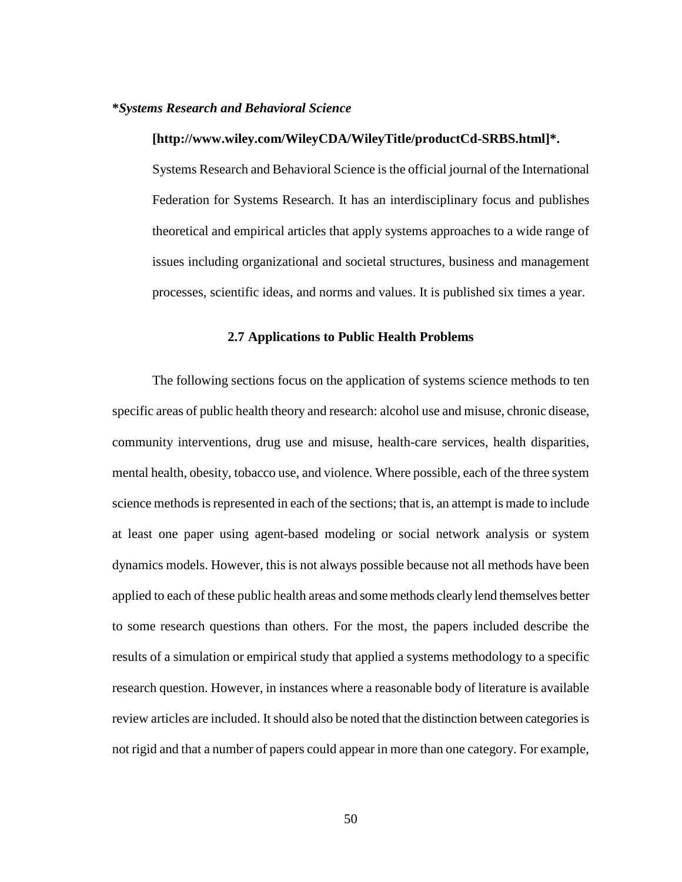***Systems Research and Behavioral Science***

**[http://www.wiley.com/WileyCDA/WileyTitle/productCd-SRBS.html]*.**

Systems Research and Behavioral Science is the official journal of the International Federation for Systems Research. It has an interdisciplinary focus and publishes theoretical and empirical articles that apply systems approaches to a wide range of issues including organizational and societal structures, business and management processes, scientific ideas, and norms and values. It is published six times a year.

## 2.7 Applications to Public Health Problems

The following sections focus on the application of systems science methods to ten specific areas of public health theory and research: alcohol use and misuse, chronic disease, community interventions, drug use and misuse, health-care services, health disparities, mental health, obesity, tobacco use, and violence. Where possible, each of the three system science methods is represented in each of the sections; that is, an attempt is made to include at least one paper using agent-based modeling or social network analysis or system dynamics models. However, this is not always possible because not all methods have been applied to each of these public health areas and some methods clearly lend themselves better to some research questions than others. For the most, the papers included describe the results of a simulation or empirical study that applied a systems methodology to a specific research question. However, in instances where a reasonable body of literature is available review articles are included. It should also be noted that the distinction between categories is not rigid and that a number of papers could appear in more than one category. For example,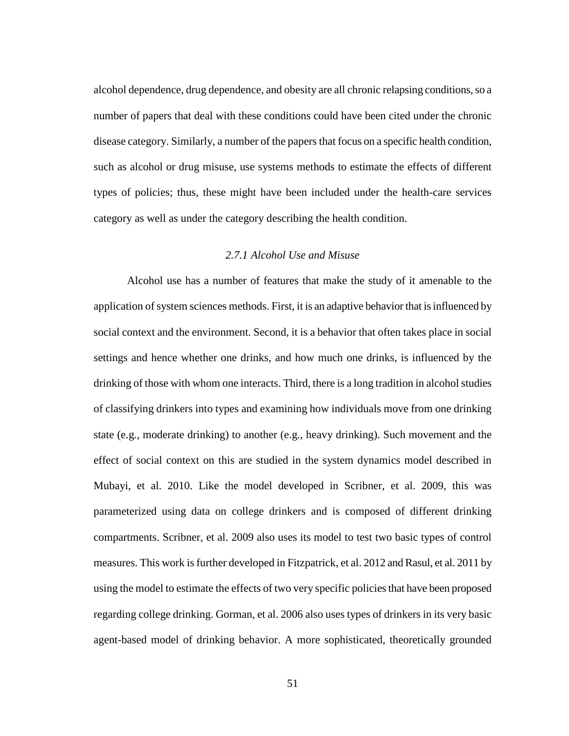alcohol dependence, drug dependence, and obesity are all chronic relapsing conditions, so a number of papers that deal with these conditions could have been cited under the chronic disease category. Similarly, a number of the papers that focus on a specific health condition, such as alcohol or drug misuse, use systems methods to estimate the effects of different types of policies; thus, these might have been included under the health-care services category as well as under the category describing the health condition.

### *2.7.1 Alcohol Use and Misuse*

Alcohol use has a number of features that make the study of it amenable to the application of system sciences methods. First, it is an adaptive behavior that is influenced by social context and the environment. Second, it is a behavior that often takes place in social settings and hence whether one drinks, and how much one drinks, is influenced by the drinking of those with whom one interacts. Third, there is a long tradition in alcohol studies of classifying drinkers into types and examining how individuals move from one drinking state (e.g., moderate drinking) to another (e.g., heavy drinking). Such movement and the effect of social context on this are studied in the system dynamics model described in Mubayi, et al. 2010. Like the model developed in Scribner, et al. 2009, this was parameterized using data on college drinkers and is composed of different drinking compartments. Scribner, et al. 2009 also uses its model to test two basic types of control measures. This work is further developed in Fitzpatrick, et al. 2012 and Rasul, et al. 2011 by using the model to estimate the effects of two very specific policies that have been proposed regarding college drinking. Gorman, et al. 2006 also uses types of drinkers in its very basic agent-based model of drinking behavior. A more sophisticated, theoretically grounded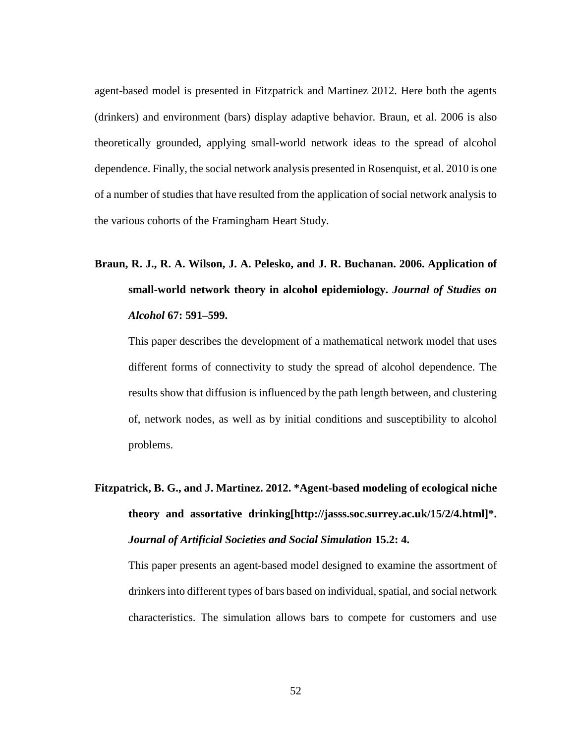agent-based model is presented in Fitzpatrick and Martinez 2012. Here both the agents (drinkers) and environment (bars) display adaptive behavior. Braun, et al. 2006 is also theoretically grounded, applying small-world network ideas to the spread of alcohol dependence. Finally, the social network analysis presented in Rosenquist, et al. 2010 is one of a number of studies that have resulted from the application of social network analysis to the various cohorts of the Framingham Heart Study.

**Braun, R. J., R. A. Wilson, J. A. Pelesko, and J. R. Buchanan. 2006. Application of small-world network theory in alcohol epidemiology. *Journal of Studies on Alcohol* 67: 591–599.**

This paper describes the development of a mathematical network model that uses different forms of connectivity to study the spread of alcohol dependence. The results show that diffusion is influenced by the path length between, and clustering of, network nodes, as well as by initial conditions and susceptibility to alcohol problems.

**Fitzpatrick, B. G., and J. Martinez. 2012. *Agent-based modeling of ecological niche theory and assortative drinking[http://jasss.soc.surrey.ac.uk/15/2/4.html]*. *Journal of Artificial Societies and Social Simulation* 15.2: 4.**

This paper presents an agent-based model designed to examine the assortment of drinkers into different types of bars based on individual, spatial, and social network characteristics. The simulation allows bars to compete for customers and use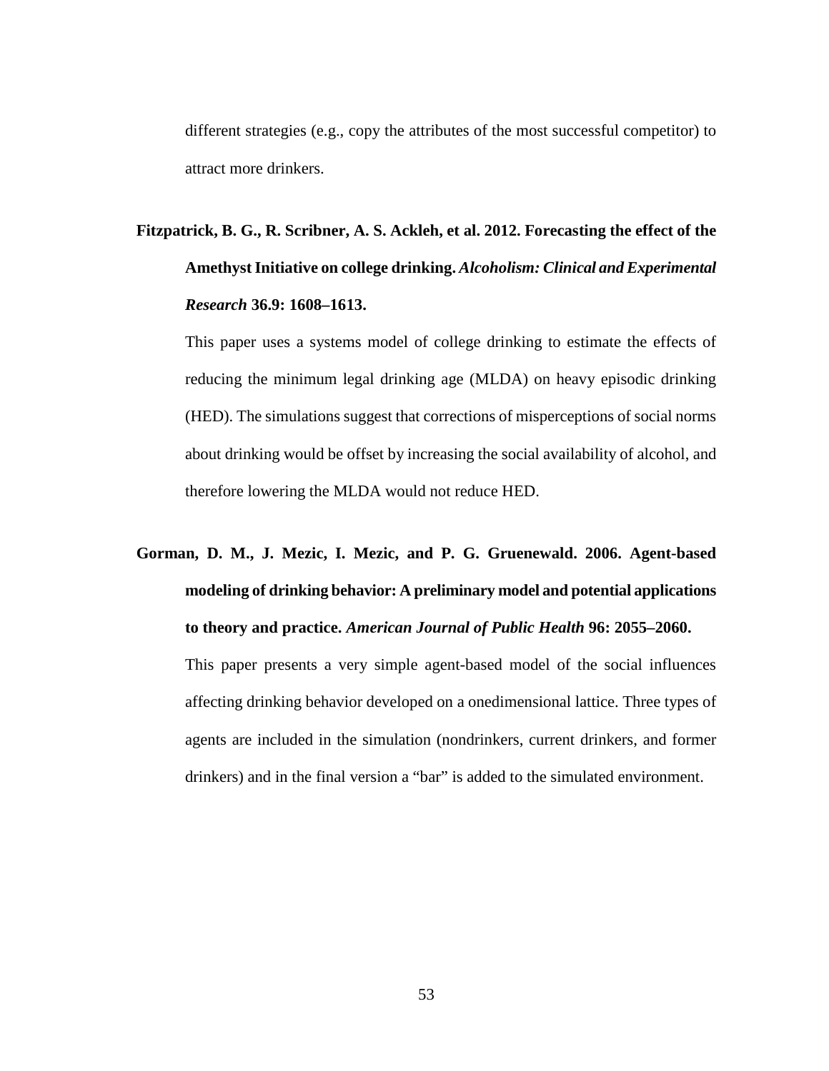different strategies (e.g., copy the attributes of the most successful competitor) to attract more drinkers.

**Fitzpatrick, B. G., R. Scribner, A. S. Ackleh, et al. 2012. Forecasting the effect of the Amethyst Initiative on college drinking.** ***Alcoholism: Clinical and Experimental Research*** **36.9: 1608–1613.**

This paper uses a systems model of college drinking to estimate the effects of reducing the minimum legal drinking age (MLDA) on heavy episodic drinking (HED). The simulations suggest that corrections of misperceptions of social norms about drinking would be offset by increasing the social availability of alcohol, and therefore lowering the MLDA would not reduce HED.

**Gorman, D. M., J. Mezic, I. Mezic, and P. G. Gruenewald. 2006. Agent-based modeling of drinking behavior: A preliminary model and potential applications to theory and practice.** ***American Journal of Public Health*** **96: 2055–2060.**

This paper presents a very simple agent-based model of the social influences affecting drinking behavior developed on a onedimensional lattice. Three types of agents are included in the simulation (nondrinkers, current drinkers, and former drinkers) and in the final version a "bar" is added to the simulated environment.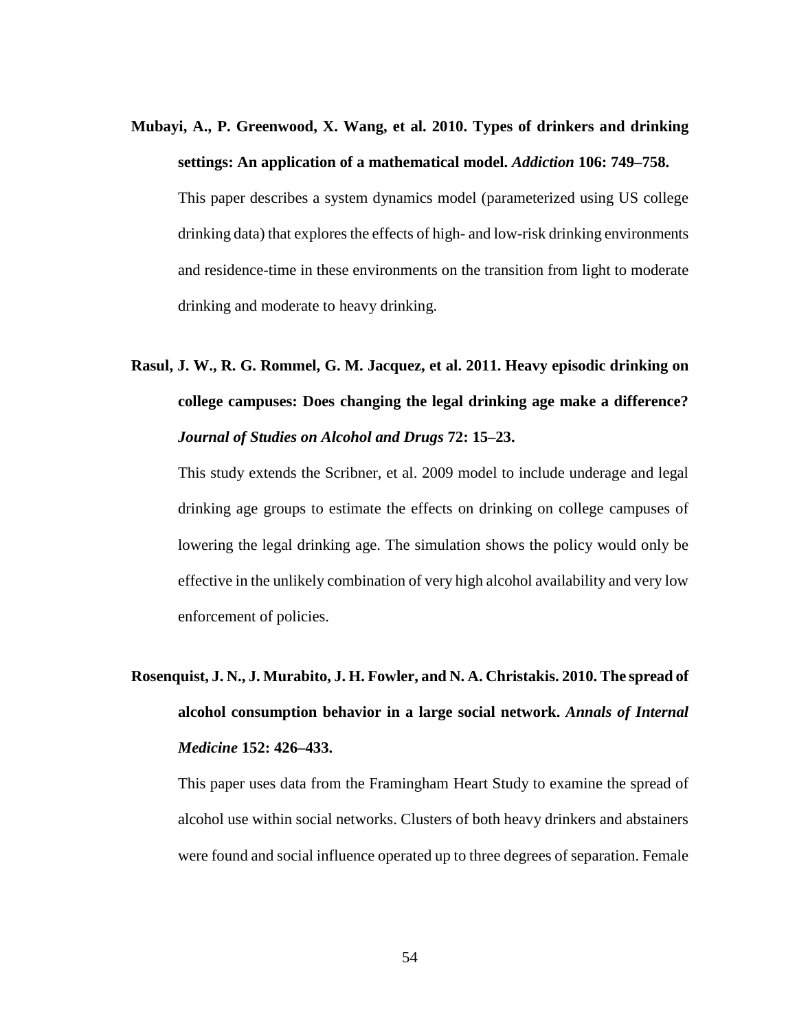**Mubayi, A., P. Greenwood, X. Wang, et al. 2010. Types of drinkers and drinking settings: An application of a mathematical model. *Addiction* 106: 749–758.**

This paper describes a system dynamics model (parameterized using US college drinking data) that explores the effects of high- and low-risk drinking environments and residence-time in these environments on the transition from light to moderate drinking and moderate to heavy drinking.

**Rasul, J. W., R. G. Rommel, G. M. Jacquez, et al. 2011. Heavy episodic drinking on college campuses: Does changing the legal drinking age make a difference? *Journal of Studies on Alcohol and Drugs* 72: 15–23.**

This study extends the Scribner, et al. 2009 model to include underage and legal drinking age groups to estimate the effects on drinking on college campuses of lowering the legal drinking age. The simulation shows the policy would only be effective in the unlikely combination of very high alcohol availability and very low enforcement of policies.

**Rosenquist, J. N., J. Murabito, J. H. Fowler, and N. A. Christakis. 2010. The spread of alcohol consumption behavior in a large social network. *Annals of Internal Medicine* 152: 426–433.**

This paper uses data from the Framingham Heart Study to examine the spread of alcohol use within social networks. Clusters of both heavy drinkers and abstainers were found and social influence operated up to three degrees of separation. Female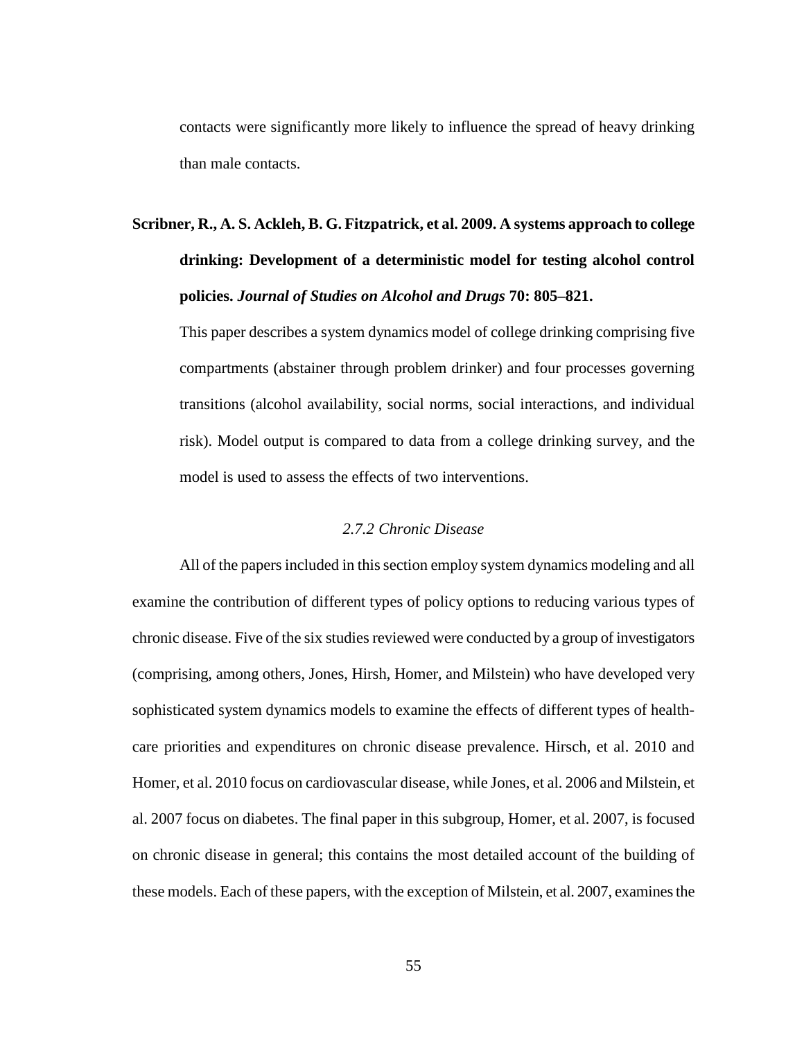contacts were significantly more likely to influence the spread of heavy drinking than male contacts.

**Scribner, R., A. S. Ackleh, B. G. Fitzpatrick, et al. 2009. A systems approach to college drinking: Development of a deterministic model for testing alcohol control policies. *Journal of Studies on Alcohol and Drugs* 70: 805–821.**

This paper describes a system dynamics model of college drinking comprising five compartments (abstainer through problem drinker) and four processes governing transitions (alcohol availability, social norms, social interactions, and individual risk). Model output is compared to data from a college drinking survey, and the model is used to assess the effects of two interventions.

### *2.7.2 Chronic Disease*

All of the papers included in this section employ system dynamics modeling and all examine the contribution of different types of policy options to reducing various types of chronic disease. Five of the six studies reviewed were conducted by a group of investigators (comprising, among others, Jones, Hirsh, Homer, and Milstein) who have developed very sophisticated system dynamics models to examine the effects of different types of health-care priorities and expenditures on chronic disease prevalence. Hirsch, et al. 2010 and Homer, et al. 2010 focus on cardiovascular disease, while Jones, et al. 2006 and Milstein, et al. 2007 focus on diabetes. The final paper in this subgroup, Homer, et al. 2007, is focused on chronic disease in general; this contains the most detailed account of the building of these models. Each of these papers, with the exception of Milstein, et al. 2007, examines the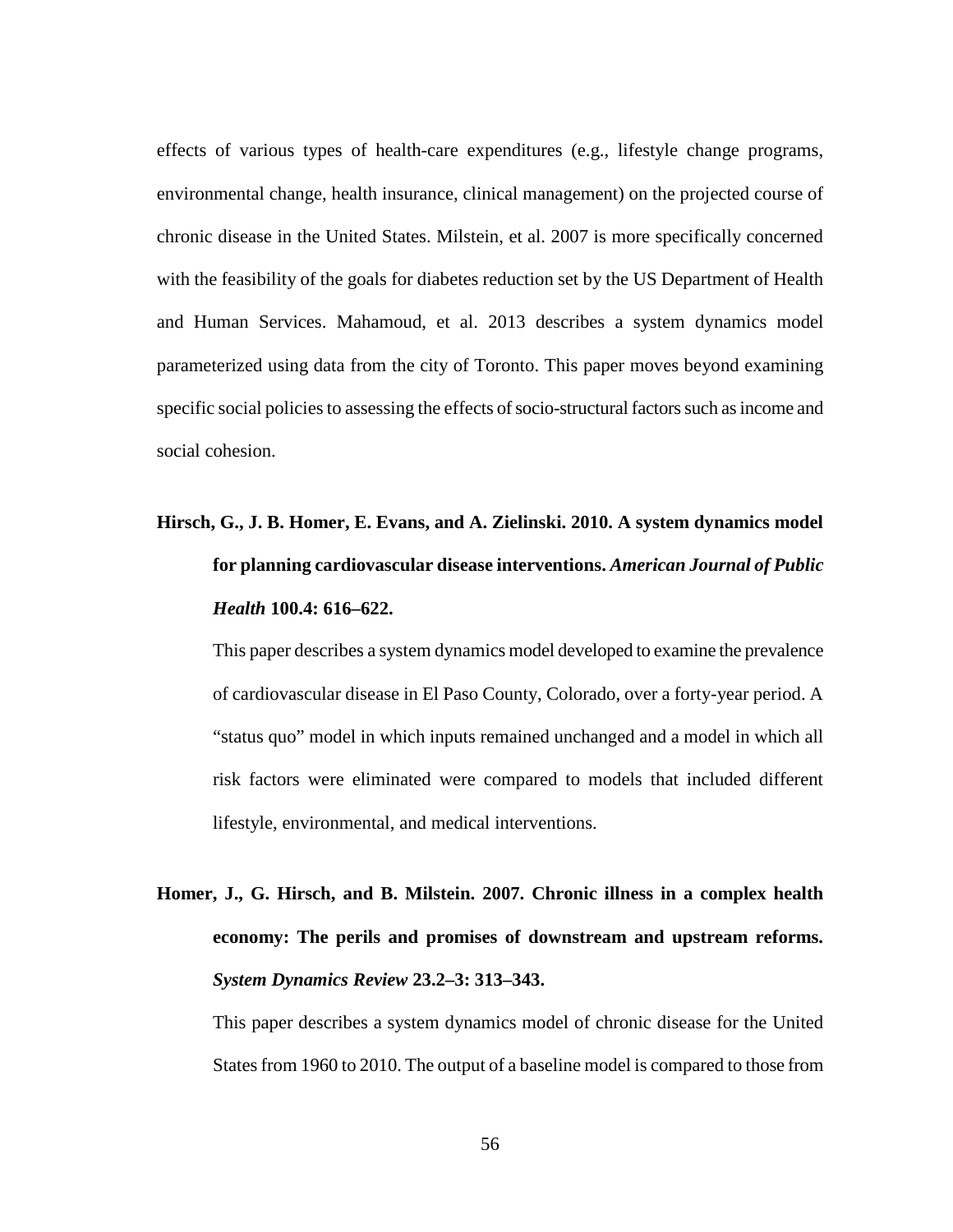effects of various types of health-care expenditures (e.g., lifestyle change programs, environmental change, health insurance, clinical management) on the projected course of chronic disease in the United States. Milstein, et al. 2007 is more specifically concerned with the feasibility of the goals for diabetes reduction set by the US Department of Health and Human Services. Mahamoud, et al. 2013 describes a system dynamics model parameterized using data from the city of Toronto. This paper moves beyond examining specific social policies to assessing the effects of socio-structural factors such as income and social cohesion.

**Hirsch, G., J. B. Homer, E. Evans, and A. Zielinski. 2010. A system dynamics model for planning cardiovascular disease interventions. *American Journal of Public Health* 100.4: 616–622.**

This paper describes a system dynamics model developed to examine the prevalence of cardiovascular disease in El Paso County, Colorado, over a forty-year period. A "status quo" model in which inputs remained unchanged and a model in which all risk factors were eliminated were compared to models that included different lifestyle, environmental, and medical interventions.

**Homer, J., G. Hirsch, and B. Milstein. 2007. Chronic illness in a complex health economy: The perils and promises of downstream and upstream reforms. *System Dynamics Review* 23.2–3: 313–343.**

This paper describes a system dynamics model of chronic disease for the United States from 1960 to 2010. The output of a baseline model is compared to those from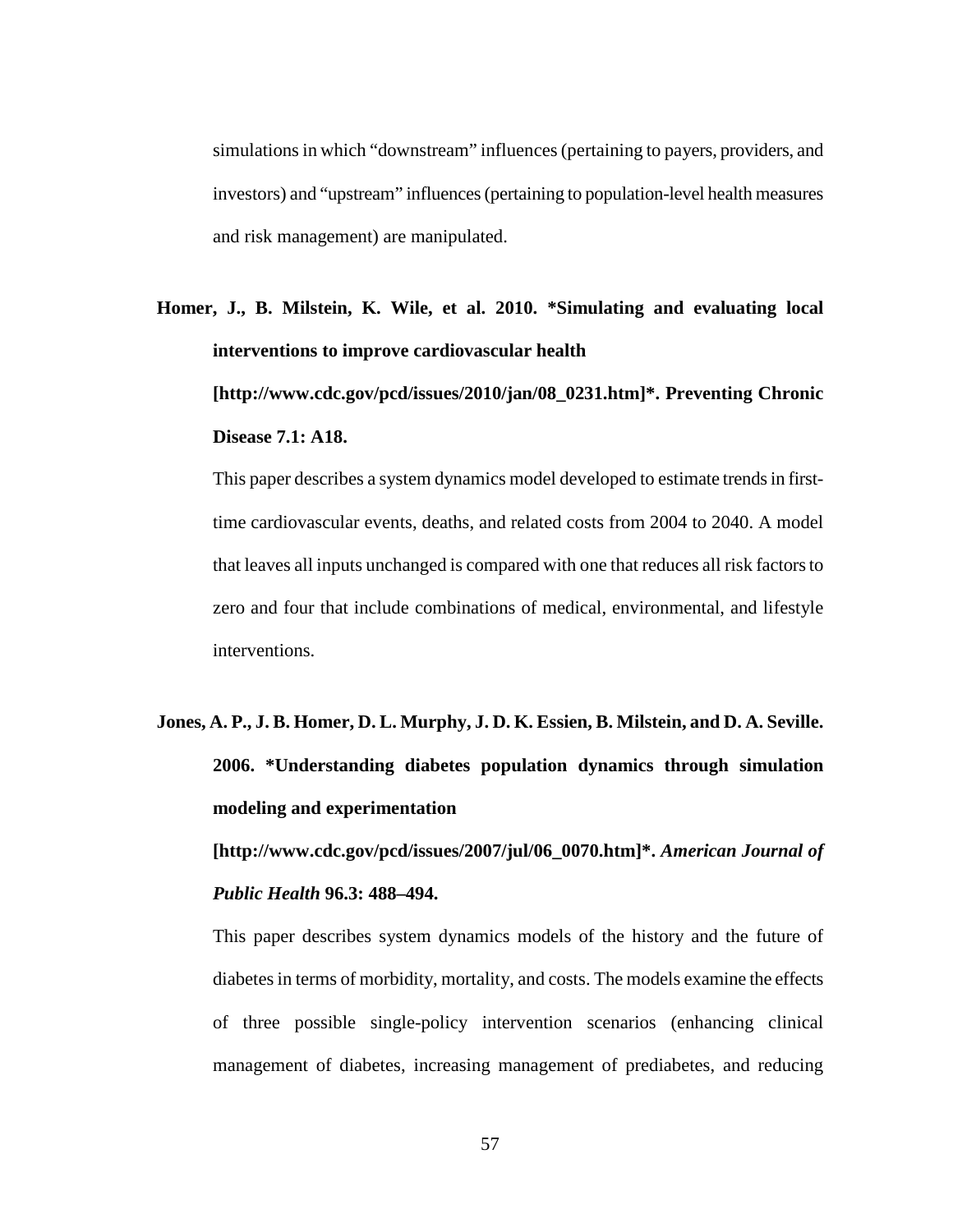simulations in which "downstream" influences (pertaining to payers, providers, and investors) and "upstream" influences (pertaining to population-level health measures and risk management) are manipulated.

**Homer, J., B. Milstein, K. Wile, et al. 2010. *Simulating and evaluating local interventions to improve cardiovascular health [http://www.cdc.gov/pcd/issues/2010/jan/08_0231.htm]*. Preventing Chronic Disease 7.1: A18.**

This paper describes a system dynamics model developed to estimate trends in first-time cardiovascular events, deaths, and related costs from 2004 to 2040. A model that leaves all inputs unchanged is compared with one that reduces all risk factors to zero and four that include combinations of medical, environmental, and lifestyle interventions.

**Jones, A. P., J. B. Homer, D. L. Murphy, J. D. K. Essien, B. Milstein, and D. A. Seville. 2006. *Understanding diabetes population dynamics through simulation modeling and experimentation [http://www.cdc.gov/pcd/issues/2007/jul/06_0070.htm]*. *American Journal of Public Health* 96.3: 488–494.**

This paper describes system dynamics models of the history and the future of diabetes in terms of morbidity, mortality, and costs. The models examine the effects of three possible single-policy intervention scenarios (enhancing clinical management of diabetes, increasing management of prediabetes, and reducing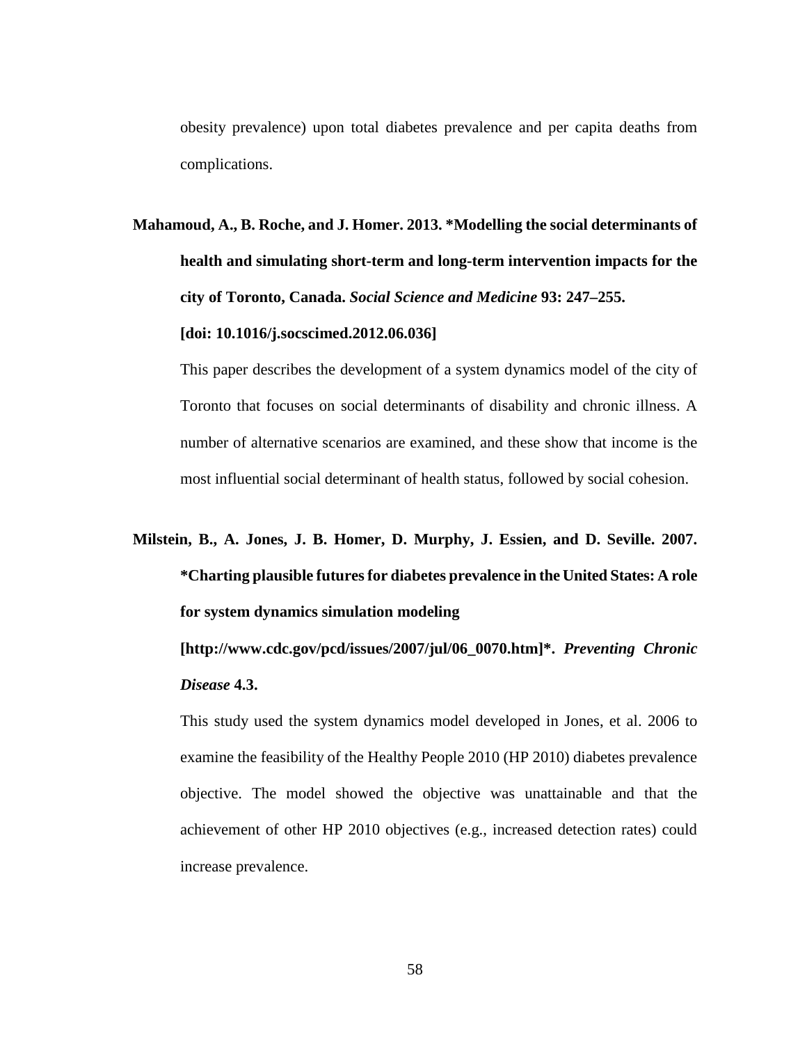obesity prevalence) upon total diabetes prevalence and per capita deaths from complications.

**Mahamoud, A., B. Roche, and J. Homer. 2013. *Modelling the social determinants of health and simulating short-term and long-term intervention impacts for the city of Toronto, Canada. *Social Science and Medicine* 93: 247–255. [doi: 10.1016/j.socscimed.2012.06.036]**

This paper describes the development of a system dynamics model of the city of Toronto that focuses on social determinants of disability and chronic illness. A number of alternative scenarios are examined, and these show that income is the most influential social determinant of health status, followed by social cohesion.

**Milstein, B., A. Jones, J. B. Homer, D. Murphy, J. Essien, and D. Seville. 2007. *Charting plausible futures for diabetes prevalence in the United States: A role for system dynamics simulation modeling [http://www.cdc.gov/pcd/issues/2007/jul/06_0070.htm]*. *Preventing Chronic Disease* 4.3.**

This study used the system dynamics model developed in Jones, et al. 2006 to examine the feasibility of the Healthy People 2010 (HP 2010) diabetes prevalence objective. The model showed the objective was unattainable and that the achievement of other HP 2010 objectives (e.g., increased detection rates) could increase prevalence.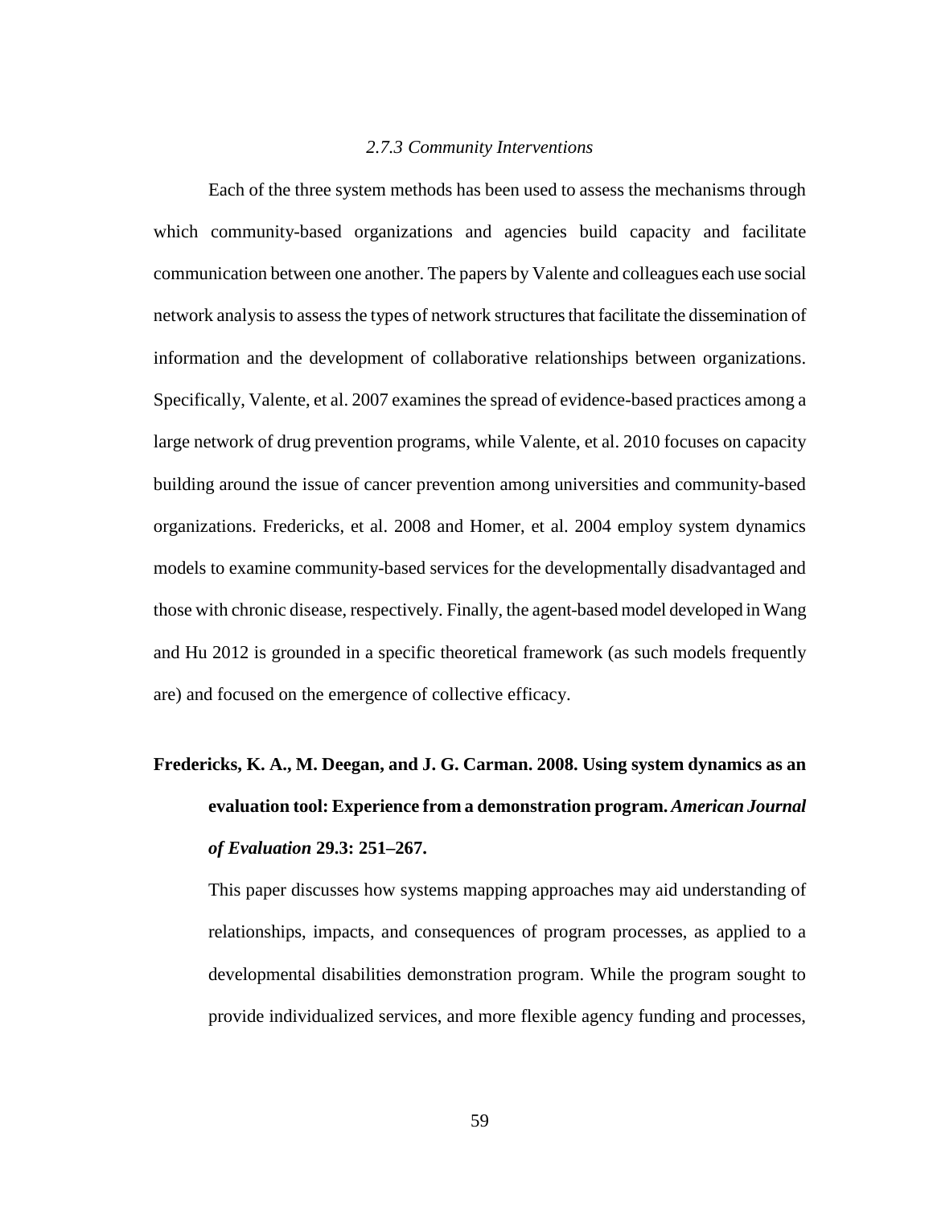### *2.7.3 Community Interventions*

Each of the three system methods has been used to assess the mechanisms through which community-based organizations and agencies build capacity and facilitate communication between one another. The papers by Valente and colleagues each use social network analysis to assess the types of network structures that facilitate the dissemination of information and the development of collaborative relationships between organizations. Specifically, Valente, et al. 2007 examines the spread of evidence-based practices among a large network of drug prevention programs, while Valente, et al. 2010 focuses on capacity building around the issue of cancer prevention among universities and community-based organizations. Fredericks, et al. 2008 and Homer, et al. 2004 employ system dynamics models to examine community-based services for the developmentally disadvantaged and those with chronic disease, respectively. Finally, the agent-based model developed in Wang and Hu 2012 is grounded in a specific theoretical framework (as such models frequently are) and focused on the emergence of collective efficacy.

**Fredericks, K. A., M. Deegan, and J. G. Carman. 2008. Using system dynamics as an evaluation tool: Experience from a demonstration program. *American Journal of Evaluation* 29.3: 251–267.**

This paper discusses how systems mapping approaches may aid understanding of relationships, impacts, and consequences of program processes, as applied to a developmental disabilities demonstration program. While the program sought to provide individualized services, and more flexible agency funding and processes,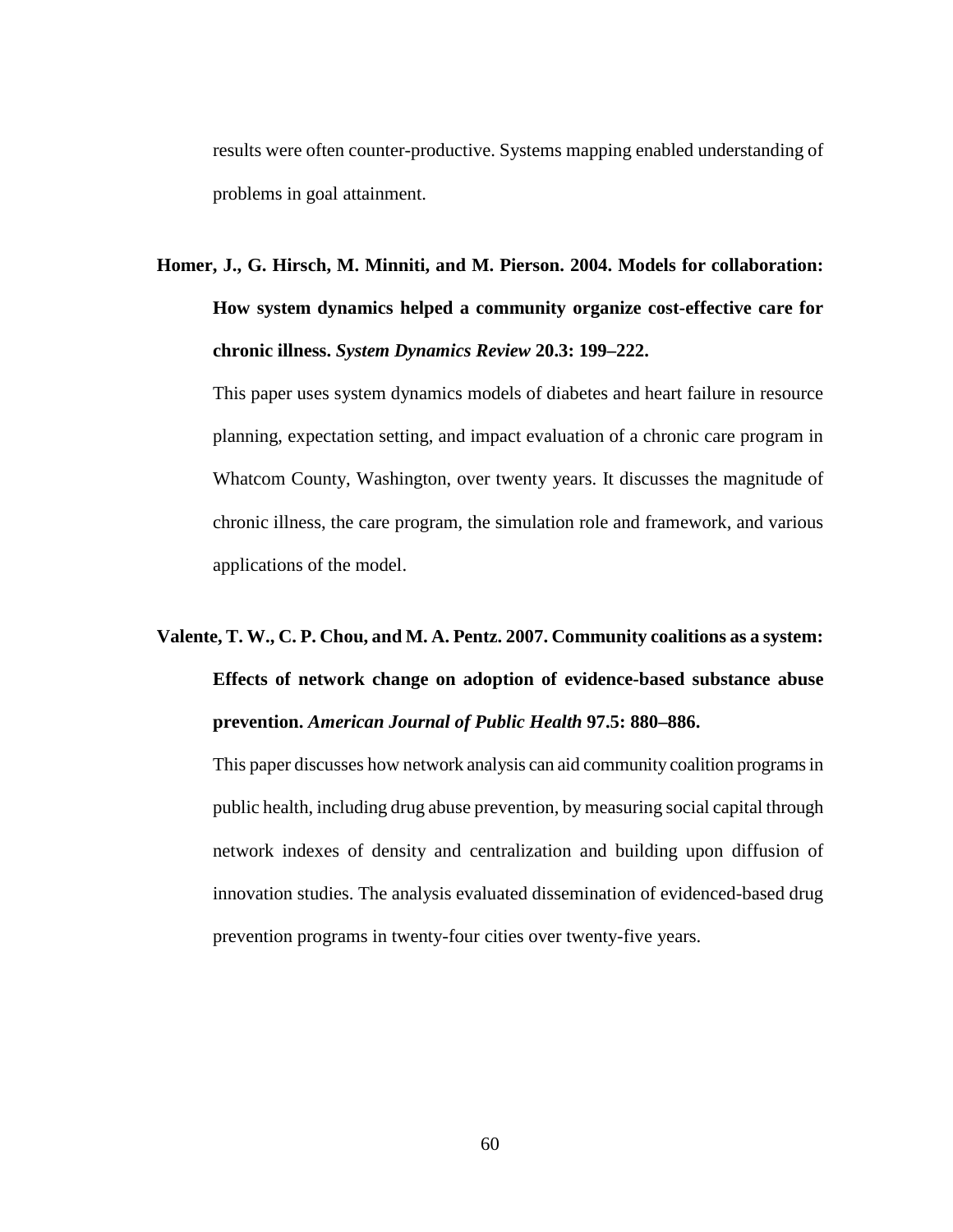results were often counter-productive. Systems mapping enabled understanding of problems in goal attainment.

**Homer, J., G. Hirsch, M. Minniti, and M. Pierson. 2004. Models for collaboration: How system dynamics helped a community organize cost-effective care for chronic illness. *System Dynamics Review* 20.3: 199–222.**

This paper uses system dynamics models of diabetes and heart failure in resource planning, expectation setting, and impact evaluation of a chronic care program in Whatcom County, Washington, over twenty years. It discusses the magnitude of chronic illness, the care program, the simulation role and framework, and various applications of the model.

**Valente, T. W., C. P. Chou, and M. A. Pentz. 2007. Community coalitions as a system: Effects of network change on adoption of evidence-based substance abuse prevention. *American Journal of Public Health* 97.5: 880–886.**

This paper discusses how network analysis can aid community coalition programs in public health, including drug abuse prevention, by measuring social capital through network indexes of density and centralization and building upon diffusion of innovation studies. The analysis evaluated dissemination of evidenced-based drug prevention programs in twenty-four cities over twenty-five years.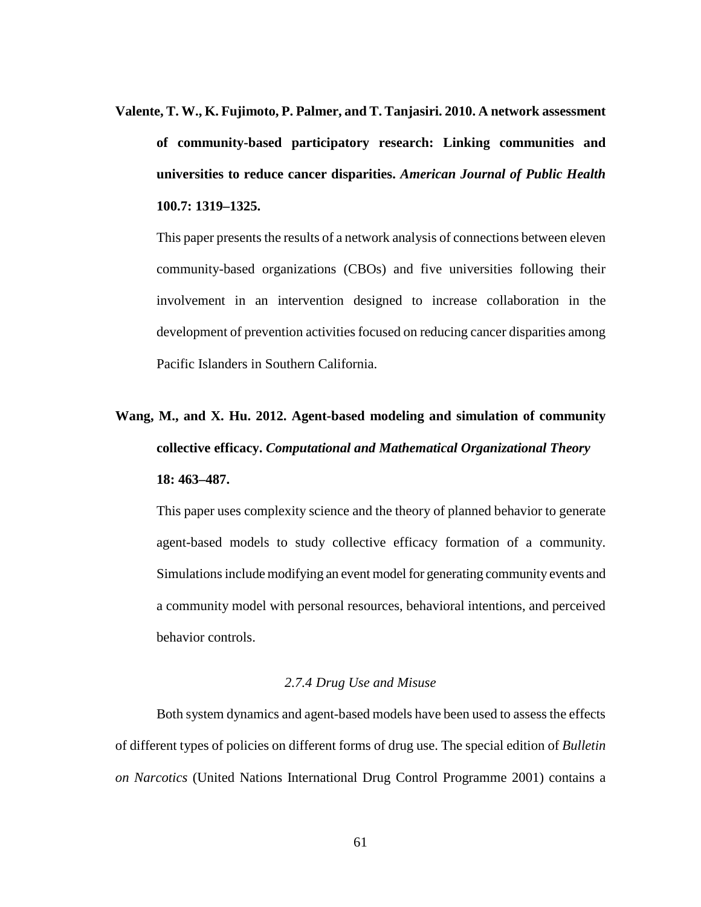**Valente, T. W., K. Fujimoto, P. Palmer, and T. Tanjasiri. 2010. A network assessment of community-based participatory research: Linking communities and universities to reduce cancer disparities. *American Journal of Public Health* 100.7: 1319–1325.**

This paper presents the results of a network analysis of connections between eleven community-based organizations (CBOs) and five universities following their involvement in an intervention designed to increase collaboration in the development of prevention activities focused on reducing cancer disparities among Pacific Islanders in Southern California.

**Wang, M., and X. Hu. 2012. Agent-based modeling and simulation of community collective efficacy. *Computational and Mathematical Organizational Theory* 18: 463–487.**

This paper uses complexity science and the theory of planned behavior to generate agent-based models to study collective efficacy formation of a community. Simulations include modifying an event model for generating community events and a community model with personal resources, behavioral intentions, and perceived behavior controls.

#### *2.7.4 Drug Use and Misuse*

Both system dynamics and agent-based models have been used to assess the effects of different types of policies on different forms of drug use. The special edition of *Bulletin on Narcotics* (United Nations International Drug Control Programme 2001) contains a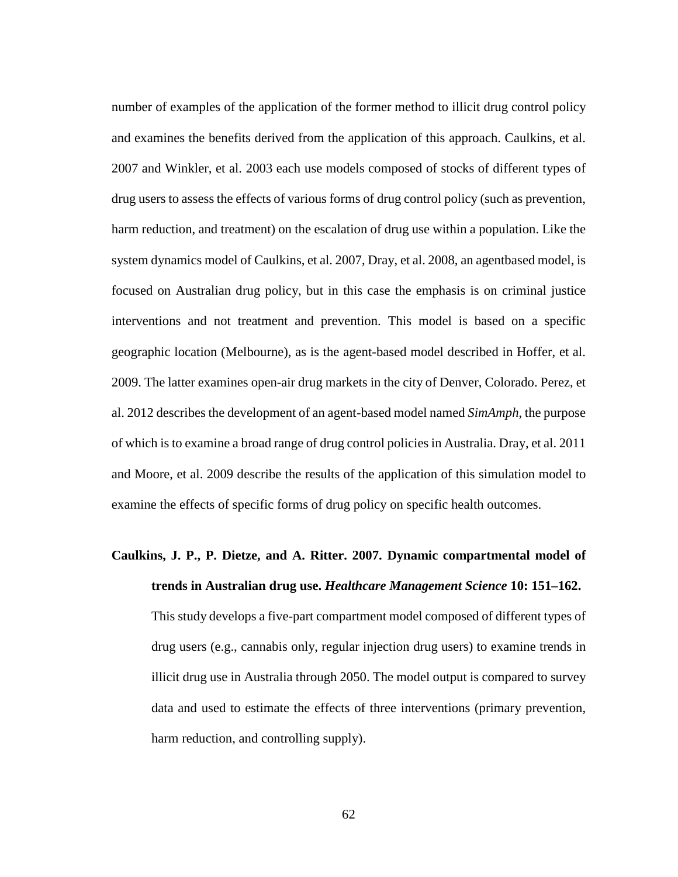number of examples of the application of the former method to illicit drug control policy and examines the benefits derived from the application of this approach. Caulkins, et al. 2007 and Winkler, et al. 2003 each use models composed of stocks of different types of drug users to assess the effects of various forms of drug control policy (such as prevention, harm reduction, and treatment) on the escalation of drug use within a population. Like the system dynamics model of Caulkins, et al. 2007, Dray, et al. 2008, an agentbased model, is focused on Australian drug policy, but in this case the emphasis is on criminal justice interventions and not treatment and prevention. This model is based on a specific geographic location (Melbourne), as is the agent-based model described in Hoffer, et al. 2009. The latter examines open-air drug markets in the city of Denver, Colorado. Perez, et al. 2012 describes the development of an agent-based model named *SimAmph*, the purpose of which is to examine a broad range of drug control policies in Australia. Dray, et al. 2011 and Moore, et al. 2009 describe the results of the application of this simulation model to examine the effects of specific forms of drug policy on specific health outcomes.

**Caulkins, J. P., P. Dietze, and A. Ritter. 2007. Dynamic compartmental model of trends in Australian drug use. *Healthcare Management Science* 10: 151–162.**

This study develops a five-part compartment model composed of different types of drug users (e.g., cannabis only, regular injection drug users) to examine trends in illicit drug use in Australia through 2050. The model output is compared to survey data and used to estimate the effects of three interventions (primary prevention, harm reduction, and controlling supply).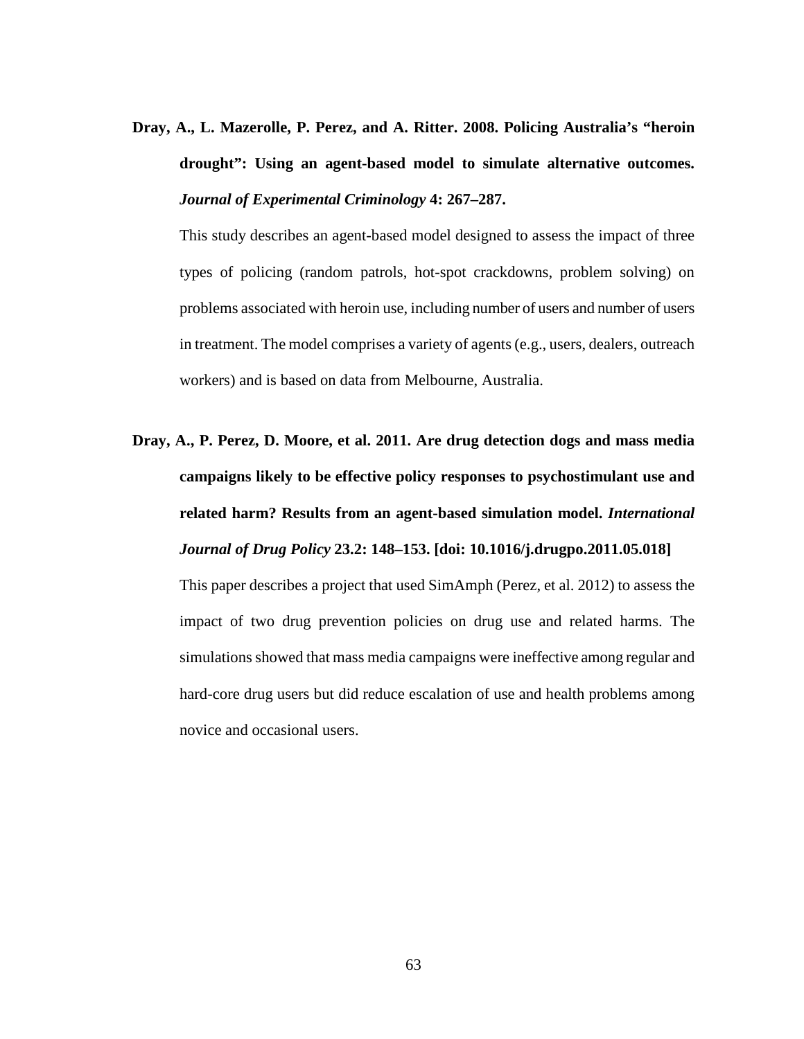**Dray, A., L. Mazerolle, P. Perez, and A. Ritter. 2008. Policing Australia's "heroin drought": Using an agent-based model to simulate alternative outcomes.** ***Journal of Experimental Criminology*** **4: 267–287.**

This study describes an agent-based model designed to assess the impact of three types of policing (random patrols, hot-spot crackdowns, problem solving) on problems associated with heroin use, including number of users and number of users in treatment. The model comprises a variety of agents (e.g., users, dealers, outreach workers) and is based on data from Melbourne, Australia.

**Dray, A., P. Perez, D. Moore, et al. 2011. Are drug detection dogs and mass media campaigns likely to be effective policy responses to psychostimulant use and related harm? Results from an agent-based simulation model.** ***International Journal of Drug Policy*** **23.2: 148–153. [doi: 10.1016/j.drugpo.2011.05.018]**

This paper describes a project that used SimAmph (Perez, et al. 2012) to assess the impact of two drug prevention policies on drug use and related harms. The simulations showed that mass media campaigns were ineffective among regular and hard-core drug users but did reduce escalation of use and health problems among novice and occasional users.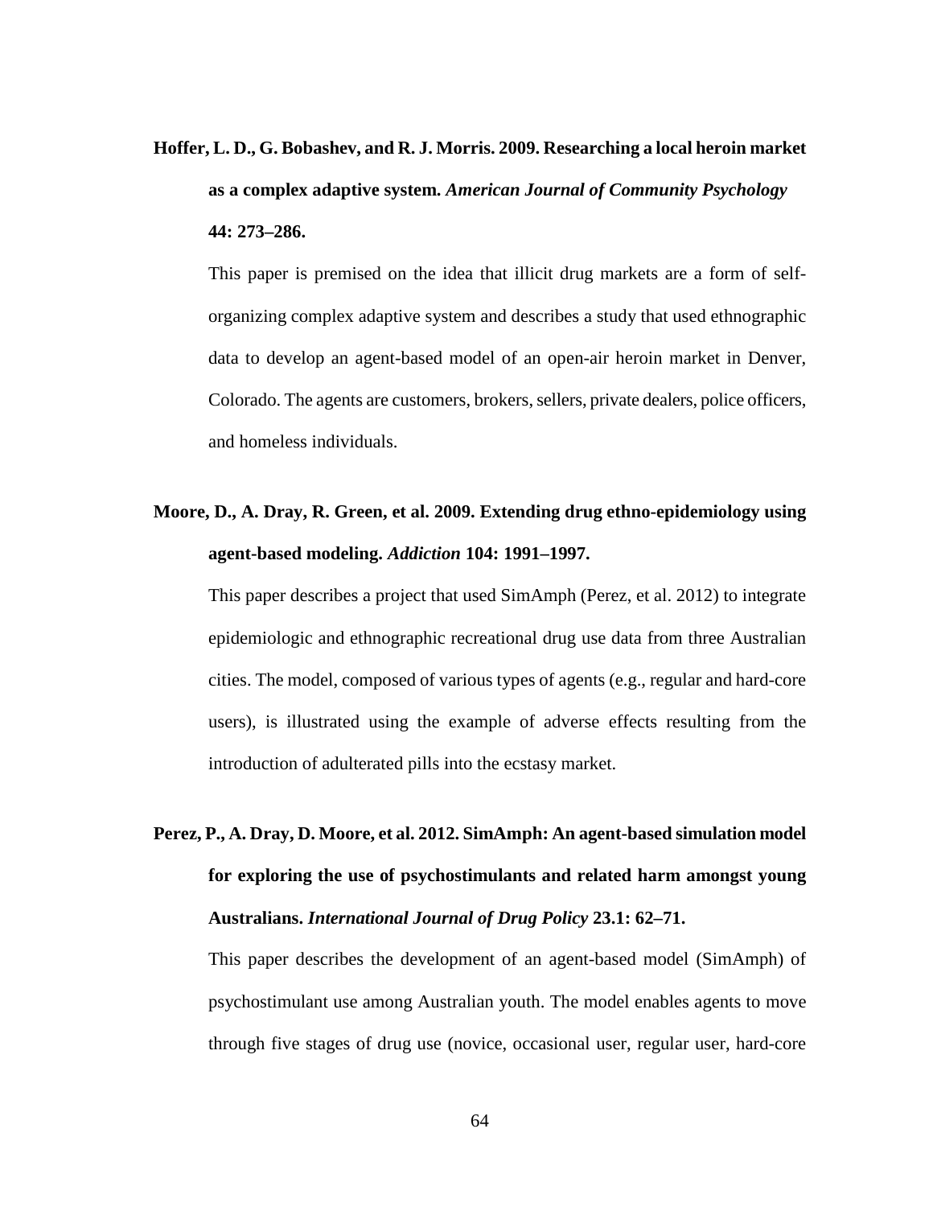**Hoffer, L. D., G. Bobashev, and R. J. Morris. 2009. Researching a local heroin market as a complex adaptive system. *American Journal of Community Psychology* 44: 273–286.**

This paper is premised on the idea that illicit drug markets are a form of self-organizing complex adaptive system and describes a study that used ethnographic data to develop an agent-based model of an open-air heroin market in Denver, Colorado. The agents are customers, brokers, sellers, private dealers, police officers, and homeless individuals.

**Moore, D., A. Dray, R. Green, et al. 2009. Extending drug ethno-epidemiology using agent-based modeling. *Addiction* 104: 1991–1997.**

This paper describes a project that used SimAmph (Perez, et al. 2012) to integrate epidemiologic and ethnographic recreational drug use data from three Australian cities. The model, composed of various types of agents (e.g., regular and hard-core users), is illustrated using the example of adverse effects resulting from the introduction of adulterated pills into the ecstasy market.

**Perez, P., A. Dray, D. Moore, et al. 2012. SimAmph: An agent-based simulation model for exploring the use of psychostimulants and related harm amongst young Australians. *International Journal of Drug Policy* 23.1: 62–71.**

This paper describes the development of an agent-based model (SimAmph) of psychostimulant use among Australian youth. The model enables agents to move through five stages of drug use (novice, occasional user, regular user, hard-core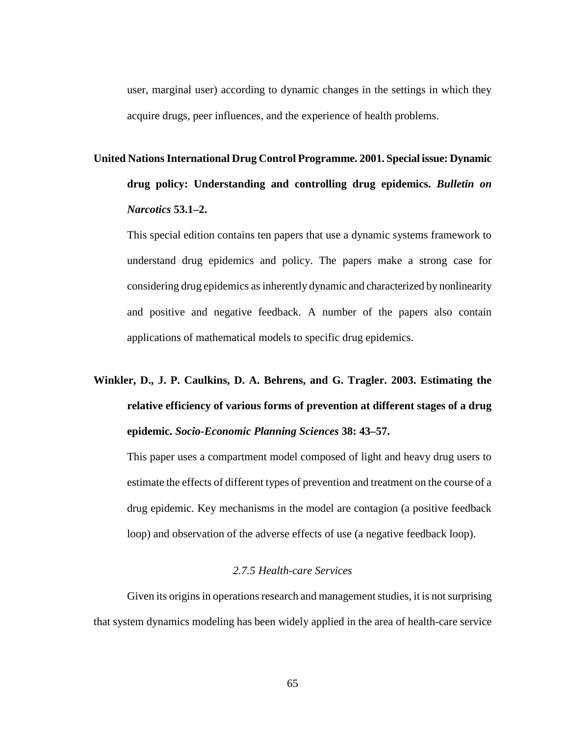user, marginal user) according to dynamic changes in the settings in which they acquire drugs, peer influences, and the experience of health problems.

**United Nations International Drug Control Programme. 2001. Special issue: Dynamic drug policy: Understanding and controlling drug epidemics. *Bulletin on Narcotics* 53.1–2.**

This special edition contains ten papers that use a dynamic systems framework to understand drug epidemics and policy. The papers make a strong case for considering drug epidemics as inherently dynamic and characterized by nonlinearity and positive and negative feedback. A number of the papers also contain applications of mathematical models to specific drug epidemics.

**Winkler, D., J. P. Caulkins, D. A. Behrens, and G. Tragler. 2003. Estimating the relative efficiency of various forms of prevention at different stages of a drug epidemic. *Socio-Economic Planning Sciences* 38: 43–57.**

This paper uses a compartment model composed of light and heavy drug users to estimate the effects of different types of prevention and treatment on the course of a drug epidemic. Key mechanisms in the model are contagion (a positive feedback loop) and observation of the adverse effects of use (a negative feedback loop).

### *2.7.5 Health-care Services*

Given its origins in operations research and management studies, it is not surprising that system dynamics modeling has been widely applied in the area of health-care service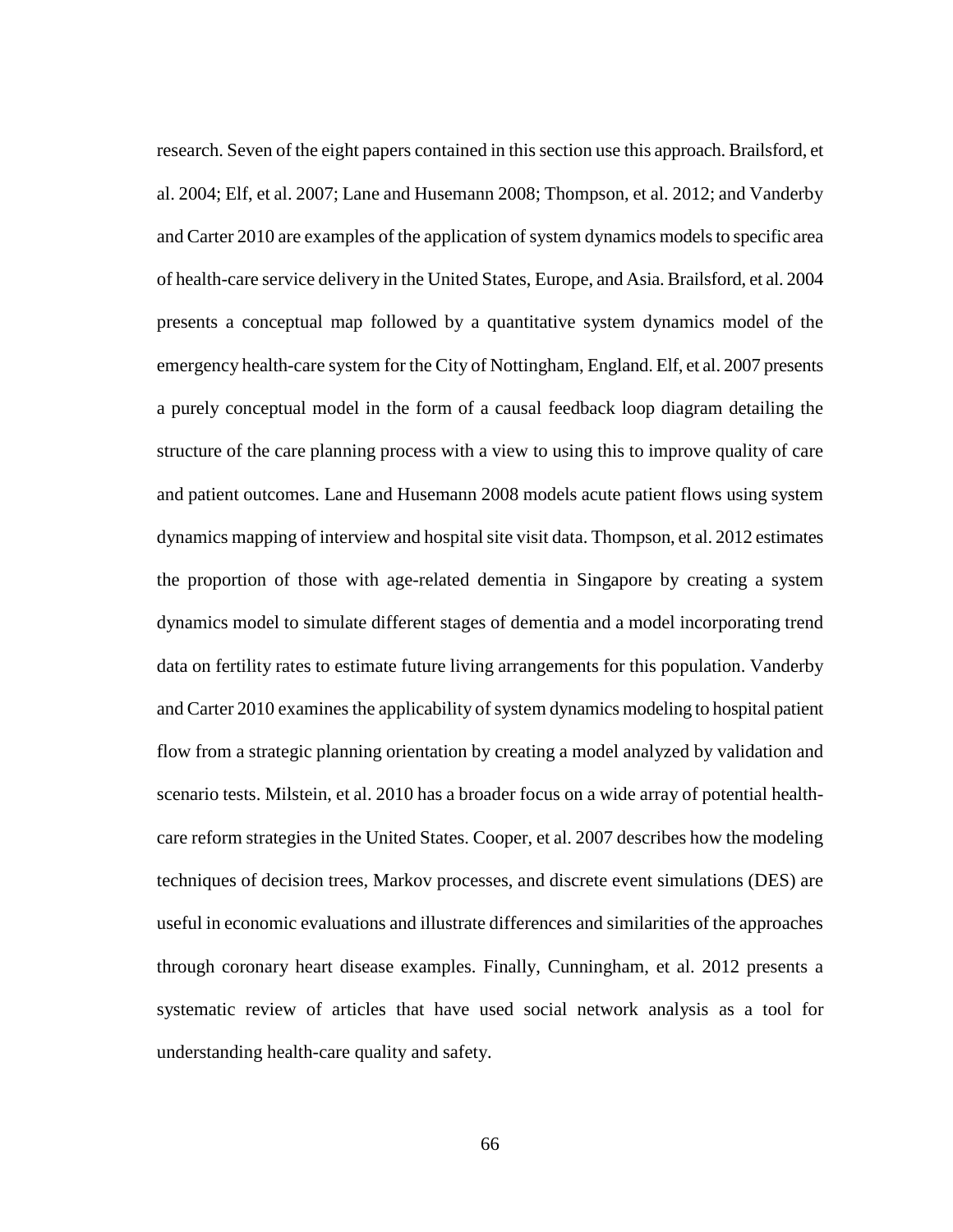research. Seven of the eight papers contained in this section use this approach. Brailsford, et al. 2004; Elf, et al. 2007; Lane and Husemann 2008; Thompson, et al. 2012; and Vanderby and Carter 2010 are examples of the application of system dynamics models to specific area of health-care service delivery in the United States, Europe, and Asia. Brailsford, et al. 2004 presents a conceptual map followed by a quantitative system dynamics model of the emergency health-care system for the City of Nottingham, England. Elf, et al. 2007 presents a purely conceptual model in the form of a causal feedback loop diagram detailing the structure of the care planning process with a view to using this to improve quality of care and patient outcomes. Lane and Husemann 2008 models acute patient flows using system dynamics mapping of interview and hospital site visit data. Thompson, et al. 2012 estimates the proportion of those with age-related dementia in Singapore by creating a system dynamics model to simulate different stages of dementia and a model incorporating trend data on fertility rates to estimate future living arrangements for this population. Vanderby and Carter 2010 examines the applicability of system dynamics modeling to hospital patient flow from a strategic planning orientation by creating a model analyzed by validation and scenario tests. Milstein, et al. 2010 has a broader focus on a wide array of potential health-care reform strategies in the United States. Cooper, et al. 2007 describes how the modeling techniques of decision trees, Markov processes, and discrete event simulations (DES) are useful in economic evaluations and illustrate differences and similarities of the approaches through coronary heart disease examples. Finally, Cunningham, et al. 2012 presents a systematic review of articles that have used social network analysis as a tool for understanding health-care quality and safety.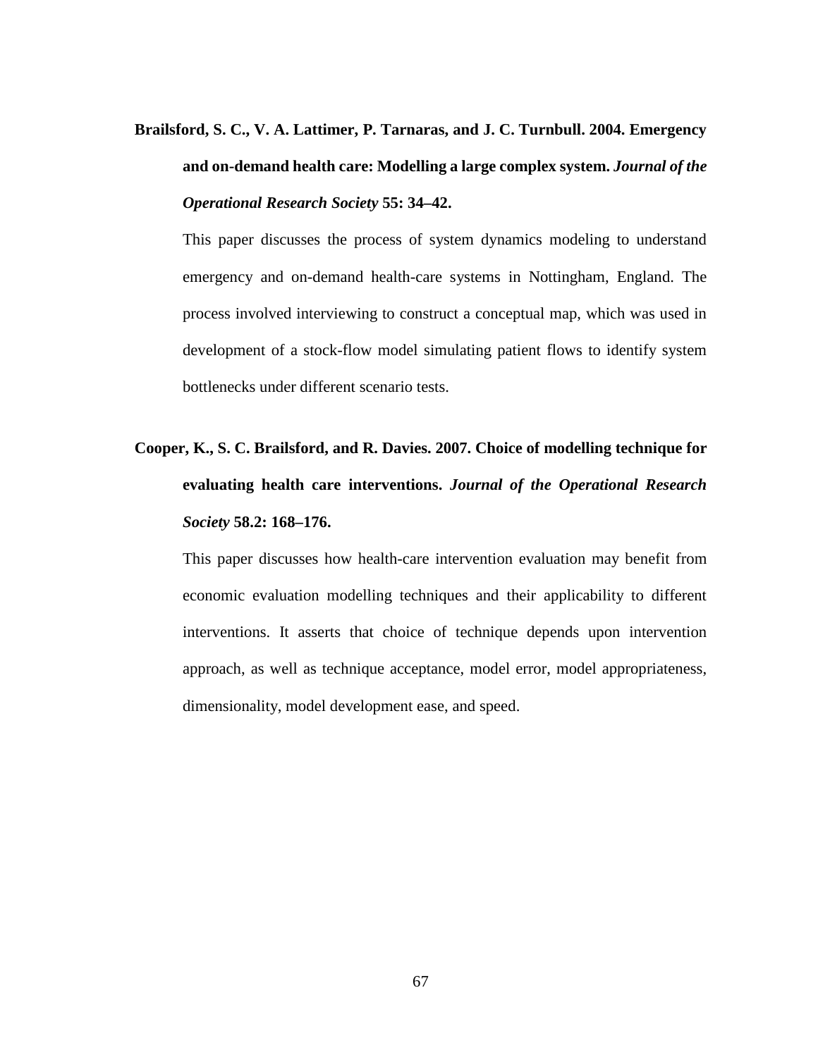**Brailsford, S. C., V. A. Lattimer, P. Tarnaras, and J. C. Turnbull. 2004. Emergency and on-demand health care: Modelling a large complex system. *Journal of the Operational Research Society* 55: 34–42.**

This paper discusses the process of system dynamics modeling to understand emergency and on-demand health-care systems in Nottingham, England. The process involved interviewing to construct a conceptual map, which was used in development of a stock-flow model simulating patient flows to identify system bottlenecks under different scenario tests.

**Cooper, K., S. C. Brailsford, and R. Davies. 2007. Choice of modelling technique for evaluating health care interventions. *Journal of the Operational Research Society* 58.2: 168–176.**

This paper discusses how health-care intervention evaluation may benefit from economic evaluation modelling techniques and their applicability to different interventions. It asserts that choice of technique depends upon intervention approach, as well as technique acceptance, model error, model appropriateness, dimensionality, model development ease, and speed.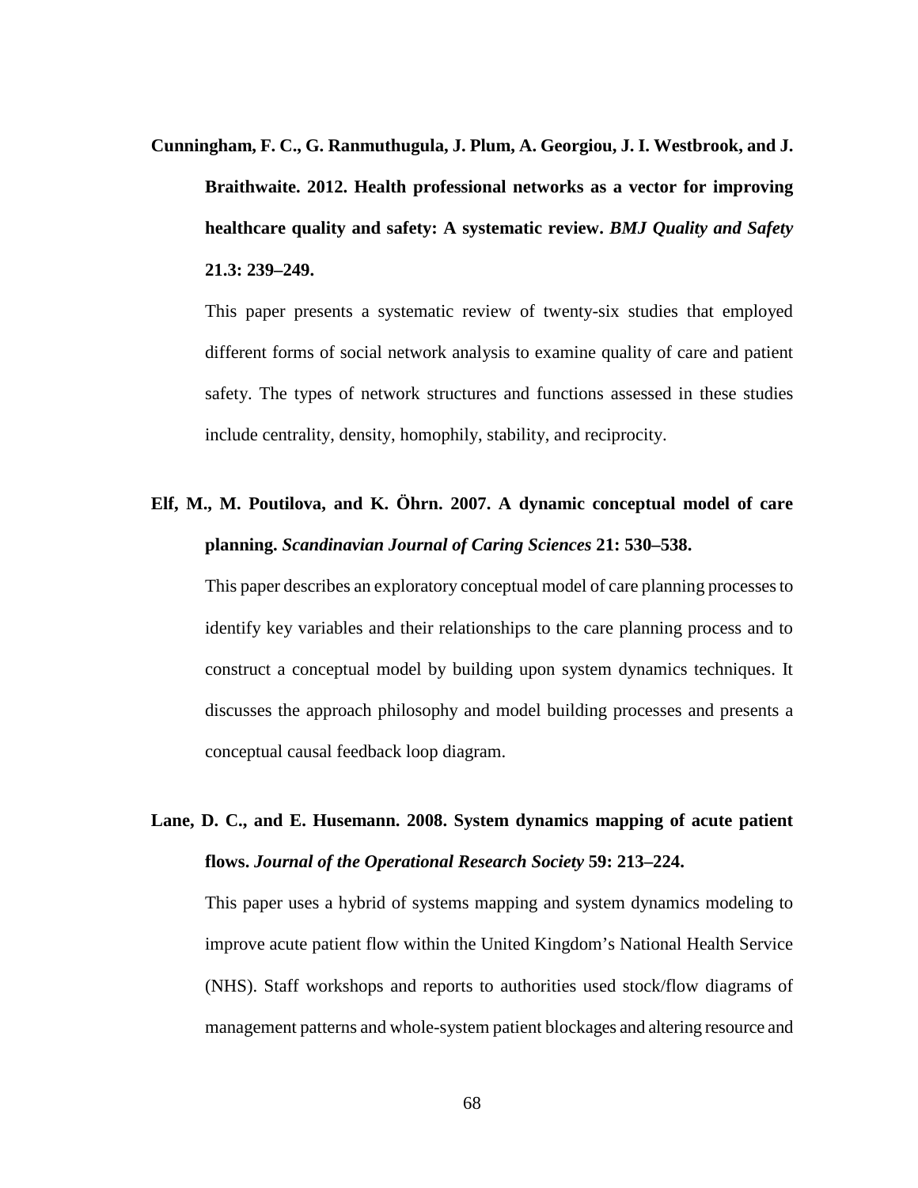**Cunningham, F. C., G. Ranmuthugula, J. Plum, A. Georgiou, J. I. Westbrook, and J. Braithwaite. 2012. Health professional networks as a vector for improving healthcare quality and safety: A systematic review. *BMJ Quality and Safety* 21.3: 239–249.**

This paper presents a systematic review of twenty-six studies that employed different forms of social network analysis to examine quality of care and patient safety. The types of network structures and functions assessed in these studies include centrality, density, homophily, stability, and reciprocity.

**Elf, M., M. Poutilova, and K. Öhrn. 2007. A dynamic conceptual model of care planning. *Scandinavian Journal of Caring Sciences* 21: 530–538.**

This paper describes an exploratory conceptual model of care planning processes to identify key variables and their relationships to the care planning process and to construct a conceptual model by building upon system dynamics techniques. It discusses the approach philosophy and model building processes and presents a conceptual causal feedback loop diagram.

**Lane, D. C., and E. Husemann. 2008. System dynamics mapping of acute patient flows. *Journal of the Operational Research Society* 59: 213–224.**

This paper uses a hybrid of systems mapping and system dynamics modeling to improve acute patient flow within the United Kingdom's National Health Service (NHS). Staff workshops and reports to authorities used stock/flow diagrams of management patterns and whole-system patient blockages and altering resource and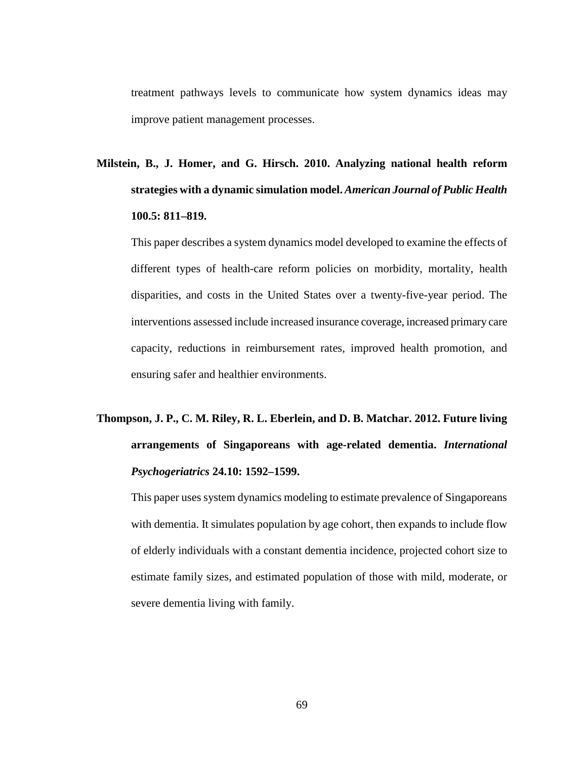treatment pathways levels to communicate how system dynamics ideas may improve patient management processes.

**Milstein, B., J. Homer, and G. Hirsch. 2010. Analyzing national health reform strategies with a dynamic simulation model. *American Journal of Public Health* 100.5: 811–819.**

This paper describes a system dynamics model developed to examine the effects of different types of health-care reform policies on morbidity, mortality, health disparities, and costs in the United States over a twenty-five-year period. The interventions assessed include increased insurance coverage, increased primary care capacity, reductions in reimbursement rates, improved health promotion, and ensuring safer and healthier environments.

**Thompson, J. P., C. M. Riley, R. L. Eberlein, and D. B. Matchar. 2012. Future living arrangements of Singaporeans with age-related dementia. *International Psychogeriatrics* 24.10: 1592–1599.**

This paper uses system dynamics modeling to estimate prevalence of Singaporeans with dementia. It simulates population by age cohort, then expands to include flow of elderly individuals with a constant dementia incidence, projected cohort size to estimate family sizes, and estimated population of those with mild, moderate, or severe dementia living with family.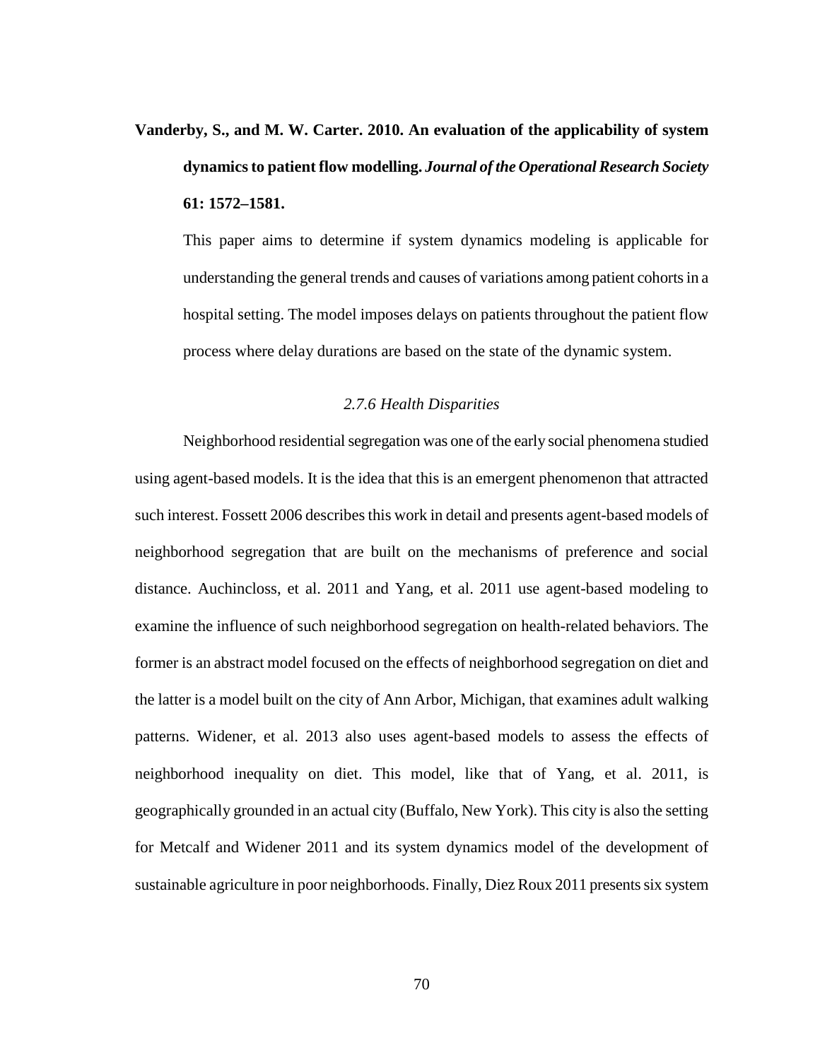**Vanderby, S., and M. W. Carter. 2010. An evaluation of the applicability of system dynamics to patient flow modelling.** ***Journal of the Operational Research Society*** **61: 1572–1581.**

This paper aims to determine if system dynamics modeling is applicable for understanding the general trends and causes of variations among patient cohorts in a hospital setting. The model imposes delays on patients throughout the patient flow process where delay durations are based on the state of the dynamic system.

### *2.7.6 Health Disparities*

Neighborhood residential segregation was one of the early social phenomena studied using agent-based models. It is the idea that this is an emergent phenomenon that attracted such interest. Fossett 2006 describes this work in detail and presents agent-based models of neighborhood segregation that are built on the mechanisms of preference and social distance. Auchincloss, et al. 2011 and Yang, et al. 2011 use agent-based modeling to examine the influence of such neighborhood segregation on health-related behaviors. The former is an abstract model focused on the effects of neighborhood segregation on diet and the latter is a model built on the city of Ann Arbor, Michigan, that examines adult walking patterns. Widener, et al. 2013 also uses agent-based models to assess the effects of neighborhood inequality on diet. This model, like that of Yang, et al. 2011, is geographically grounded in an actual city (Buffalo, New York). This city is also the setting for Metcalf and Widener 2011 and its system dynamics model of the development of sustainable agriculture in poor neighborhoods. Finally, Diez Roux 2011 presents six system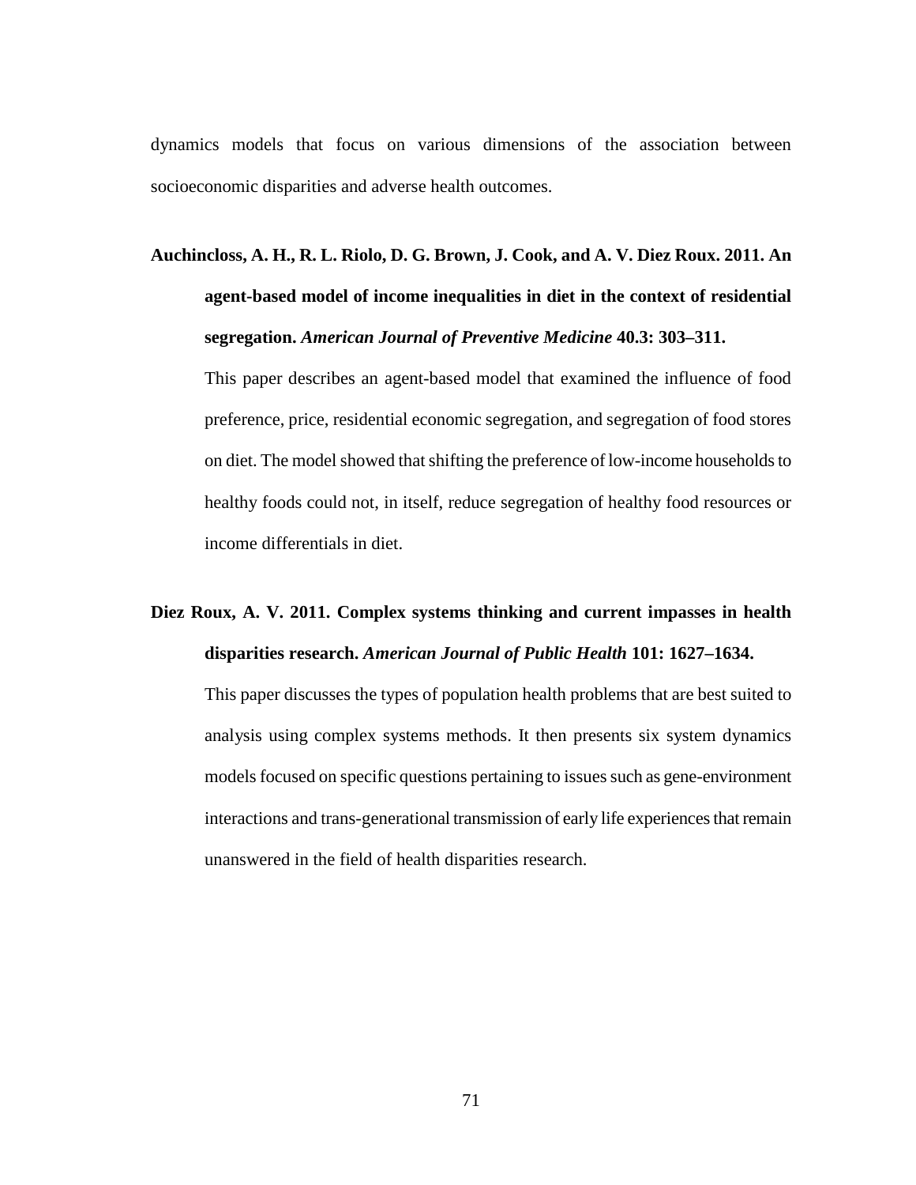dynamics models that focus on various dimensions of the association between socioeconomic disparities and adverse health outcomes.

**Auchincloss, A. H., R. L. Riolo, D. G. Brown, J. Cook, and A. V. Diez Roux. 2011. An agent-based model of income inequalities in diet in the context of residential segregation. *American Journal of Preventive Medicine* 40.3: 303–311.**

This paper describes an agent-based model that examined the influence of food preference, price, residential economic segregation, and segregation of food stores on diet. The model showed that shifting the preference of low-income households to healthy foods could not, in itself, reduce segregation of healthy food resources or income differentials in diet.

**Diez Roux, A. V. 2011. Complex systems thinking and current impasses in health disparities research. *American Journal of Public Health* 101: 1627–1634.**

This paper discusses the types of population health problems that are best suited to analysis using complex systems methods. It then presents six system dynamics models focused on specific questions pertaining to issues such as gene-environment interactions and trans-generational transmission of early life experiences that remain unanswered in the field of health disparities research.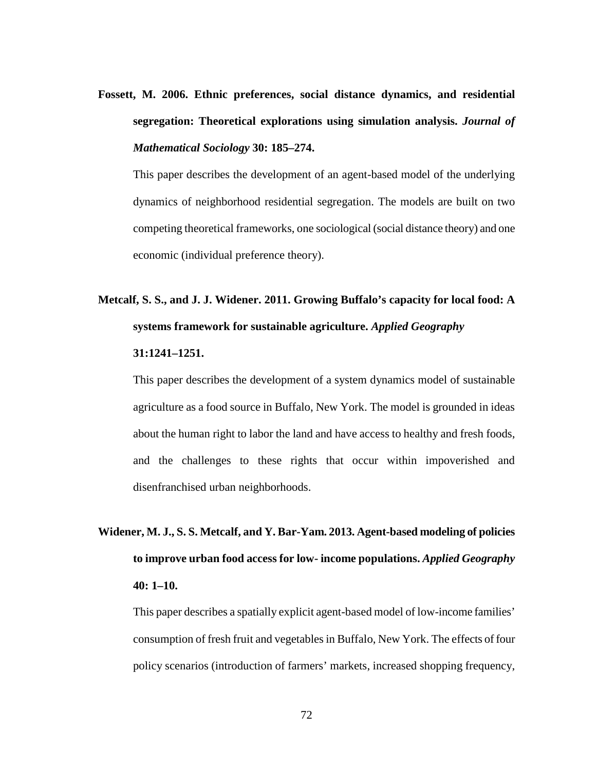**Fossett, M. 2006. Ethnic preferences, social distance dynamics, and residential segregation: Theoretical explorations using simulation analysis. *Journal of Mathematical Sociology* 30: 185–274.**

This paper describes the development of an agent-based model of the underlying dynamics of neighborhood residential segregation. The models are built on two competing theoretical frameworks, one sociological (social distance theory) and one economic (individual preference theory).

**Metcalf, S. S., and J. J. Widener. 2011. Growing Buffalo's capacity for local food: A systems framework for sustainable agriculture. *Applied Geography* 31:1241–1251.**

This paper describes the development of a system dynamics model of sustainable agriculture as a food source in Buffalo, New York. The model is grounded in ideas about the human right to labor the land and have access to healthy and fresh foods, and the challenges to these rights that occur within impoverished and disenfranchised urban neighborhoods.

**Widener, M. J., S. S. Metcalf, and Y. Bar-Yam. 2013. Agent-based modeling of policies to improve urban food access for low- income populations. *Applied Geography* 40: 1–10.**

This paper describes a spatially explicit agent-based model of low-income families' consumption of fresh fruit and vegetables in Buffalo, New York. The effects of four policy scenarios (introduction of farmers' markets, increased shopping frequency,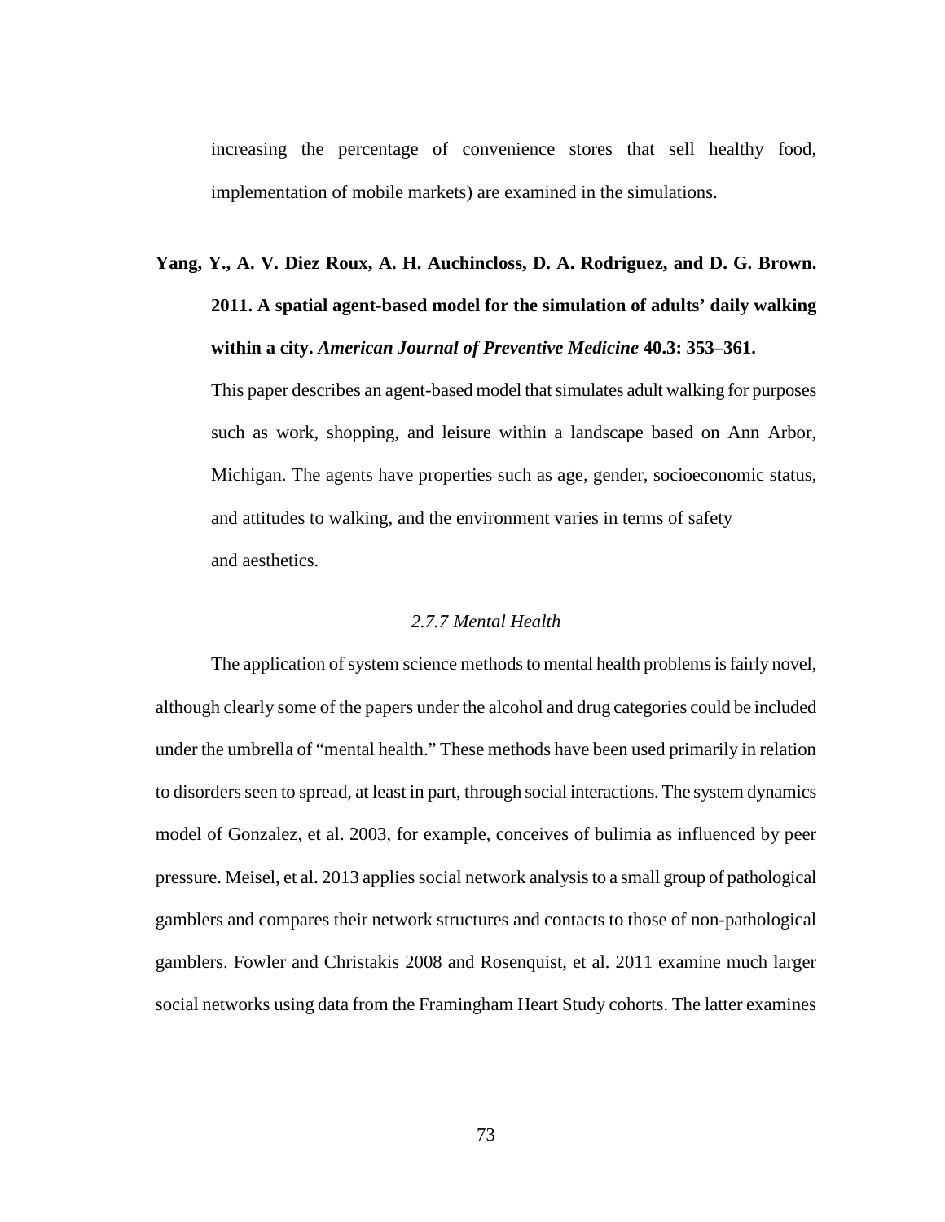increasing the percentage of convenience stores that sell healthy food, implementation of mobile markets) are examined in the simulations.

**Yang, Y., A. V. Diez Roux, A. H. Auchincloss, D. A. Rodriguez, and D. G. Brown. 2011. A spatial agent-based model for the simulation of adults' daily walking within a city. *American Journal of Preventive Medicine* 40.3: 353–361.**

This paper describes an agent-based model that simulates adult walking for purposes such as work, shopping, and leisure within a landscape based on Ann Arbor, Michigan. The agents have properties such as age, gender, socioeconomic status, and attitudes to walking, and the environment varies in terms of safety and aesthetics.

### *2.7.7 Mental Health*

The application of system science methods to mental health problems is fairly novel, although clearly some of the papers under the alcohol and drug categories could be included under the umbrella of "mental health." These methods have been used primarily in relation to disorders seen to spread, at least in part, through social interactions. The system dynamics model of Gonzalez, et al. 2003, for example, conceives of bulimia as influenced by peer pressure. Meisel, et al. 2013 applies social network analysis to a small group of pathological gamblers and compares their network structures and contacts to those of non-pathological gamblers. Fowler and Christakis 2008 and Rosenquist, et al. 2011 examine much larger social networks using data from the Framingham Heart Study cohorts. The latter examines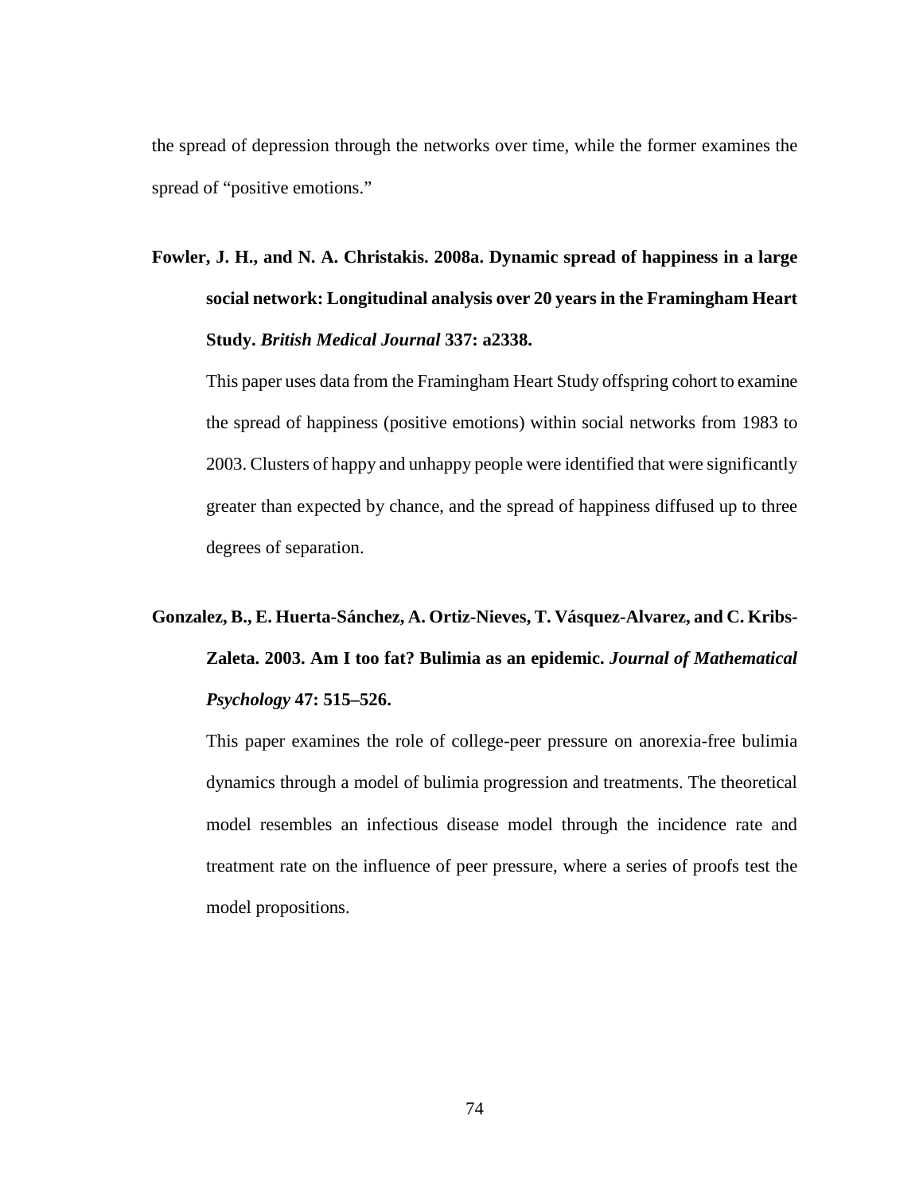the spread of depression through the networks over time, while the former examines the spread of "positive emotions."

**Fowler, J. H., and N. A. Christakis. 2008a. Dynamic spread of happiness in a large social network: Longitudinal analysis over 20 years in the Framingham Heart Study. *British Medical Journal* 337: a2338.**

This paper uses data from the Framingham Heart Study offspring cohort to examine the spread of happiness (positive emotions) within social networks from 1983 to 2003. Clusters of happy and unhappy people were identified that were significantly greater than expected by chance, and the spread of happiness diffused up to three degrees of separation.

**Gonzalez, B., E. Huerta-Sánchez, A. Ortiz-Nieves, T. Vásquez-Alvarez, and C. Kribs-Zaleta. 2003. Am I too fat? Bulimia as an epidemic. *Journal of Mathematical Psychology* 47: 515–526.**

This paper examines the role of college-peer pressure on anorexia-free bulimia dynamics through a model of bulimia progression and treatments. The theoretical model resembles an infectious disease model through the incidence rate and treatment rate on the influence of peer pressure, where a series of proofs test the model propositions.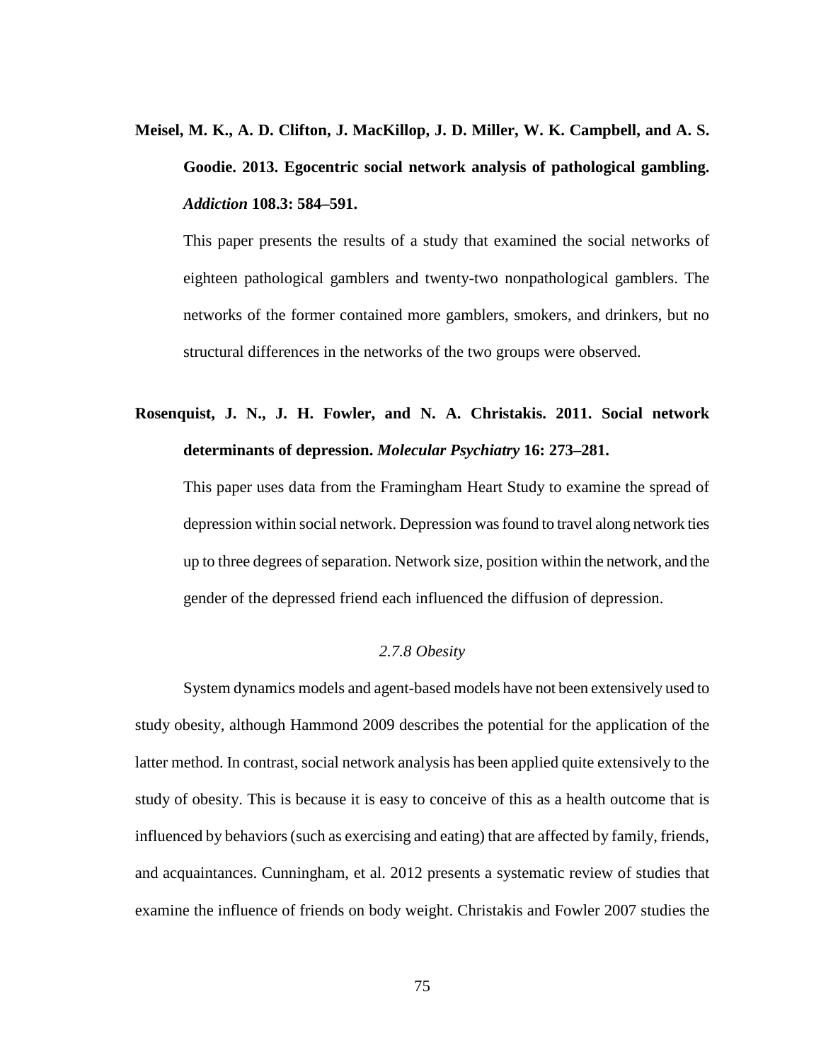**Meisel, M. K., A. D. Clifton, J. MacKillop, J. D. Miller, W. K. Campbell, and A. S. Goodie. 2013. Egocentric social network analysis of pathological gambling. *Addiction* 108.3: 584–591.**

This paper presents the results of a study that examined the social networks of eighteen pathological gamblers and twenty-two nonpathological gamblers. The networks of the former contained more gamblers, smokers, and drinkers, but no structural differences in the networks of the two groups were observed.

**Rosenquist, J. N., J. H. Fowler, and N. A. Christakis. 2011. Social network determinants of depression. *Molecular Psychiatry* 16: 273–281.**

This paper uses data from the Framingham Heart Study to examine the spread of depression within social network. Depression was found to travel along network ties up to three degrees of separation. Network size, position within the network, and the gender of the depressed friend each influenced the diffusion of depression.

### *2.7.8 Obesity*

System dynamics models and agent-based models have not been extensively used to study obesity, although Hammond 2009 describes the potential for the application of the latter method. In contrast, social network analysis has been applied quite extensively to the study of obesity. This is because it is easy to conceive of this as a health outcome that is influenced by behaviors (such as exercising and eating) that are affected by family, friends, and acquaintances. Cunningham, et al. 2012 presents a systematic review of studies that examine the influence of friends on body weight. Christakis and Fowler 2007 studies the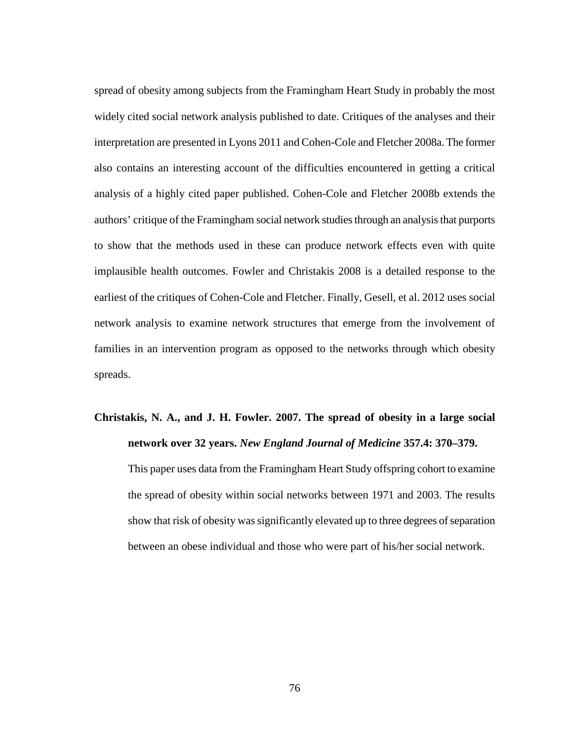spread of obesity among subjects from the Framingham Heart Study in probably the most widely cited social network analysis published to date. Critiques of the analyses and their interpretation are presented in Lyons 2011 and Cohen-Cole and Fletcher 2008a. The former also contains an interesting account of the difficulties encountered in getting a critical analysis of a highly cited paper published. Cohen-Cole and Fletcher 2008b extends the authors' critique of the Framingham social network studies through an analysis that purports to show that the methods used in these can produce network effects even with quite implausible health outcomes. Fowler and Christakis 2008 is a detailed response to the earliest of the critiques of Cohen-Cole and Fletcher. Finally, Gesell, et al. 2012 uses social network analysis to examine network structures that emerge from the involvement of families in an intervention program as opposed to the networks through which obesity spreads.

**Christakis, N. A., and J. H. Fowler. 2007. The spread of obesity in a large social network over 32 years.** ***New England Journal of Medicine*** **357.4: 370–379.**

This paper uses data from the Framingham Heart Study offspring cohort to examine the spread of obesity within social networks between 1971 and 2003. The results show that risk of obesity was significantly elevated up to three degrees of separation between an obese individual and those who were part of his/her social network.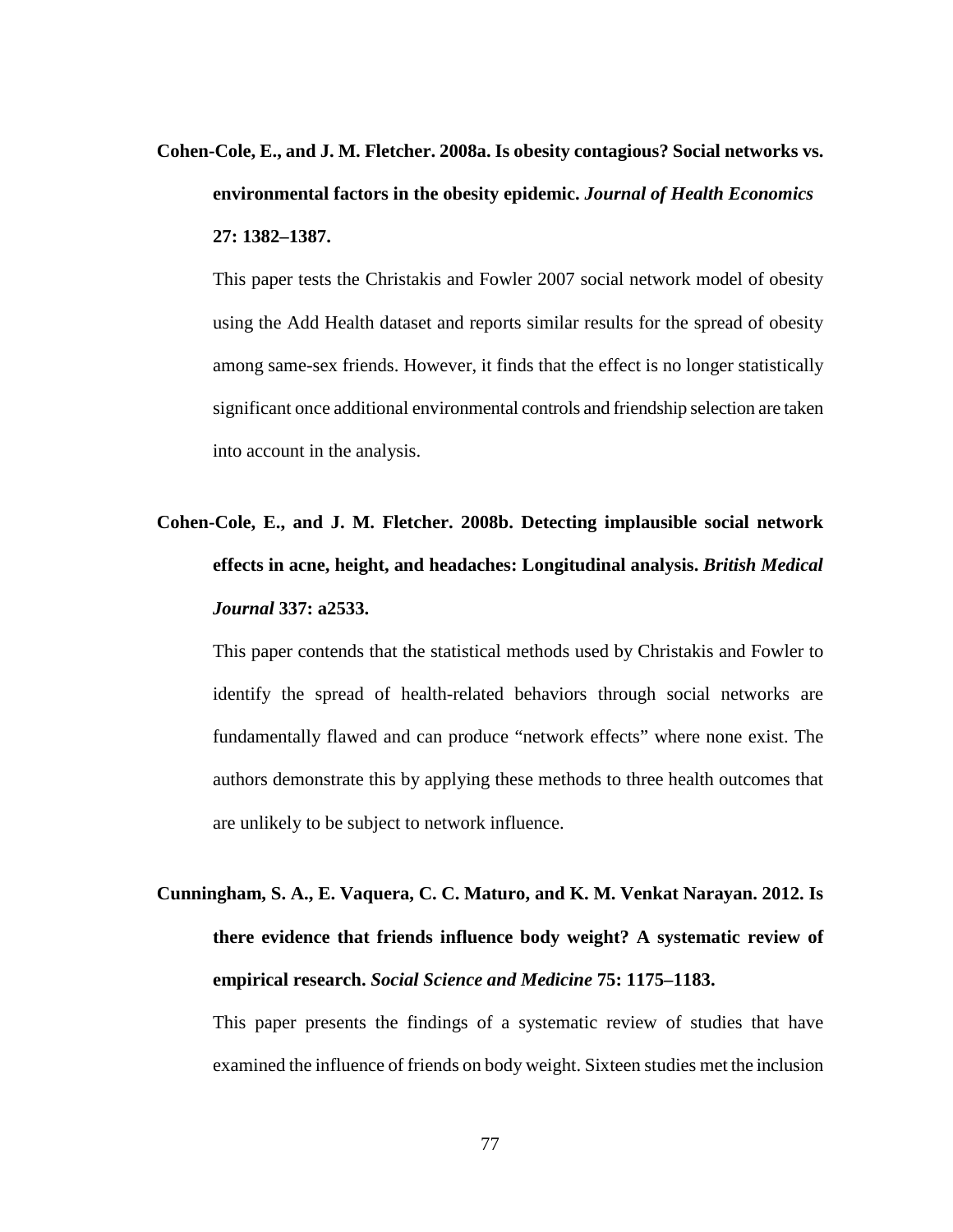**Cohen-Cole, E., and J. M. Fletcher. 2008a. Is obesity contagious? Social networks vs. environmental factors in the obesity epidemic. *Journal of Health Economics* 27: 1382–1387.**

This paper tests the Christakis and Fowler 2007 social network model of obesity using the Add Health dataset and reports similar results for the spread of obesity among same-sex friends. However, it finds that the effect is no longer statistically significant once additional environmental controls and friendship selection are taken into account in the analysis.

**Cohen-Cole, E., and J. M. Fletcher. 2008b. Detecting implausible social network effects in acne, height, and headaches: Longitudinal analysis. *British Medical Journal* 337: a2533.**

This paper contends that the statistical methods used by Christakis and Fowler to identify the spread of health-related behaviors through social networks are fundamentally flawed and can produce "network effects" where none exist. The authors demonstrate this by applying these methods to three health outcomes that are unlikely to be subject to network influence.

**Cunningham, S. A., E. Vaquera, C. C. Maturo, and K. M. Venkat Narayan. 2012. Is there evidence that friends influence body weight? A systematic review of empirical research. *Social Science and Medicine* 75: 1175–1183.**

This paper presents the findings of a systematic review of studies that have examined the influence of friends on body weight. Sixteen studies met the inclusion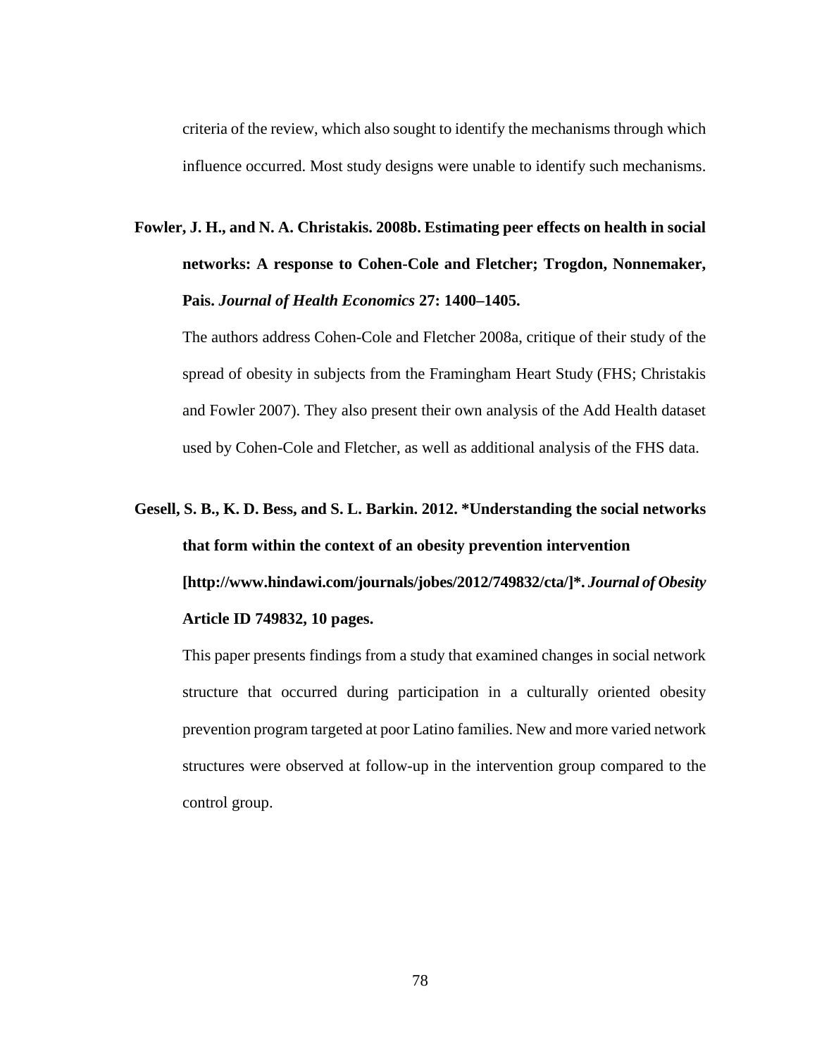criteria of the review, which also sought to identify the mechanisms through which influence occurred. Most study designs were unable to identify such mechanisms.

**Fowler, J. H., and N. A. Christakis. 2008b. Estimating peer effects on health in social networks: A response to Cohen-Cole and Fletcher; Trogdon, Nonnemaker, Pais. *Journal of Health Economics* 27: 1400–1405.**

The authors address Cohen-Cole and Fletcher 2008a, critique of their study of the spread of obesity in subjects from the Framingham Heart Study (FHS; Christakis and Fowler 2007). They also present their own analysis of the Add Health dataset used by Cohen-Cole and Fletcher, as well as additional analysis of the FHS data.

**Gesell, S. B., K. D. Bess, and S. L. Barkin. 2012. *Understanding the social networks that form within the context of an obesity prevention intervention [http://www.hindawi.com/journals/jobes/2012/749832/cta/]*. *Journal of Obesity* Article ID 749832, 10 pages.**

This paper presents findings from a study that examined changes in social network structure that occurred during participation in a culturally oriented obesity prevention program targeted at poor Latino families. New and more varied network structures were observed at follow-up in the intervention group compared to the control group.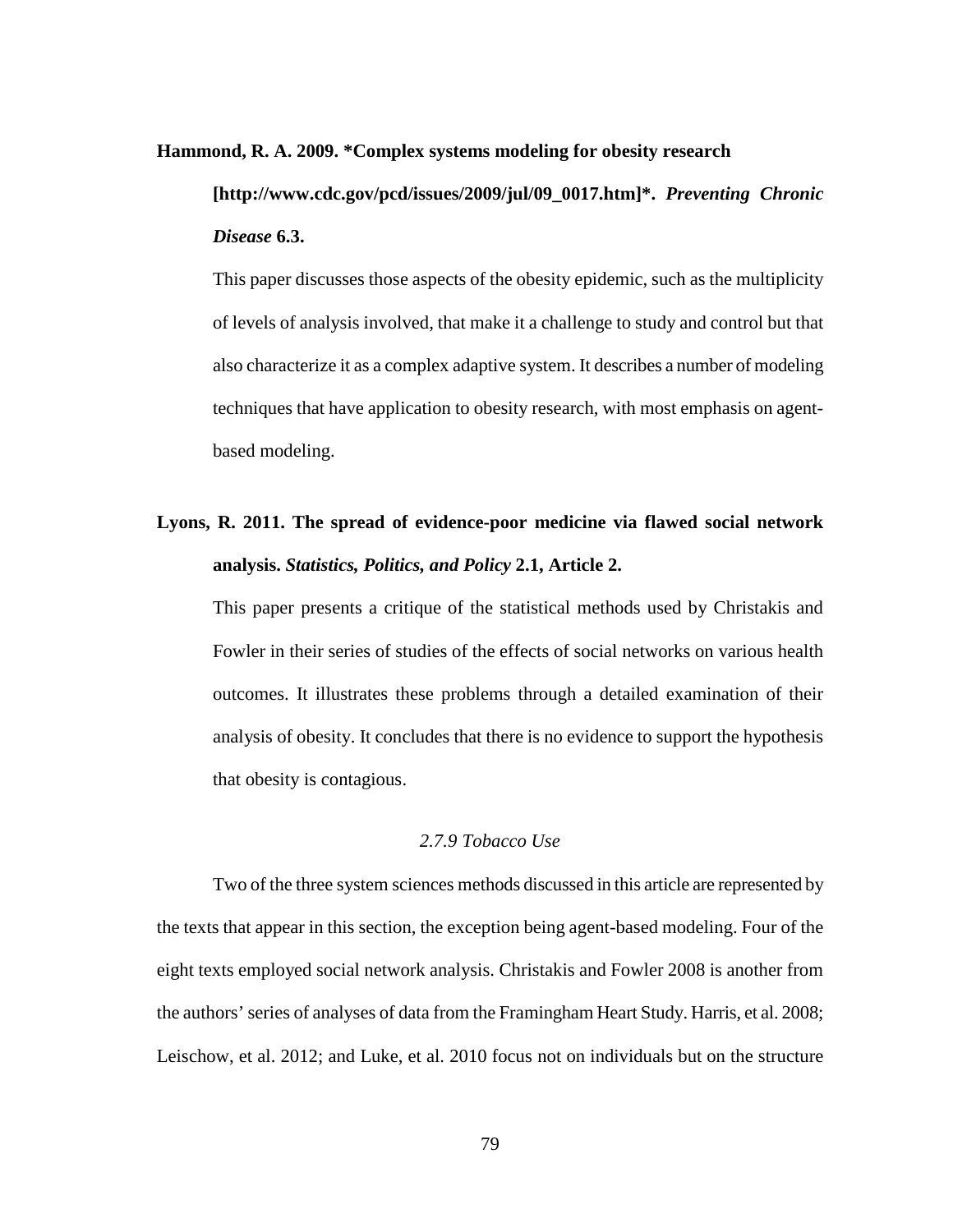**Hammond, R. A. 2009. *Complex systems modeling for obesity research [http://www.cdc.gov/pcd/issues/2009/jul/09_0017.htm]*. *Preventing Chronic Disease* 6.3.**

This paper discusses those aspects of the obesity epidemic, such as the multiplicity of levels of analysis involved, that make it a challenge to study and control but that also characterize it as a complex adaptive system. It describes a number of modeling techniques that have application to obesity research, with most emphasis on agent-based modeling.

**Lyons, R. 2011. The spread of evidence-poor medicine via flawed social network analysis. *Statistics, Politics, and Policy* 2.1, Article 2.**

This paper presents a critique of the statistical methods used by Christakis and Fowler in their series of studies of the effects of social networks on various health outcomes. It illustrates these problems through a detailed examination of their analysis of obesity. It concludes that there is no evidence to support the hypothesis that obesity is contagious.

### *2.7.9 Tobacco Use*

Two of the three system sciences methods discussed in this article are represented by the texts that appear in this section, the exception being agent-based modeling. Four of the eight texts employed social network analysis. Christakis and Fowler 2008 is another from the authors' series of analyses of data from the Framingham Heart Study. Harris, et al. 2008; Leischow, et al. 2012; and Luke, et al. 2010 focus not on individuals but on the structure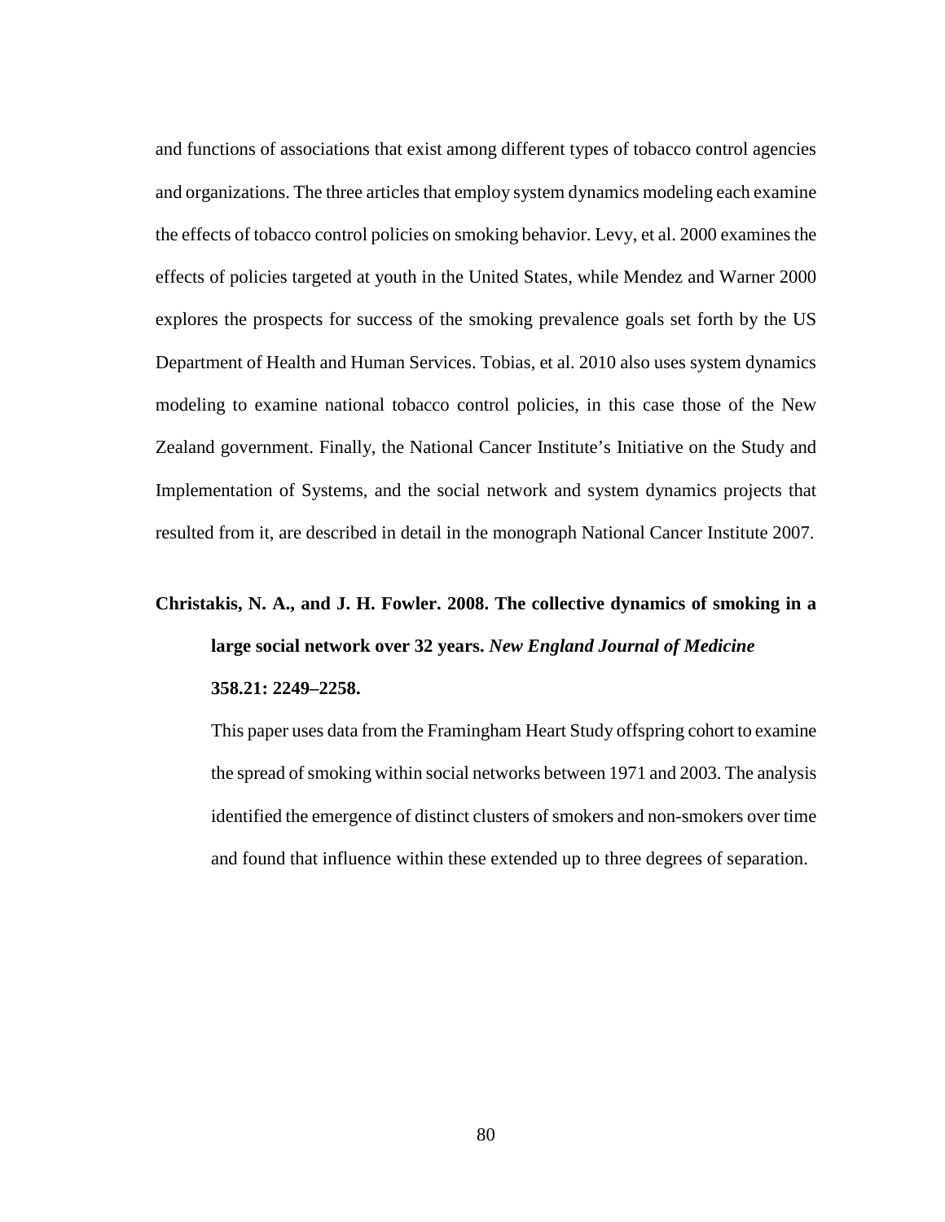and functions of associations that exist among different types of tobacco control agencies and organizations. The three articles that employ system dynamics modeling each examine the effects of tobacco control policies on smoking behavior. Levy, et al. 2000 examines the effects of policies targeted at youth in the United States, while Mendez and Warner 2000 explores the prospects for success of the smoking prevalence goals set forth by the US Department of Health and Human Services. Tobias, et al. 2010 also uses system dynamics modeling to examine national tobacco control policies, in this case those of the New Zealand government. Finally, the National Cancer Institute's Initiative on the Study and Implementation of Systems, and the social network and system dynamics projects that resulted from it, are described in detail in the monograph National Cancer Institute 2007.

**Christakis, N. A., and J. H. Fowler. 2008. The collective dynamics of smoking in a large social network over 32 years.** ***New England Journal of Medicine*** **358.21: 2249–2258.**

This paper uses data from the Framingham Heart Study offspring cohort to examine the spread of smoking within social networks between 1971 and 2003. The analysis identified the emergence of distinct clusters of smokers and non-smokers over time and found that influence within these extended up to three degrees of separation.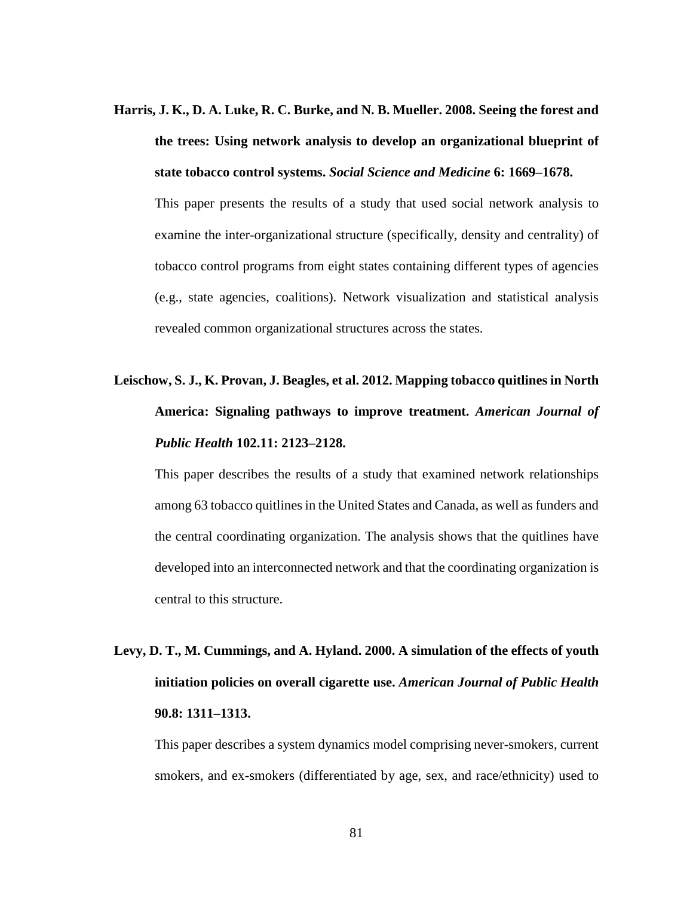**Harris, J. K., D. A. Luke, R. C. Burke, and N. B. Mueller. 2008. Seeing the forest and the trees: Using network analysis to develop an organizational blueprint of state tobacco control systems. *Social Science and Medicine* 6: 1669–1678.**

This paper presents the results of a study that used social network analysis to examine the inter-organizational structure (specifically, density and centrality) of tobacco control programs from eight states containing different types of agencies (e.g., state agencies, coalitions). Network visualization and statistical analysis revealed common organizational structures across the states.

**Leischow, S. J., K. Provan, J. Beagles, et al. 2012. Mapping tobacco quitlines in North America: Signaling pathways to improve treatment. *American Journal of Public Health* 102.11: 2123–2128.**

This paper describes the results of a study that examined network relationships among 63 tobacco quitlines in the United States and Canada, as well as funders and the central coordinating organization. The analysis shows that the quitlines have developed into an interconnected network and that the coordinating organization is central to this structure.

**Levy, D. T., M. Cummings, and A. Hyland. 2000. A simulation of the effects of youth initiation policies on overall cigarette use. *American Journal of Public Health* 90.8: 1311–1313.**

This paper describes a system dynamics model comprising never-smokers, current smokers, and ex-smokers (differentiated by age, sex, and race/ethnicity) used to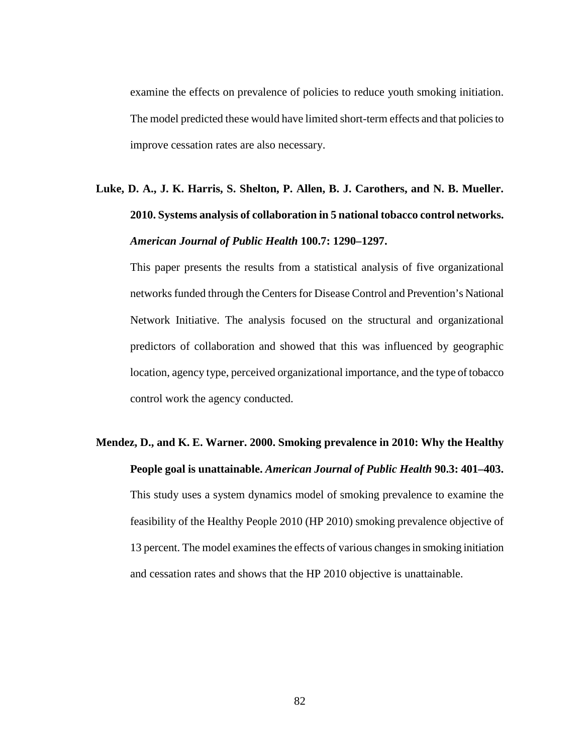examine the effects on prevalence of policies to reduce youth smoking initiation. The model predicted these would have limited short-term effects and that policies to improve cessation rates are also necessary.

**Luke, D. A., J. K. Harris, S. Shelton, P. Allen, B. J. Carothers, and N. B. Mueller. 2010. Systems analysis of collaboration in 5 national tobacco control networks. *American Journal of Public Health* 100.7: 1290–1297.**

This paper presents the results from a statistical analysis of five organizational networks funded through the Centers for Disease Control and Prevention's National Network Initiative. The analysis focused on the structural and organizational predictors of collaboration and showed that this was influenced by geographic location, agency type, perceived organizational importance, and the type of tobacco control work the agency conducted.

**Mendez, D., and K. E. Warner. 2000. Smoking prevalence in 2010: Why the Healthy People goal is unattainable. *American Journal of Public Health* 90.3: 401–403.**

This study uses a system dynamics model of smoking prevalence to examine the feasibility of the Healthy People 2010 (HP 2010) smoking prevalence objective of 13 percent. The model examines the effects of various changes in smoking initiation and cessation rates and shows that the HP 2010 objective is unattainable.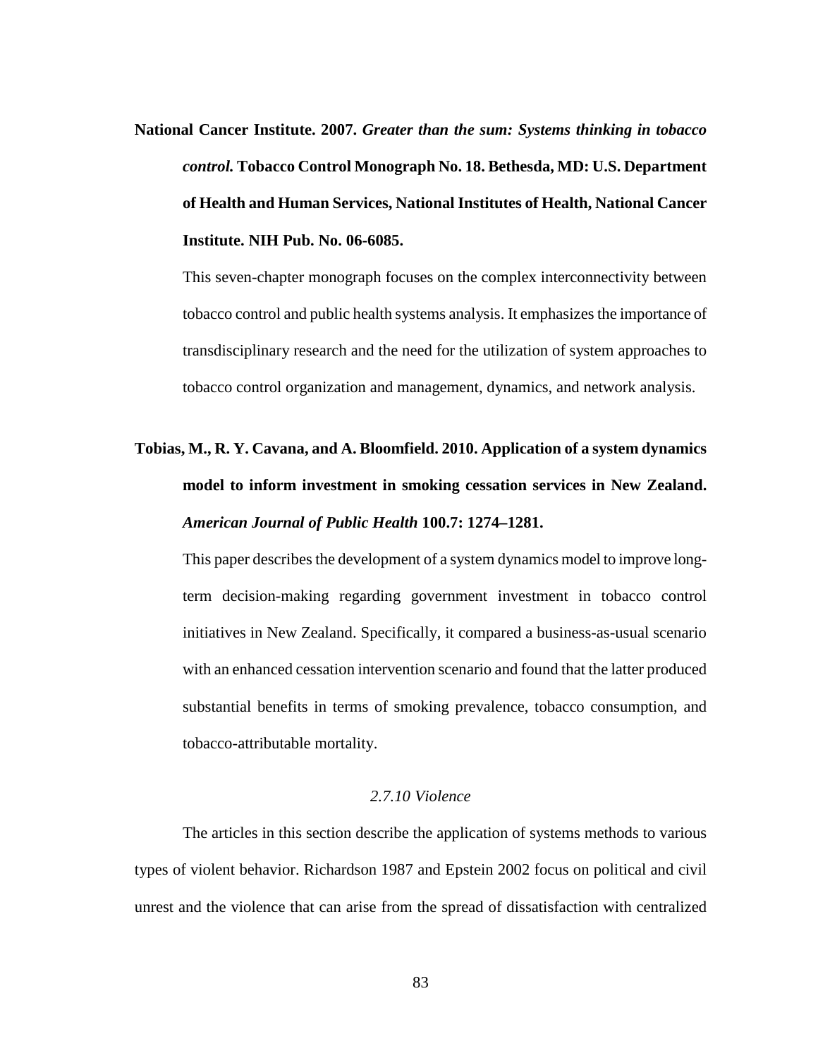**National Cancer Institute. 2007. *Greater than the sum: Systems thinking in tobacco control.* Tobacco Control Monograph No. 18. Bethesda, MD: U.S. Department of Health and Human Services, National Institutes of Health, National Cancer Institute. NIH Pub. No. 06-6085.**

This seven-chapter monograph focuses on the complex interconnectivity between tobacco control and public health systems analysis. It emphasizes the importance of transdisciplinary research and the need for the utilization of system approaches to tobacco control organization and management, dynamics, and network analysis.

**Tobias, M., R. Y. Cavana, and A. Bloomfield. 2010. Application of a system dynamics model to inform investment in smoking cessation services in New Zealand. *American Journal of Public Health* 100.7: 1274–1281.**

This paper describes the development of a system dynamics model to improve long-term decision-making regarding government investment in tobacco control initiatives in New Zealand. Specifically, it compared a business-as-usual scenario with an enhanced cessation intervention scenario and found that the latter produced substantial benefits in terms of smoking prevalence, tobacco consumption, and tobacco-attributable mortality.

### *2.7.10 Violence*

The articles in this section describe the application of systems methods to various types of violent behavior. Richardson 1987 and Epstein 2002 focus on political and civil unrest and the violence that can arise from the spread of dissatisfaction with centralized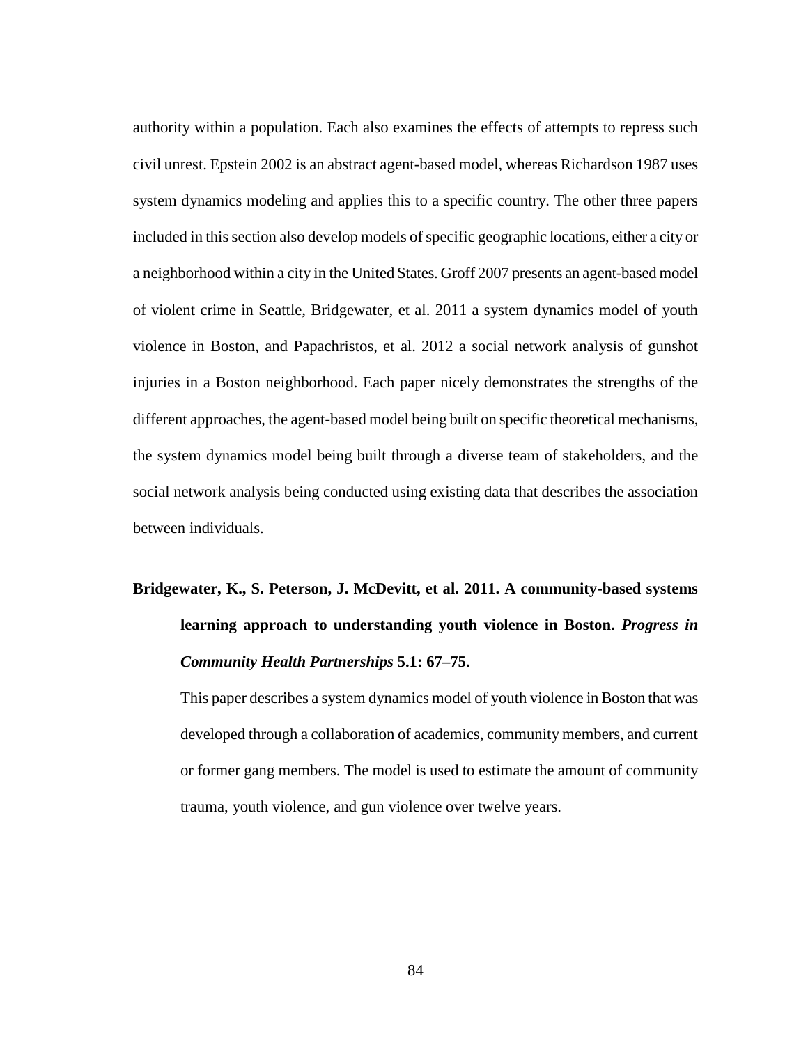authority within a population. Each also examines the effects of attempts to repress such civil unrest. Epstein 2002 is an abstract agent-based model, whereas Richardson 1987 uses system dynamics modeling and applies this to a specific country. The other three papers included in this section also develop models of specific geographic locations, either a city or a neighborhood within a city in the United States. Groff 2007 presents an agent-based model of violent crime in Seattle, Bridgewater, et al. 2011 a system dynamics model of youth violence in Boston, and Papachristos, et al. 2012 a social network analysis of gunshot injuries in a Boston neighborhood. Each paper nicely demonstrates the strengths of the different approaches, the agent-based model being built on specific theoretical mechanisms, the system dynamics model being built through a diverse team of stakeholders, and the social network analysis being conducted using existing data that describes the association between individuals.

**Bridgewater, K., S. Peterson, J. McDevitt, et al. 2011. A community-based systems learning approach to understanding youth violence in Boston. *Progress in Community Health Partnerships* 5.1: 67–75.**

This paper describes a system dynamics model of youth violence in Boston that was developed through a collaboration of academics, community members, and current or former gang members. The model is used to estimate the amount of community trauma, youth violence, and gun violence over twelve years.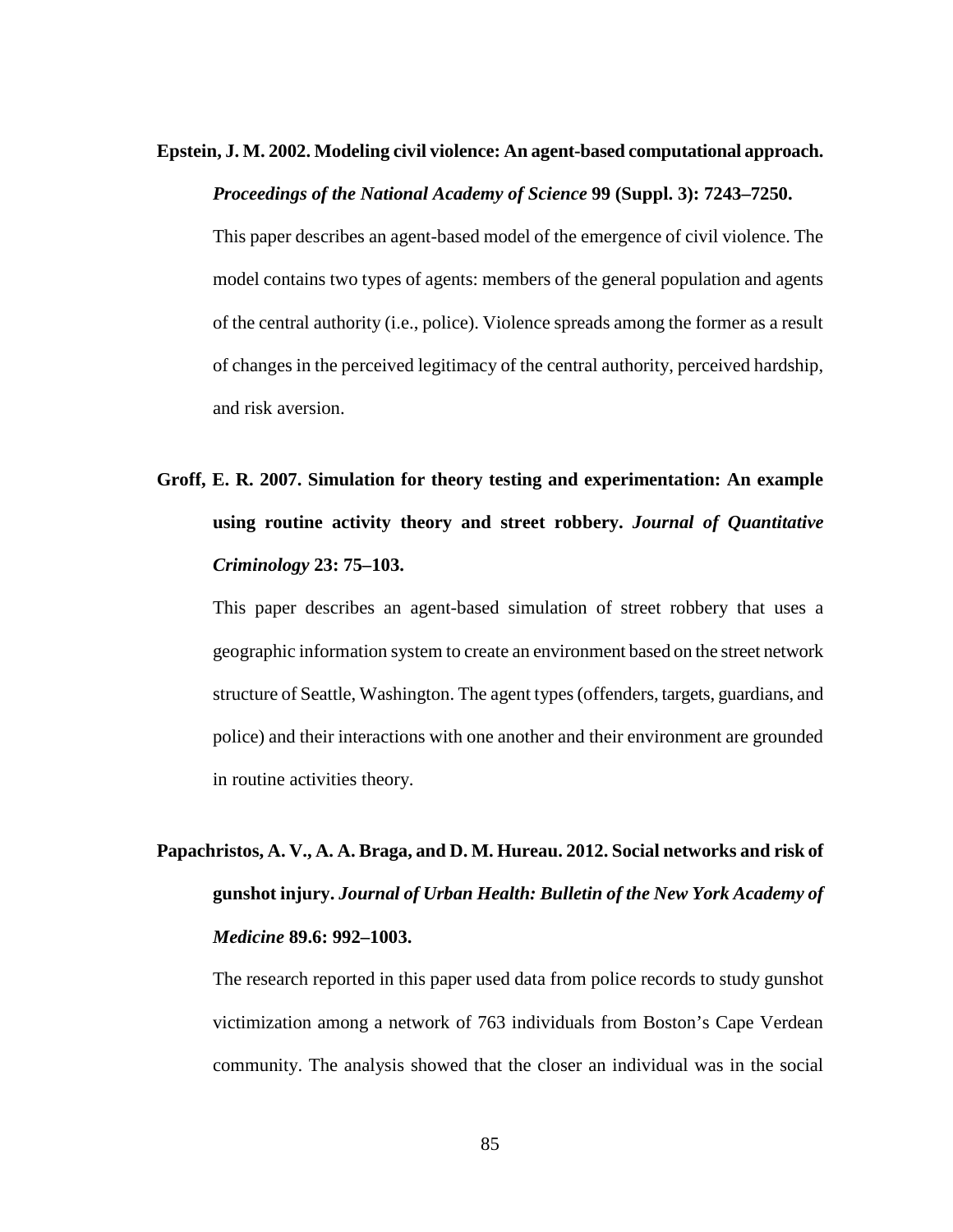**Epstein, J. M. 2002. Modeling civil violence: An agent-based computational approach. *Proceedings of the National Academy of Science* 99 (Suppl. 3): 7243–7250.**

This paper describes an agent-based model of the emergence of civil violence. The model contains two types of agents: members of the general population and agents of the central authority (i.e., police). Violence spreads among the former as a result of changes in the perceived legitimacy of the central authority, perceived hardship, and risk aversion.

**Groff, E. R. 2007. Simulation for theory testing and experimentation: An example using routine activity theory and street robbery. *Journal of Quantitative Criminology* 23: 75–103.**

This paper describes an agent-based simulation of street robbery that uses a geographic information system to create an environment based on the street network structure of Seattle, Washington. The agent types (offenders, targets, guardians, and police) and their interactions with one another and their environment are grounded in routine activities theory.

**Papachristos, A. V., A. A. Braga, and D. M. Hureau. 2012. Social networks and risk of gunshot injury. *Journal of Urban Health: Bulletin of the New York Academy of Medicine* 89.6: 992–1003.**

The research reported in this paper used data from police records to study gunshot victimization among a network of 763 individuals from Boston's Cape Verdean community. The analysis showed that the closer an individual was in the social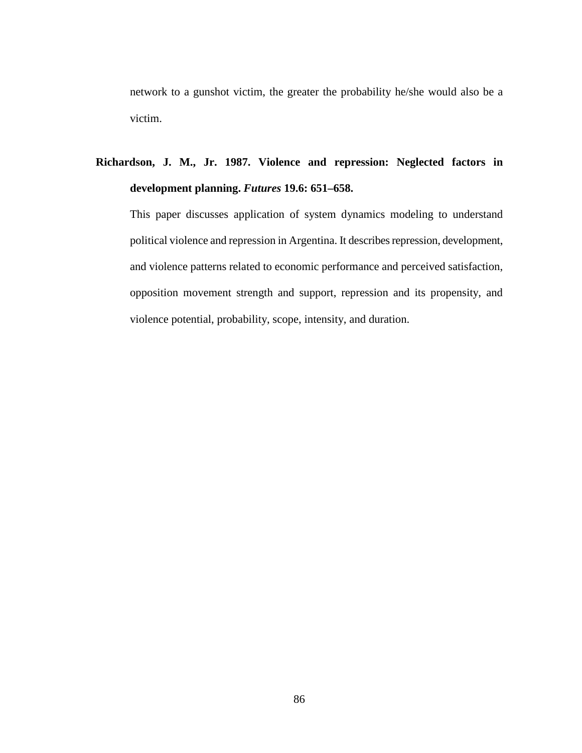network to a gunshot victim, the greater the probability he/she would also be a victim.

**Richardson, J. M., Jr. 1987. Violence and repression: Neglected factors in development planning. *Futures* 19.6: 651–658.**

This paper discusses application of system dynamics modeling to understand political violence and repression in Argentina. It describes repression, development, and violence patterns related to economic performance and perceived satisfaction, opposition movement strength and support, repression and its propensity, and violence potential, probability, scope, intensity, and duration.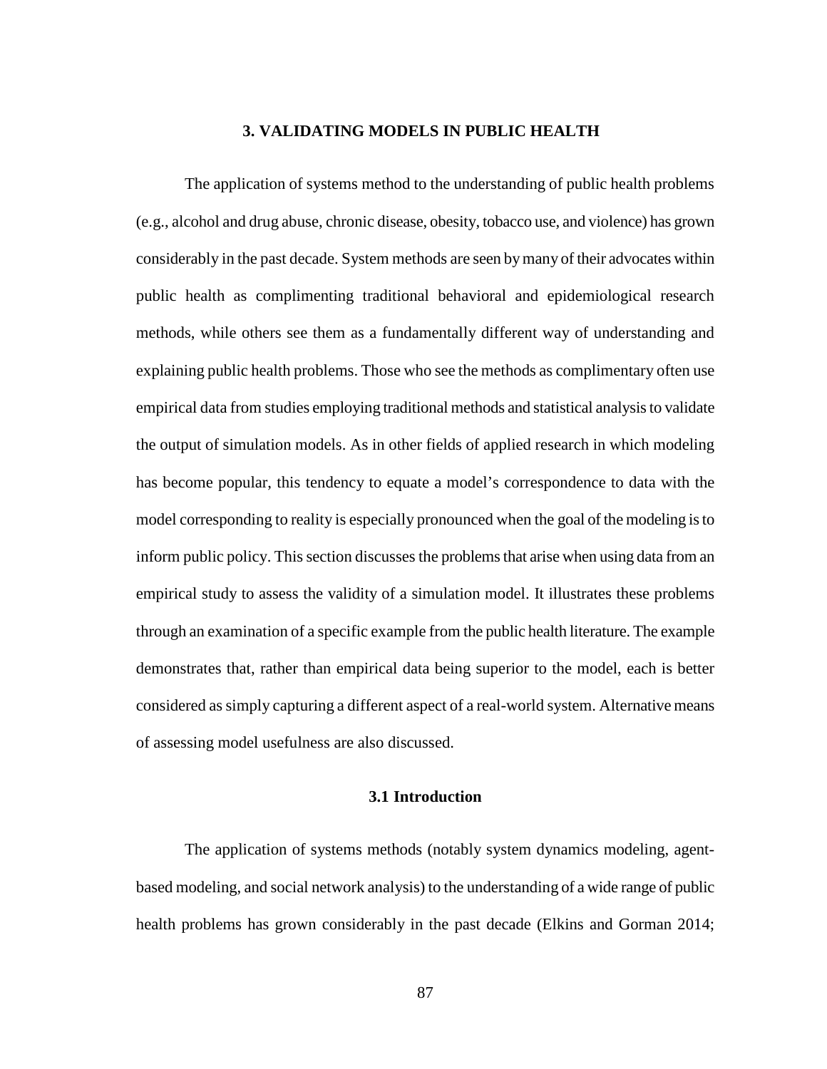# 3. VALIDATING MODELS IN PUBLIC HEALTH

The application of systems method to the understanding of public health problems (e.g., alcohol and drug abuse, chronic disease, obesity, tobacco use, and violence) has grown considerably in the past decade. System methods are seen by many of their advocates within public health as complimenting traditional behavioral and epidemiological research methods, while others see them as a fundamentally different way of understanding and explaining public health problems. Those who see the methods as complimentary often use empirical data from studies employing traditional methods and statistical analysis to validate the output of simulation models. As in other fields of applied research in which modeling has become popular, this tendency to equate a model's correspondence to data with the model corresponding to reality is especially pronounced when the goal of the modeling is to inform public policy. This section discusses the problems that arise when using data from an empirical study to assess the validity of a simulation model. It illustrates these problems through an examination of a specific example from the public health literature. The example demonstrates that, rather than empirical data being superior to the model, each is better considered as simply capturing a different aspect of a real-world system. Alternative means of assessing model usefulness are also discussed.

## 3.1 Introduction

The application of systems methods (notably system dynamics modeling, agent-based modeling, and social network analysis) to the understanding of a wide range of public health problems has grown considerably in the past decade (Elkins and Gorman 2014;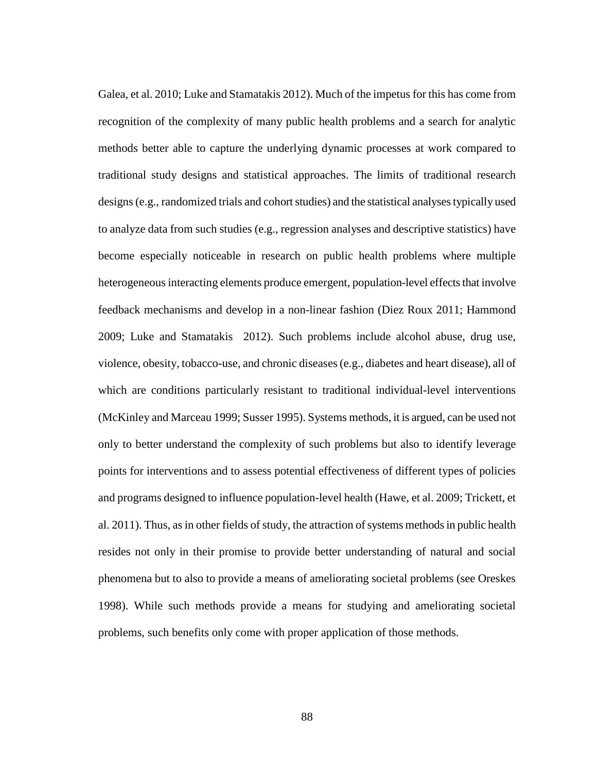Galea, et al. 2010; Luke and Stamatakis 2012). Much of the impetus for this has come from recognition of the complexity of many public health problems and a search for analytic methods better able to capture the underlying dynamic processes at work compared to traditional study designs and statistical approaches. The limits of traditional research designs (e.g., randomized trials and cohort studies) and the statistical analyses typically used to analyze data from such studies (e.g., regression analyses and descriptive statistics) have become especially noticeable in research on public health problems where multiple heterogeneous interacting elements produce emergent, population-level effects that involve feedback mechanisms and develop in a non-linear fashion (Diez Roux 2011; Hammond 2009; Luke and Stamatakis 2012). Such problems include alcohol abuse, drug use, violence, obesity, tobacco-use, and chronic diseases (e.g., diabetes and heart disease), all of which are conditions particularly resistant to traditional individual-level interventions (McKinley and Marceau 1999; Susser 1995). Systems methods, it is argued, can be used not only to better understand the complexity of such problems but also to identify leverage points for interventions and to assess potential effectiveness of different types of policies and programs designed to influence population-level health (Hawe, et al. 2009; Trickett, et al. 2011). Thus, as in other fields of study, the attraction of systems methods in public health resides not only in their promise to provide better understanding of natural and social phenomena but to also to provide a means of ameliorating societal problems (see Oreskes 1998). While such methods provide a means for studying and ameliorating societal problems, such benefits only come with proper application of those methods.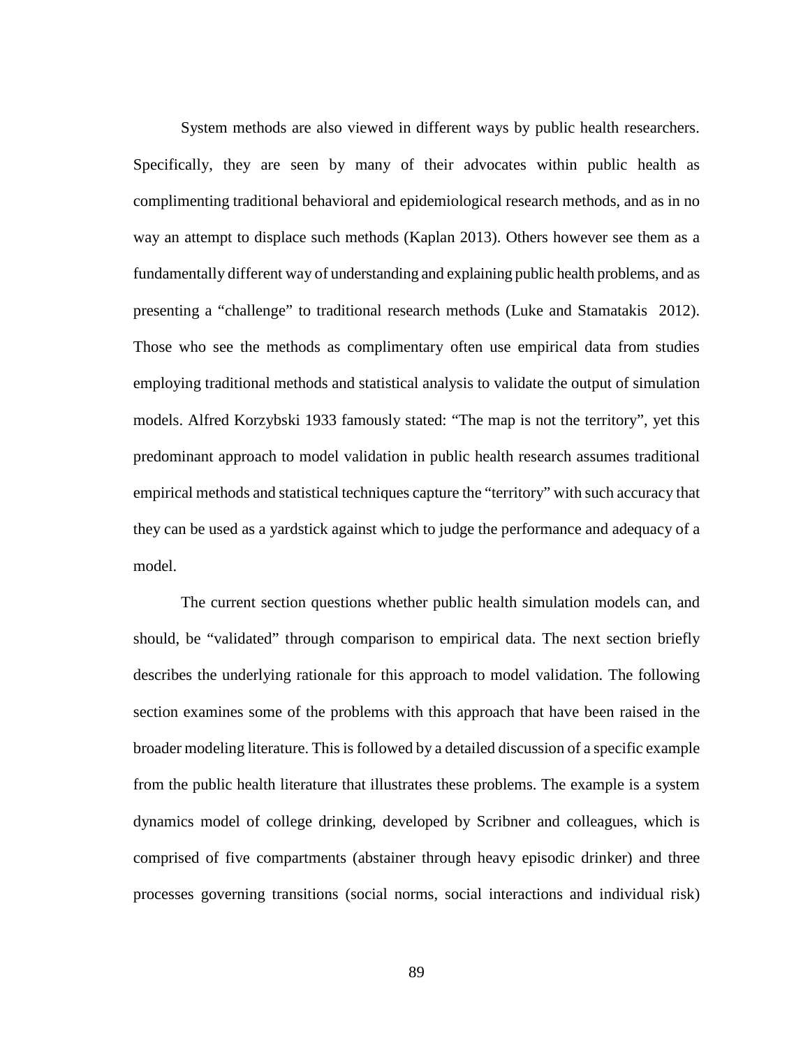System methods are also viewed in different ways by public health researchers. Specifically, they are seen by many of their advocates within public health as complimenting traditional behavioral and epidemiological research methods, and as in no way an attempt to displace such methods (Kaplan 2013). Others however see them as a fundamentally different way of understanding and explaining public health problems, and as presenting a "challenge" to traditional research methods (Luke and Stamatakis 2012). Those who see the methods as complimentary often use empirical data from studies employing traditional methods and statistical analysis to validate the output of simulation models. Alfred Korzybski 1933 famously stated: "The map is not the territory", yet this predominant approach to model validation in public health research assumes traditional empirical methods and statistical techniques capture the "territory" with such accuracy that they can be used as a yardstick against which to judge the performance and adequacy of a model.

The current section questions whether public health simulation models can, and should, be "validated" through comparison to empirical data. The next section briefly describes the underlying rationale for this approach to model validation. The following section examines some of the problems with this approach that have been raised in the broader modeling literature. This is followed by a detailed discussion of a specific example from the public health literature that illustrates these problems. The example is a system dynamics model of college drinking, developed by Scribner and colleagues, which is comprised of five compartments (abstainer through heavy episodic drinker) and three processes governing transitions (social norms, social interactions and individual risk)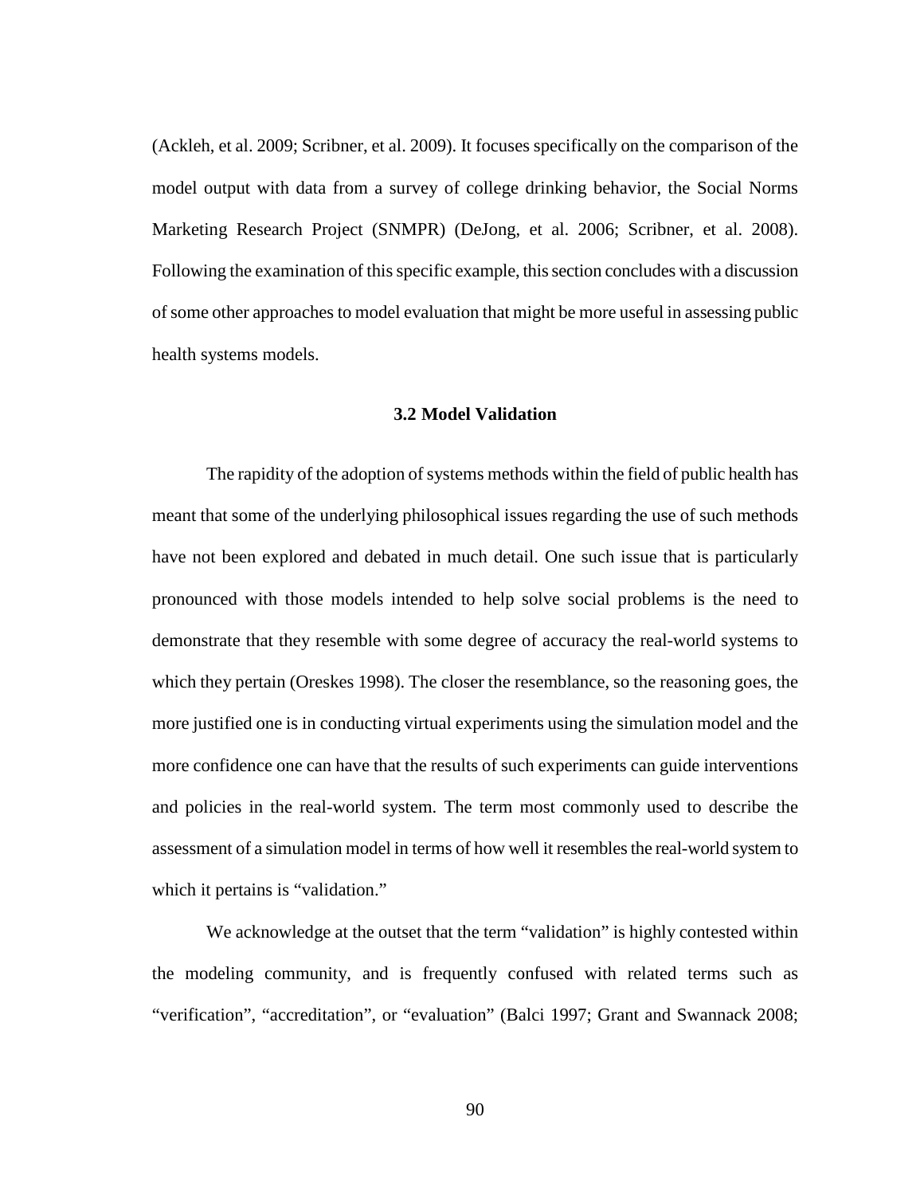(Ackleh, et al. 2009; Scribner, et al. 2009). It focuses specifically on the comparison of the model output with data from a survey of college drinking behavior, the Social Norms Marketing Research Project (SNMPR) (DeJong, et al. 2006; Scribner, et al. 2008). Following the examination of this specific example, this section concludes with a discussion of some other approaches to model evaluation that might be more useful in assessing public health systems models.

### 3.2 Model Validation

The rapidity of the adoption of systems methods within the field of public health has meant that some of the underlying philosophical issues regarding the use of such methods have not been explored and debated in much detail. One such issue that is particularly pronounced with those models intended to help solve social problems is the need to demonstrate that they resemble with some degree of accuracy the real-world systems to which they pertain (Oreskes 1998). The closer the resemblance, so the reasoning goes, the more justified one is in conducting virtual experiments using the simulation model and the more confidence one can have that the results of such experiments can guide interventions and policies in the real-world system. The term most commonly used to describe the assessment of a simulation model in terms of how well it resembles the real-world system to which it pertains is "validation."

We acknowledge at the outset that the term "validation" is highly contested within the modeling community, and is frequently confused with related terms such as "verification", "accreditation", or "evaluation" (Balci 1997; Grant and Swannack 2008;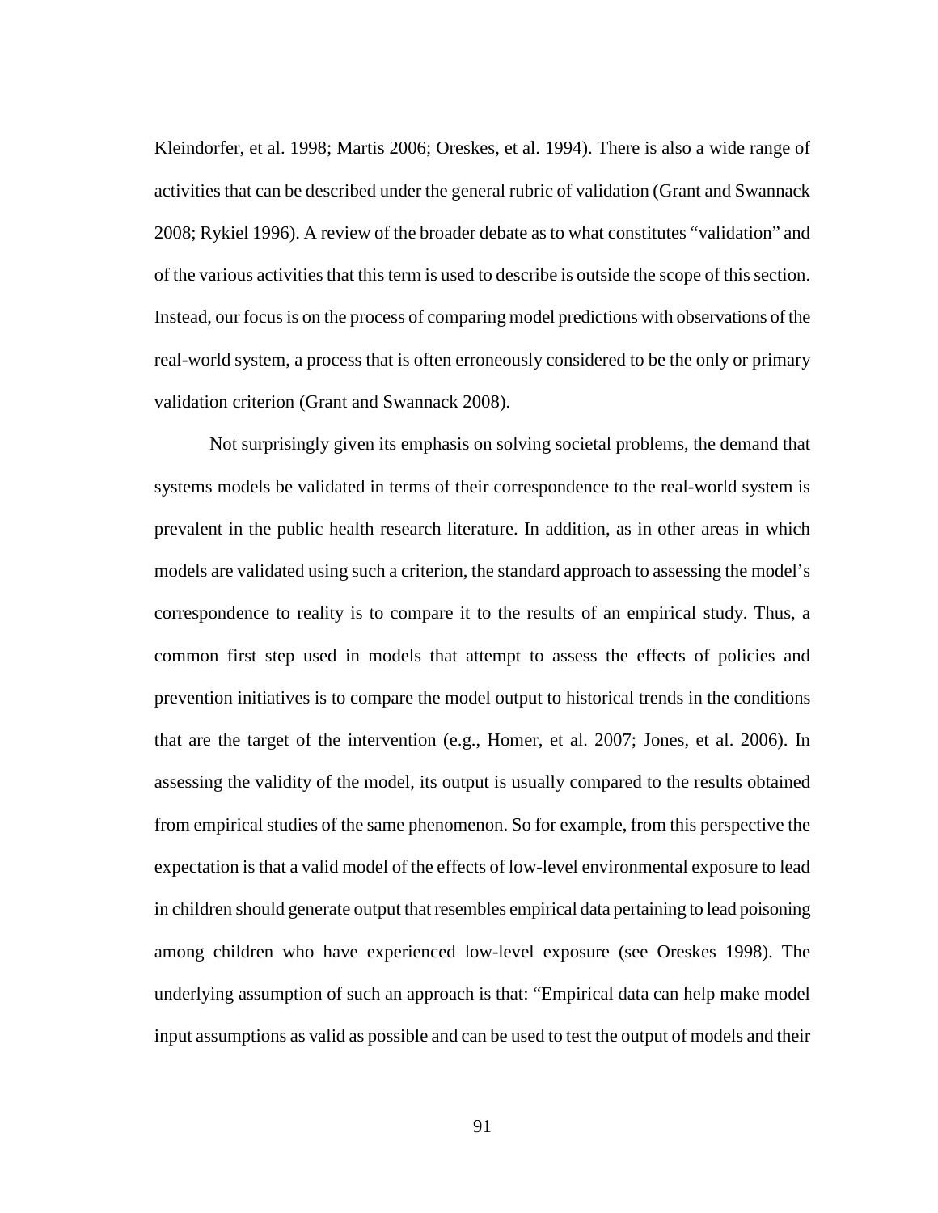Kleindorfer, et al. 1998; Martis 2006; Oreskes, et al. 1994). There is also a wide range of activities that can be described under the general rubric of validation (Grant and Swannack 2008; Rykiel 1996). A review of the broader debate as to what constitutes "validation" and of the various activities that this term is used to describe is outside the scope of this section. Instead, our focus is on the process of comparing model predictions with observations of the real-world system, a process that is often erroneously considered to be the only or primary validation criterion (Grant and Swannack 2008).

Not surprisingly given its emphasis on solving societal problems, the demand that systems models be validated in terms of their correspondence to the real-world system is prevalent in the public health research literature. In addition, as in other areas in which models are validated using such a criterion, the standard approach to assessing the model's correspondence to reality is to compare it to the results of an empirical study. Thus, a common first step used in models that attempt to assess the effects of policies and prevention initiatives is to compare the model output to historical trends in the conditions that are the target of the intervention (e.g., Homer, et al. 2007; Jones, et al. 2006). In assessing the validity of the model, its output is usually compared to the results obtained from empirical studies of the same phenomenon. So for example, from this perspective the expectation is that a valid model of the effects of low-level environmental exposure to lead in children should generate output that resembles empirical data pertaining to lead poisoning among children who have experienced low-level exposure (see Oreskes 1998). The underlying assumption of such an approach is that: "Empirical data can help make model input assumptions as valid as possible and can be used to test the output of models and their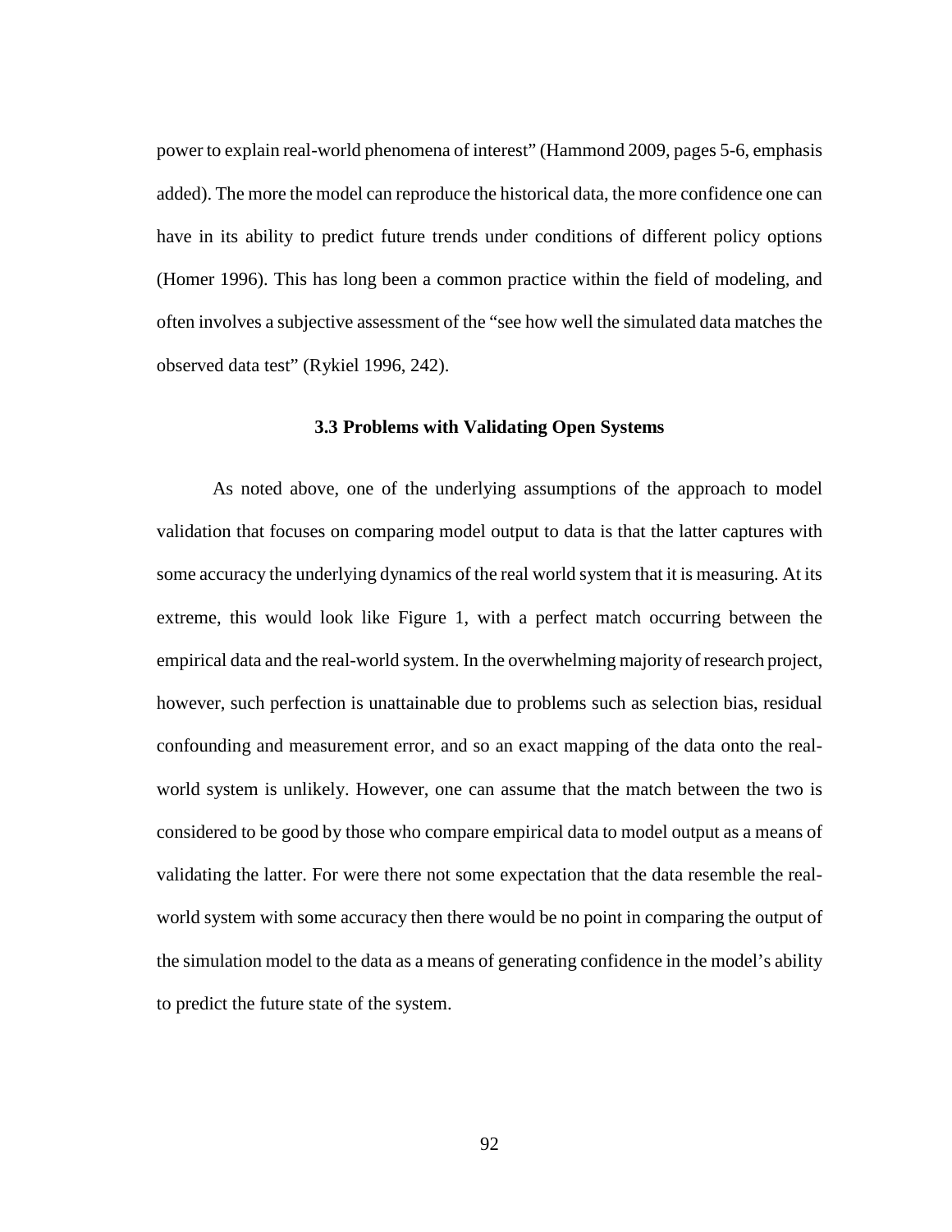power to explain real-world phenomena of interest" (Hammond 2009, pages 5-6, emphasis added). The more the model can reproduce the historical data, the more confidence one can have in its ability to predict future trends under conditions of different policy options (Homer 1996). This has long been a common practice within the field of modeling, and often involves a subjective assessment of the "see how well the simulated data matches the observed data test" (Rykiel 1996, 242).

### 3.3 Problems with Validating Open Systems

As noted above, one of the underlying assumptions of the approach to model validation that focuses on comparing model output to data is that the latter captures with some accuracy the underlying dynamics of the real world system that it is measuring. At its extreme, this would look like Figure 1, with a perfect match occurring between the empirical data and the real-world system. In the overwhelming majority of research project, however, such perfection is unattainable due to problems such as selection bias, residual confounding and measurement error, and so an exact mapping of the data onto the real-world system is unlikely. However, one can assume that the match between the two is considered to be good by those who compare empirical data to model output as a means of validating the latter. For were there not some expectation that the data resemble the real-world system with some accuracy then there would be no point in comparing the output of the simulation model to the data as a means of generating confidence in the model's ability to predict the future state of the system.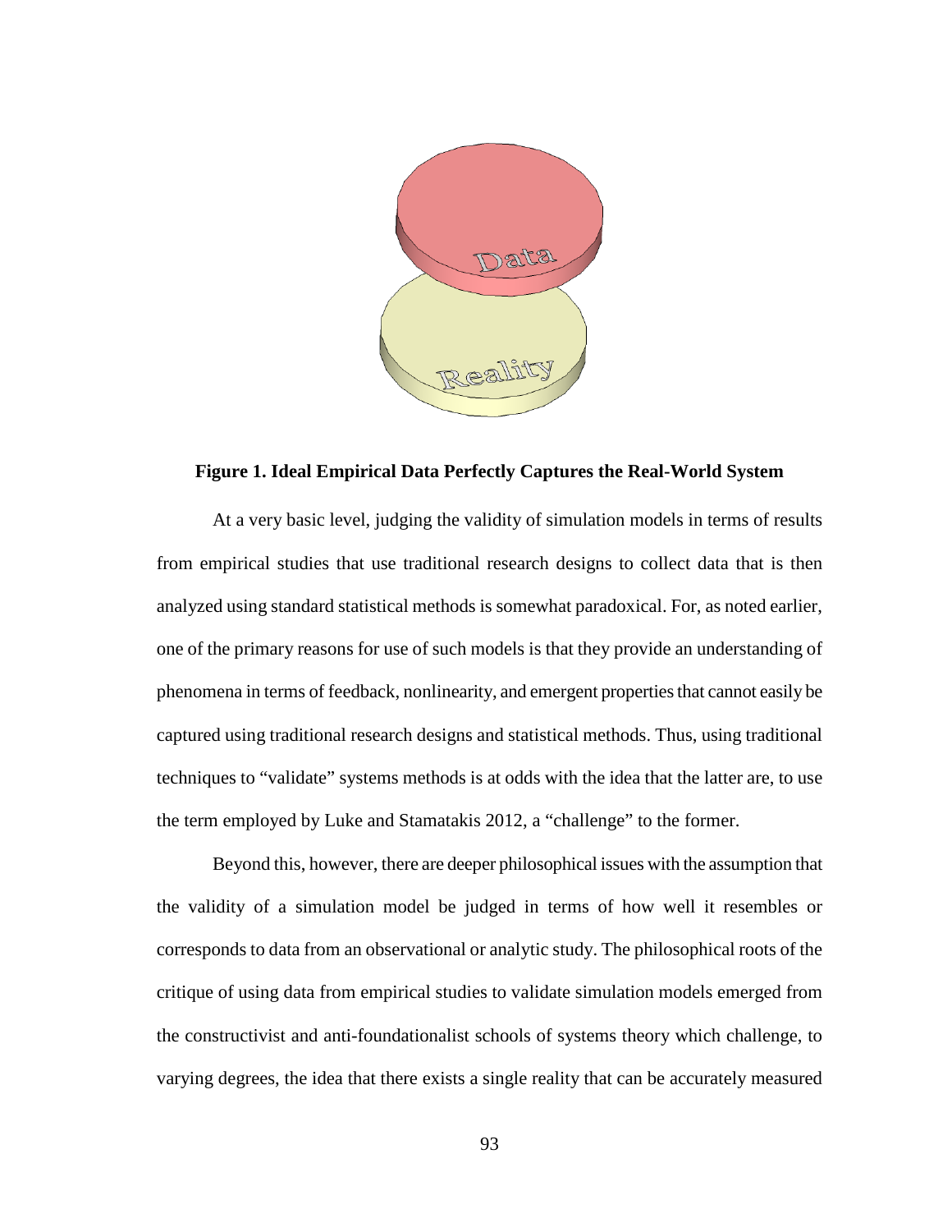Data

Reality

**Figure 1. Ideal Empirical Data Perfectly Captures the Real-World System**

At a very basic level, judging the validity of simulation models in terms of results from empirical studies that use traditional research designs to collect data that is then analyzed using standard statistical methods is somewhat paradoxical. For, as noted earlier, one of the primary reasons for use of such models is that they provide an understanding of phenomena in terms of feedback, nonlinearity, and emergent properties that cannot easily be captured using traditional research designs and statistical methods. Thus, using traditional techniques to "validate" systems methods is at odds with the idea that the latter are, to use the term employed by Luke and Stamatakis 2012, a "challenge" to the former.

Beyond this, however, there are deeper philosophical issues with the assumption that the validity of a simulation model be judged in terms of how well it resembles or corresponds to data from an observational or analytic study. The philosophical roots of the critique of using data from empirical studies to validate simulation models emerged from the constructivist and anti-foundationalist schools of systems theory which challenge, to varying degrees, the idea that there exists a single reality that can be accurately measured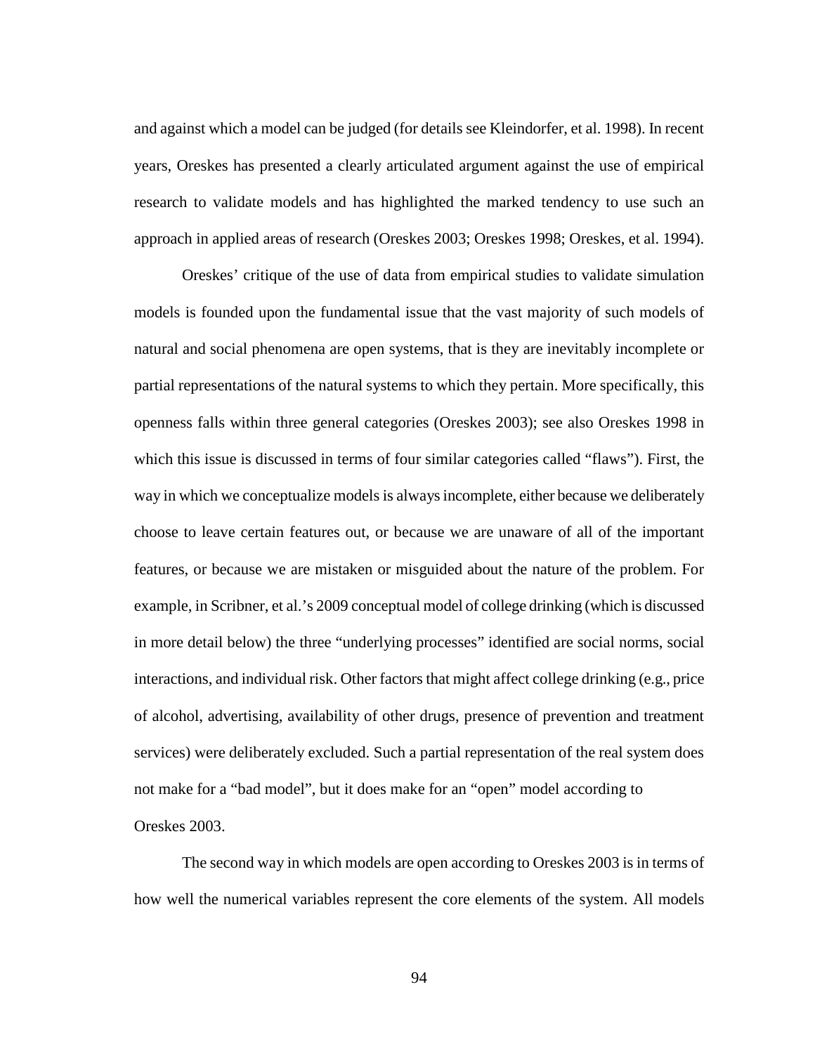and against which a model can be judged (for details see Kleindorfer, et al. 1998). In recent years, Oreskes has presented a clearly articulated argument against the use of empirical research to validate models and has highlighted the marked tendency to use such an approach in applied areas of research (Oreskes 2003; Oreskes 1998; Oreskes, et al. 1994).

Oreskes' critique of the use of data from empirical studies to validate simulation models is founded upon the fundamental issue that the vast majority of such models of natural and social phenomena are open systems, that is they are inevitably incomplete or partial representations of the natural systems to which they pertain. More specifically, this openness falls within three general categories (Oreskes 2003); see also Oreskes 1998 in which this issue is discussed in terms of four similar categories called "flaws"). First, the way in which we conceptualize models is always incomplete, either because we deliberately choose to leave certain features out, or because we are unaware of all of the important features, or because we are mistaken or misguided about the nature of the problem. For example, in Scribner, et al.'s 2009 conceptual model of college drinking (which is discussed in more detail below) the three "underlying processes" identified are social norms, social interactions, and individual risk. Other factors that might affect college drinking (e.g., price of alcohol, advertising, availability of other drugs, presence of prevention and treatment services) were deliberately excluded. Such a partial representation of the real system does not make for a "bad model", but it does make for an "open" model according to Oreskes 2003.

The second way in which models are open according to Oreskes 2003 is in terms of how well the numerical variables represent the core elements of the system. All models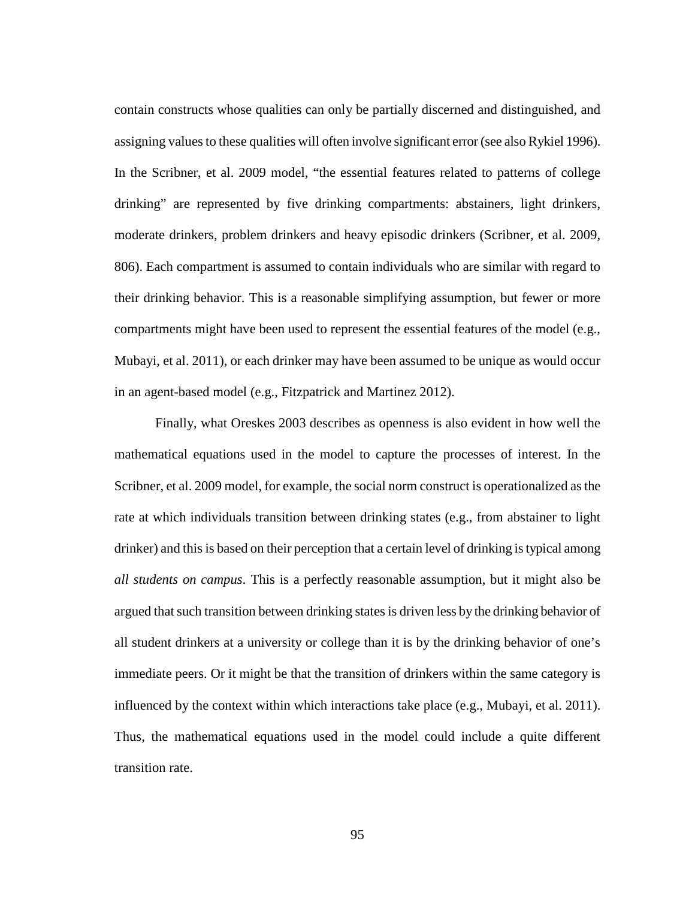contain constructs whose qualities can only be partially discerned and distinguished, and assigning values to these qualities will often involve significant error (see also Rykiel 1996). In the Scribner, et al. 2009 model, "the essential features related to patterns of college drinking" are represented by five drinking compartments: abstainers, light drinkers, moderate drinkers, problem drinkers and heavy episodic drinkers (Scribner, et al. 2009, 806). Each compartment is assumed to contain individuals who are similar with regard to their drinking behavior. This is a reasonable simplifying assumption, but fewer or more compartments might have been used to represent the essential features of the model (e.g., Mubayi, et al. 2011), or each drinker may have been assumed to be unique as would occur in an agent-based model (e.g., Fitzpatrick and Martinez 2012).

Finally, what Oreskes 2003 describes as openness is also evident in how well the mathematical equations used in the model to capture the processes of interest. In the Scribner, et al. 2009 model, for example, the social norm construct is operationalized as the rate at which individuals transition between drinking states (e.g., from abstainer to light drinker) and this is based on their perception that a certain level of drinking is typical among *all students on campus*. This is a perfectly reasonable assumption, but it might also be argued that such transition between drinking states is driven less by the drinking behavior of all student drinkers at a university or college than it is by the drinking behavior of one's immediate peers. Or it might be that the transition of drinkers within the same category is influenced by the context within which interactions take place (e.g., Mubayi, et al. 2011). Thus, the mathematical equations used in the model could include a quite different transition rate.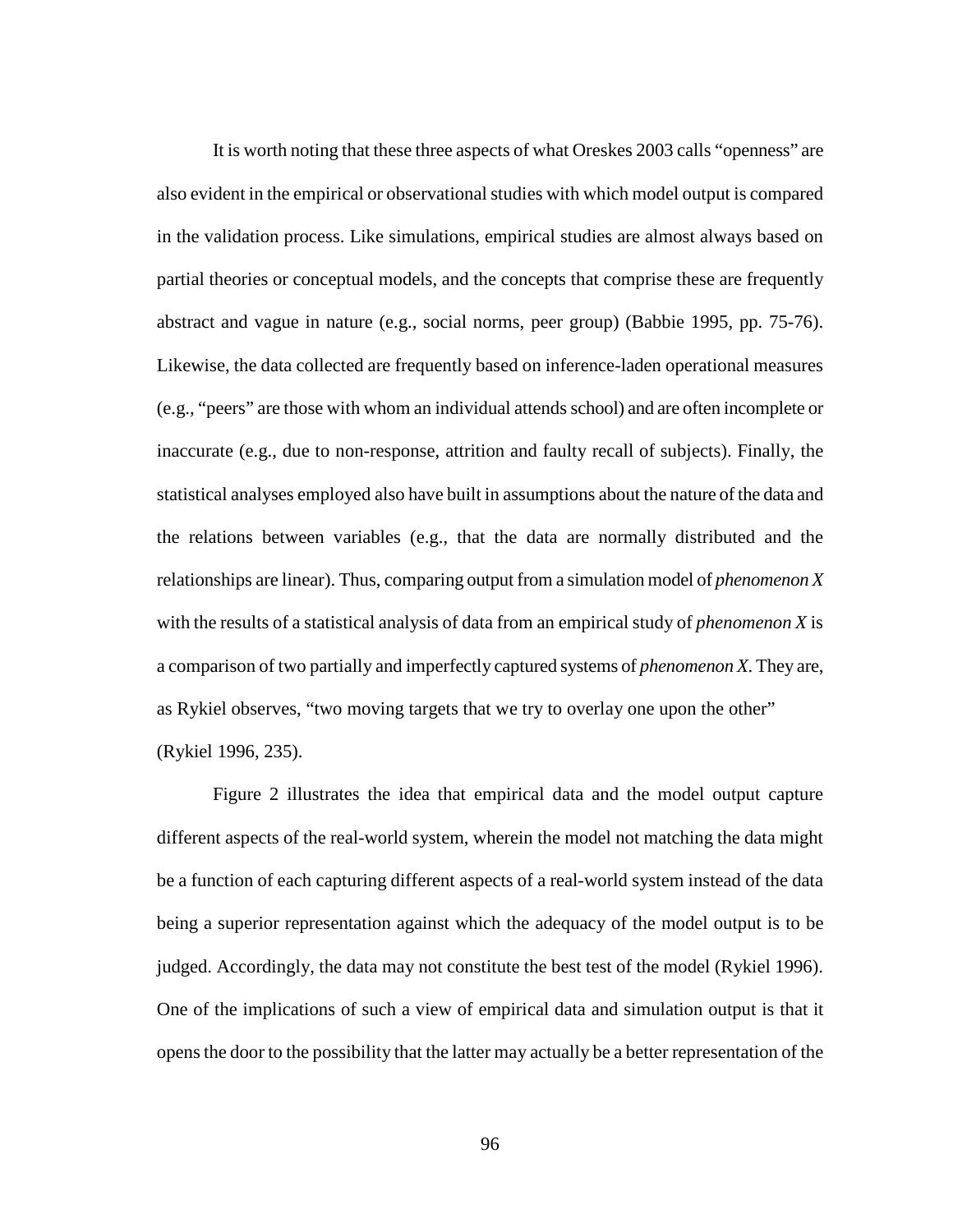It is worth noting that these three aspects of what Oreskes 2003 calls "openness" are also evident in the empirical or observational studies with which model output is compared in the validation process. Like simulations, empirical studies are almost always based on partial theories or conceptual models, and the concepts that comprise these are frequently abstract and vague in nature (e.g., social norms, peer group) (Babbie 1995, pp. 75-76). Likewise, the data collected are frequently based on inference-laden operational measures (e.g., "peers" are those with whom an individual attends school) and are often incomplete or inaccurate (e.g., due to non-response, attrition and faulty recall of subjects). Finally, the statistical analyses employed also have built in assumptions about the nature of the data and the relations between variables (e.g., that the data are normally distributed and the relationships are linear). Thus, comparing output from a simulation model of *phenomenon X* with the results of a statistical analysis of data from an empirical study of *phenomenon X* is a comparison of two partially and imperfectly captured systems of *phenomenon X*. They are, as Rykiel observes, "two moving targets that we try to overlay one upon the other" (Rykiel 1996, 235).

Figure 2 illustrates the idea that empirical data and the model output capture different aspects of the real-world system, wherein the model not matching the data might be a function of each capturing different aspects of a real-world system instead of the data being a superior representation against which the adequacy of the model output is to be judged. Accordingly, the data may not constitute the best test of the model (Rykiel 1996). One of the implications of such a view of empirical data and simulation output is that it opens the door to the possibility that the latter may actually be a better representation of the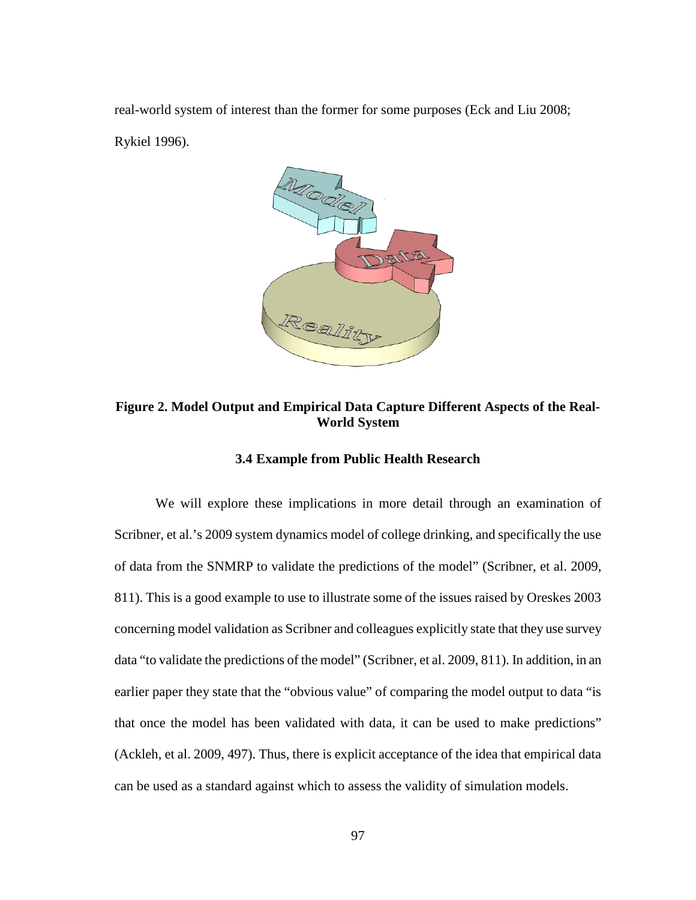real-world system of interest than the former for some purposes (Eck and Liu 2008; Rykiel 1996).

Model

Data

Reality

**Figure 2. Model Output and Empirical Data Capture Different Aspects of the Real-World System**

### 3.4 Example from Public Health Research

We will explore these implications in more detail through an examination of Scribner, et al.'s 2009 system dynamics model of college drinking, and specifically the use of data from the SNMRP to validate the predictions of the model" (Scribner, et al. 2009, 811). This is a good example to use to illustrate some of the issues raised by Oreskes 2003 concerning model validation as Scribner and colleagues explicitly state that they use survey data "to validate the predictions of the model" (Scribner, et al. 2009, 811). In addition, in an earlier paper they state that the "obvious value" of comparing the model output to data "is that once the model has been validated with data, it can be used to make predictions" (Ackleh, et al. 2009, 497). Thus, there is explicit acceptance of the idea that empirical data can be used as a standard against which to assess the validity of simulation models.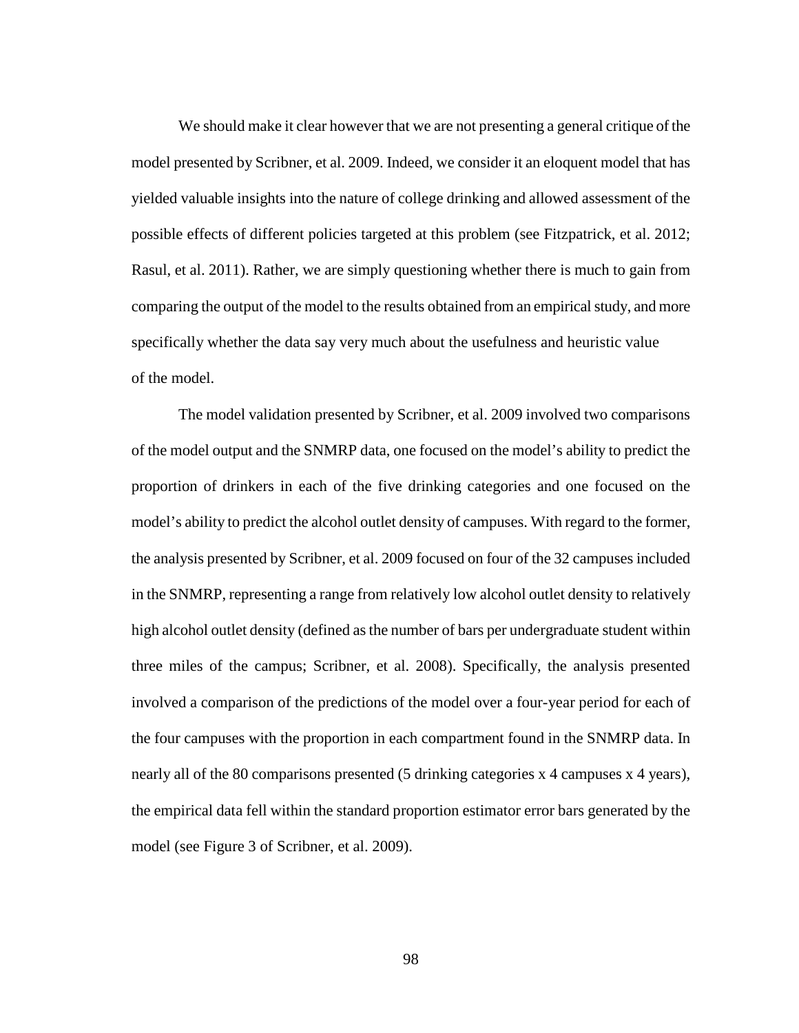We should make it clear however that we are not presenting a general critique of the model presented by Scribner, et al. 2009. Indeed, we consider it an eloquent model that has yielded valuable insights into the nature of college drinking and allowed assessment of the possible effects of different policies targeted at this problem (see Fitzpatrick, et al. 2012; Rasul, et al. 2011). Rather, we are simply questioning whether there is much to gain from comparing the output of the model to the results obtained from an empirical study, and more specifically whether the data say very much about the usefulness and heuristic value of the model.

The model validation presented by Scribner, et al. 2009 involved two comparisons of the model output and the SNMRP data, one focused on the model's ability to predict the proportion of drinkers in each of the five drinking categories and one focused on the model's ability to predict the alcohol outlet density of campuses. With regard to the former, the analysis presented by Scribner, et al. 2009 focused on four of the 32 campuses included in the SNMRP, representing a range from relatively low alcohol outlet density to relatively high alcohol outlet density (defined as the number of bars per undergraduate student within three miles of the campus; Scribner, et al. 2008). Specifically, the analysis presented involved a comparison of the predictions of the model over a four-year period for each of the four campuses with the proportion in each compartment found in the SNMRP data. In nearly all of the 80 comparisons presented (5 drinking categories x 4 campuses x 4 years), the empirical data fell within the standard proportion estimator error bars generated by the model (see Figure 3 of Scribner, et al. 2009).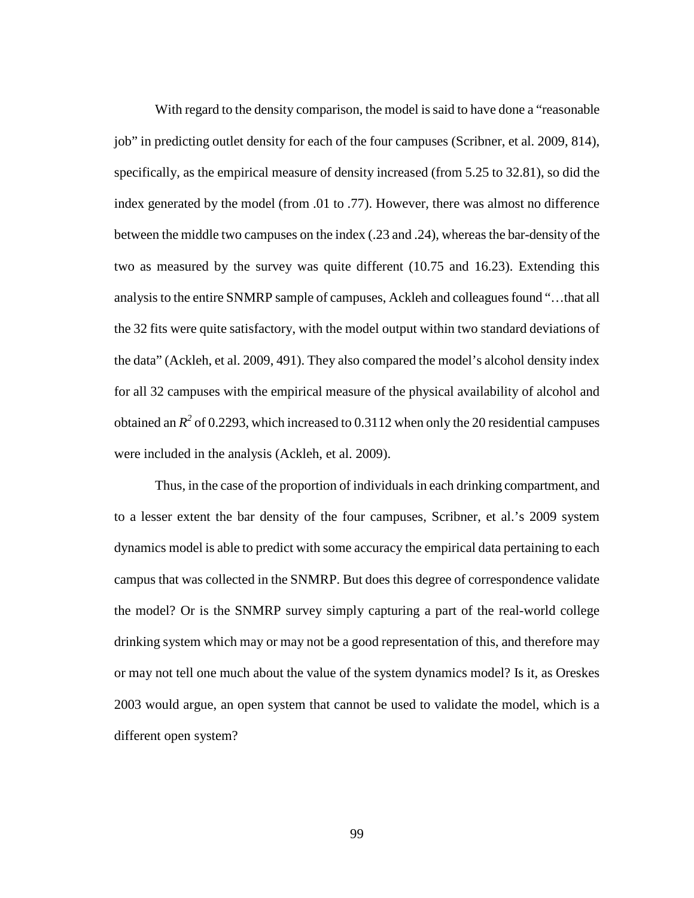With regard to the density comparison, the model is said to have done a "reasonable job" in predicting outlet density for each of the four campuses (Scribner, et al. 2009, 814), specifically, as the empirical measure of density increased (from 5.25 to 32.81), so did the index generated by the model (from .01 to .77). However, there was almost no difference between the middle two campuses on the index (.23 and .24), whereas the bar-density of the two as measured by the survey was quite different (10.75 and 16.23). Extending this analysis to the entire SNMRP sample of campuses, Ackleh and colleagues found "…that all the 32 fits were quite satisfactory, with the model output within two standard deviations of the data" (Ackleh, et al. 2009, 491). They also compared the model's alcohol density index for all 32 campuses with the empirical measure of the physical availability of alcohol and obtained an $R^2$ of 0.2293, which increased to 0.3112 when only the 20 residential campuses were included in the analysis (Ackleh, et al. 2009).

Thus, in the case of the proportion of individuals in each drinking compartment, and to a lesser extent the bar density of the four campuses, Scribner, et al.'s 2009 system dynamics model is able to predict with some accuracy the empirical data pertaining to each campus that was collected in the SNMRP. But does this degree of correspondence validate the model? Or is the SNMRP survey simply capturing a part of the real-world college drinking system which may or may not be a good representation of this, and therefore may or may not tell one much about the value of the system dynamics model? Is it, as Oreskes 2003 would argue, an open system that cannot be used to validate the model, which is a different open system?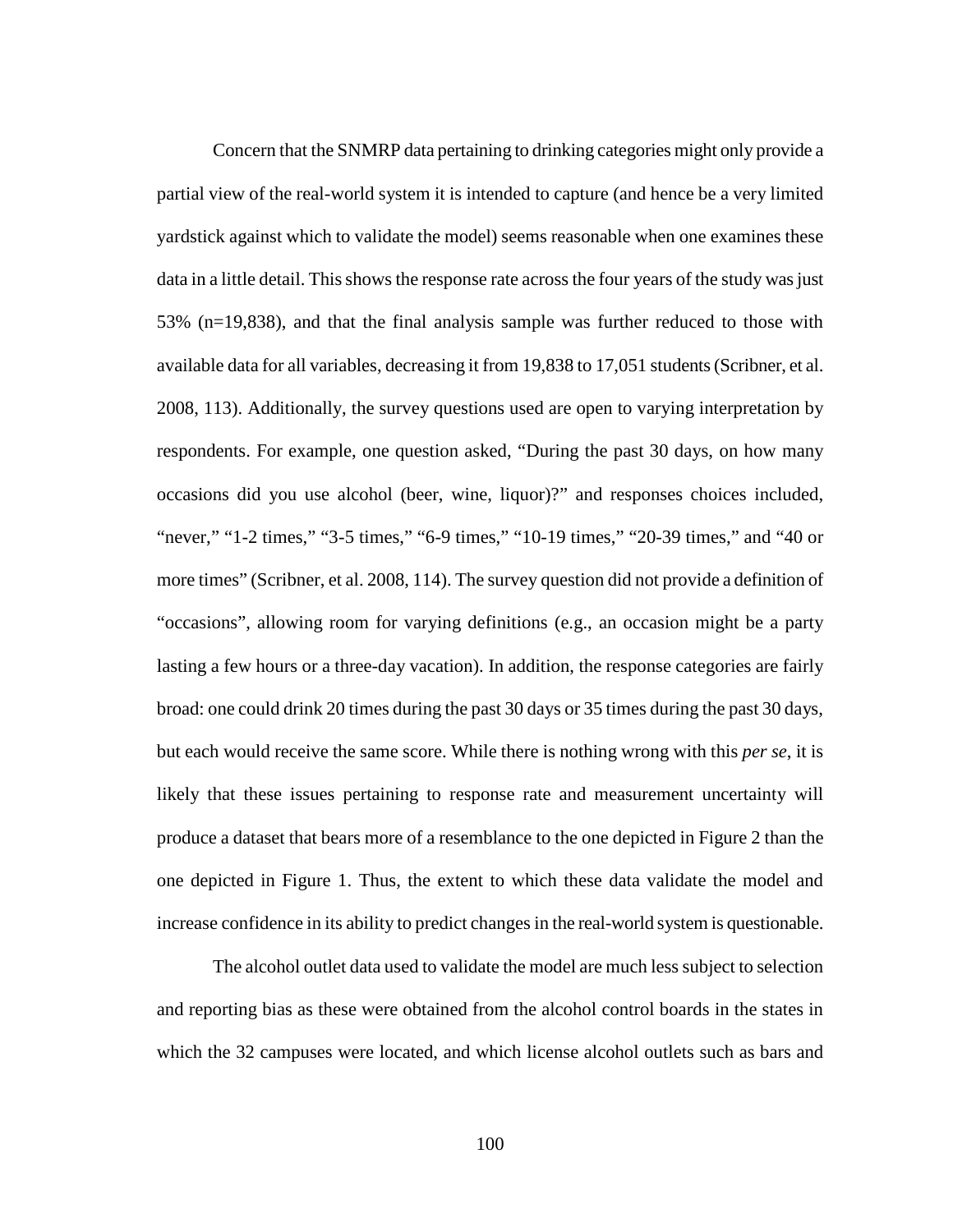Concern that the SNMRP data pertaining to drinking categories might only provide a partial view of the real-world system it is intended to capture (and hence be a very limited yardstick against which to validate the model) seems reasonable when one examines these data in a little detail. This shows the response rate across the four years of the study was just 53% (n=19,838), and that the final analysis sample was further reduced to those with available data for all variables, decreasing it from 19,838 to 17,051 students (Scribner, et al. 2008, 113). Additionally, the survey questions used are open to varying interpretation by respondents. For example, one question asked, "During the past 30 days, on how many occasions did you use alcohol (beer, wine, liquor)?" and responses choices included, "never," "1-2 times," "3-5 times," "6-9 times," "10-19 times," "20-39 times," and "40 or more times" (Scribner, et al. 2008, 114). The survey question did not provide a definition of "occasions", allowing room for varying definitions (e.g., an occasion might be a party lasting a few hours or a three-day vacation). In addition, the response categories are fairly broad: one could drink 20 times during the past 30 days or 35 times during the past 30 days, but each would receive the same score. While there is nothing wrong with this *per se*, it is likely that these issues pertaining to response rate and measurement uncertainty will produce a dataset that bears more of a resemblance to the one depicted in Figure 2 than the one depicted in Figure 1. Thus, the extent to which these data validate the model and increase confidence in its ability to predict changes in the real-world system is questionable.

The alcohol outlet data used to validate the model are much less subject to selection and reporting bias as these were obtained from the alcohol control boards in the states in which the 32 campuses were located, and which license alcohol outlets such as bars and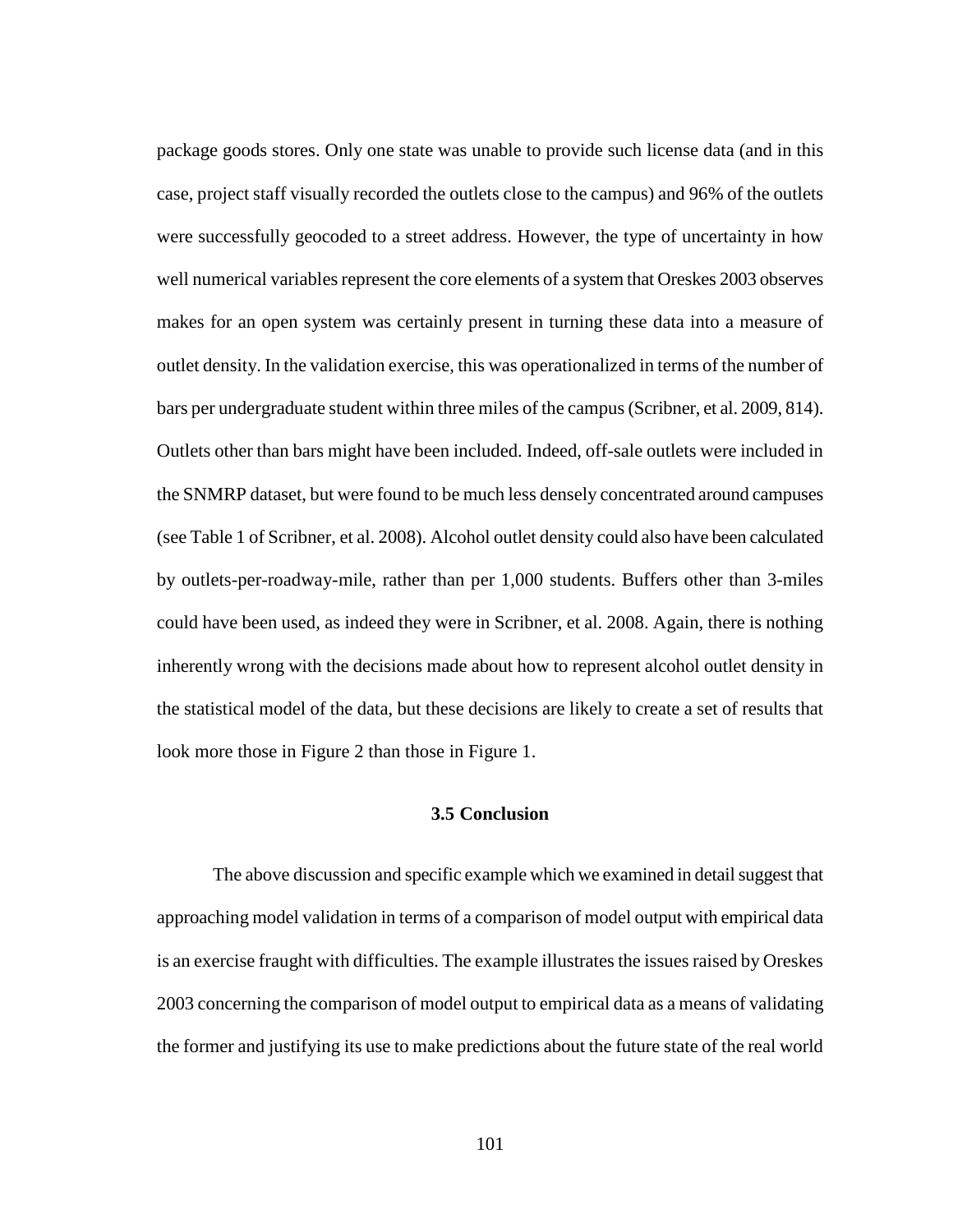package goods stores. Only one state was unable to provide such license data (and in this case, project staff visually recorded the outlets close to the campus) and 96% of the outlets were successfully geocoded to a street address. However, the type of uncertainty in how well numerical variables represent the core elements of a system that Oreskes 2003 observes makes for an open system was certainly present in turning these data into a measure of outlet density. In the validation exercise, this was operationalized in terms of the number of bars per undergraduate student within three miles of the campus (Scribner, et al. 2009, 814). Outlets other than bars might have been included. Indeed, off-sale outlets were included in the SNMRP dataset, but were found to be much less densely concentrated around campuses (see Table 1 of Scribner, et al. 2008). Alcohol outlet density could also have been calculated by outlets-per-roadway-mile, rather than per 1,000 students. Buffers other than 3-miles could have been used, as indeed they were in Scribner, et al. 2008. Again, there is nothing inherently wrong with the decisions made about how to represent alcohol outlet density in the statistical model of the data, but these decisions are likely to create a set of results that look more those in Figure 2 than those in Figure 1.

### 3.5 Conclusion

The above discussion and specific example which we examined in detail suggest that approaching model validation in terms of a comparison of model output with empirical data is an exercise fraught with difficulties. The example illustrates the issues raised by Oreskes 2003 concerning the comparison of model output to empirical data as a means of validating the former and justifying its use to make predictions about the future state of the real world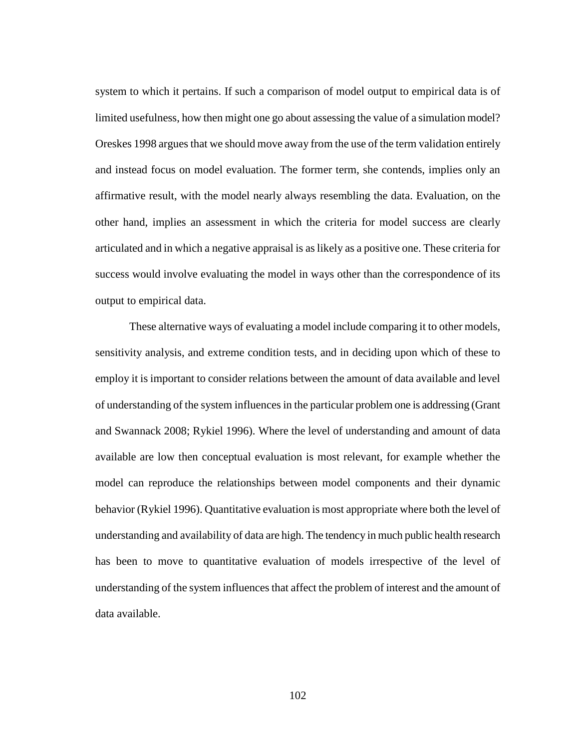system to which it pertains. If such a comparison of model output to empirical data is of limited usefulness, how then might one go about assessing the value of a simulation model? Oreskes 1998 argues that we should move away from the use of the term validation entirely and instead focus on model evaluation. The former term, she contends, implies only an affirmative result, with the model nearly always resembling the data. Evaluation, on the other hand, implies an assessment in which the criteria for model success are clearly articulated and in which a negative appraisal is as likely as a positive one. These criteria for success would involve evaluating the model in ways other than the correspondence of its output to empirical data.

These alternative ways of evaluating a model include comparing it to other models, sensitivity analysis, and extreme condition tests, and in deciding upon which of these to employ it is important to consider relations between the amount of data available and level of understanding of the system influences in the particular problem one is addressing (Grant and Swannack 2008; Rykiel 1996). Where the level of understanding and amount of data available are low then conceptual evaluation is most relevant, for example whether the model can reproduce the relationships between model components and their dynamic behavior (Rykiel 1996). Quantitative evaluation is most appropriate where both the level of understanding and availability of data are high. The tendency in much public health research has been to move to quantitative evaluation of models irrespective of the level of understanding of the system influences that affect the problem of interest and the amount of data available.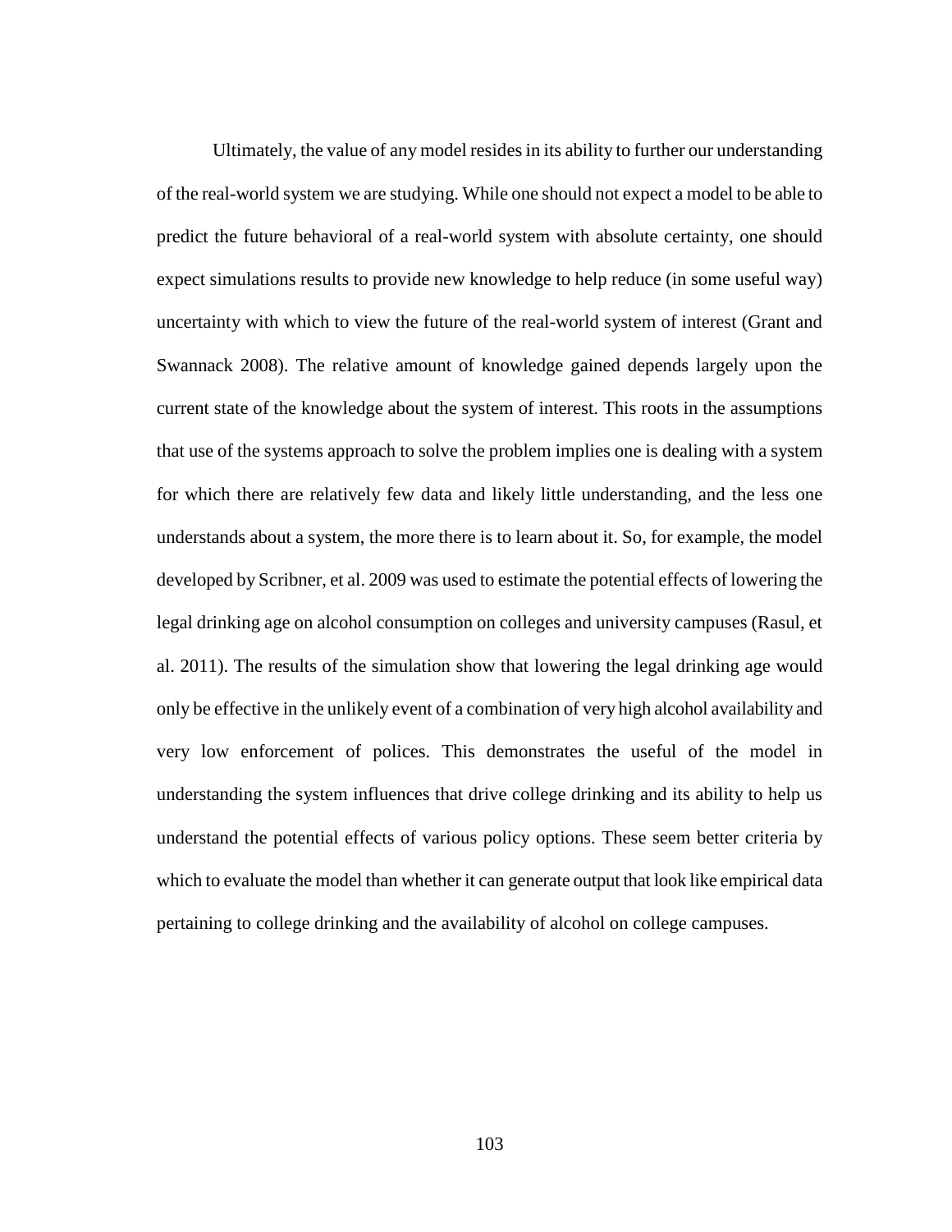Ultimately, the value of any model resides in its ability to further our understanding of the real-world system we are studying. While one should not expect a model to be able to predict the future behavioral of a real-world system with absolute certainty, one should expect simulations results to provide new knowledge to help reduce (in some useful way) uncertainty with which to view the future of the real-world system of interest (Grant and Swannack 2008). The relative amount of knowledge gained depends largely upon the current state of the knowledge about the system of interest. This roots in the assumptions that use of the systems approach to solve the problem implies one is dealing with a system for which there are relatively few data and likely little understanding, and the less one understands about a system, the more there is to learn about it. So, for example, the model developed by Scribner, et al. 2009 was used to estimate the potential effects of lowering the legal drinking age on alcohol consumption on colleges and university campuses (Rasul, et al. 2011). The results of the simulation show that lowering the legal drinking age would only be effective in the unlikely event of a combination of very high alcohol availability and very low enforcement of polices. This demonstrates the useful of the model in understanding the system influences that drive college drinking and its ability to help us understand the potential effects of various policy options. These seem better criteria by which to evaluate the model than whether it can generate output that look like empirical data pertaining to college drinking and the availability of alcohol on college campuses.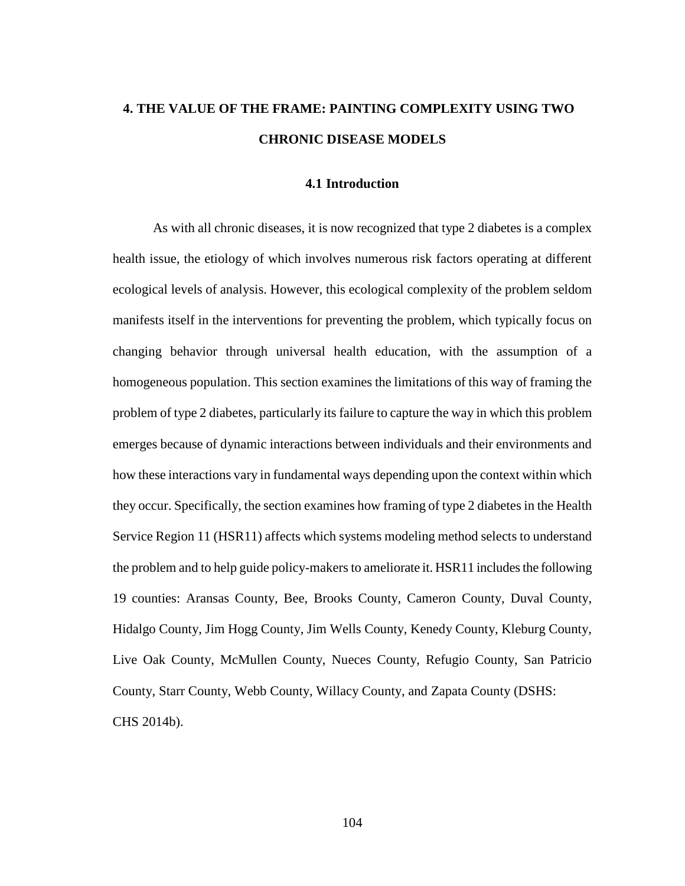# 4. THE VALUE OF THE FRAME: PAINTING COMPLEXITY USING TWO CHRONIC DISEASE MODELS

## 4.1 Introduction

As with all chronic diseases, it is now recognized that type 2 diabetes is a complex health issue, the etiology of which involves numerous risk factors operating at different ecological levels of analysis. However, this ecological complexity of the problem seldom manifests itself in the interventions for preventing the problem, which typically focus on changing behavior through universal health education, with the assumption of a homogeneous population. This section examines the limitations of this way of framing the problem of type 2 diabetes, particularly its failure to capture the way in which this problem emerges because of dynamic interactions between individuals and their environments and how these interactions vary in fundamental ways depending upon the context within which they occur. Specifically, the section examines how framing of type 2 diabetes in the Health Service Region 11 (HSR11) affects which systems modeling method selects to understand the problem and to help guide policy-makers to ameliorate it. HSR11 includes the following 19 counties: Aransas County, Bee, Brooks County, Cameron County, Duval County, Hidalgo County, Jim Hogg County, Jim Wells County, Kenedy County, Kleburg County, Live Oak County, McMullen County, Nueces County, Refugio County, San Patricio County, Starr County, Webb County, Willacy County, and Zapata County (DSHS: CHS 2014b).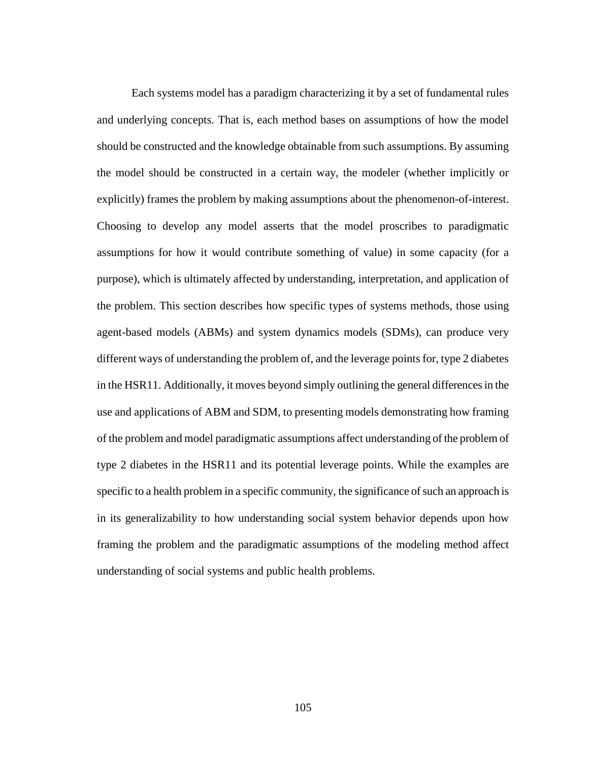Each systems model has a paradigm characterizing it by a set of fundamental rules and underlying concepts. That is, each method bases on assumptions of how the model should be constructed and the knowledge obtainable from such assumptions. By assuming the model should be constructed in a certain way, the modeler (whether implicitly or explicitly) frames the problem by making assumptions about the phenomenon-of-interest. Choosing to develop any model asserts that the model proscribes to paradigmatic assumptions for how it would contribute something of value) in some capacity (for a purpose), which is ultimately affected by understanding, interpretation, and application of the problem. This section describes how specific types of systems methods, those using agent-based models (ABMs) and system dynamics models (SDMs), can produce very different ways of understanding the problem of, and the leverage points for, type 2 diabetes in the HSR11. Additionally, it moves beyond simply outlining the general differences in the use and applications of ABM and SDM, to presenting models demonstrating how framing of the problem and model paradigmatic assumptions affect understanding of the problem of type 2 diabetes in the HSR11 and its potential leverage points. While the examples are specific to a health problem in a specific community, the significance of such an approach is in its generalizability to how understanding social system behavior depends upon how framing the problem and the paradigmatic assumptions of the modeling method affect understanding of social systems and public health problems.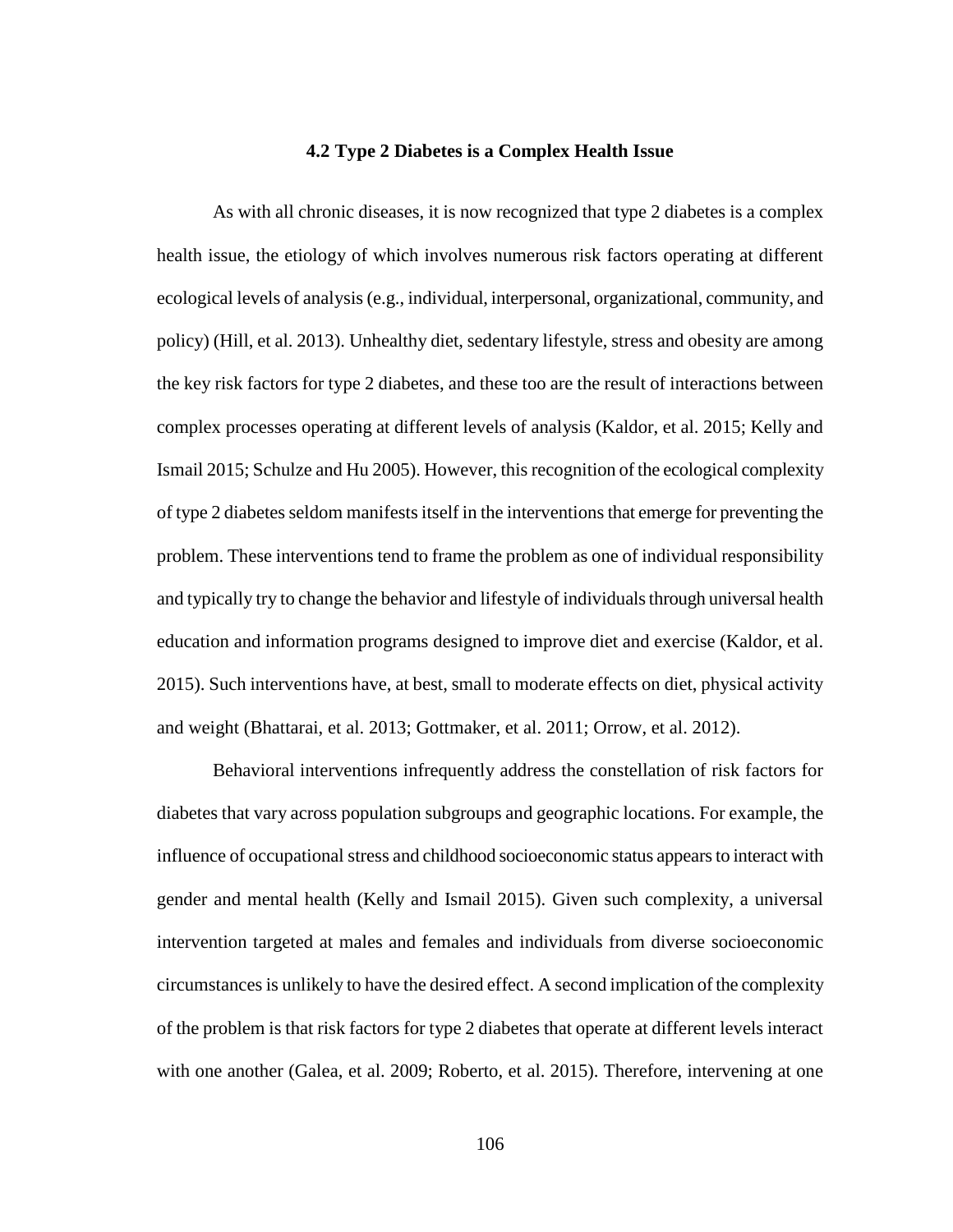## 4.2 Type 2 Diabetes is a Complex Health Issue

As with all chronic diseases, it is now recognized that type 2 diabetes is a complex health issue, the etiology of which involves numerous risk factors operating at different ecological levels of analysis (e.g., individual, interpersonal, organizational, community, and policy) (Hill, et al. 2013). Unhealthy diet, sedentary lifestyle, stress and obesity are among the key risk factors for type 2 diabetes, and these too are the result of interactions between complex processes operating at different levels of analysis (Kaldor, et al. 2015; Kelly and Ismail 2015; Schulze and Hu 2005). However, this recognition of the ecological complexity of type 2 diabetes seldom manifests itself in the interventions that emerge for preventing the problem. These interventions tend to frame the problem as one of individual responsibility and typically try to change the behavior and lifestyle of individuals through universal health education and information programs designed to improve diet and exercise (Kaldor, et al. 2015). Such interventions have, at best, small to moderate effects on diet, physical activity and weight (Bhattarai, et al. 2013; Gottmaker, et al. 2011; Orrow, et al. 2012).

Behavioral interventions infrequently address the constellation of risk factors for diabetes that vary across population subgroups and geographic locations. For example, the influence of occupational stress and childhood socioeconomic status appears to interact with gender and mental health (Kelly and Ismail 2015). Given such complexity, a universal intervention targeted at males and females and individuals from diverse socioeconomic circumstances is unlikely to have the desired effect. A second implication of the complexity of the problem is that risk factors for type 2 diabetes that operate at different levels interact with one another (Galea, et al. 2009; Roberto, et al. 2015). Therefore, intervening at one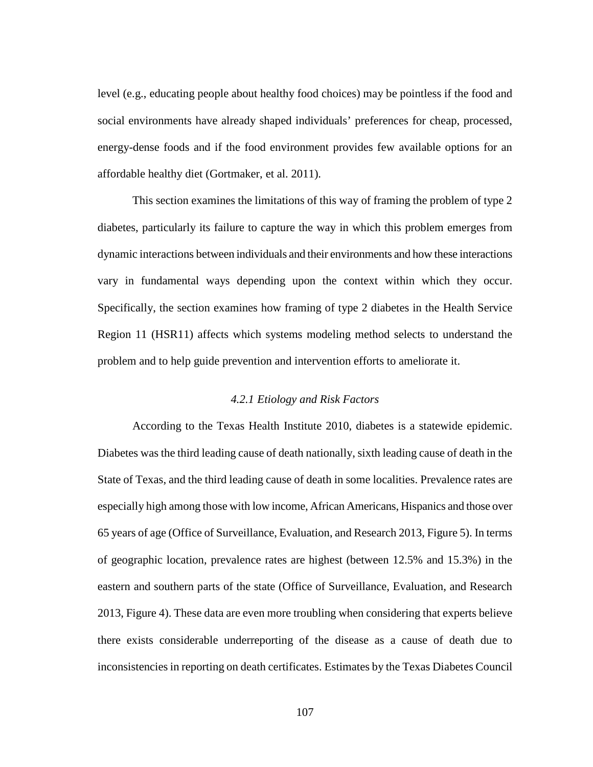level (e.g., educating people about healthy food choices) may be pointless if the food and social environments have already shaped individuals' preferences for cheap, processed, energy-dense foods and if the food environment provides few available options for an affordable healthy diet (Gortmaker, et al. 2011).

This section examines the limitations of this way of framing the problem of type 2 diabetes, particularly its failure to capture the way in which this problem emerges from dynamic interactions between individuals and their environments and how these interactions vary in fundamental ways depending upon the context within which they occur. Specifically, the section examines how framing of type 2 diabetes in the Health Service Region 11 (HSR11) affects which systems modeling method selects to understand the problem and to help guide prevention and intervention efforts to ameliorate it.

### *4.2.1 Etiology and Risk Factors*

According to the Texas Health Institute 2010, diabetes is a statewide epidemic. Diabetes was the third leading cause of death nationally, sixth leading cause of death in the State of Texas, and the third leading cause of death in some localities. Prevalence rates are especially high among those with low income, African Americans, Hispanics and those over 65 years of age (Office of Surveillance, Evaluation, and Research 2013, Figure 5). In terms of geographic location, prevalence rates are highest (between 12.5% and 15.3%) in the eastern and southern parts of the state (Office of Surveillance, Evaluation, and Research 2013, Figure 4). These data are even more troubling when considering that experts believe there exists considerable underreporting of the disease as a cause of death due to inconsistencies in reporting on death certificates. Estimates by the Texas Diabetes Council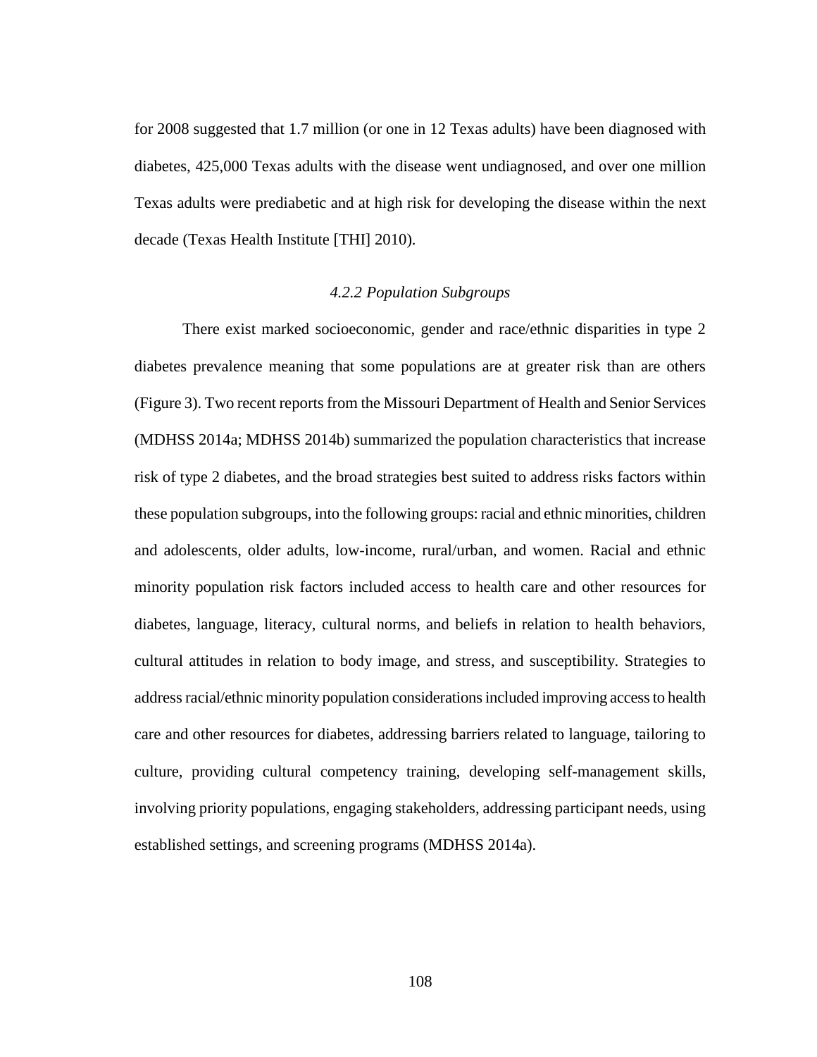for 2008 suggested that 1.7 million (or one in 12 Texas adults) have been diagnosed with diabetes, 425,000 Texas adults with the disease went undiagnosed, and over one million Texas adults were prediabetic and at high risk for developing the disease within the next decade (Texas Health Institute [THI] 2010).

### *4.2.2 Population Subgroups*

There exist marked socioeconomic, gender and race/ethnic disparities in type 2 diabetes prevalence meaning that some populations are at greater risk than are others (Figure 3). Two recent reports from the Missouri Department of Health and Senior Services (MDHSS 2014a; MDHSS 2014b) summarized the population characteristics that increase risk of type 2 diabetes, and the broad strategies best suited to address risks factors within these population subgroups, into the following groups: racial and ethnic minorities, children and adolescents, older adults, low-income, rural/urban, and women. Racial and ethnic minority population risk factors included access to health care and other resources for diabetes, language, literacy, cultural norms, and beliefs in relation to health behaviors, cultural attitudes in relation to body image, and stress, and susceptibility. Strategies to address racial/ethnic minority population considerations included improving access to health care and other resources for diabetes, addressing barriers related to language, tailoring to culture, providing cultural competency training, developing self-management skills, involving priority populations, engaging stakeholders, addressing participant needs, using established settings, and screening programs (MDHSS 2014a).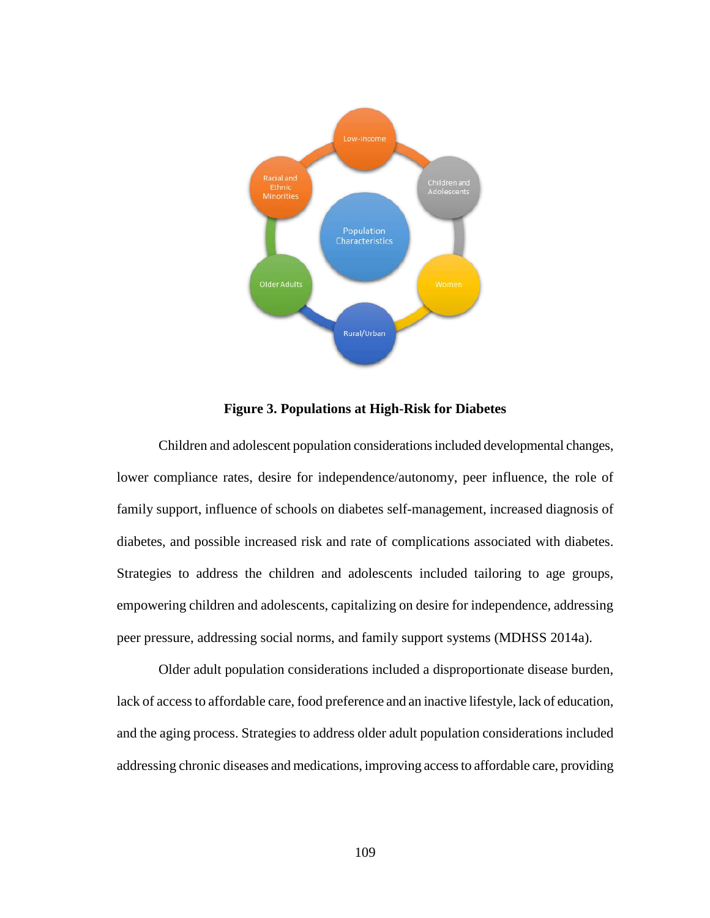Population Characteristics

Low-income

Children and Adolescents

Women

Rural/Urban

Older Adults

Racial and Ethnic Minorities

**Figure 3. Populations at High-Risk for Diabetes**

Children and adolescent population considerations included developmental changes, lower compliance rates, desire for independence/autonomy, peer influence, the role of family support, influence of schools on diabetes self-management, increased diagnosis of diabetes, and possible increased risk and rate of complications associated with diabetes. Strategies to address the children and adolescents included tailoring to age groups, empowering children and adolescents, capitalizing on desire for independence, addressing peer pressure, addressing social norms, and family support systems (MDHSS 2014a).

Older adult population considerations included a disproportionate disease burden, lack of access to affordable care, food preference and an inactive lifestyle, lack of education, and the aging process. Strategies to address older adult population considerations included addressing chronic diseases and medications, improving access to affordable care, providing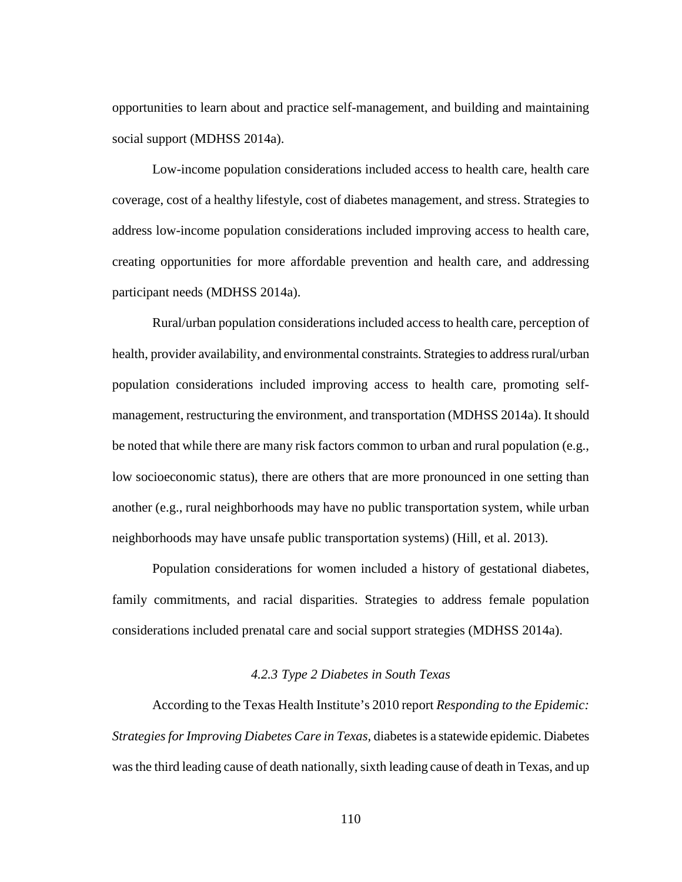opportunities to learn about and practice self-management, and building and maintaining social support (MDHSS 2014a).

Low-income population considerations included access to health care, health care coverage, cost of a healthy lifestyle, cost of diabetes management, and stress. Strategies to address low-income population considerations included improving access to health care, creating opportunities for more affordable prevention and health care, and addressing participant needs (MDHSS 2014a).

Rural/urban population considerations included access to health care, perception of health, provider availability, and environmental constraints. Strategies to address rural/urban population considerations included improving access to health care, promoting self-management, restructuring the environment, and transportation (MDHSS 2014a). It should be noted that while there are many risk factors common to urban and rural population (e.g., low socioeconomic status), there are others that are more pronounced in one setting than another (e.g., rural neighborhoods may have no public transportation system, while urban neighborhoods may have unsafe public transportation systems) (Hill, et al. 2013).

Population considerations for women included a history of gestational diabetes, family commitments, and racial disparities. Strategies to address female population considerations included prenatal care and social support strategies (MDHSS 2014a).

### *4.2.3 Type 2 Diabetes in South Texas*

According to the Texas Health Institute's 2010 report *Responding to the Epidemic: Strategies for Improving Diabetes Care in Texas*, diabetes is a statewide epidemic. Diabetes was the third leading cause of death nationally, sixth leading cause of death in Texas, and up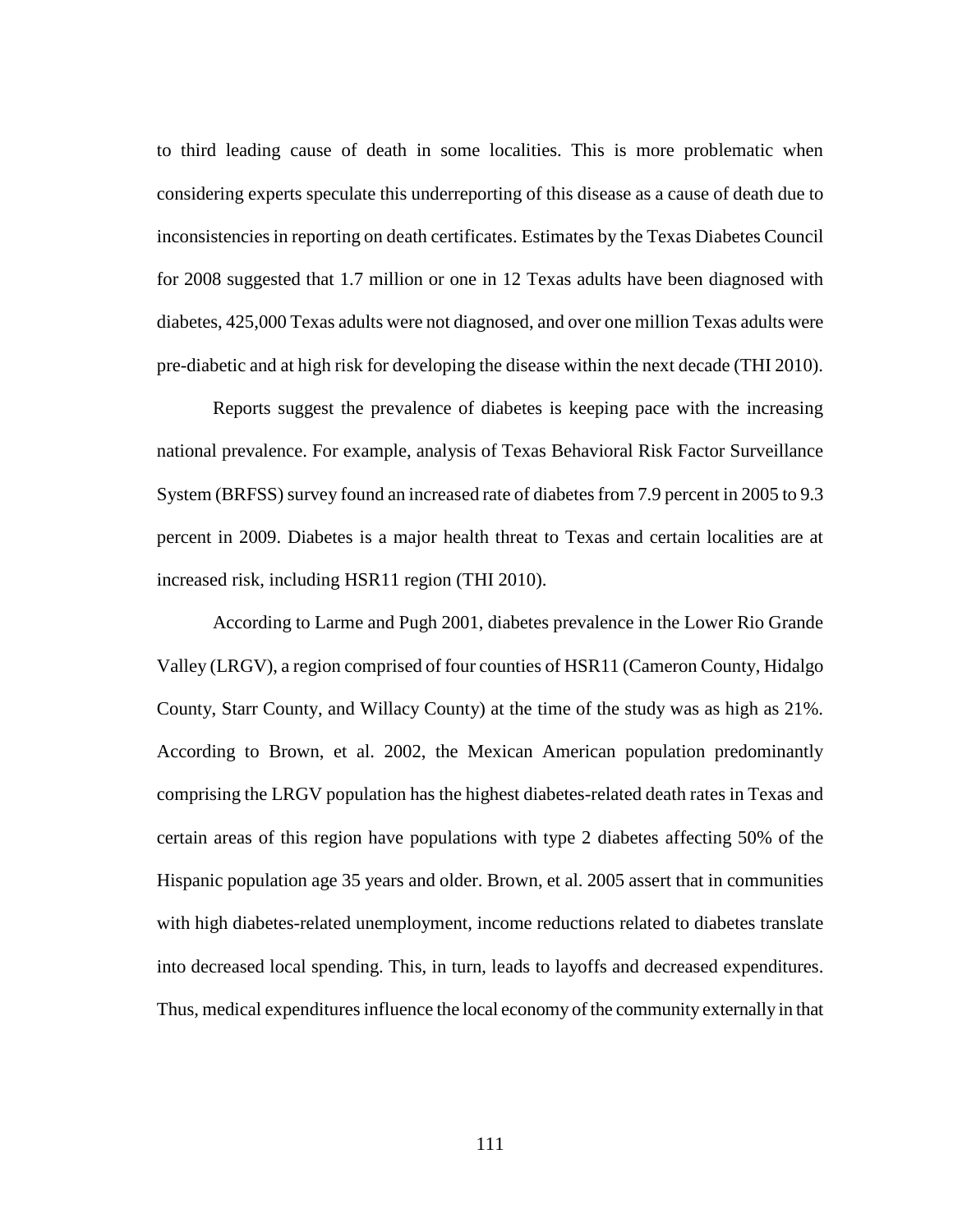to third leading cause of death in some localities. This is more problematic when considering experts speculate this underreporting of this disease as a cause of death due to inconsistencies in reporting on death certificates. Estimates by the Texas Diabetes Council for 2008 suggested that 1.7 million or one in 12 Texas adults have been diagnosed with diabetes, 425,000 Texas adults were not diagnosed, and over one million Texas adults were pre-diabetic and at high risk for developing the disease within the next decade (THI 2010).

Reports suggest the prevalence of diabetes is keeping pace with the increasing national prevalence. For example, analysis of Texas Behavioral Risk Factor Surveillance System (BRFSS) survey found an increased rate of diabetes from 7.9 percent in 2005 to 9.3 percent in 2009. Diabetes is a major health threat to Texas and certain localities are at increased risk, including HSR11 region (THI 2010).

According to Larme and Pugh 2001, diabetes prevalence in the Lower Rio Grande Valley (LRGV), a region comprised of four counties of HSR11 (Cameron County, Hidalgo County, Starr County, and Willacy County) at the time of the study was as high as 21%. According to Brown, et al. 2002, the Mexican American population predominantly comprising the LRGV population has the highest diabetes-related death rates in Texas and certain areas of this region have populations with type 2 diabetes affecting 50% of the Hispanic population age 35 years and older. Brown, et al. 2005 assert that in communities with high diabetes-related unemployment, income reductions related to diabetes translate into decreased local spending. This, in turn, leads to layoffs and decreased expenditures. Thus, medical expenditures influence the local economy of the community externally in that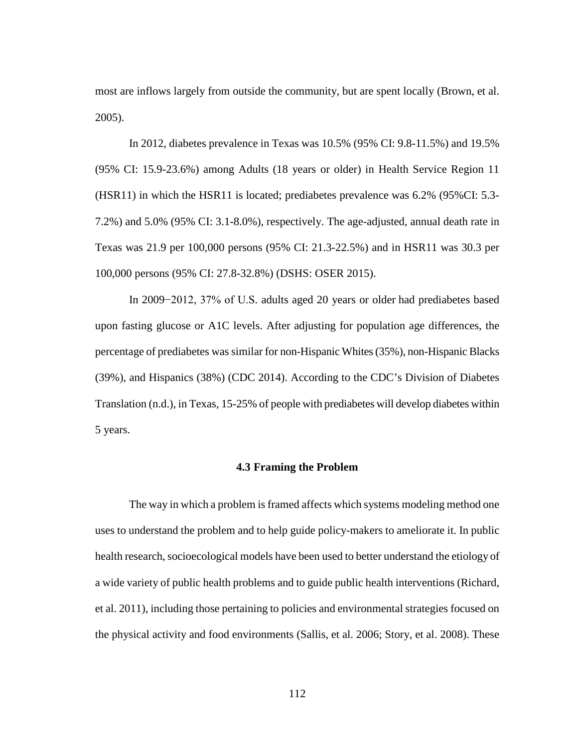most are inflows largely from outside the community, but are spent locally (Brown, et al. 2005).

In 2012, diabetes prevalence in Texas was 10.5% (95% CI: 9.8-11.5%) and 19.5% (95% CI: 15.9-23.6%) among Adults (18 years or older) in Health Service Region 11 (HSR11) in which the HSR11 is located; prediabetes prevalence was 6.2% (95%CI: 5.3-7.2%) and 5.0% (95% CI: 3.1-8.0%), respectively. The age-adjusted, annual death rate in Texas was 21.9 per 100,000 persons (95% CI: 21.3-22.5%) and in HSR11 was 30.3 per 100,000 persons (95% CI: 27.8-32.8%) (DSHS: OSER 2015).

In 2009−2012, 37% of U.S. adults aged 20 years or older had prediabetes based upon fasting glucose or A1C levels. After adjusting for population age differences, the percentage of prediabetes was similar for non-Hispanic Whites (35%), non-Hispanic Blacks (39%), and Hispanics (38%) (CDC 2014). According to the CDC's Division of Diabetes Translation (n.d.), in Texas, 15-25% of people with prediabetes will develop diabetes within 5 years.

### 4.3 Framing the Problem

The way in which a problem is framed affects which systems modeling method one uses to understand the problem and to help guide policy-makers to ameliorate it. In public health research, socioecological models have been used to better understand the etiology of a wide variety of public health problems and to guide public health interventions (Richard, et al. 2011), including those pertaining to policies and environmental strategies focused on the physical activity and food environments (Sallis, et al. 2006; Story, et al. 2008). These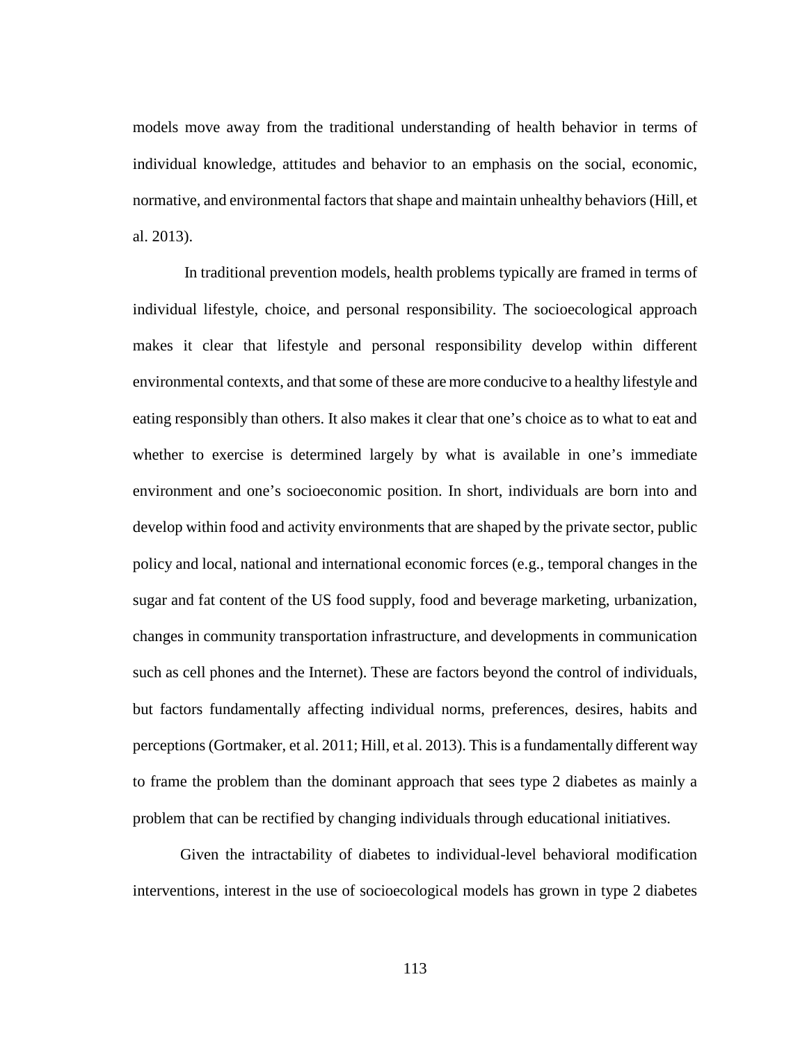models move away from the traditional understanding of health behavior in terms of individual knowledge, attitudes and behavior to an emphasis on the social, economic, normative, and environmental factors that shape and maintain unhealthy behaviors (Hill, et al. 2013).

In traditional prevention models, health problems typically are framed in terms of individual lifestyle, choice, and personal responsibility. The socioecological approach makes it clear that lifestyle and personal responsibility develop within different environmental contexts, and that some of these are more conducive to a healthy lifestyle and eating responsibly than others. It also makes it clear that one's choice as to what to eat and whether to exercise is determined largely by what is available in one's immediate environment and one's socioeconomic position. In short, individuals are born into and develop within food and activity environments that are shaped by the private sector, public policy and local, national and international economic forces (e.g., temporal changes in the sugar and fat content of the US food supply, food and beverage marketing, urbanization, changes in community transportation infrastructure, and developments in communication such as cell phones and the Internet). These are factors beyond the control of individuals, but factors fundamentally affecting individual norms, preferences, desires, habits and perceptions (Gortmaker, et al. 2011; Hill, et al. 2013). This is a fundamentally different way to frame the problem than the dominant approach that sees type 2 diabetes as mainly a problem that can be rectified by changing individuals through educational initiatives.

Given the intractability of diabetes to individual-level behavioral modification interventions, interest in the use of socioecological models has grown in type 2 diabetes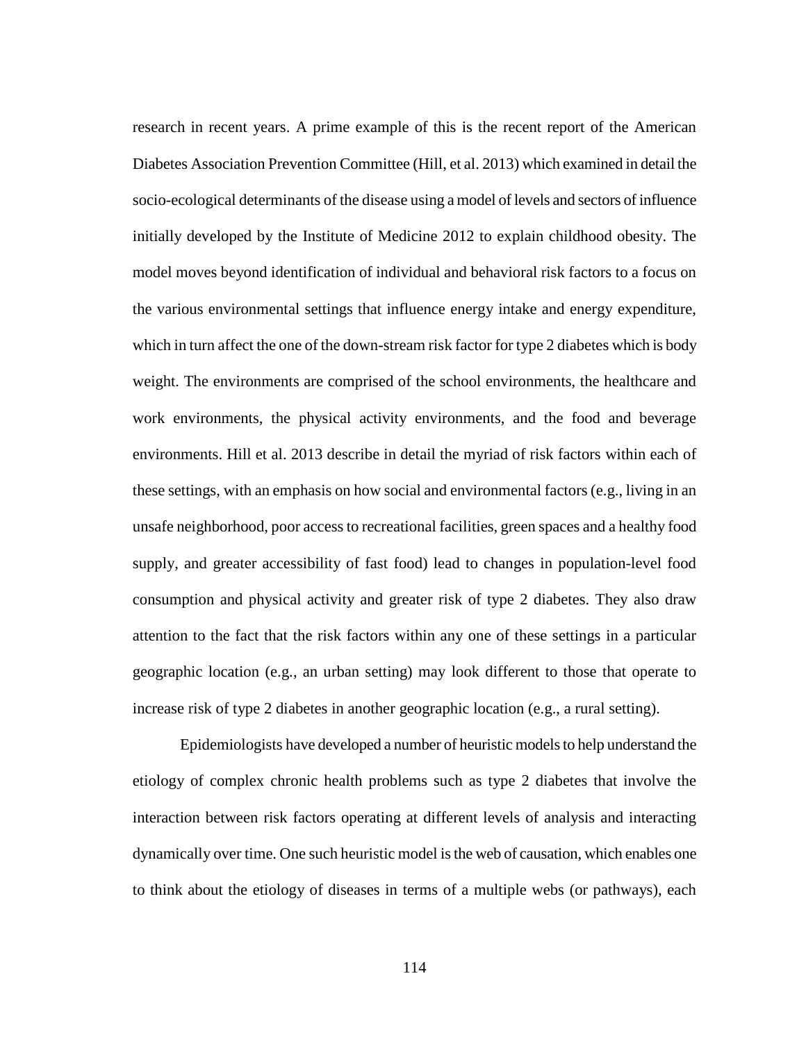research in recent years. A prime example of this is the recent report of the American Diabetes Association Prevention Committee (Hill, et al. 2013) which examined in detail the socio-ecological determinants of the disease using a model of levels and sectors of influence initially developed by the Institute of Medicine 2012 to explain childhood obesity. The model moves beyond identification of individual and behavioral risk factors to a focus on the various environmental settings that influence energy intake and energy expenditure, which in turn affect the one of the down-stream risk factor for type 2 diabetes which is body weight. The environments are comprised of the school environments, the healthcare and work environments, the physical activity environments, and the food and beverage environments. Hill et al. 2013 describe in detail the myriad of risk factors within each of these settings, with an emphasis on how social and environmental factors (e.g., living in an unsafe neighborhood, poor access to recreational facilities, green spaces and a healthy food supply, and greater accessibility of fast food) lead to changes in population-level food consumption and physical activity and greater risk of type 2 diabetes. They also draw attention to the fact that the risk factors within any one of these settings in a particular geographic location (e.g., an urban setting) may look different to those that operate to increase risk of type 2 diabetes in another geographic location (e.g., a rural setting).

Epidemiologists have developed a number of heuristic models to help understand the etiology of complex chronic health problems such as type 2 diabetes that involve the interaction between risk factors operating at different levels of analysis and interacting dynamically over time. One such heuristic model is the web of causation, which enables one to think about the etiology of diseases in terms of a multiple webs (or pathways), each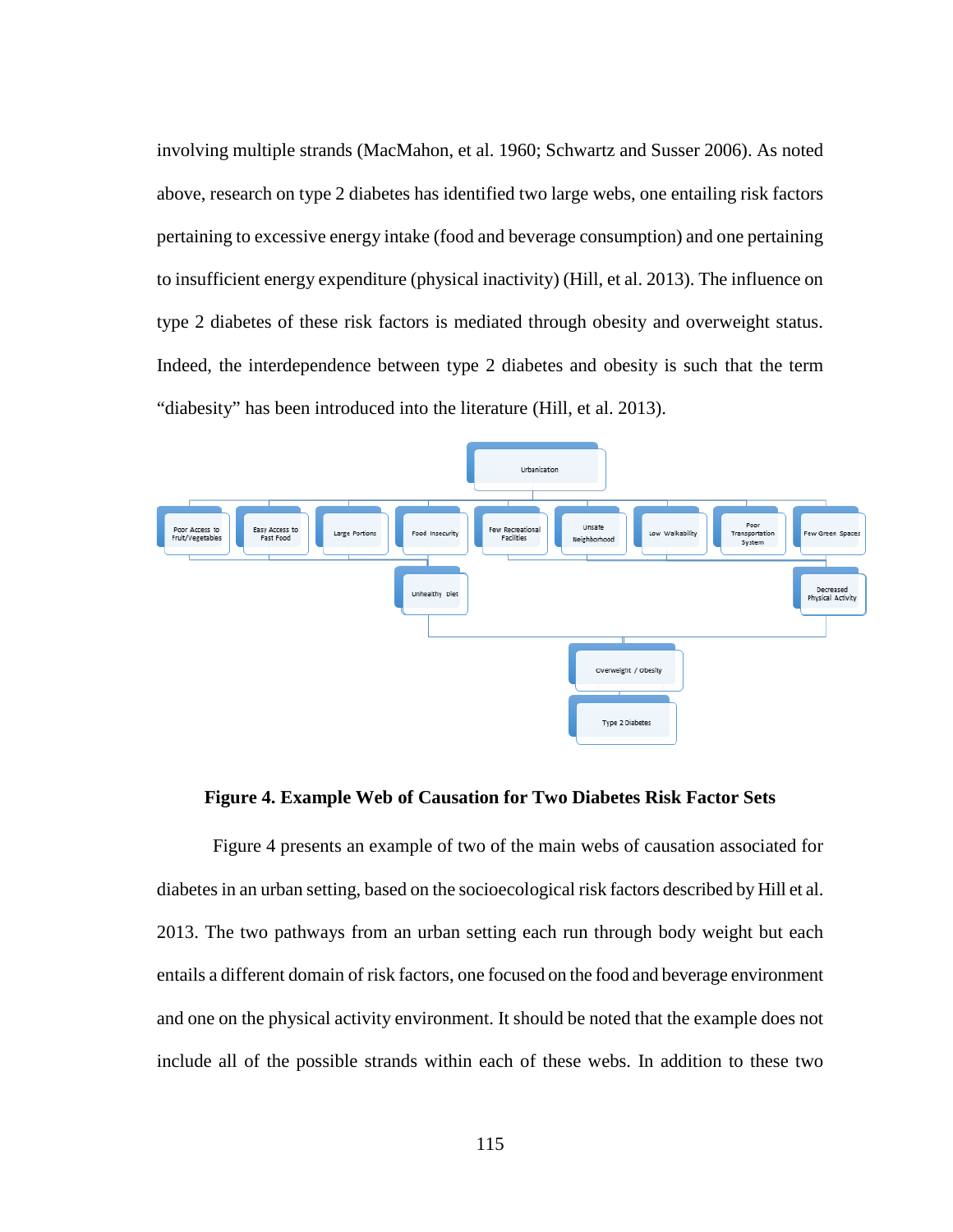involving multiple strands (MacMahon, et al. 1960; Schwartz and Susser 2006). As noted above, research on type 2 diabetes has identified two large webs, one entailing risk factors pertaining to excessive energy intake (food and beverage consumption) and one pertaining to insufficient energy expenditure (physical inactivity) (Hill, et al. 2013). The influence on type 2 diabetes of these risk factors is mediated through obesity and overweight status. Indeed, the interdependence between type 2 diabetes and obesity is such that the term "diabesity" has been introduced into the literature (Hill, et al. 2013).

Urbanization

Poor Access to Fruit/Vegetables

Easy Access to Fast Food

Large Portions

Food Insecurity

Few Recreational Facilities

Unsafe Neighborhood

Low Walkability

Poor Transportation System

Few Green Spaces

Unhealthy Diet

Decreased Physical Activity

Overweight / Obesity

Type 2 Diabetes

**Figure 4. Example Web of Causation for Two Diabetes Risk Factor Sets**

Figure 4 presents an example of two of the main webs of causation associated for diabetes in an urban setting, based on the socioecological risk factors described by Hill et al. 2013. The two pathways from an urban setting each run through body weight but each entails a different domain of risk factors, one focused on the food and beverage environment and one on the physical activity environment. It should be noted that the example does not include all of the possible strands within each of these webs. In addition to these two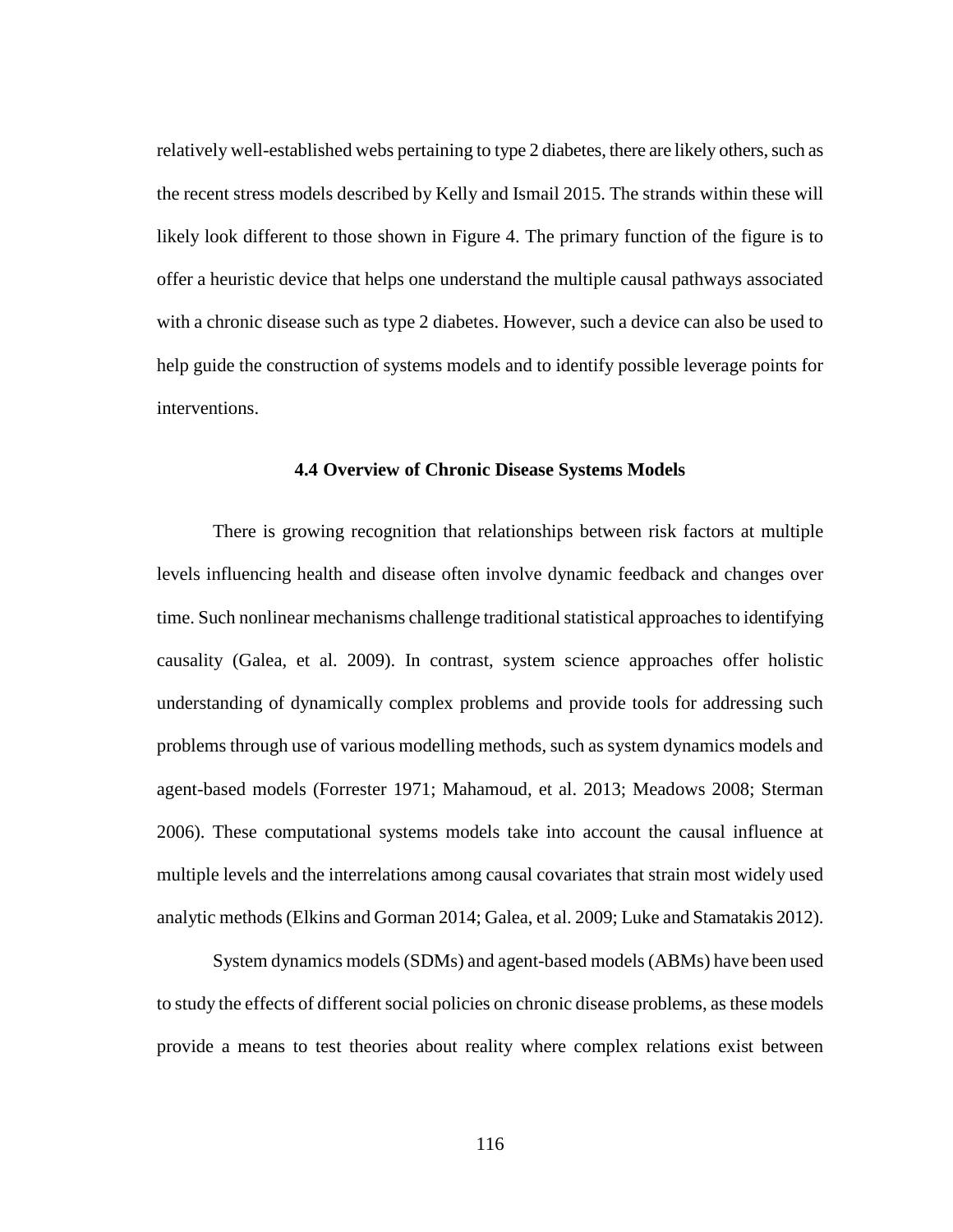relatively well-established webs pertaining to type 2 diabetes, there are likely others, such as the recent stress models described by Kelly and Ismail 2015. The strands within these will likely look different to those shown in Figure 4. The primary function of the figure is to offer a heuristic device that helps one understand the multiple causal pathways associated with a chronic disease such as type 2 diabetes. However, such a device can also be used to help guide the construction of systems models and to identify possible leverage points for interventions.

### 4.4 Overview of Chronic Disease Systems Models

There is growing recognition that relationships between risk factors at multiple levels influencing health and disease often involve dynamic feedback and changes over time. Such nonlinear mechanisms challenge traditional statistical approaches to identifying causality (Galea, et al. 2009). In contrast, system science approaches offer holistic understanding of dynamically complex problems and provide tools for addressing such problems through use of various modelling methods, such as system dynamics models and agent-based models (Forrester 1971; Mahamoud, et al. 2013; Meadows 2008; Sterman 2006). These computational systems models take into account the causal influence at multiple levels and the interrelations among causal covariates that strain most widely used analytic methods (Elkins and Gorman 2014; Galea, et al. 2009; Luke and Stamatakis 2012).

System dynamics models (SDMs) and agent-based models (ABMs) have been used to study the effects of different social policies on chronic disease problems, as these models provide a means to test theories about reality where complex relations exist between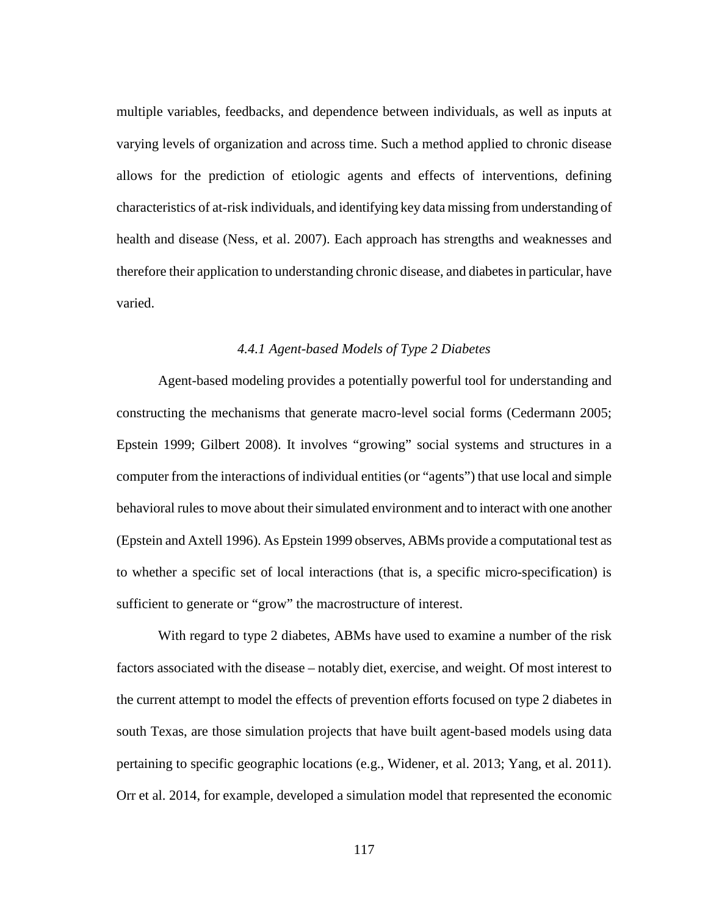multiple variables, feedbacks, and dependence between individuals, as well as inputs at varying levels of organization and across time. Such a method applied to chronic disease allows for the prediction of etiologic agents and effects of interventions, defining characteristics of at-risk individuals, and identifying key data missing from understanding of health and disease (Ness, et al. 2007). Each approach has strengths and weaknesses and therefore their application to understanding chronic disease, and diabetes in particular, have varied.

### *4.4.1 Agent-based Models of Type 2 Diabetes*

Agent-based modeling provides a potentially powerful tool for understanding and constructing the mechanisms that generate macro-level social forms (Cedermann 2005; Epstein 1999; Gilbert 2008). It involves "growing" social systems and structures in a computer from the interactions of individual entities (or "agents") that use local and simple behavioral rules to move about their simulated environment and to interact with one another (Epstein and Axtell 1996). As Epstein 1999 observes, ABMs provide a computational test as to whether a specific set of local interactions (that is, a specific micro-specification) is sufficient to generate or "grow" the macrostructure of interest.

With regard to type 2 diabetes, ABMs have used to examine a number of the risk factors associated with the disease – notably diet, exercise, and weight. Of most interest to the current attempt to model the effects of prevention efforts focused on type 2 diabetes in south Texas, are those simulation projects that have built agent-based models using data pertaining to specific geographic locations (e.g., Widener, et al. 2013; Yang, et al. 2011). Orr et al. 2014, for example, developed a simulation model that represented the economic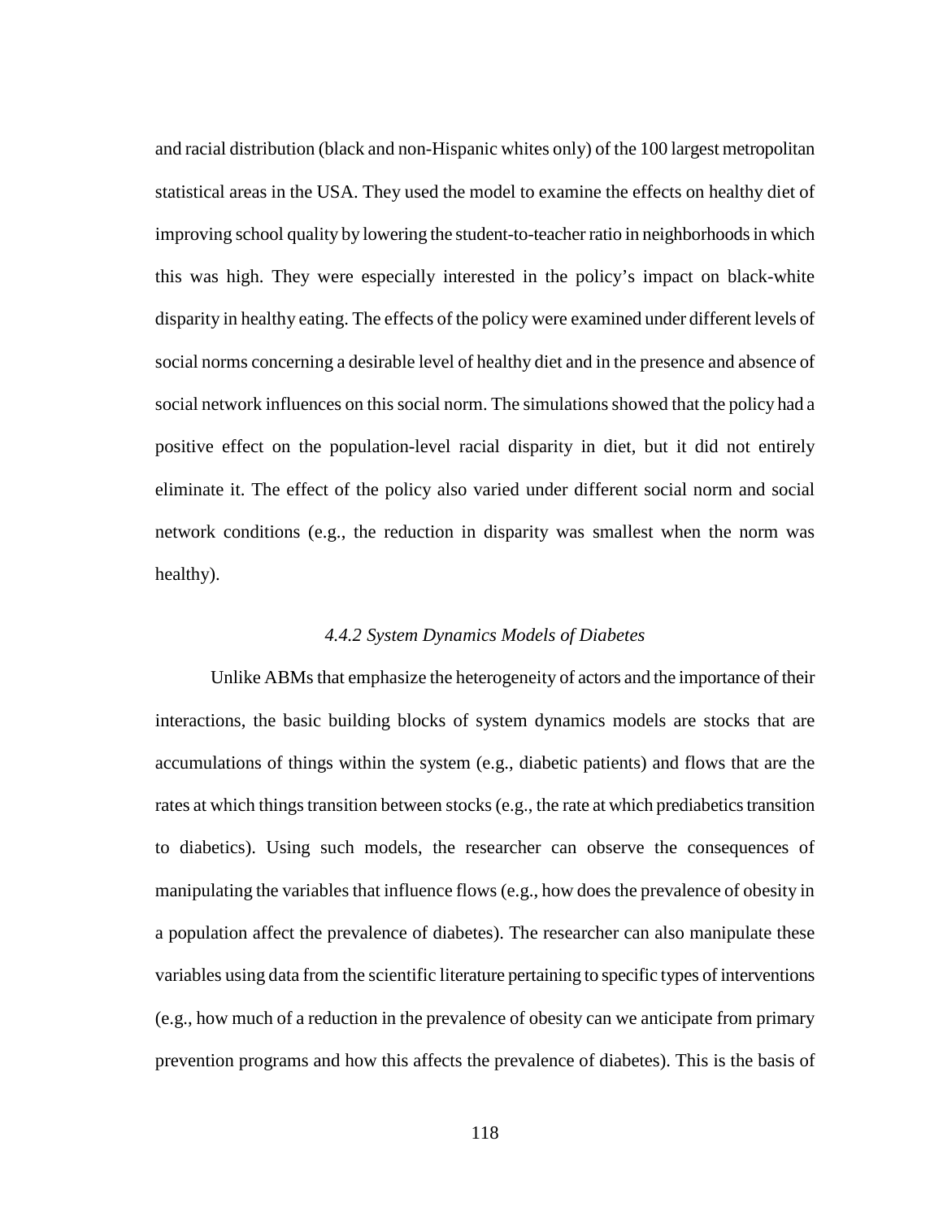and racial distribution (black and non-Hispanic whites only) of the 100 largest metropolitan statistical areas in the USA. They used the model to examine the effects on healthy diet of improving school quality by lowering the student-to-teacher ratio in neighborhoods in which this was high. They were especially interested in the policy's impact on black-white disparity in healthy eating. The effects of the policy were examined under different levels of social norms concerning a desirable level of healthy diet and in the presence and absence of social network influences on this social norm. The simulations showed that the policy had a positive effect on the population-level racial disparity in diet, but it did not entirely eliminate it. The effect of the policy also varied under different social norm and social network conditions (e.g., the reduction in disparity was smallest when the norm was healthy).

### *4.4.2 System Dynamics Models of Diabetes*

Unlike ABMs that emphasize the heterogeneity of actors and the importance of their interactions, the basic building blocks of system dynamics models are stocks that are accumulations of things within the system (e.g., diabetic patients) and flows that are the rates at which things transition between stocks (e.g., the rate at which prediabetics transition to diabetics). Using such models, the researcher can observe the consequences of manipulating the variables that influence flows (e.g., how does the prevalence of obesity in a population affect the prevalence of diabetes). The researcher can also manipulate these variables using data from the scientific literature pertaining to specific types of interventions (e.g., how much of a reduction in the prevalence of obesity can we anticipate from primary prevention programs and how this affects the prevalence of diabetes). This is the basis of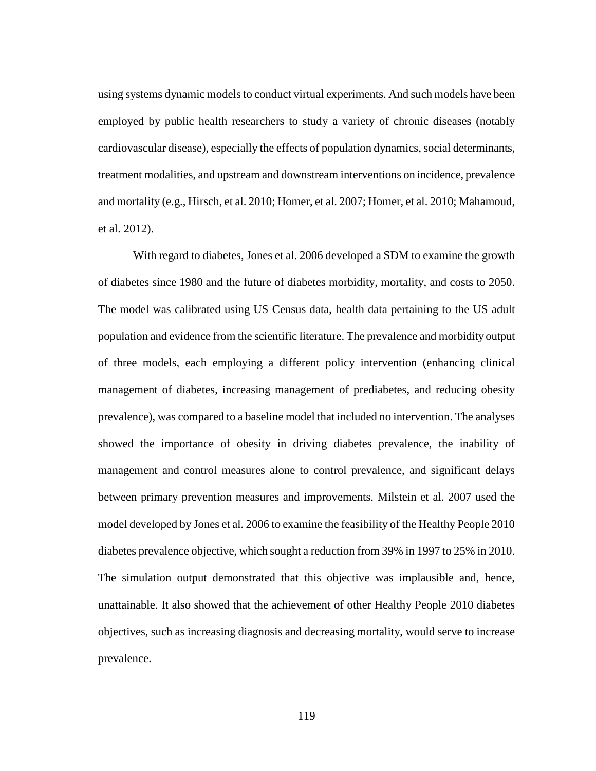using systems dynamic models to conduct virtual experiments. And such models have been employed by public health researchers to study a variety of chronic diseases (notably cardiovascular disease), especially the effects of population dynamics, social determinants, treatment modalities, and upstream and downstream interventions on incidence, prevalence and mortality (e.g., Hirsch, et al. 2010; Homer, et al. 2007; Homer, et al. 2010; Mahamoud, et al. 2012).

With regard to diabetes, Jones et al. 2006 developed a SDM to examine the growth of diabetes since 1980 and the future of diabetes morbidity, mortality, and costs to 2050. The model was calibrated using US Census data, health data pertaining to the US adult population and evidence from the scientific literature. The prevalence and morbidity output of three models, each employing a different policy intervention (enhancing clinical management of diabetes, increasing management of prediabetes, and reducing obesity prevalence), was compared to a baseline model that included no intervention. The analyses showed the importance of obesity in driving diabetes prevalence, the inability of management and control measures alone to control prevalence, and significant delays between primary prevention measures and improvements. Milstein et al. 2007 used the model developed by Jones et al. 2006 to examine the feasibility of the Healthy People 2010 diabetes prevalence objective, which sought a reduction from 39% in 1997 to 25% in 2010. The simulation output demonstrated that this objective was implausible and, hence, unattainable. It also showed that the achievement of other Healthy People 2010 diabetes objectives, such as increasing diagnosis and decreasing mortality, would serve to increase prevalence.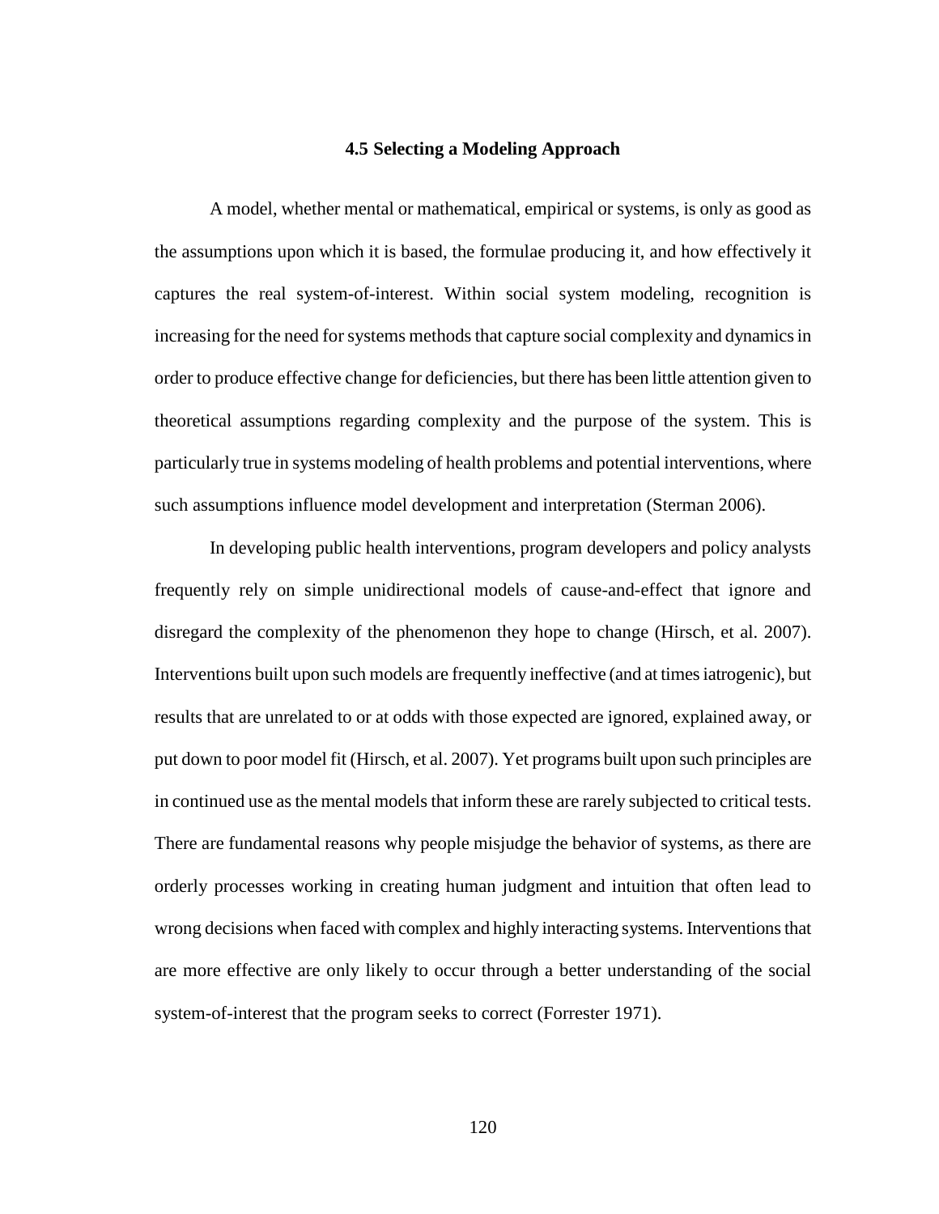### 4.5 Selecting a Modeling Approach

A model, whether mental or mathematical, empirical or systems, is only as good as the assumptions upon which it is based, the formulae producing it, and how effectively it captures the real system-of-interest. Within social system modeling, recognition is increasing for the need for systems methods that capture social complexity and dynamics in order to produce effective change for deficiencies, but there has been little attention given to theoretical assumptions regarding complexity and the purpose of the system. This is particularly true in systems modeling of health problems and potential interventions, where such assumptions influence model development and interpretation (Sterman 2006).

In developing public health interventions, program developers and policy analysts frequently rely on simple unidirectional models of cause-and-effect that ignore and disregard the complexity of the phenomenon they hope to change (Hirsch, et al. 2007). Interventions built upon such models are frequently ineffective (and at times iatrogenic), but results that are unrelated to or at odds with those expected are ignored, explained away, or put down to poor model fit (Hirsch, et al. 2007). Yet programs built upon such principles are in continued use as the mental models that inform these are rarely subjected to critical tests. There are fundamental reasons why people misjudge the behavior of systems, as there are orderly processes working in creating human judgment and intuition that often lead to wrong decisions when faced with complex and highly interacting systems. Interventions that are more effective are only likely to occur through a better understanding of the social system-of-interest that the program seeks to correct (Forrester 1971).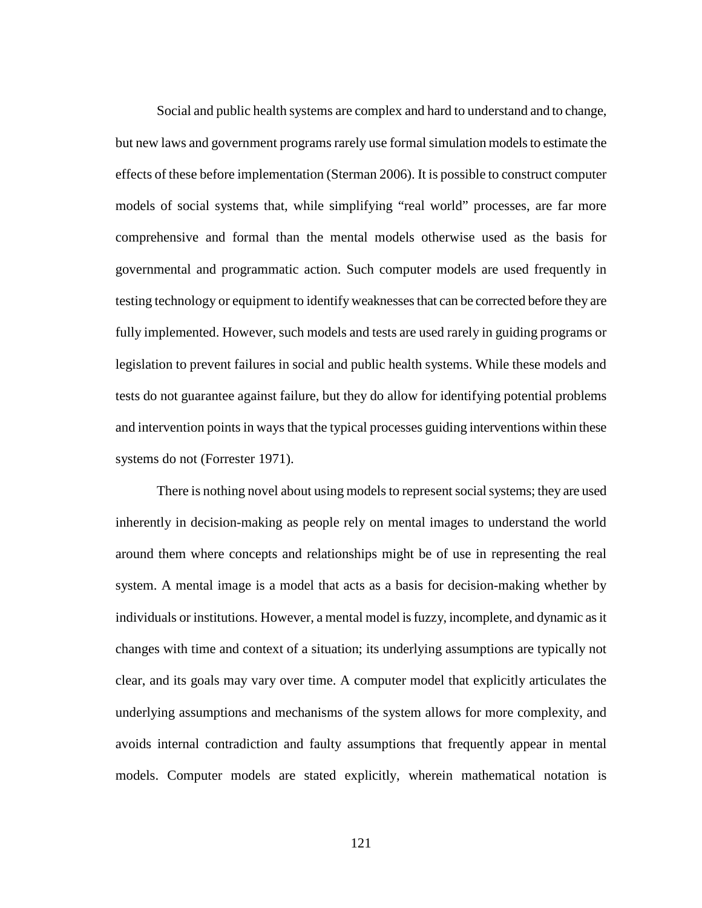Social and public health systems are complex and hard to understand and to change, but new laws and government programs rarely use formal simulation models to estimate the effects of these before implementation (Sterman 2006). It is possible to construct computer models of social systems that, while simplifying "real world" processes, are far more comprehensive and formal than the mental models otherwise used as the basis for governmental and programmatic action. Such computer models are used frequently in testing technology or equipment to identify weaknesses that can be corrected before they are fully implemented. However, such models and tests are used rarely in guiding programs or legislation to prevent failures in social and public health systems. While these models and tests do not guarantee against failure, but they do allow for identifying potential problems and intervention points in ways that the typical processes guiding interventions within these systems do not (Forrester 1971).

There is nothing novel about using models to represent social systems; they are used inherently in decision-making as people rely on mental images to understand the world around them where concepts and relationships might be of use in representing the real system. A mental image is a model that acts as a basis for decision-making whether by individuals or institutions. However, a mental model is fuzzy, incomplete, and dynamic as it changes with time and context of a situation; its underlying assumptions are typically not clear, and its goals may vary over time. A computer model that explicitly articulates the underlying assumptions and mechanisms of the system allows for more complexity, and avoids internal contradiction and faulty assumptions that frequently appear in mental models. Computer models are stated explicitly, wherein mathematical notation is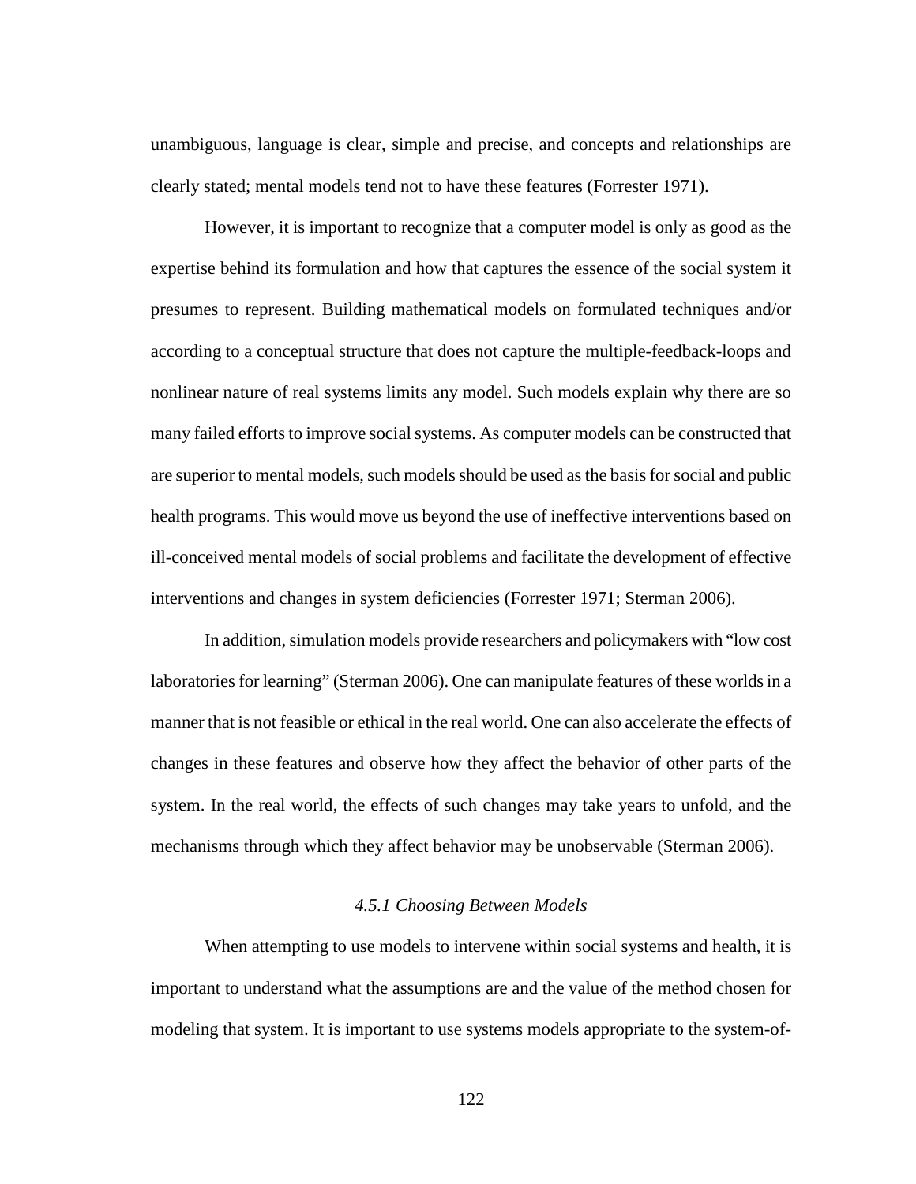unambiguous, language is clear, simple and precise, and concepts and relationships are clearly stated; mental models tend not to have these features (Forrester 1971).

However, it is important to recognize that a computer model is only as good as the expertise behind its formulation and how that captures the essence of the social system it presumes to represent. Building mathematical models on formulated techniques and/or according to a conceptual structure that does not capture the multiple-feedback-loops and nonlinear nature of real systems limits any model. Such models explain why there are so many failed efforts to improve social systems. As computer models can be constructed that are superior to mental models, such models should be used as the basis for social and public health programs. This would move us beyond the use of ineffective interventions based on ill-conceived mental models of social problems and facilitate the development of effective interventions and changes in system deficiencies (Forrester 1971; Sterman 2006).

In addition, simulation models provide researchers and policymakers with "low cost laboratories for learning" (Sterman 2006). One can manipulate features of these worlds in a manner that is not feasible or ethical in the real world. One can also accelerate the effects of changes in these features and observe how they affect the behavior of other parts of the system. In the real world, the effects of such changes may take years to unfold, and the mechanisms through which they affect behavior may be unobservable (Sterman 2006).

### *4.5.1 Choosing Between Models*

When attempting to use models to intervene within social systems and health, it is important to understand what the assumptions are and the value of the method chosen for modeling that system. It is important to use systems models appropriate to the system-of-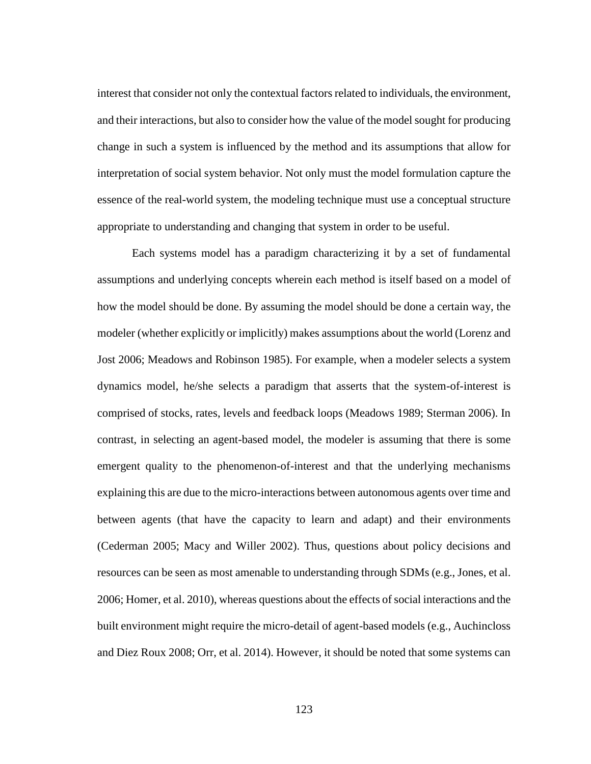interest that consider not only the contextual factors related to individuals, the environment, and their interactions, but also to consider how the value of the model sought for producing change in such a system is influenced by the method and its assumptions that allow for interpretation of social system behavior. Not only must the model formulation capture the essence of the real-world system, the modeling technique must use a conceptual structure appropriate to understanding and changing that system in order to be useful.

Each systems model has a paradigm characterizing it by a set of fundamental assumptions and underlying concepts wherein each method is itself based on a model of how the model should be done. By assuming the model should be done a certain way, the modeler (whether explicitly or implicitly) makes assumptions about the world (Lorenz and Jost 2006; Meadows and Robinson 1985). For example, when a modeler selects a system dynamics model, he/she selects a paradigm that asserts that the system-of-interest is comprised of stocks, rates, levels and feedback loops (Meadows 1989; Sterman 2006). In contrast, in selecting an agent-based model, the modeler is assuming that there is some emergent quality to the phenomenon-of-interest and that the underlying mechanisms explaining this are due to the micro-interactions between autonomous agents over time and between agents (that have the capacity to learn and adapt) and their environments (Cederman 2005; Macy and Willer 2002). Thus, questions about policy decisions and resources can be seen as most amenable to understanding through SDMs (e.g., Jones, et al. 2006; Homer, et al. 2010), whereas questions about the effects of social interactions and the built environment might require the micro-detail of agent-based models (e.g., Auchincloss and Diez Roux 2008; Orr, et al. 2014). However, it should be noted that some systems can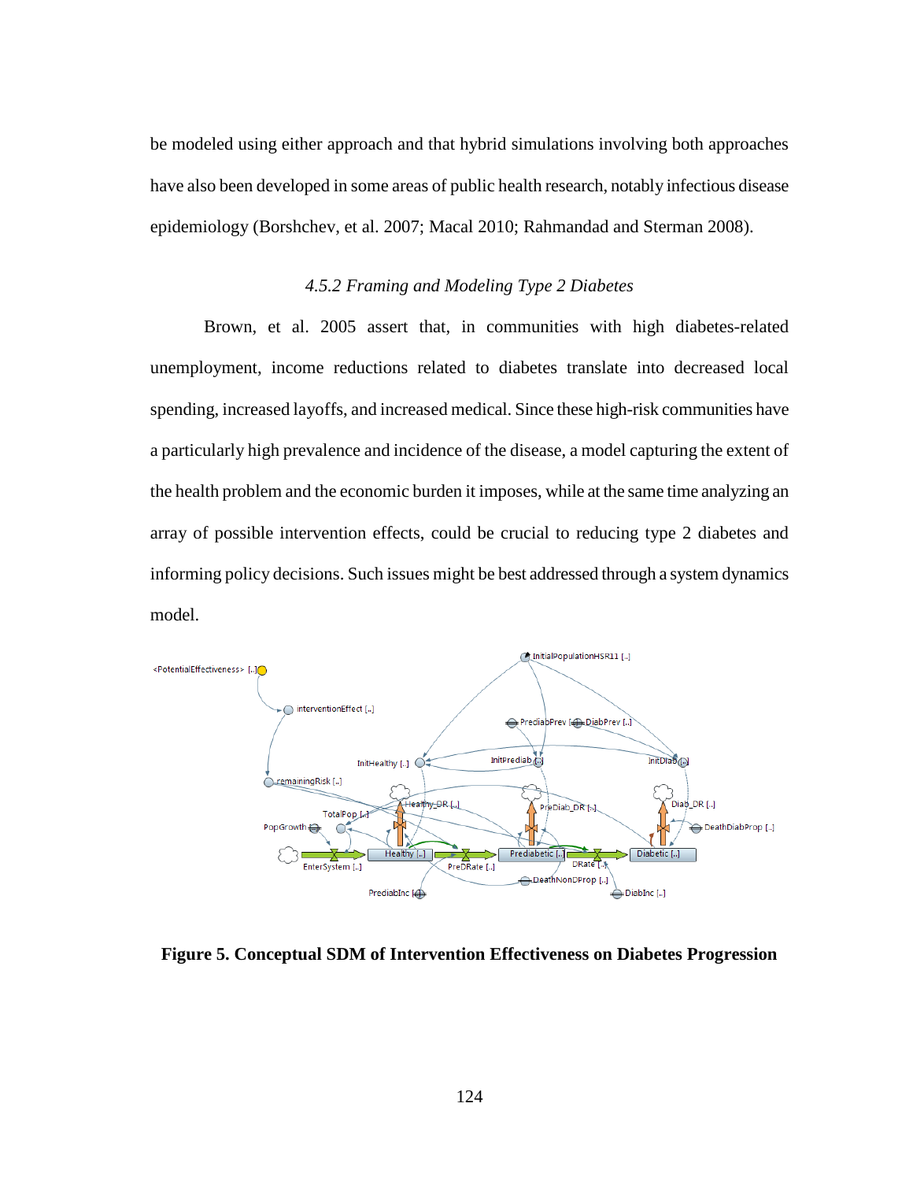be modeled using either approach and that hybrid simulations involving both approaches have also been developed in some areas of public health research, notably infectious disease epidemiology (Borshchev, et al. 2007; Macal 2010; Rahmandad and Sterman 2008).

### *4.5.2 Framing and Modeling Type 2 Diabetes*

Brown, et al. 2005 assert that, in communities with high diabetes-related unemployment, income reductions related to diabetes translate into decreased local spending, increased layoffs, and increased medical. Since these high-risk communities have a particularly high prevalence and incidence of the disease, a model capturing the extent of the health problem and the economic burden it imposes, while at the same time analyzing an array of possible intervention effects, could be crucial to reducing type 2 diabetes and informing policy decisions. Such issues might be best addressed through a system dynamics model.

<PotentialEffectiveness> [..]
InitialPopulationHSR11 [..]
interventionEffect [..]
PrediabPrev [..]
DiabPrev [..]
InitHealthy [..]
InitPrediab [..]
InitDiab [..]
remainingRisk [..]
Healthy_DR [..]
PreDiab_DR [..]
Diab_DR [..]
TotalPop [..]
PopGrowth
DeathDiabProp [..]
EnterSystem [..]
Healthy [..]
PreDRate [..]
Prediabetic [..]
DRate [..]
Diabetic [..]
DeathNonDProp [..]
PrediabInc [..]
DiabInc [..]

**Figure 5. Conceptual SDM of Intervention Effectiveness on Diabetes Progression**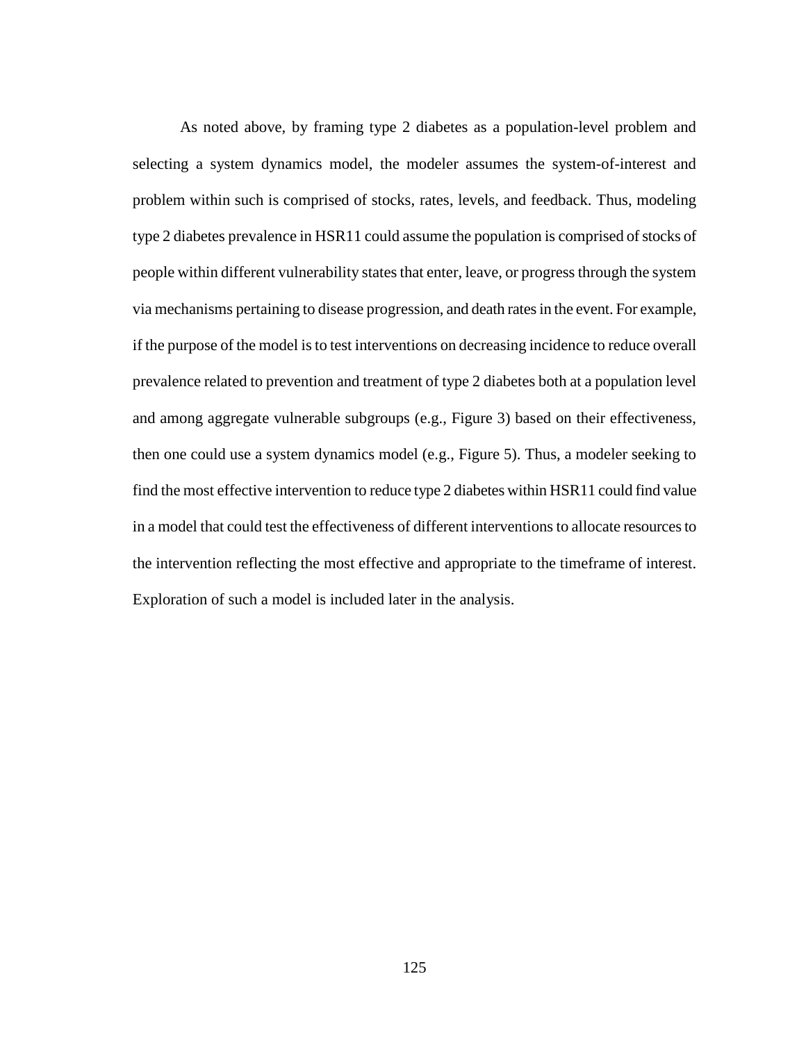As noted above, by framing type 2 diabetes as a population-level problem and selecting a system dynamics model, the modeler assumes the system-of-interest and problem within such is comprised of stocks, rates, levels, and feedback. Thus, modeling type 2 diabetes prevalence in HSR11 could assume the population is comprised of stocks of people within different vulnerability states that enter, leave, or progress through the system via mechanisms pertaining to disease progression, and death rates in the event. For example, if the purpose of the model is to test interventions on decreasing incidence to reduce overall prevalence related to prevention and treatment of type 2 diabetes both at a population level and among aggregate vulnerable subgroups (e.g., Figure 3) based on their effectiveness, then one could use a system dynamics model (e.g., Figure 5). Thus, a modeler seeking to find the most effective intervention to reduce type 2 diabetes within HSR11 could find value in a model that could test the effectiveness of different interventions to allocate resources to the intervention reflecting the most effective and appropriate to the timeframe of interest. Exploration of such a model is included later in the analysis.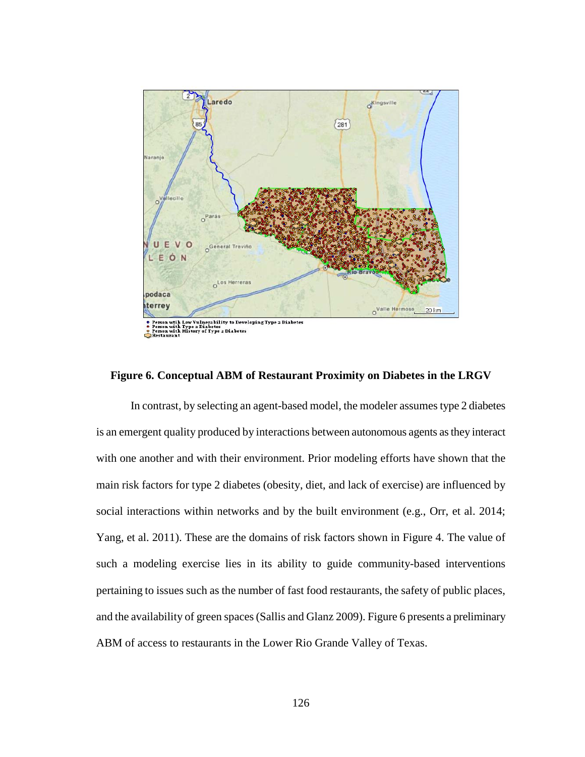- Person with Low Vulnerability to Developing Type 2 Diabetes
- Person with Type 2 Diabetes
- Person with History of Type 2 Diabetes
- Restaurant

**Figure 6. Conceptual ABM of Restaurant Proximity on Diabetes in the LRGV**

In contrast, by selecting an agent-based model, the modeler assumes type 2 diabetes is an emergent quality produced by interactions between autonomous agents as they interact with one another and with their environment. Prior modeling efforts have shown that the main risk factors for type 2 diabetes (obesity, diet, and lack of exercise) are influenced by social interactions within networks and by the built environment (e.g., Orr, et al. 2014; Yang, et al. 2011). These are the domains of risk factors shown in Figure 4. The value of such a modeling exercise lies in its ability to guide community-based interventions pertaining to issues such as the number of fast food restaurants, the safety of public places, and the availability of green spaces (Sallis and Glanz 2009). Figure 6 presents a preliminary ABM of access to restaurants in the Lower Rio Grande Valley of Texas.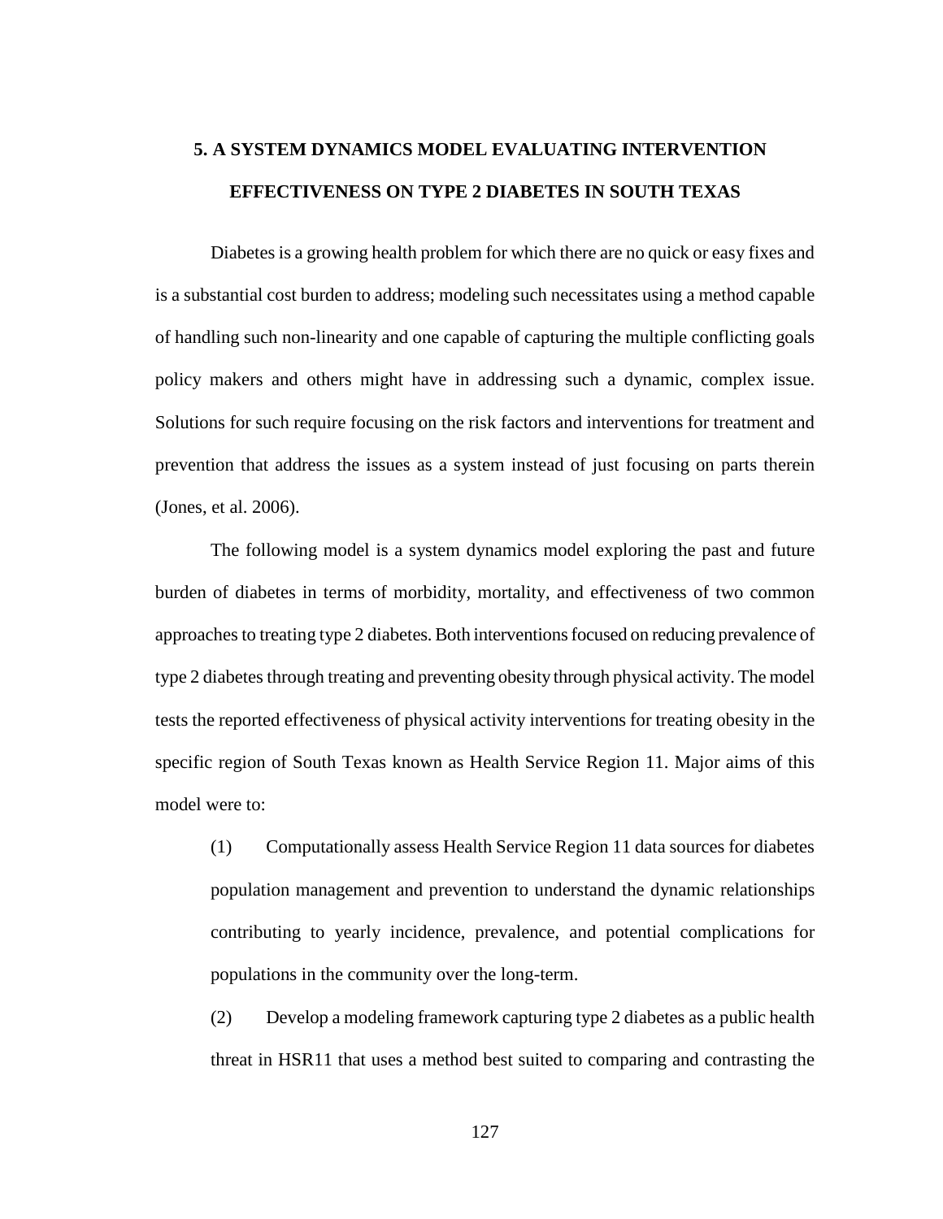# 5. A SYSTEM DYNAMICS MODEL EVALUATING INTERVENTION EFFECTIVENESS ON TYPE 2 DIABETES IN SOUTH TEXAS

Diabetes is a growing health problem for which there are no quick or easy fixes and is a substantial cost burden to address; modeling such necessitates using a method capable of handling such non-linearity and one capable of capturing the multiple conflicting goals policy makers and others might have in addressing such a dynamic, complex issue. Solutions for such require focusing on the risk factors and interventions for treatment and prevention that address the issues as a system instead of just focusing on parts therein (Jones, et al. 2006).

The following model is a system dynamics model exploring the past and future burden of diabetes in terms of morbidity, mortality, and effectiveness of two common approaches to treating type 2 diabetes. Both interventions focused on reducing prevalence of type 2 diabetes through treating and preventing obesity through physical activity. The model tests the reported effectiveness of physical activity interventions for treating obesity in the specific region of South Texas known as Health Service Region 11. Major aims of this model were to:

(1) Computationally assess Health Service Region 11 data sources for diabetes population management and prevention to understand the dynamic relationships contributing to yearly incidence, prevalence, and potential complications for populations in the community over the long-term.

(2) Develop a modeling framework capturing type 2 diabetes as a public health threat in HSR11 that uses a method best suited to comparing and contrasting the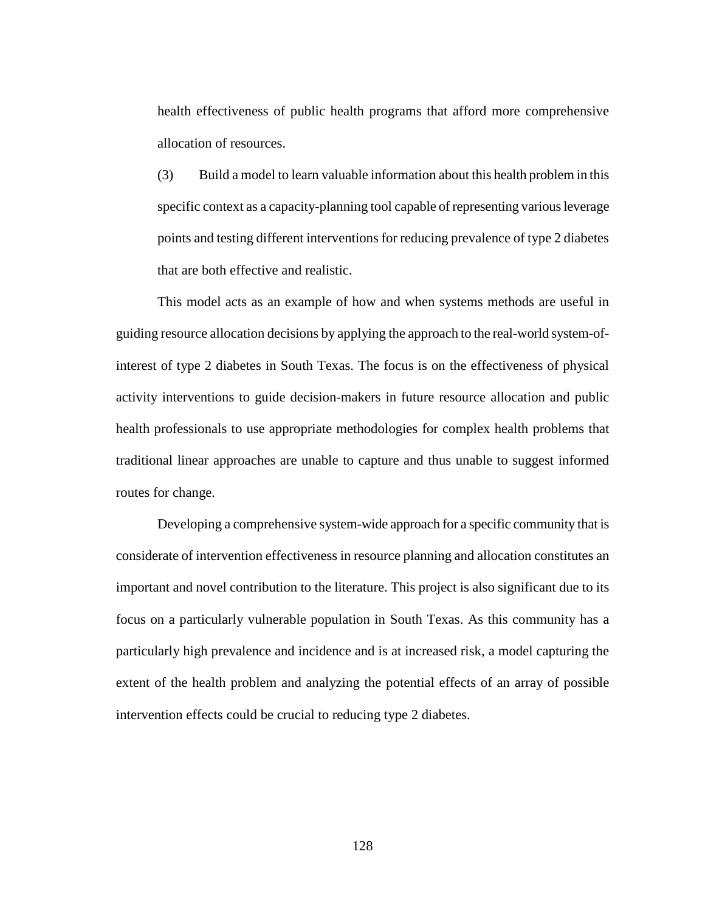health effectiveness of public health programs that afford more comprehensive allocation of resources.

(3) Build a model to learn valuable information about this health problem in this specific context as a capacity-planning tool capable of representing various leverage points and testing different interventions for reducing prevalence of type 2 diabetes that are both effective and realistic.

This model acts as an example of how and when systems methods are useful in guiding resource allocation decisions by applying the approach to the real-world system-of-interest of type 2 diabetes in South Texas. The focus is on the effectiveness of physical activity interventions to guide decision-makers in future resource allocation and public health professionals to use appropriate methodologies for complex health problems that traditional linear approaches are unable to capture and thus unable to suggest informed routes for change.

Developing a comprehensive system-wide approach for a specific community that is considerate of intervention effectiveness in resource planning and allocation constitutes an important and novel contribution to the literature. This project is also significant due to its focus on a particularly vulnerable population in South Texas. As this community has a particularly high prevalence and incidence and is at increased risk, a model capturing the extent of the health problem and analyzing the potential effects of an array of possible intervention effects could be crucial to reducing type 2 diabetes.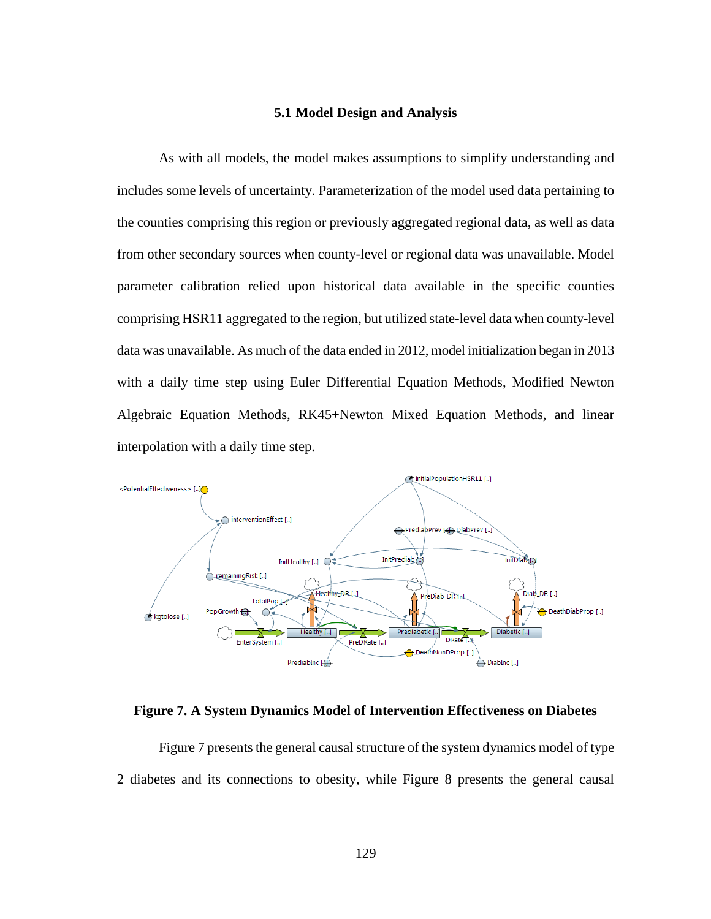### 5.1 Model Design and Analysis

As with all models, the model makes assumptions to simplify understanding and includes some levels of uncertainty. Parameterization of the model used data pertaining to the counties comprising this region or previously aggregated regional data, as well as data from other secondary sources when county-level or regional data was unavailable. Model parameter calibration relied upon historical data available in the specific counties comprising HSR11 aggregated to the region, but utilized state-level data when county-level data was unavailable. As much of the data ended in 2012, model initialization began in 2013 with a daily time step using Euler Differential Equation Methods, Modified Newton Algebraic Equation Methods, RK45+Newton Mixed Equation Methods, and linear interpolation with a daily time step.

<PotentialEffectiveness> [..]
InitialPopulationHSR11 [..]
interventionEffect [..]
PrediabPrev [..]
DiabPrev [..]
InitHealthy [..]
InitPrediab [..]
InitDiab [..]
remainingRisk [..]
Healthy_DR [..]
PreDiab_DR [..]
Diab_DR [..]
TotalPop [..]
PopGrowth
DeathDiabProp [..]
kgtolose [..]
Healthy [..]
Prediabetic [..]
Diabetic [..]
EnterSystem [..]
PreDRate [..]
DRate [..]
DeathNonDProp [..]
PrediabInc [..]
DiabInc [..]

**Figure 7. A System Dynamics Model of Intervention Effectiveness on Diabetes**

Figure 7 presents the general causal structure of the system dynamics model of type 2 diabetes and its connections to obesity, while Figure 8 presents the general causal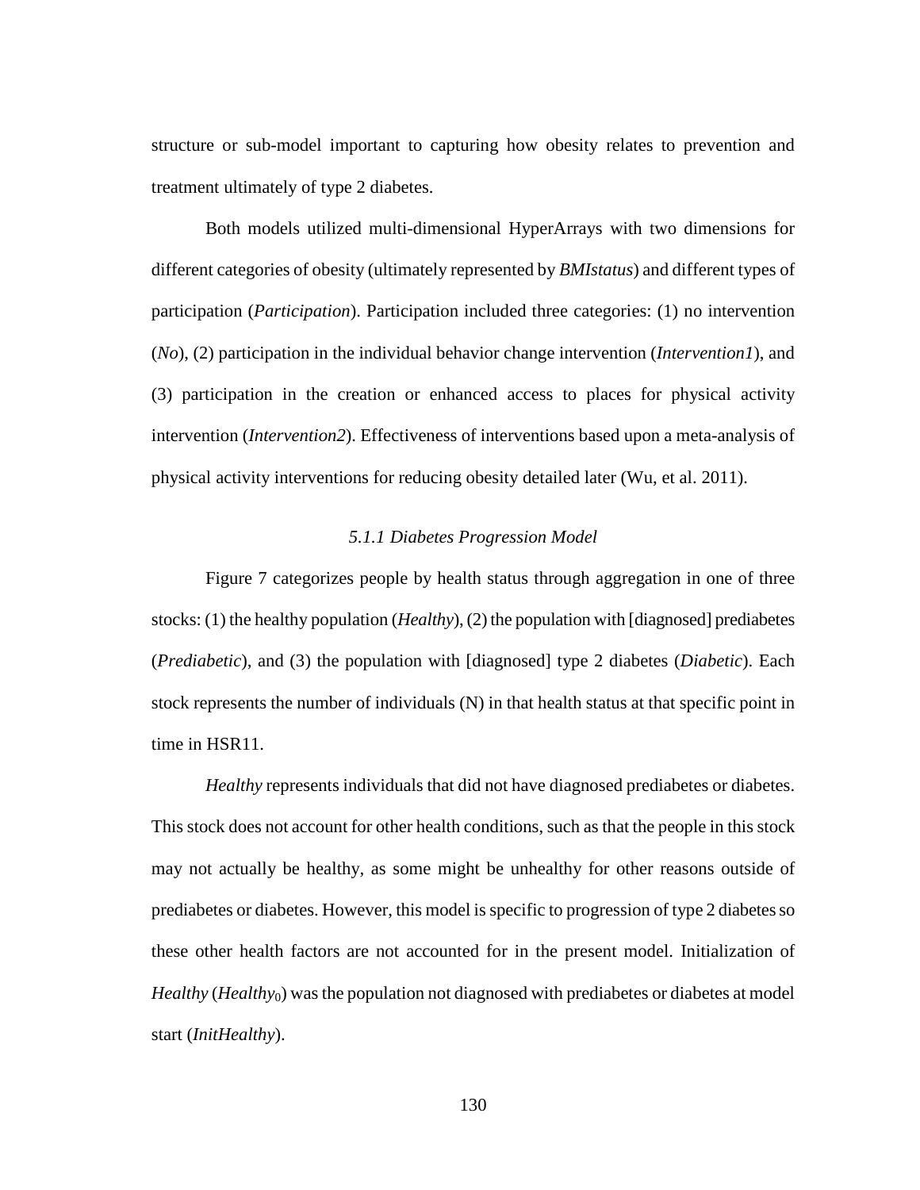structure or sub-model important to capturing how obesity relates to prevention and treatment ultimately of type 2 diabetes.

Both models utilized multi-dimensional HyperArrays with two dimensions for different categories of obesity (ultimately represented by *BMIstatus*) and different types of participation (*Participation*). Participation included three categories: (1) no intervention (*No*), (2) participation in the individual behavior change intervention (*Intervention1*), and (3) participation in the creation or enhanced access to places for physical activity intervention (*Intervention2*). Effectiveness of interventions based upon a meta-analysis of physical activity interventions for reducing obesity detailed later (Wu, et al. 2011).

### *5.1.1 Diabetes Progression Model*

Figure 7 categorizes people by health status through aggregation in one of three stocks: (1) the healthy population (*Healthy*), (2) the population with [diagnosed] prediabetes (*Prediabetic*), and (3) the population with [diagnosed] type 2 diabetes (*Diabetic*). Each stock represents the number of individuals (N) in that health status at that specific point in time in HSR11.

*Healthy* represents individuals that did not have diagnosed prediabetes or diabetes. This stock does not account for other health conditions, such as that the people in this stock may not actually be healthy, as some might be unhealthy for other reasons outside of prediabetes or diabetes. However, this model is specific to progression of type 2 diabetes so these other health factors are not accounted for in the present model. Initialization of *Healthy* ($Healthy_0$) was the population not diagnosed with prediabetes or diabetes at model start (*InitHealthy*).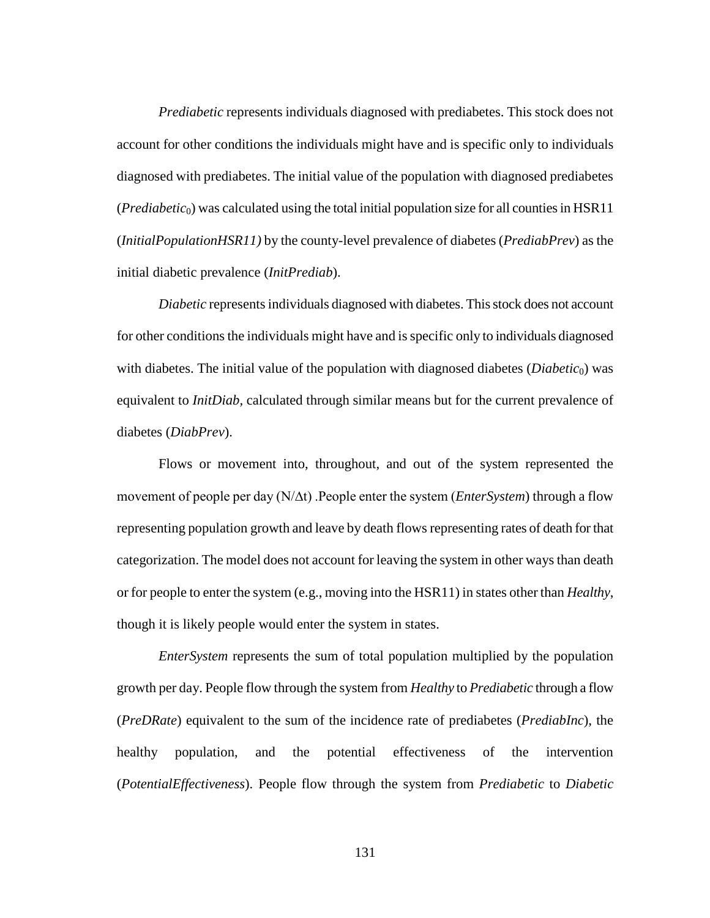*Prediabetic* represents individuals diagnosed with prediabetes. This stock does not account for other conditions the individuals might have and is specific only to individuals diagnosed with prediabetes. The initial value of the population with diagnosed prediabetes ($Prediabetic_0$) was calculated using the total initial population size for all counties in HSR11 (*InitialPopulationHSR11)* by the county-level prevalence of diabetes (*PrediabPrev*) as the initial diabetic prevalence (*InitPrediab*).

*Diabetic* represents individuals diagnosed with diabetes. This stock does not account for other conditions the individuals might have and is specific only to individuals diagnosed with diabetes. The initial value of the population with diagnosed diabetes ($Diabetic_0$) was equivalent to *InitDiab*, calculated through similar means but for the current prevalence of diabetes (*DiabPrev*).

Flows or movement into, throughout, and out of the system represented the movement of people per day ($N/\Delta t$) .People enter the system (*EnterSystem*) through a flow representing population growth and leave by death flows representing rates of death for that categorization. The model does not account for leaving the system in other ways than death or for people to enter the system (e.g., moving into the HSR11) in states other than *Healthy*, though it is likely people would enter the system in states.

*EnterSystem* represents the sum of total population multiplied by the population growth per day. People flow through the system from *Healthy* to *Prediabetic* through a flow (*PreDRate*) equivalent to the sum of the incidence rate of prediabetes (*PrediabInc*), the healthy population, and the potential effectiveness of the intervention (*PotentialEffectiveness*). People flow through the system from *Prediabetic* to *Diabetic*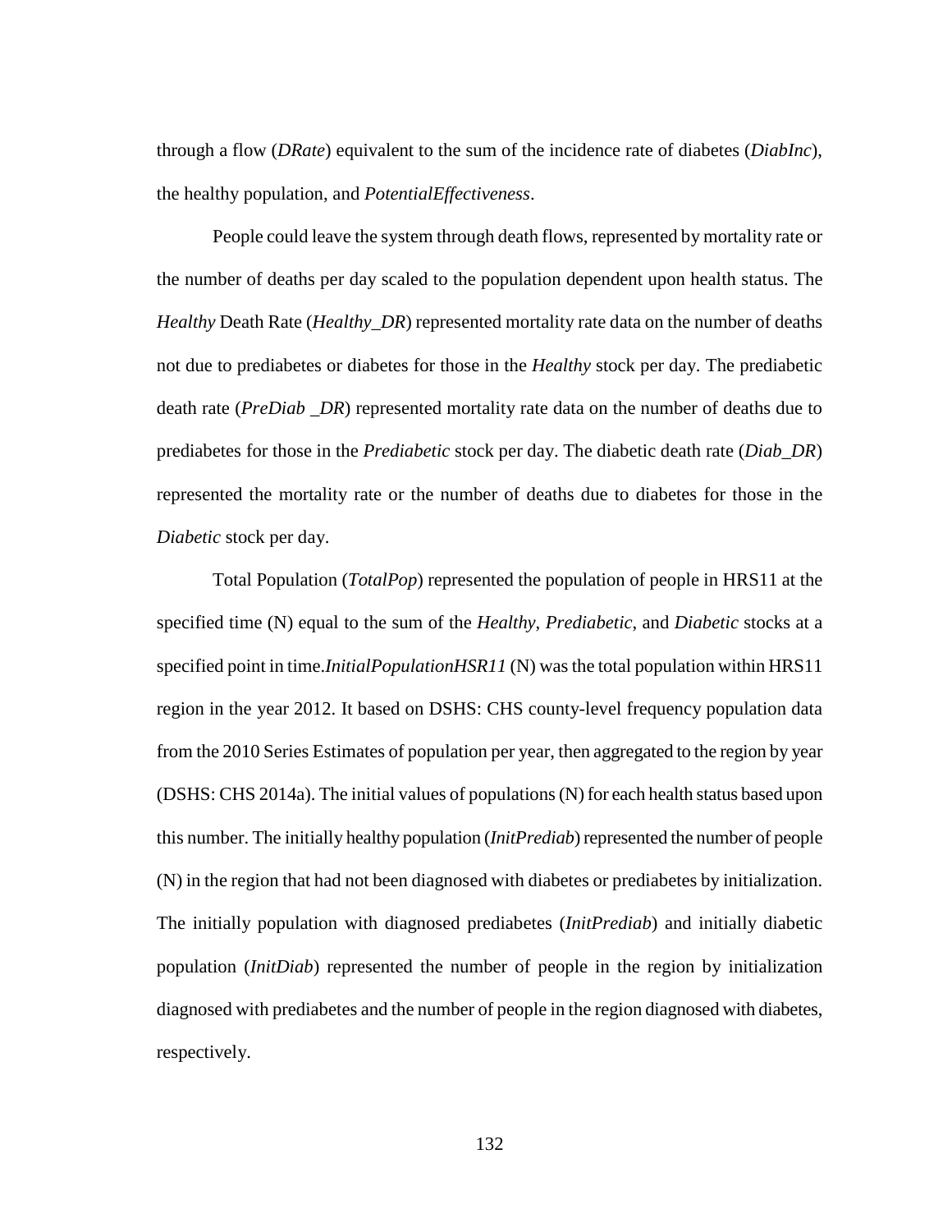through a flow (*DRate*) equivalent to the sum of the incidence rate of diabetes (*DiabInc*), the healthy population, and *PotentialEffectiveness*.

People could leave the system through death flows, represented by mortality rate or the number of deaths per day scaled to the population dependent upon health status. The *Healthy* Death Rate (*Healthy_DR*) represented mortality rate data on the number of deaths not due to prediabetes or diabetes for those in the *Healthy* stock per day. The prediabetic death rate (*PreDiab _DR*) represented mortality rate data on the number of deaths due to prediabetes for those in the *Prediabetic* stock per day. The diabetic death rate (*Diab_DR*) represented the mortality rate or the number of deaths due to diabetes for those in the *Diabetic* stock per day.

Total Population (*TotalPop*) represented the population of people in HRS11 at the specified time (N) equal to the sum of the *Healthy*, *Prediabetic*, and *Diabetic* stocks at a specified point in time.*InitialPopulationHSR11* (N) was the total population within HRS11 region in the year 2012. It based on DSHS: CHS county-level frequency population data from the 2010 Series Estimates of population per year, then aggregated to the region by year (DSHS: CHS 2014a). The initial values of populations (N) for each health status based upon this number. The initially healthy population (*InitPrediab*) represented the number of people (N) in the region that had not been diagnosed with diabetes or prediabetes by initialization. The initially population with diagnosed prediabetes (*InitPrediab*) and initially diabetic population (*InitDiab*) represented the number of people in the region by initialization diagnosed with prediabetes and the number of people in the region diagnosed with diabetes, respectively.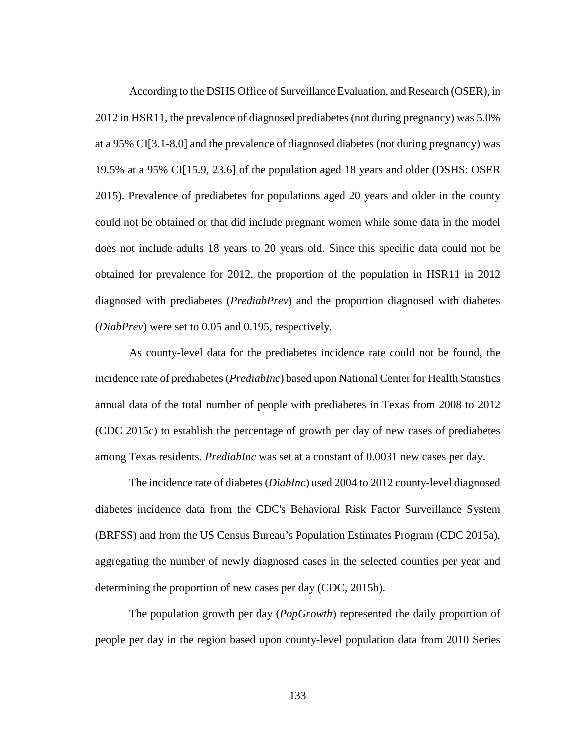According to the DSHS Office of Surveillance Evaluation, and Research (OSER), in 2012 in HSR11, the prevalence of diagnosed prediabetes (not during pregnancy) was 5.0% at a 95% CI[3.1-8.0] and the prevalence of diagnosed diabetes (not during pregnancy) was 19.5% at a 95% CI[15.9, 23.6] of the population aged 18 years and older (DSHS: OSER 2015). Prevalence of prediabetes for populations aged 20 years and older in the county could not be obtained or that did include pregnant women while some data in the model does not include adults 18 years to 20 years old. Since this specific data could not be obtained for prevalence for 2012, the proportion of the population in HSR11 in 2012 diagnosed with prediabetes (*PrediabPrev*) and the proportion diagnosed with diabetes (*DiabPrev*) were set to 0.05 and 0.195, respectively.

As county-level data for the prediabetes incidence rate could not be found, the incidence rate of prediabetes (*PrediabInc*) based upon National Center for Health Statistics annual data of the total number of people with prediabetes in Texas from 2008 to 2012 (CDC 2015c) to establish the percentage of growth per day of new cases of prediabetes among Texas residents. *PrediabInc* was set at a constant of 0.0031 new cases per day.

The incidence rate of diabetes (*DiabInc*) used 2004 to 2012 county-level diagnosed diabetes incidence data from the CDC's Behavioral Risk Factor Surveillance System (BRFSS) and from the US Census Bureau's Population Estimates Program (CDC 2015a), aggregating the number of newly diagnosed cases in the selected counties per year and determining the proportion of new cases per day (CDC, 2015b).

The population growth per day (*PopGrowth*) represented the daily proportion of people per day in the region based upon county-level population data from 2010 Series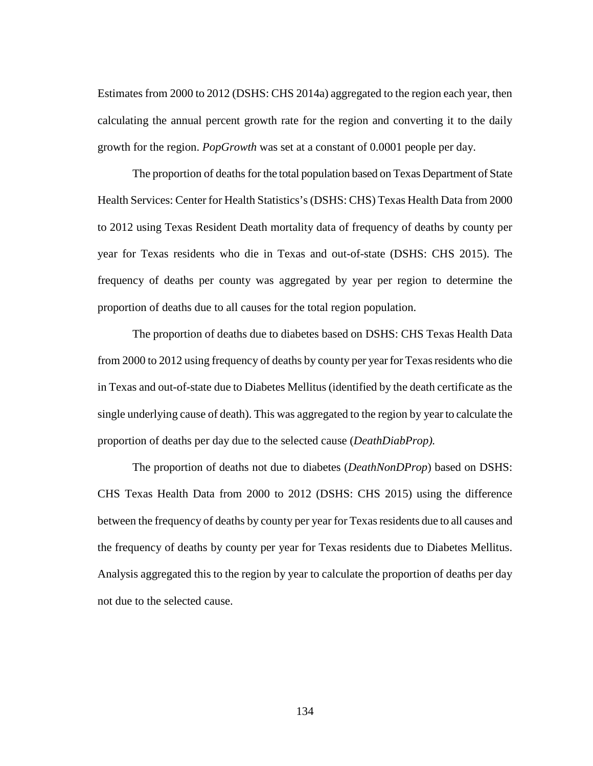Estimates from 2000 to 2012 (DSHS: CHS 2014a) aggregated to the region each year, then calculating the annual percent growth rate for the region and converting it to the daily growth for the region. *PopGrowth* was set at a constant of 0.0001 people per day.

The proportion of deaths for the total population based on Texas Department of State Health Services: Center for Health Statistics's (DSHS: CHS) Texas Health Data from 2000 to 2012 using Texas Resident Death mortality data of frequency of deaths by county per year for Texas residents who die in Texas and out-of-state (DSHS: CHS 2015). The frequency of deaths per county was aggregated by year per region to determine the proportion of deaths due to all causes for the total region population.

The proportion of deaths due to diabetes based on DSHS: CHS Texas Health Data from 2000 to 2012 using frequency of deaths by county per year for Texas residents who die in Texas and out-of-state due to Diabetes Mellitus (identified by the death certificate as the single underlying cause of death). This was aggregated to the region by year to calculate the proportion of deaths per day due to the selected cause (*DeathDiabProp).*

The proportion of deaths not due to diabetes (*DeathNonDProp*) based on DSHS: CHS Texas Health Data from 2000 to 2012 (DSHS: CHS 2015) using the difference between the frequency of deaths by county per year for Texas residents due to all causes and the frequency of deaths by county per year for Texas residents due to Diabetes Mellitus. Analysis aggregated this to the region by year to calculate the proportion of deaths per day not due to the selected cause.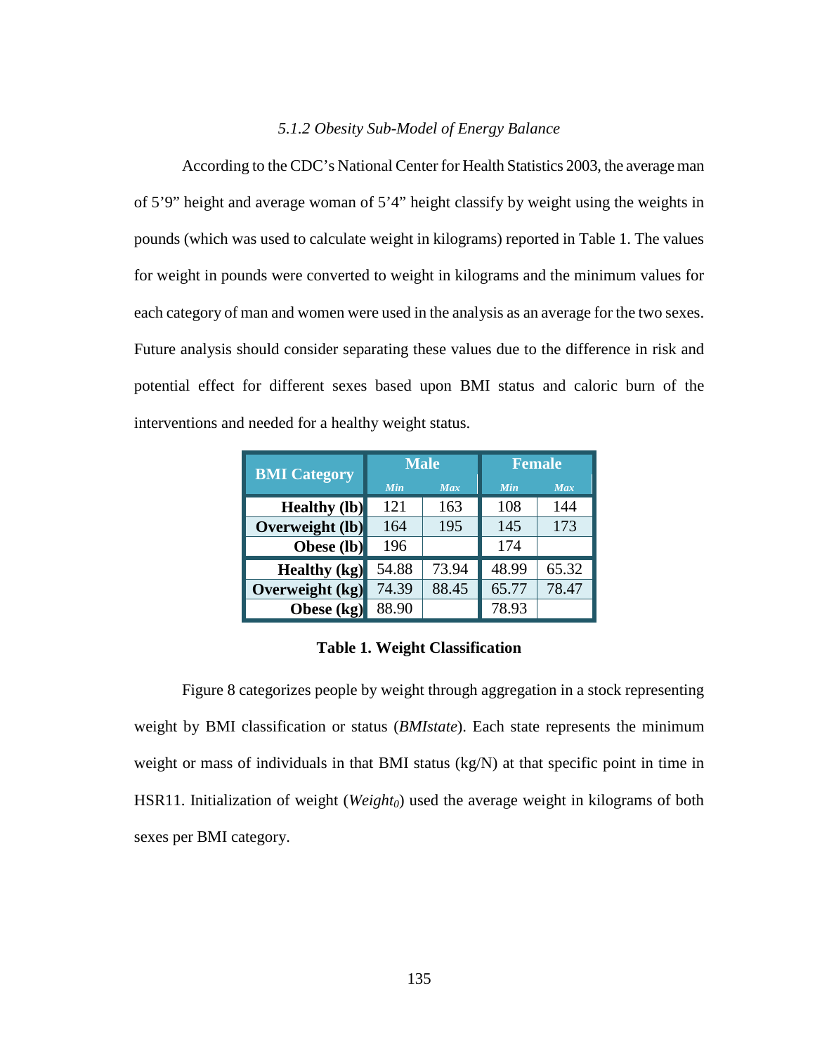#### *5.1.2 Obesity Sub-Model of Energy Balance*

According to the CDC's National Center for Health Statistics 2003, the average man of 5'9" height and average woman of 5'4" height classify by weight using the weights in pounds (which was used to calculate weight in kilograms) reported in Table 1. The values for weight in pounds were converted to weight in kilograms and the minimum values for each category of man and women were used in the analysis as an average for the two sexes. Future analysis should consider separating these values due to the difference in risk and potential effect for different sexes based upon BMI status and caloric burn of the interventions and needed for a healthy weight status.

| BMI Category | Male | | Female | |
|---|---|---|---|---|
| | *Min* | *Max* | *Min* | *Max* |
| **Healthy (lb)** | 121 | 163 | 108 | 144 |
| **Overweight (lb)** | 164 | 195 | 145 | 173 |
| **Obese (lb)** | 196 | | 174 | |
| **Healthy (kg)** | 54.88 | 73.94 | 48.99 | 65.32 |
| **Overweight (kg)** | 74.39 | 88.45 | 65.77 | 78.47 |
| **Obese (kg)** | 88.90 | | 78.93 | |

**Table 1. Weight Classification**

Figure 8 categorizes people by weight through aggregation in a stock representing weight by BMI classification or status (*BMIstate*). Each state represents the minimum weight or mass of individuals in that BMI status (kg/N) at that specific point in time in HSR11. Initialization of weight ($Weight_0$) used the average weight in kilograms of both sexes per BMI category.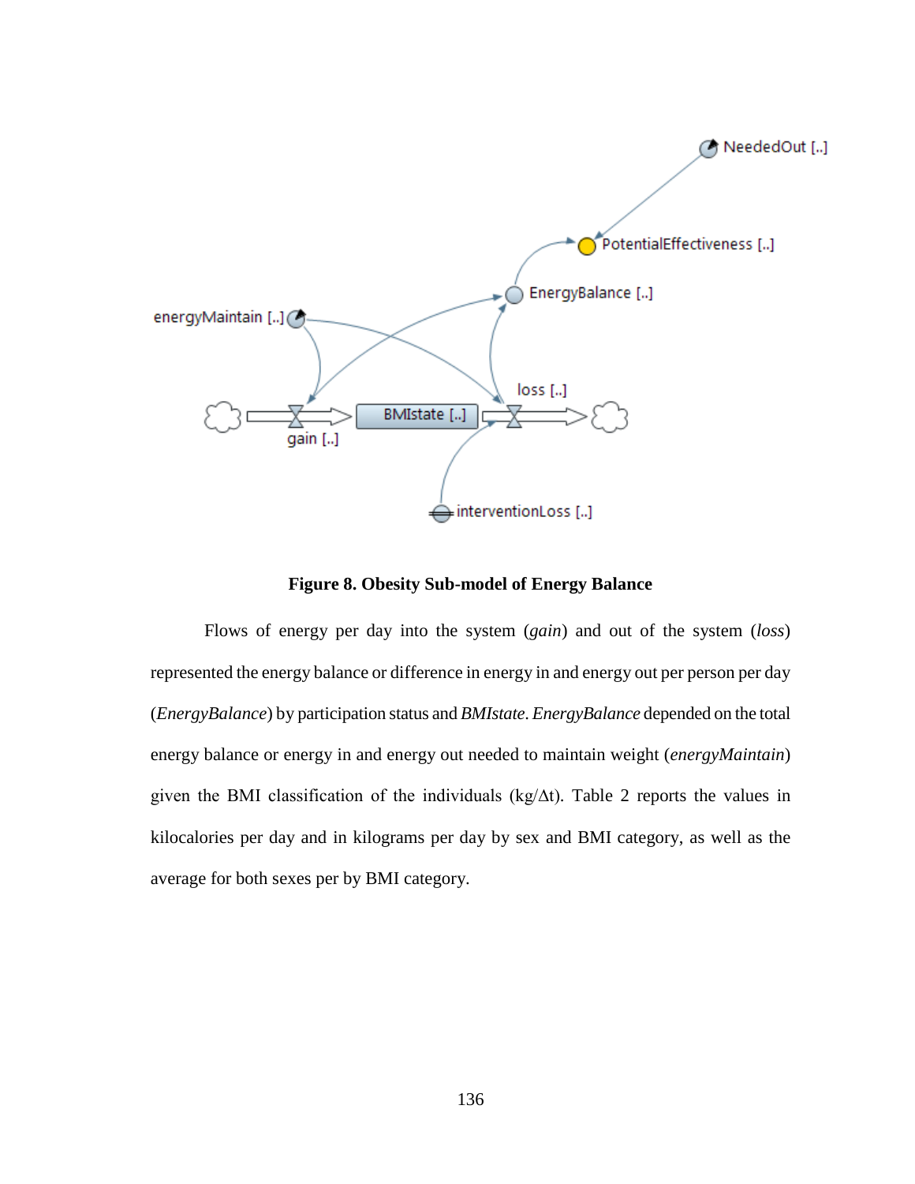NeededOut [..]

PotentialEffectiveness [..]

EnergyBalance [..]

energyMaintain [..]

loss [..]

BMIstate [..]

gain [..]

interventionLoss [..]

**Figure 8. Obesity Sub-model of Energy Balance**

Flows of energy per day into the system (*gain*) and out of the system (*loss*) represented the energy balance or difference in energy in and energy out per person per day (*EnergyBalance*) by participation status and *BMIstate*. *EnergyBalance* depended on the total energy balance or energy in and energy out needed to maintain weight (*energyMaintain*) given the BMI classification of the individuals (kg/Δt). Table 2 reports the values in kilocalories per day and in kilograms per day by sex and BMI category, as well as the average for both sexes per by BMI category.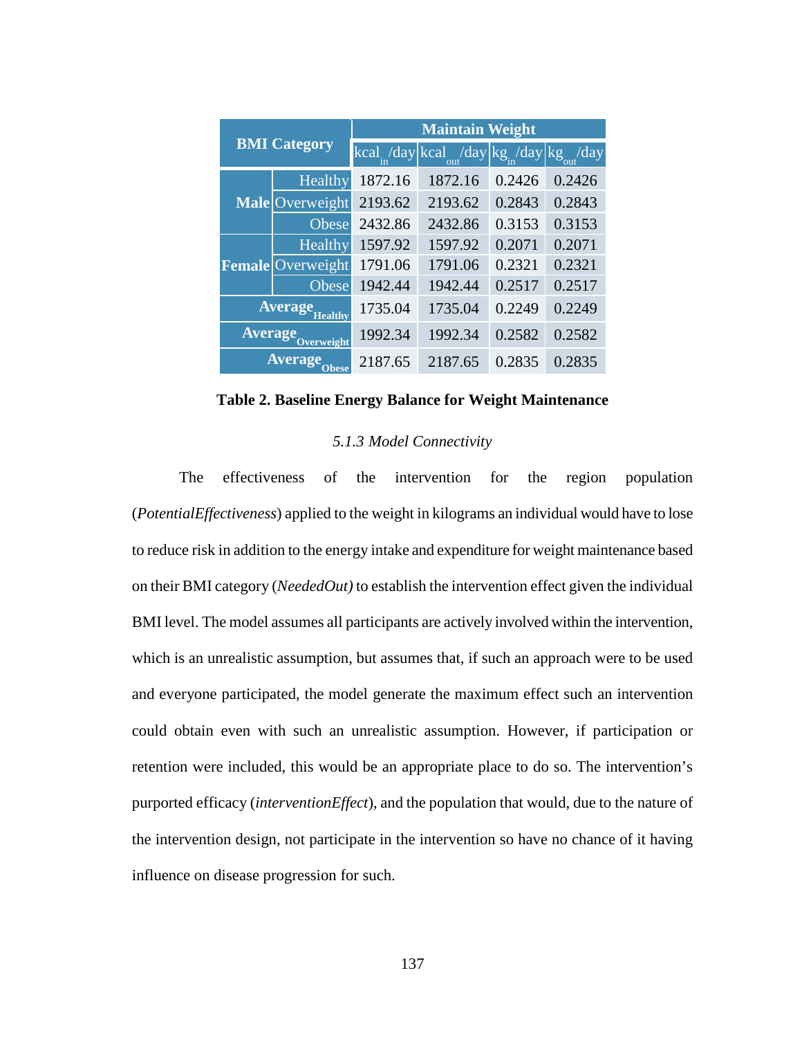| BMI Category | | Maintain Weight | | | |
|---|---|---|---|---|---|
| | | $kcal_{in}$/day | $kcal_{out}$/day | $kg_{in}$/day | $kg_{out}$/day |
| Male | Healthy | 1872.16 | 1872.16 | 0.2426 | 0.2426 |
| | Overweight | 2193.62 | 2193.62 | 0.2843 | 0.2843 |
| | Obese | 2432.86 | 2432.86 | 0.3153 | 0.3153 |
| Female | Healthy | 1597.92 | 1597.92 | 0.2071 | 0.2071 |
| | Overweight | 1791.06 | 1791.06 | 0.2321 | 0.2321 |
| | Obese | 1942.44 | 1942.44 | 0.2517 | 0.2517 |
| $Average_{Healthy}$ | | 1735.04 | 1735.04 | 0.2249 | 0.2249 |
| $Average_{Overweight}$ | | 1992.34 | 1992.34 | 0.2582 | 0.2582 |
| $Average_{Obese}$ | | 2187.65 | 2187.65 | 0.2835 | 0.2835 |

**Table 2. Baseline Energy Balance for Weight Maintenance**

### *5.1.3 Model Connectivity*

The effectiveness of the intervention for the region population (*PotentialEffectiveness*) applied to the weight in kilograms an individual would have to lose to reduce risk in addition to the energy intake and expenditure for weight maintenance based on their BMI category (*NeededOut)* to establish the intervention effect given the individual BMI level. The model assumes all participants are actively involved within the intervention, which is an unrealistic assumption, but assumes that, if such an approach were to be used and everyone participated, the model generate the maximum effect such an intervention could obtain even with such an unrealistic assumption. However, if participation or retention were included, this would be an appropriate place to do so. The intervention's purported efficacy (*interventionEffect*), and the population that would, due to the nature of the intervention design, not participate in the intervention so have no chance of it having influence on disease progression for such.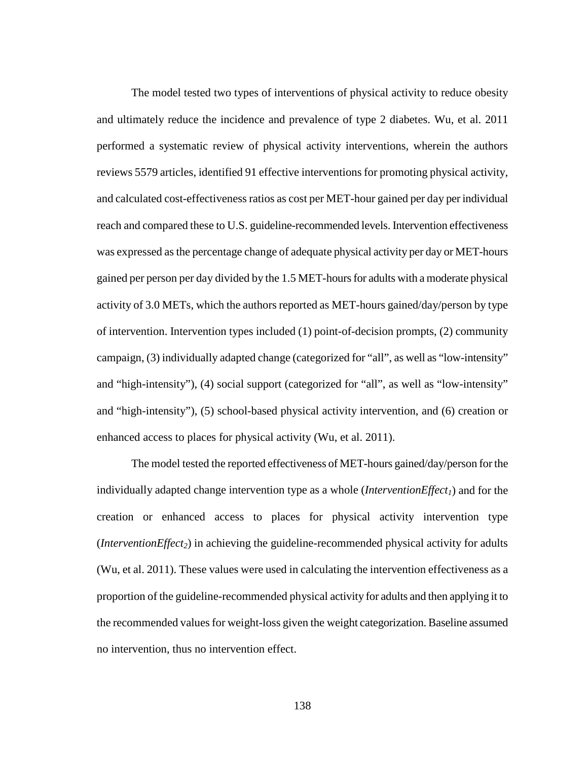The model tested two types of interventions of physical activity to reduce obesity and ultimately reduce the incidence and prevalence of type 2 diabetes. Wu, et al. 2011 performed a systematic review of physical activity interventions, wherein the authors reviews 5579 articles, identified 91 effective interventions for promoting physical activity, and calculated cost-effectiveness ratios as cost per MET-hour gained per day per individual reach and compared these to U.S. guideline-recommended levels. Intervention effectiveness was expressed as the percentage change of adequate physical activity per day or MET-hours gained per person per day divided by the 1.5 MET-hours for adults with a moderate physical activity of 3.0 METs, which the authors reported as MET-hours gained/day/person by type of intervention. Intervention types included (1) point-of-decision prompts, (2) community campaign, (3) individually adapted change (categorized for "all", as well as "low-intensity" and "high-intensity"), (4) social support (categorized for "all", as well as "low-intensity" and "high-intensity"), (5) school-based physical activity intervention, and (6) creation or enhanced access to places for physical activity (Wu, et al. 2011).

The model tested the reported effectiveness of MET-hours gained/day/person for the individually adapted change intervention type as a whole ($InterventionEffect_1$) and for the creation or enhanced access to places for physical activity intervention type ($InterventionEffect_2$) in achieving the guideline-recommended physical activity for adults (Wu, et al. 2011). These values were used in calculating the intervention effectiveness as a proportion of the guideline-recommended physical activity for adults and then applying it to the recommended values for weight-loss given the weight categorization. Baseline assumed no intervention, thus no intervention effect.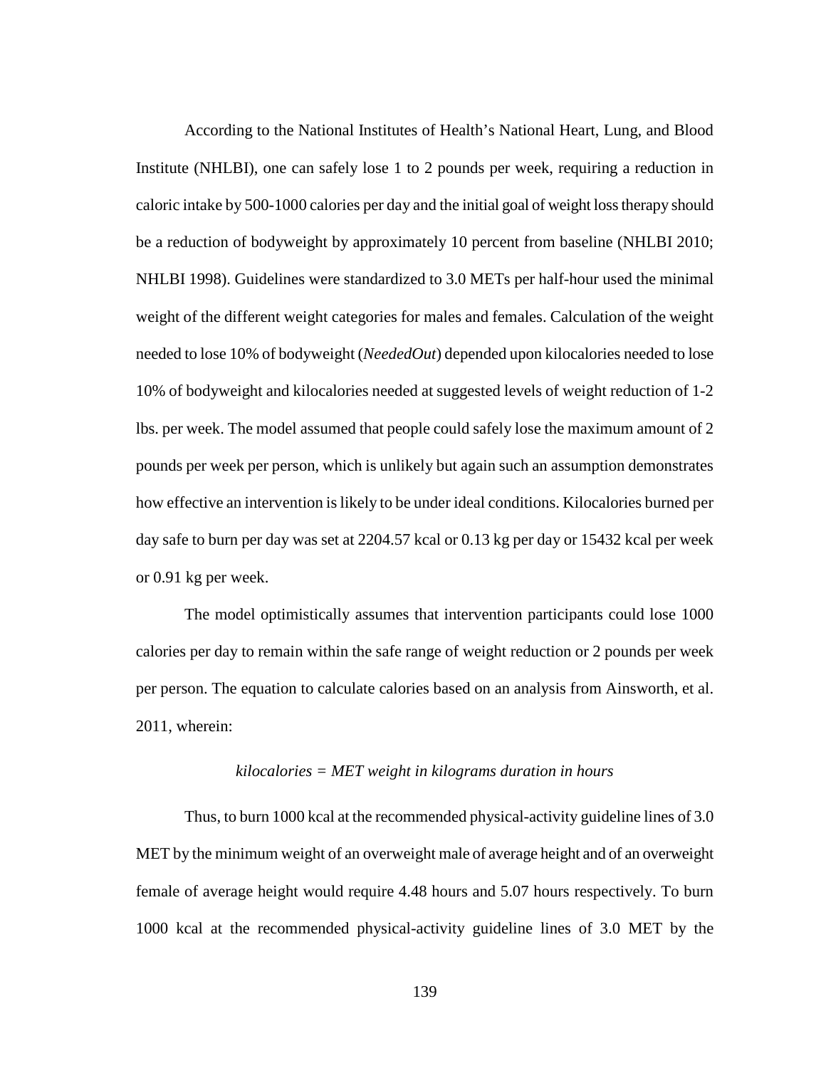According to the National Institutes of Health's National Heart, Lung, and Blood Institute (NHLBI), one can safely lose 1 to 2 pounds per week, requiring a reduction in caloric intake by 500-1000 calories per day and the initial goal of weight loss therapy should be a reduction of bodyweight by approximately 10 percent from baseline (NHLBI 2010; NHLBI 1998). Guidelines were standardized to 3.0 METs per half-hour used the minimal weight of the different weight categories for males and females. Calculation of the weight needed to lose 10% of bodyweight (*NeededOut*) depended upon kilocalories needed to lose 10% of bodyweight and kilocalories needed at suggested levels of weight reduction of 1-2 lbs. per week. The model assumed that people could safely lose the maximum amount of 2 pounds per week per person, which is unlikely but again such an assumption demonstrates how effective an intervention is likely to be under ideal conditions. Kilocalories burned per day safe to burn per day was set at 2204.57 kcal or 0.13 kg per day or 15432 kcal per week or 0.91 kg per week.

The model optimistically assumes that intervention participants could lose 1000 calories per day to remain within the safe range of weight reduction or 2 pounds per week per person. The equation to calculate calories based on an analysis from Ainsworth, et al. 2011, wherein:

$$kilocalories = MET\ weight\ in\ kilograms\ duration\ in\ hours$$

Thus, to burn 1000 kcal at the recommended physical-activity guideline lines of 3.0 MET by the minimum weight of an overweight male of average height and of an overweight female of average height would require 4.48 hours and 5.07 hours respectively. To burn 1000 kcal at the recommended physical-activity guideline lines of 3.0 MET by the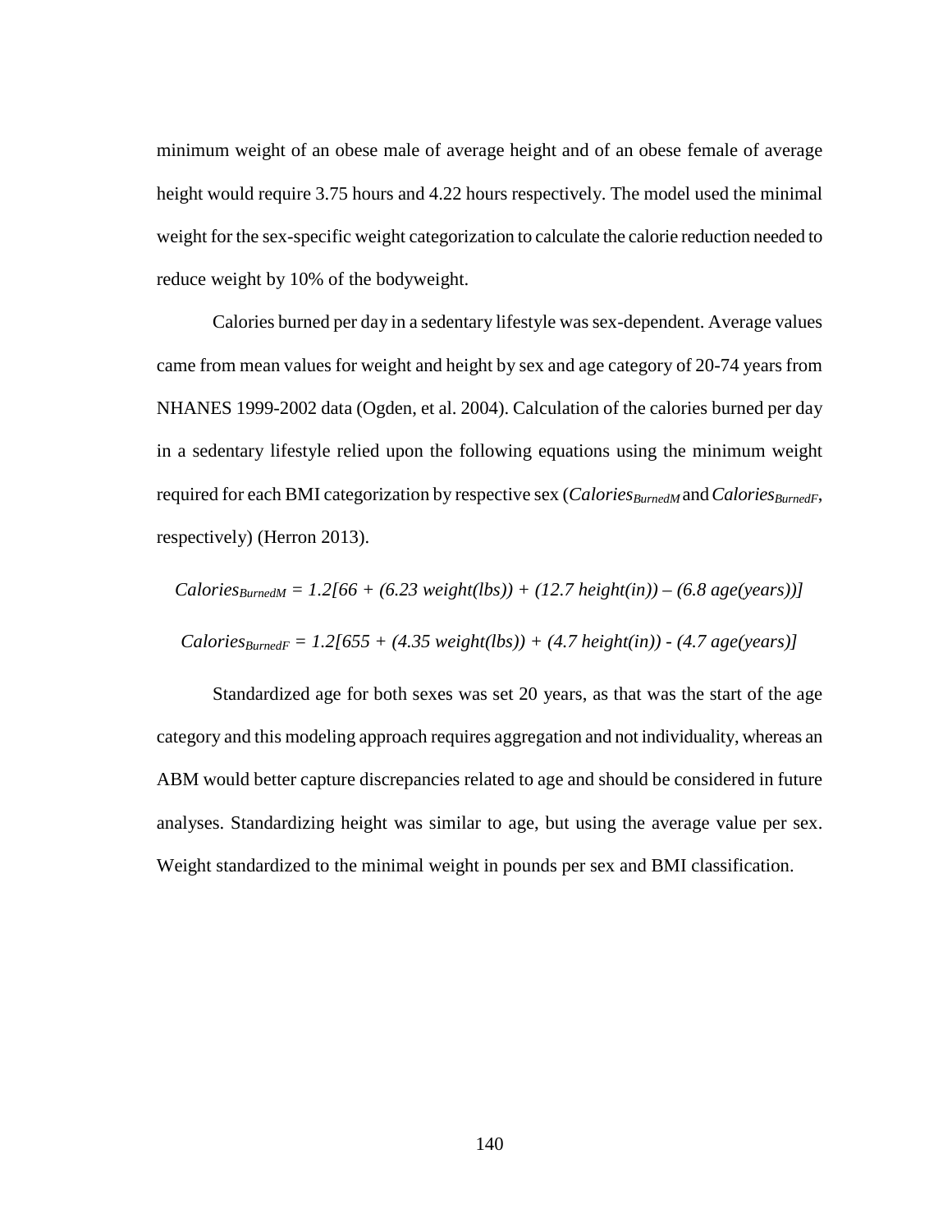minimum weight of an obese male of average height and of an obese female of average height would require 3.75 hours and 4.22 hours respectively. The model used the minimal weight for the sex-specific weight categorization to calculate the calorie reduction needed to reduce weight by 10% of the bodyweight.

Calories burned per day in a sedentary lifestyle was sex-dependent. Average values came from mean values for weight and height by sex and age category of 20-74 years from NHANES 1999-2002 data (Ogden, et al. 2004). Calculation of the calories burned per day in a sedentary lifestyle relied upon the following equations using the minimum weight required for each BMI categorization by respective sex ($Calories_{BurnedM}$ and $Calories_{BurnedF}$, respectively) (Herron 2013).

$$Calories_{BurnedM} = 1.2[66 + (6.23\ weight(lbs)) + (12.7\ height(in)) - (6.8\ age(years))]$$

$$Calories_{BurnedF} = 1.2[655 + (4.35\ weight(lbs)) + (4.7\ height(in)) - (4.7\ age(years)]$$

Standardized age for both sexes was set 20 years, as that was the start of the age category and this modeling approach requires aggregation and not individuality, whereas an ABM would better capture discrepancies related to age and should be considered in future analyses. Standardizing height was similar to age, but using the average value per sex. Weight standardized to the minimal weight in pounds per sex and BMI classification.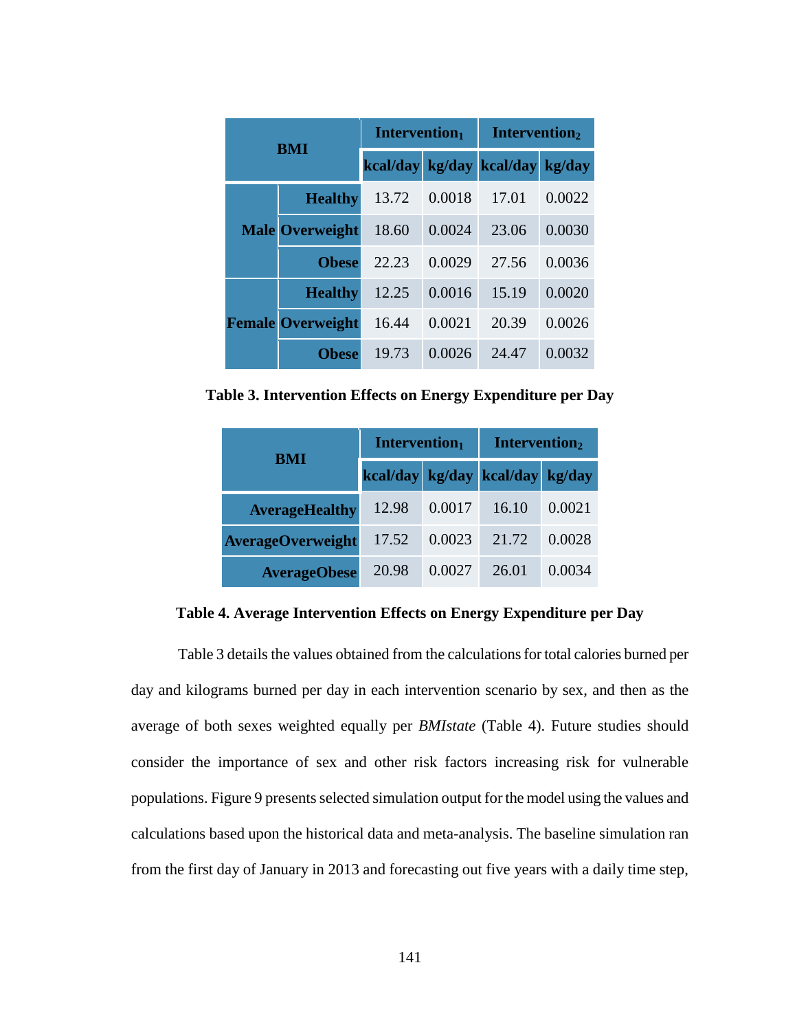| BMI | | Intervention$_1$ | | Intervention$_2$ | |
|---|---|---|---|---|---|
| | | kcal/day | kg/day | kcal/day | kg/day |
| Male | Healthy | 13.72 | 0.0018 | 17.01 | 0.0022 |
| | Overweight | 18.60 | 0.0024 | 23.06 | 0.0030 |
| | Obese | 22.23 | 0.0029 | 27.56 | 0.0036 |
| Female | Healthy | 12.25 | 0.0016 | 15.19 | 0.0020 |
| | Overweight | 16.44 | 0.0021 | 20.39 | 0.0026 |
| | Obese | 19.73 | 0.0026 | 24.47 | 0.0032 |

**Table 3. Intervention Effects on Energy Expenditure per Day**

| BMI | Intervention$_1$ | | Intervention$_2$ | |
|---|---|---|---|---|
| | kcal/day | kg/day | kcal/day | kg/day |
| AverageHealthy | 12.98 | 0.0017 | 16.10 | 0.0021 |
| AverageOverweight | 17.52 | 0.0023 | 21.72 | 0.0028 |
| AverageObese | 20.98 | 0.0027 | 26.01 | 0.0034 |

**Table 4. Average Intervention Effects on Energy Expenditure per Day**

Table 3 details the values obtained from the calculations for total calories burned per day and kilograms burned per day in each intervention scenario by sex, and then as the average of both sexes weighted equally per *BMIstate* (Table 4). Future studies should consider the importance of sex and other risk factors increasing risk for vulnerable populations. Figure 9 presents selected simulation output for the model using the values and calculations based upon the historical data and meta-analysis. The baseline simulation ran from the first day of January in 2013 and forecasting out five years with a daily time step,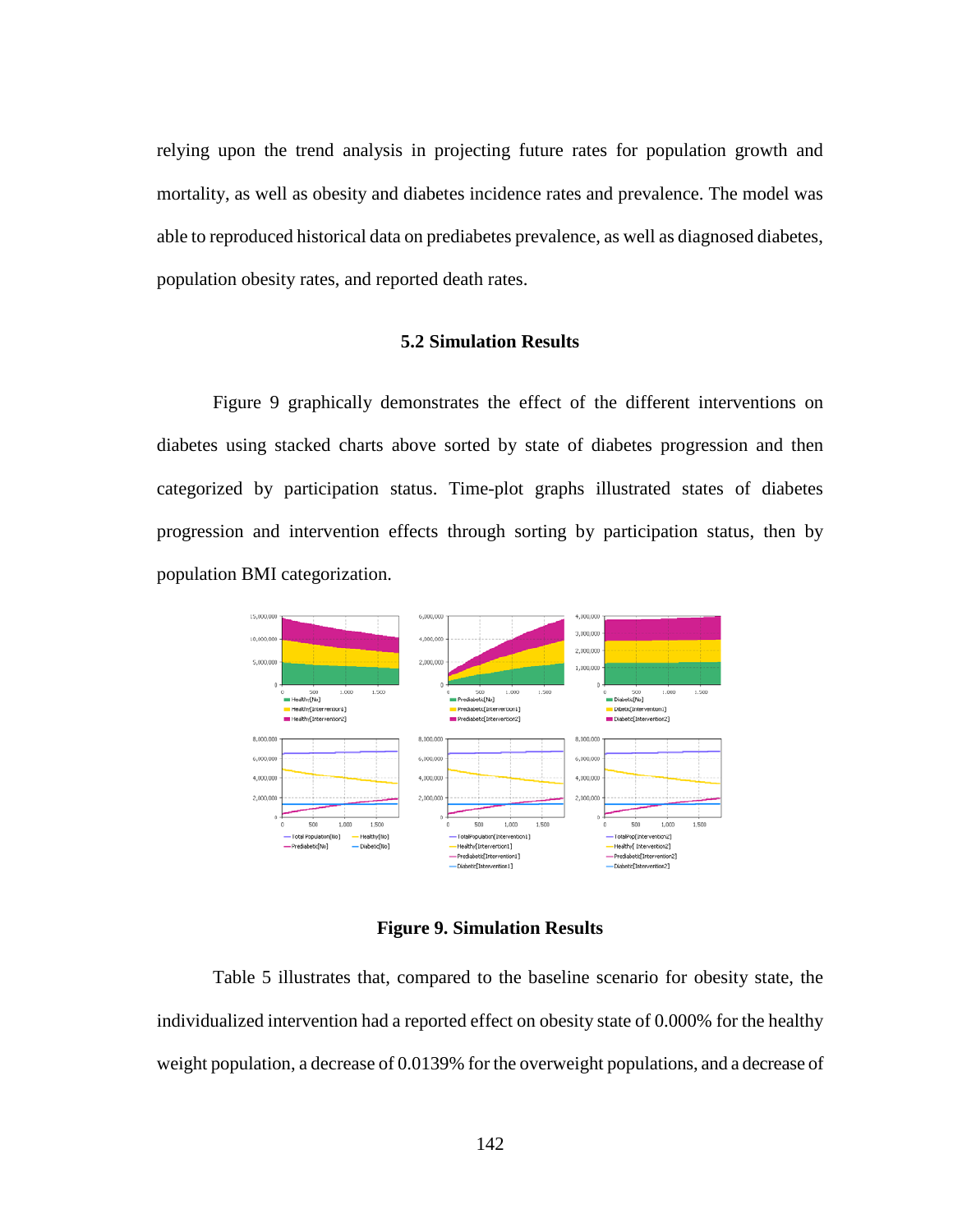relying upon the trend analysis in projecting future rates for population growth and mortality, as well as obesity and diabetes incidence rates and prevalence. The model was able to reproduced historical data on prediabetes prevalence, as well as diagnosed diabetes, population obesity rates, and reported death rates.

### 5.2 Simulation Results

Figure 9 graphically demonstrates the effect of the different interventions on diabetes using stacked charts above sorted by state of diabetes progression and then categorized by participation status. Time-plot graphs illustrated states of diabetes progression and intervention effects through sorting by participation status, then by population BMI categorization.

15,000,000
10,000,000
5,000,000
0
0 500 1,000 1,500
Healthy[No]
Healthy[Intervention1]
Healthy[Intervention2]

6,000,000
4,000,000
2,000,000
0
0 500 1,000 1,500
Prediabetic[No]
Prediabetic[Intervention1]
Prediabetic[Intervention2]

4,000,000
3,000,000
2,000,000
1,000,000
0
0 500 1,000 1,500
Diabetic[No]
Dibetic[Intervention1]
Diabetic[Intervention2]

8,000,000
6,000,000
4,000,000
2,000,000
0
0 500 1,000 1,500
Total Population[No]
Healthy[No]
Prediabetic[No]
Diabetic[No]

8,000,000
6,000,000
4,000,000
2,000,000
0
0 500 1,000 1,500
TotalPopulation[Intervention1]
Healthy[Intervention1]
Prediabetic[Intervention1]
Diabetic[Intervention1]

8,000,000
6,000,000
4,000,000
2,000,000
0
0 500 1,000 1,500
TotalPop[Intervention2]
Healthy[ Intervention2]
Prediabetic[Intervention2]
Diabetic[Intervention2]

**Figure 9. Simulation Results**

Table 5 illustrates that, compared to the baseline scenario for obesity state, the individualized intervention had a reported effect on obesity state of 0.000% for the healthy weight population, a decrease of 0.0139% for the overweight populations, and a decrease of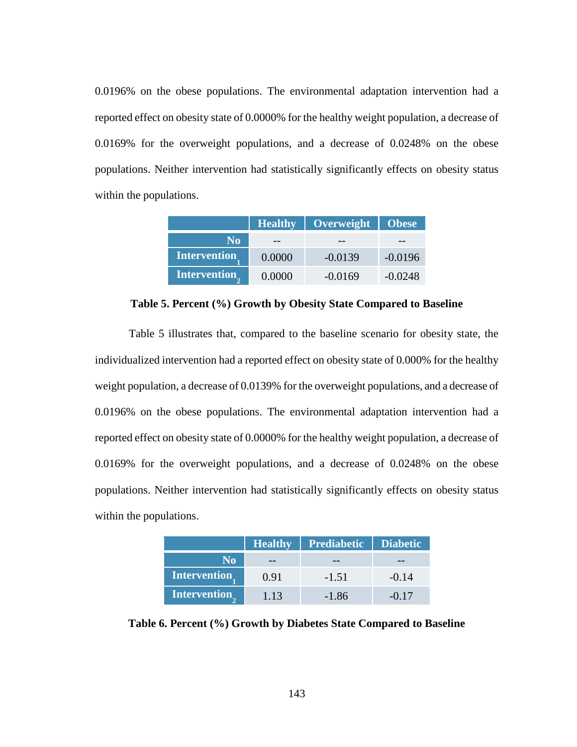0.0196% on the obese populations. The environmental adaptation intervention had a reported effect on obesity state of 0.0000% for the healthy weight population, a decrease of 0.0169% for the overweight populations, and a decrease of 0.0248% on the obese populations. Neither intervention had statistically significantly effects on obesity status within the populations.

| | Healthy | Overweight | Obese |
|---|---|---|---|
| No | -- | -- | -- |
| $\text{Intervention}_1$ | 0.0000 | -0.0139 | -0.0196 |
| $\text{Intervention}_2$ | 0.0000 | -0.0169 | -0.0248 |

**Table 5. Percent (%) Growth by Obesity State Compared to Baseline**

Table 5 illustrates that, compared to the baseline scenario for obesity state, the individualized intervention had a reported effect on obesity state of 0.000% for the healthy weight population, a decrease of 0.0139% for the overweight populations, and a decrease of 0.0196% on the obese populations. The environmental adaptation intervention had a reported effect on obesity state of 0.0000% for the healthy weight population, a decrease of 0.0169% for the overweight populations, and a decrease of 0.0248% on the obese populations. Neither intervention had statistically significantly effects on obesity status within the populations.

| | Healthy | Prediabetic | Diabetic |
|---|---|---|---|
| No | -- | -- | -- |
| $\text{Intervention}_1$ | 0.91 | -1.51 | -0.14 |
| $\text{Intervention}_2$ | 1.13 | -1.86 | -0.17 |

**Table 6. Percent (%) Growth by Diabetes State Compared to Baseline**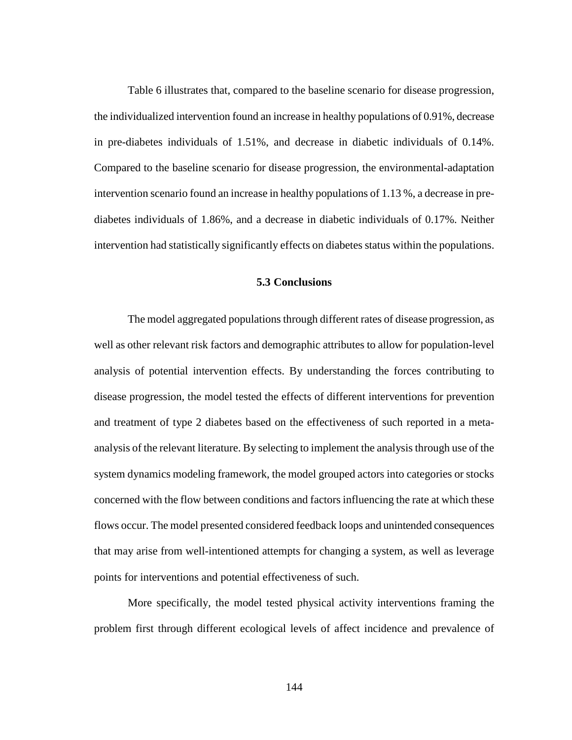Table 6 illustrates that, compared to the baseline scenario for disease progression, the individualized intervention found an increase in healthy populations of 0.91%, decrease in pre-diabetes individuals of 1.51%, and decrease in diabetic individuals of 0.14%. Compared to the baseline scenario for disease progression, the environmental-adaptation intervention scenario found an increase in healthy populations of 1.13 %, a decrease in pre-diabetes individuals of 1.86%, and a decrease in diabetic individuals of 0.17%. Neither intervention had statistically significantly effects on diabetes status within the populations.

### 5.3 Conclusions

The model aggregated populations through different rates of disease progression, as well as other relevant risk factors and demographic attributes to allow for population-level analysis of potential intervention effects. By understanding the forces contributing to disease progression, the model tested the effects of different interventions for prevention and treatment of type 2 diabetes based on the effectiveness of such reported in a meta-analysis of the relevant literature. By selecting to implement the analysis through use of the system dynamics modeling framework, the model grouped actors into categories or stocks concerned with the flow between conditions and factors influencing the rate at which these flows occur. The model presented considered feedback loops and unintended consequences that may arise from well-intentioned attempts for changing a system, as well as leverage points for interventions and potential effectiveness of such.

More specifically, the model tested physical activity interventions framing the problem first through different ecological levels of affect incidence and prevalence of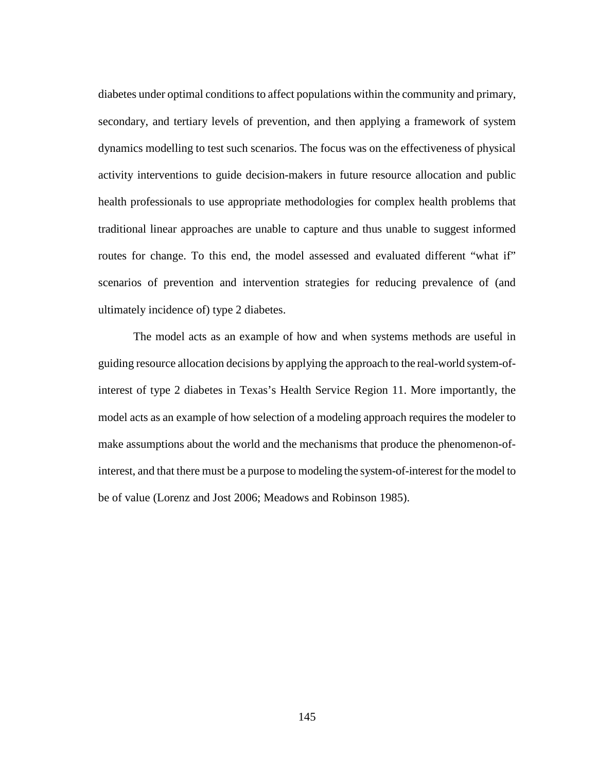diabetes under optimal conditions to affect populations within the community and primary, secondary, and tertiary levels of prevention, and then applying a framework of system dynamics modelling to test such scenarios. The focus was on the effectiveness of physical activity interventions to guide decision-makers in future resource allocation and public health professionals to use appropriate methodologies for complex health problems that traditional linear approaches are unable to capture and thus unable to suggest informed routes for change. To this end, the model assessed and evaluated different "what if" scenarios of prevention and intervention strategies for reducing prevalence of (and ultimately incidence of) type 2 diabetes.

The model acts as an example of how and when systems methods are useful in guiding resource allocation decisions by applying the approach to the real-world system-of-interest of type 2 diabetes in Texas's Health Service Region 11. More importantly, the model acts as an example of how selection of a modeling approach requires the modeler to make assumptions about the world and the mechanisms that produce the phenomenon-of-interest, and that there must be a purpose to modeling the system-of-interest for the model to be of value (Lorenz and Jost 2006; Meadows and Robinson 1985).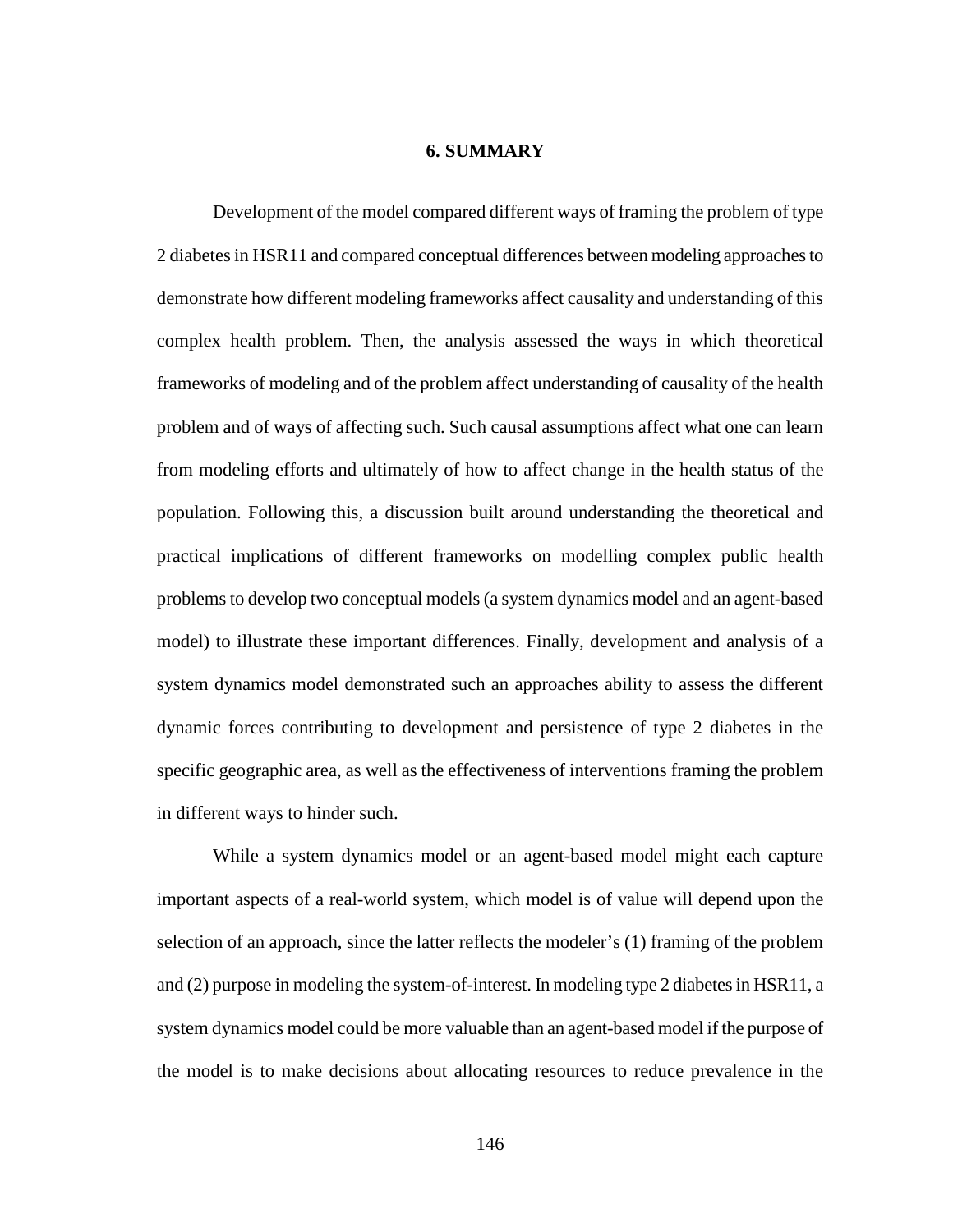# 6. SUMMARY

Development of the model compared different ways of framing the problem of type 2 diabetes in HSR11 and compared conceptual differences between modeling approaches to demonstrate how different modeling frameworks affect causality and understanding of this complex health problem. Then, the analysis assessed the ways in which theoretical frameworks of modeling and of the problem affect understanding of causality of the health problem and of ways of affecting such. Such causal assumptions affect what one can learn from modeling efforts and ultimately of how to affect change in the health status of the population. Following this, a discussion built around understanding the theoretical and practical implications of different frameworks on modelling complex public health problems to develop two conceptual models (a system dynamics model and an agent-based model) to illustrate these important differences. Finally, development and analysis of a system dynamics model demonstrated such an approaches ability to assess the different dynamic forces contributing to development and persistence of type 2 diabetes in the specific geographic area, as well as the effectiveness of interventions framing the problem in different ways to hinder such.

While a system dynamics model or an agent-based model might each capture important aspects of a real-world system, which model is of value will depend upon the selection of an approach, since the latter reflects the modeler's (1) framing of the problem and (2) purpose in modeling the system-of-interest. In modeling type 2 diabetes in HSR11, a system dynamics model could be more valuable than an agent-based model if the purpose of the model is to make decisions about allocating resources to reduce prevalence in the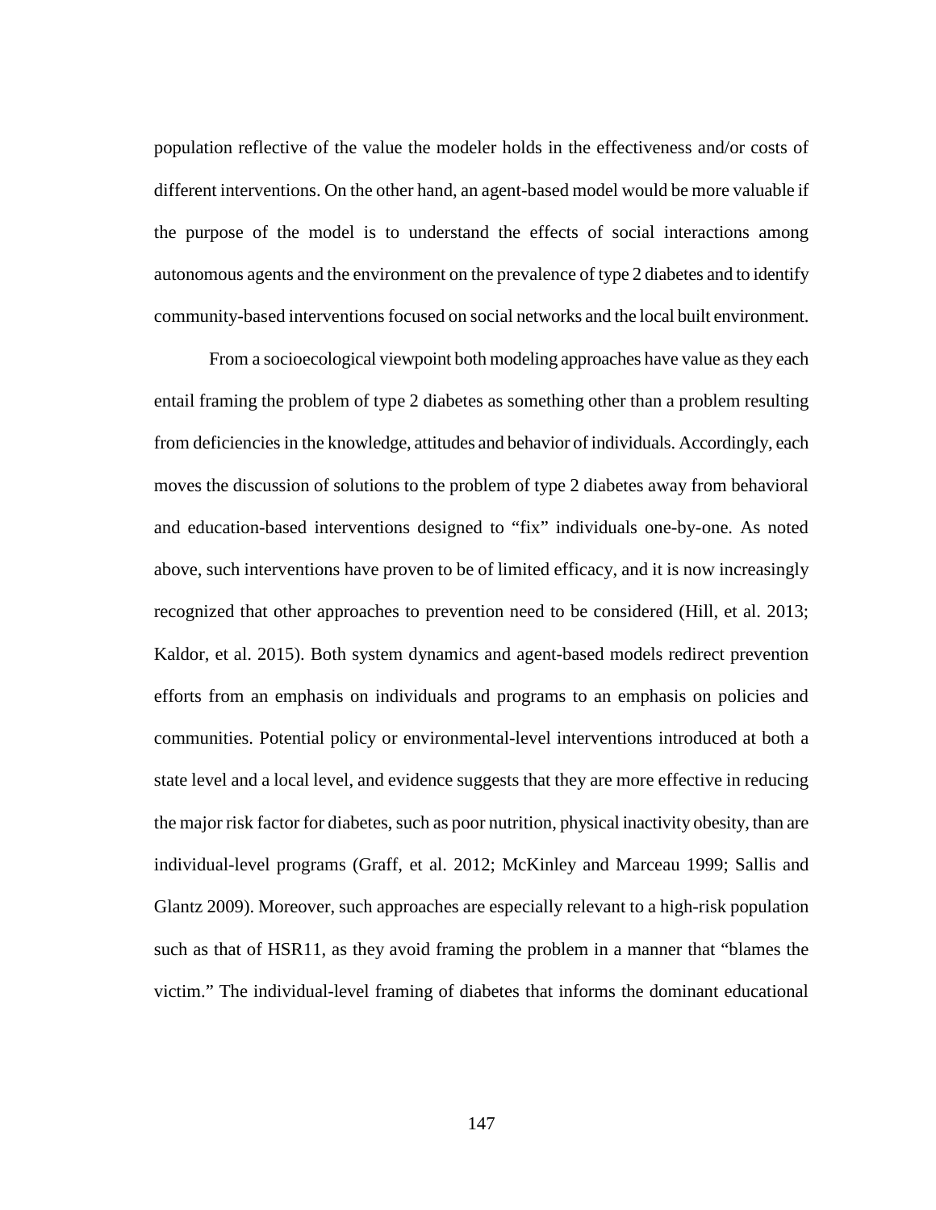population reflective of the value the modeler holds in the effectiveness and/or costs of different interventions. On the other hand, an agent-based model would be more valuable if the purpose of the model is to understand the effects of social interactions among autonomous agents and the environment on the prevalence of type 2 diabetes and to identify community-based interventions focused on social networks and the local built environment.

From a socioecological viewpoint both modeling approaches have value as they each entail framing the problem of type 2 diabetes as something other than a problem resulting from deficiencies in the knowledge, attitudes and behavior of individuals. Accordingly, each moves the discussion of solutions to the problem of type 2 diabetes away from behavioral and education-based interventions designed to "fix" individuals one-by-one. As noted above, such interventions have proven to be of limited efficacy, and it is now increasingly recognized that other approaches to prevention need to be considered (Hill, et al. 2013; Kaldor, et al. 2015). Both system dynamics and agent-based models redirect prevention efforts from an emphasis on individuals and programs to an emphasis on policies and communities. Potential policy or environmental-level interventions introduced at both a state level and a local level, and evidence suggests that they are more effective in reducing the major risk factor for diabetes, such as poor nutrition, physical inactivity obesity, than are individual-level programs (Graff, et al. 2012; McKinley and Marceau 1999; Sallis and Glantz 2009). Moreover, such approaches are especially relevant to a high-risk population such as that of HSR11, as they avoid framing the problem in a manner that "blames the victim." The individual-level framing of diabetes that informs the dominant educational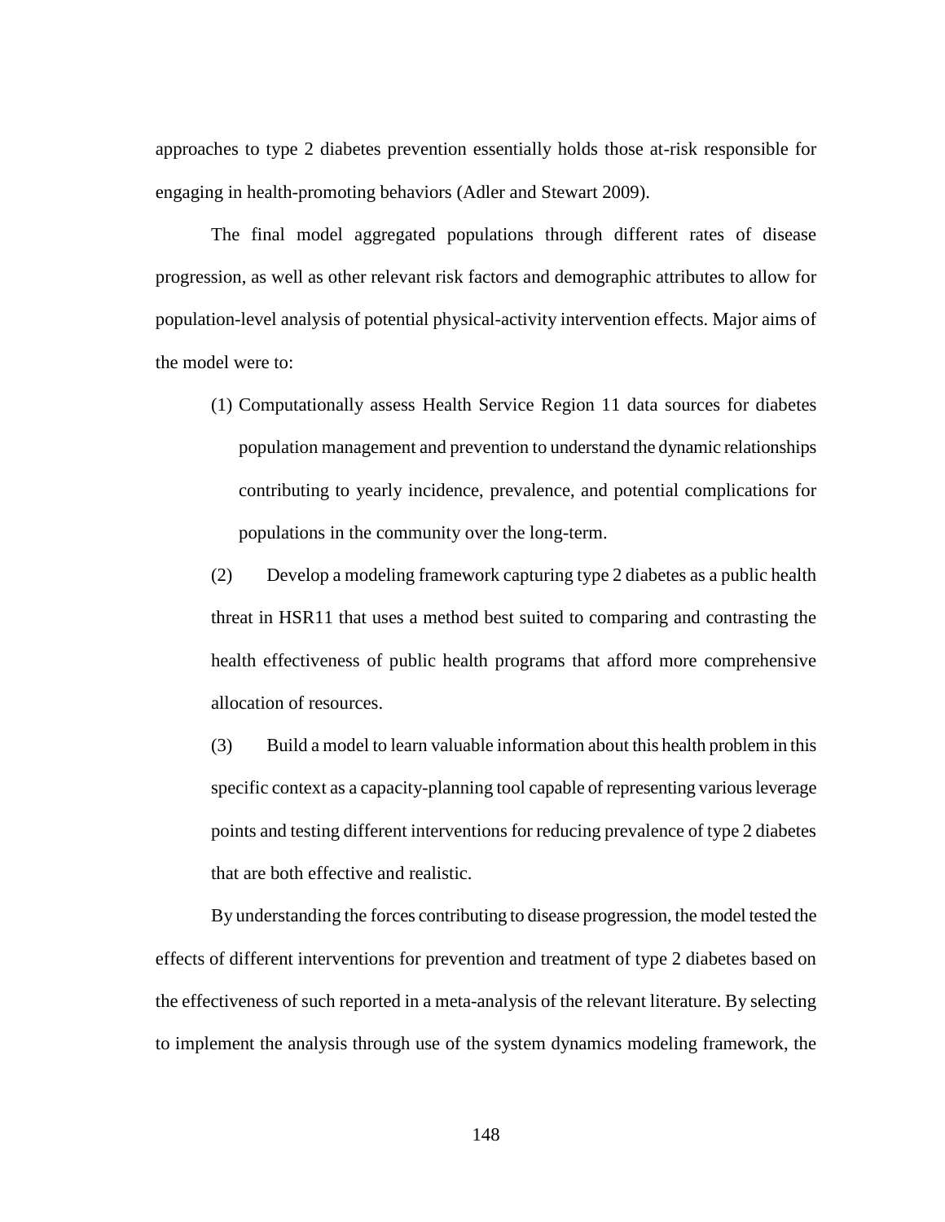approaches to type 2 diabetes prevention essentially holds those at-risk responsible for engaging in health-promoting behaviors (Adler and Stewart 2009).

The final model aggregated populations through different rates of disease progression, as well as other relevant risk factors and demographic attributes to allow for population-level analysis of potential physical-activity intervention effects. Major aims of the model were to:

(1) Computationally assess Health Service Region 11 data sources for diabetes population management and prevention to understand the dynamic relationships contributing to yearly incidence, prevalence, and potential complications for populations in the community over the long-term.

(2) Develop a modeling framework capturing type 2 diabetes as a public health threat in HSR11 that uses a method best suited to comparing and contrasting the health effectiveness of public health programs that afford more comprehensive allocation of resources.

(3) Build a model to learn valuable information about this health problem in this specific context as a capacity-planning tool capable of representing various leverage points and testing different interventions for reducing prevalence of type 2 diabetes that are both effective and realistic.

By understanding the forces contributing to disease progression, the model tested the effects of different interventions for prevention and treatment of type 2 diabetes based on the effectiveness of such reported in a meta-analysis of the relevant literature. By selecting to implement the analysis through use of the system dynamics modeling framework, the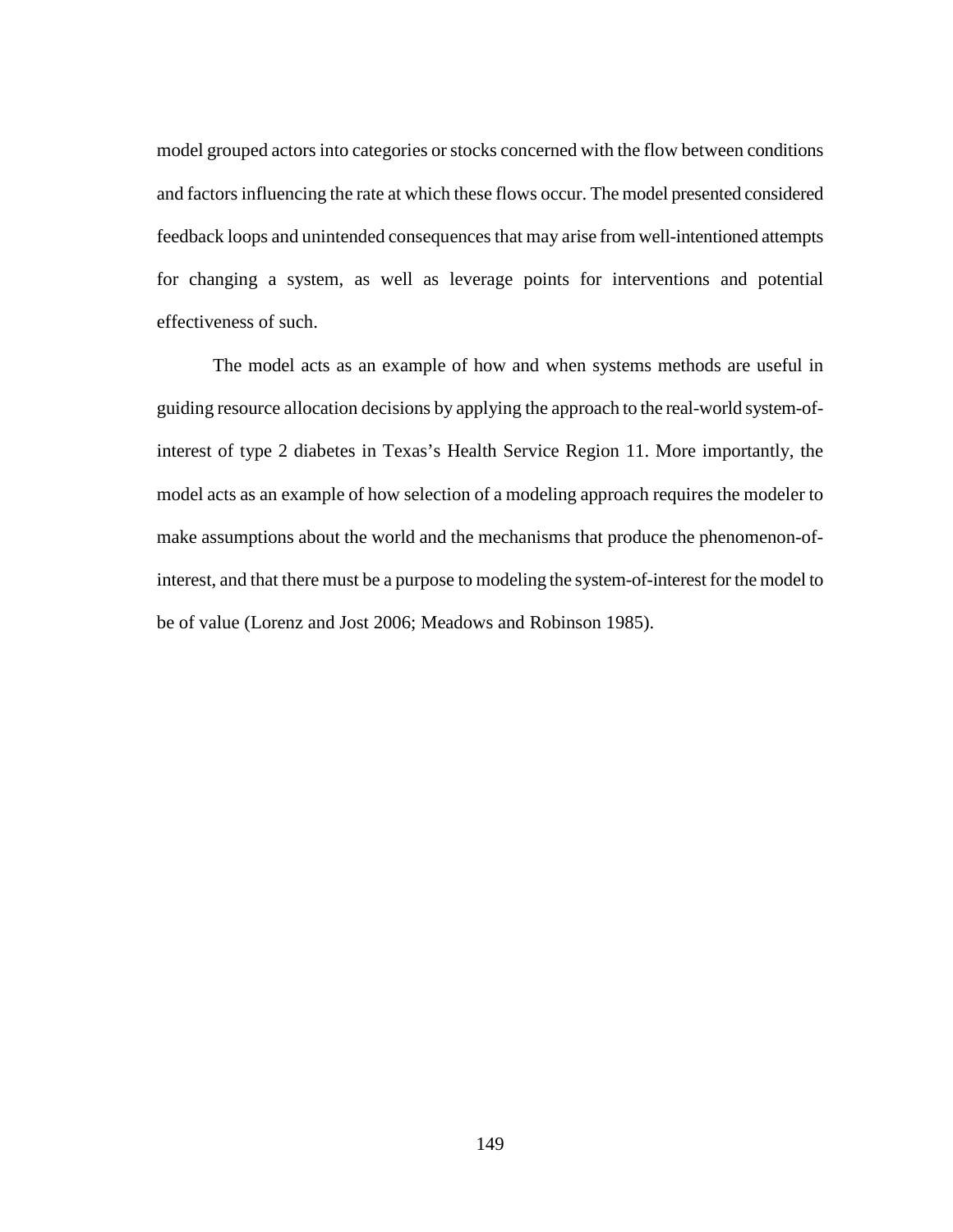model grouped actors into categories or stocks concerned with the flow between conditions and factors influencing the rate at which these flows occur. The model presented considered feedback loops and unintended consequences that may arise from well-intentioned attempts for changing a system, as well as leverage points for interventions and potential effectiveness of such.

The model acts as an example of how and when systems methods are useful in guiding resource allocation decisions by applying the approach to the real-world system-of-interest of type 2 diabetes in Texas's Health Service Region 11. More importantly, the model acts as an example of how selection of a modeling approach requires the modeler to make assumptions about the world and the mechanisms that produce the phenomenon-of-interest, and that there must be a purpose to modeling the system-of-interest for the model to be of value (Lorenz and Jost 2006; Meadows and Robinson 1985).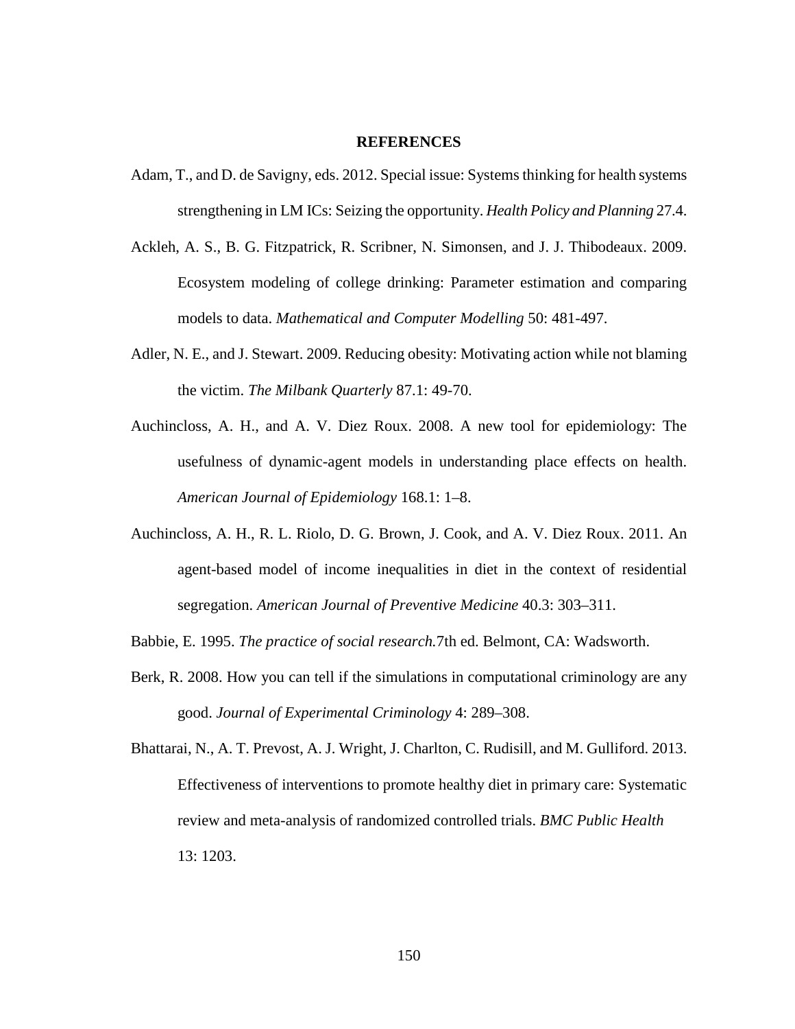# REFERENCES

Adam, T., and D. de Savigny, eds. 2012. Special issue: Systems thinking for health systems strengthening in LM ICs: Seizing the opportunity. *Health Policy and Planning* 27.4.

Ackleh, A. S., B. G. Fitzpatrick, R. Scribner, N. Simonsen, and J. J. Thibodeaux. 2009. Ecosystem modeling of college drinking: Parameter estimation and comparing models to data. *Mathematical and Computer Modelling* 50: 481-497.

Adler, N. E., and J. Stewart. 2009. Reducing obesity: Motivating action while not blaming the victim. *The Milbank Quarterly* 87.1: 49-70.

Auchincloss, A. H., and A. V. Diez Roux. 2008. A new tool for epidemiology: The usefulness of dynamic-agent models in understanding place effects on health. *American Journal of Epidemiology* 168.1: 1–8.

Auchincloss, A. H., R. L. Riolo, D. G. Brown, J. Cook, and A. V. Diez Roux. 2011. An agent-based model of income inequalities in diet in the context of residential segregation. *American Journal of Preventive Medicine* 40.3: 303–311.

Babbie, E. 1995. *The practice of social research.*7th ed. Belmont, CA: Wadsworth.

Berk, R. 2008. How you can tell if the simulations in computational criminology are any good. *Journal of Experimental Criminology* 4: 289–308.

Bhattarai, N., A. T. Prevost, A. J. Wright, J. Charlton, C. Rudisill, and M. Gulliford. 2013. Effectiveness of interventions to promote healthy diet in primary care: Systematic review and meta-analysis of randomized controlled trials. *BMC Public Health* 13: 1203.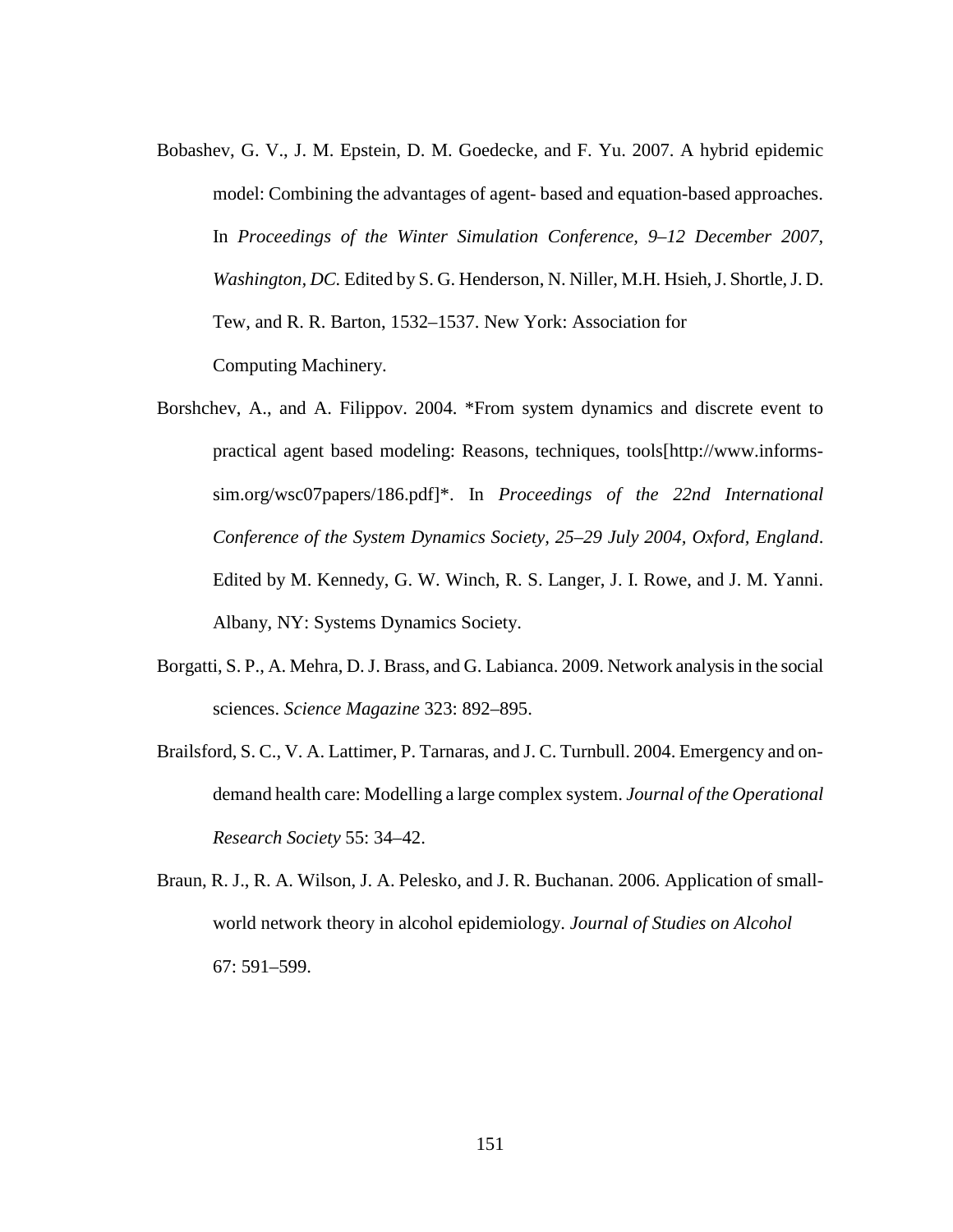Bobashev, G. V., J. M. Epstein, D. M. Goedecke, and F. Yu. 2007. A hybrid epidemic model: Combining the advantages of agent- based and equation-based approaches. In *Proceedings of the Winter Simulation Conference, 9–12 December 2007, Washington, DC.* Edited by S. G. Henderson, N. Niller, M.H. Hsieh, J. Shortle, J. D. Tew, and R. R. Barton, 1532–1537. New York: Association for Computing Machinery.

Borshchev, A., and A. Filippov. 2004. *From system dynamics and discrete event to practical agent based modeling: Reasons, techniques, tools[http://www.informs-sim.org/wsc07papers/186.pdf]*. In *Proceedings of the 22nd International Conference of the System Dynamics Society, 25–29 July 2004, Oxford, England*. Edited by M. Kennedy, G. W. Winch, R. S. Langer, J. I. Rowe, and J. M. Yanni. Albany, NY: Systems Dynamics Society.

Borgatti, S. P., A. Mehra, D. J. Brass, and G. Labianca. 2009. Network analysis in the social sciences. *Science Magazine* 323: 892–895.

Brailsford, S. C., V. A. Lattimer, P. Tarnaras, and J. C. Turnbull. 2004. Emergency and on-demand health care: Modelling a large complex system. *Journal of the Operational Research Society* 55: 34–42.

Braun, R. J., R. A. Wilson, J. A. Pelesko, and J. R. Buchanan. 2006. Application of small-world network theory in alcohol epidemiology. *Journal of Studies on Alcohol* 67: 591–599.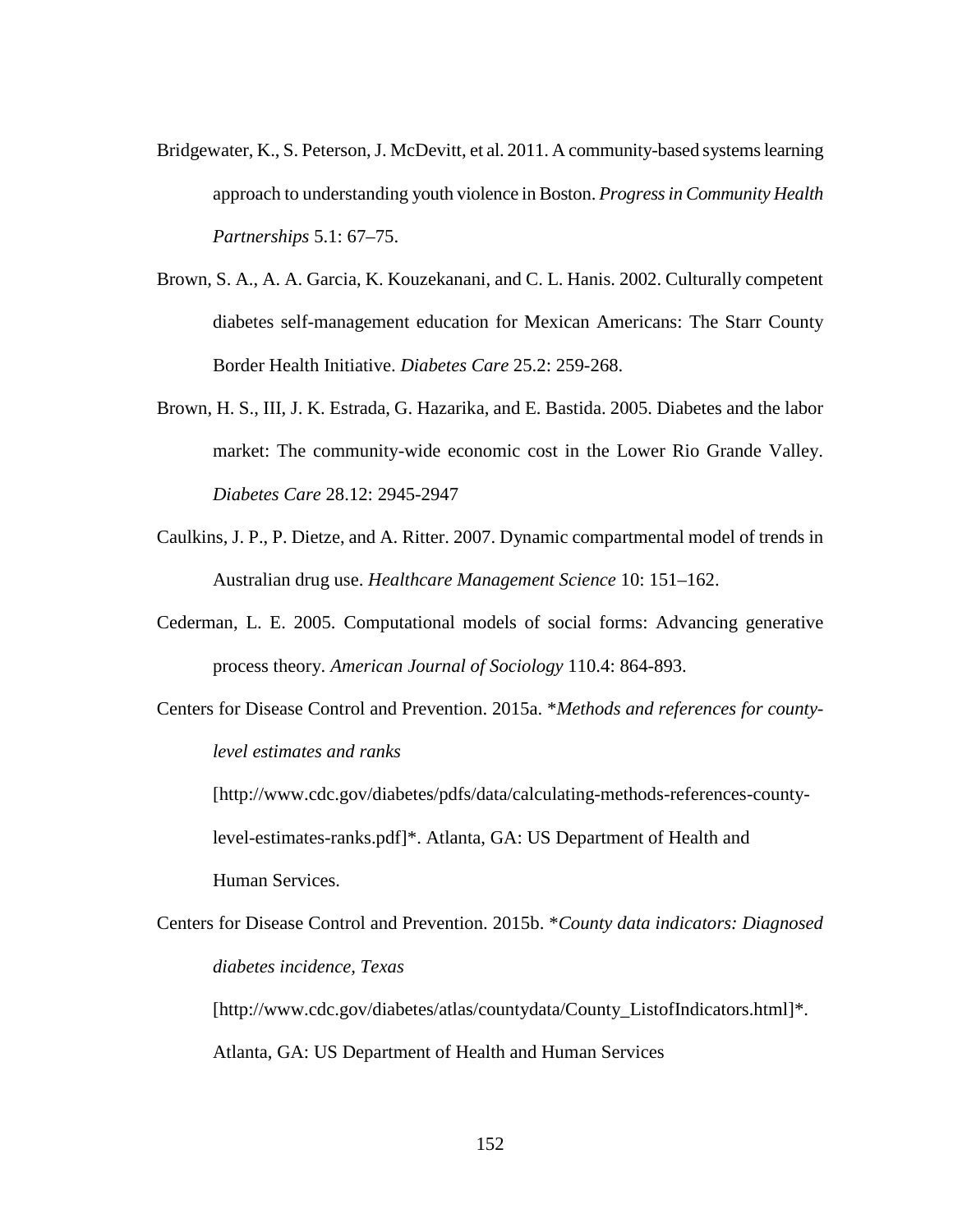Bridgewater, K., S. Peterson, J. McDevitt, et al. 2011. A community-based systems learning approach to understanding youth violence in Boston. *Progress in Community Health Partnerships* 5.1: 67–75.

Brown, S. A., A. A. Garcia, K. Kouzekanani, and C. L. Hanis. 2002. Culturally competent diabetes self-management education for Mexican Americans: The Starr County Border Health Initiative. *Diabetes Care* 25.2: 259-268.

Brown, H. S., III, J. K. Estrada, G. Hazarika, and E. Bastida. 2005. Diabetes and the labor market: The community-wide economic cost in the Lower Rio Grande Valley. *Diabetes Care* 28.12: 2945-2947

Caulkins, J. P., P. Dietze, and A. Ritter. 2007. Dynamic compartmental model of trends in Australian drug use. *Healthcare Management Science* 10: 151–162.

Cederman, L. E. 2005. Computational models of social forms: Advancing generative process theory. *American Journal of Sociology* 110.4: 864-893.

Centers for Disease Control and Prevention. 2015a. \**Methods and references for county-level estimates and ranks* [http://www.cdc.gov/diabetes/pdfs/data/calculating-methods-references-county-level-estimates-ranks.pdf]\*. Atlanta, GA: US Department of Health and Human Services.

Centers for Disease Control and Prevention. 2015b. \**County data indicators: Diagnosed diabetes incidence, Texas* [http://www.cdc.gov/diabetes/atlas/countydata/County_ListofIndicators.html]\*. Atlanta, GA: US Department of Health and Human Services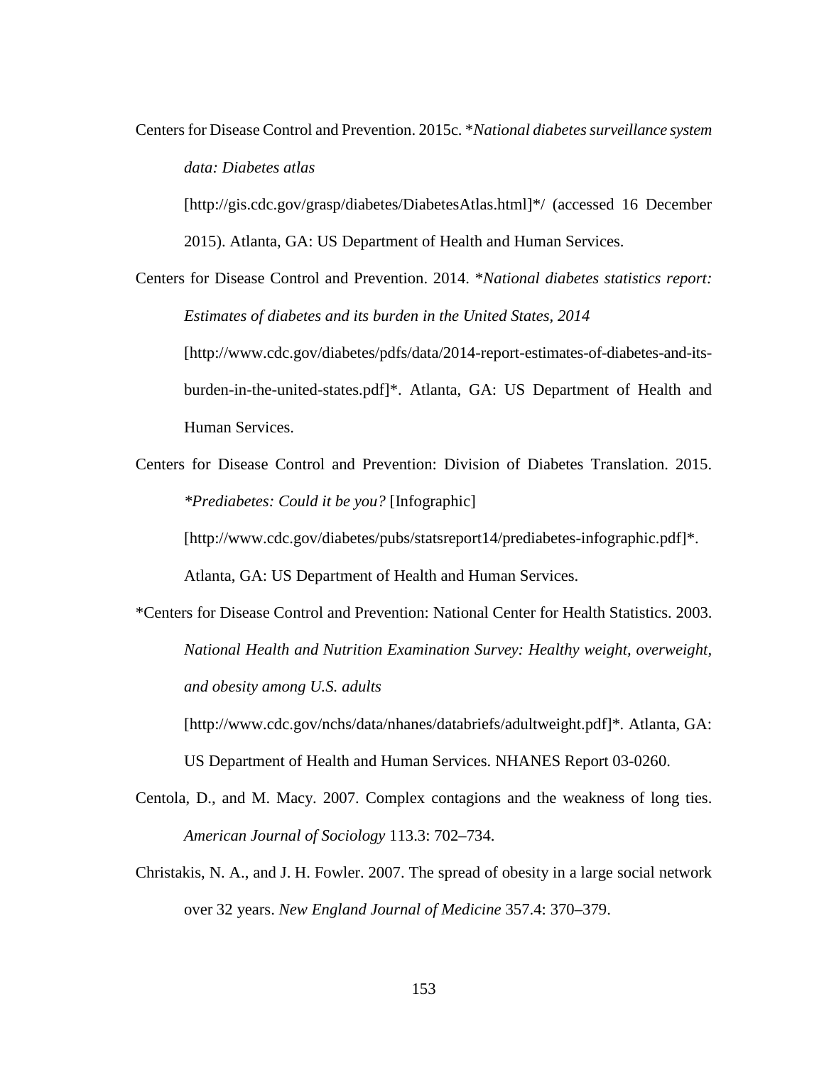Centers for Disease Control and Prevention. 2015c. *National diabetes surveillance system data: Diabetes atlas* [http://gis.cdc.gov/grasp/diabetes/DiabetesAtlas.html]*/ (accessed 16 December 2015). Atlanta, GA: US Department of Health and Human Services.

Centers for Disease Control and Prevention. 2014. *National diabetes statistics report: Estimates of diabetes and its burden in the United States, 2014* [http://www.cdc.gov/diabetes/pdfs/data/2014-report-estimates-of-diabetes-and-its-burden-in-the-united-states.pdf]*. Atlanta, GA: US Department of Health and Human Services.

Centers for Disease Control and Prevention: Division of Diabetes Translation. 2015. *Prediabetes: Could it be you?* [Infographic] [http://www.cdc.gov/diabetes/pubs/statsreport14/prediabetes-infographic.pdf]*. Atlanta, GA: US Department of Health and Human Services.

*Centers for Disease Control and Prevention: National Center for Health Statistics. 2003. *National Health and Nutrition Examination Survey: Healthy weight, overweight, and obesity among U.S. adults* [http://www.cdc.gov/nchs/data/nhanes/databriefs/adultweight.pdf]*. Atlanta, GA: US Department of Health and Human Services. NHANES Report 03-0260.

Centola, D., and M. Macy. 2007. Complex contagions and the weakness of long ties. *American Journal of Sociology* 113.3: 702–734.

Christakis, N. A., and J. H. Fowler. 2007. The spread of obesity in a large social network over 32 years. *New England Journal of Medicine* 357.4: 370–379.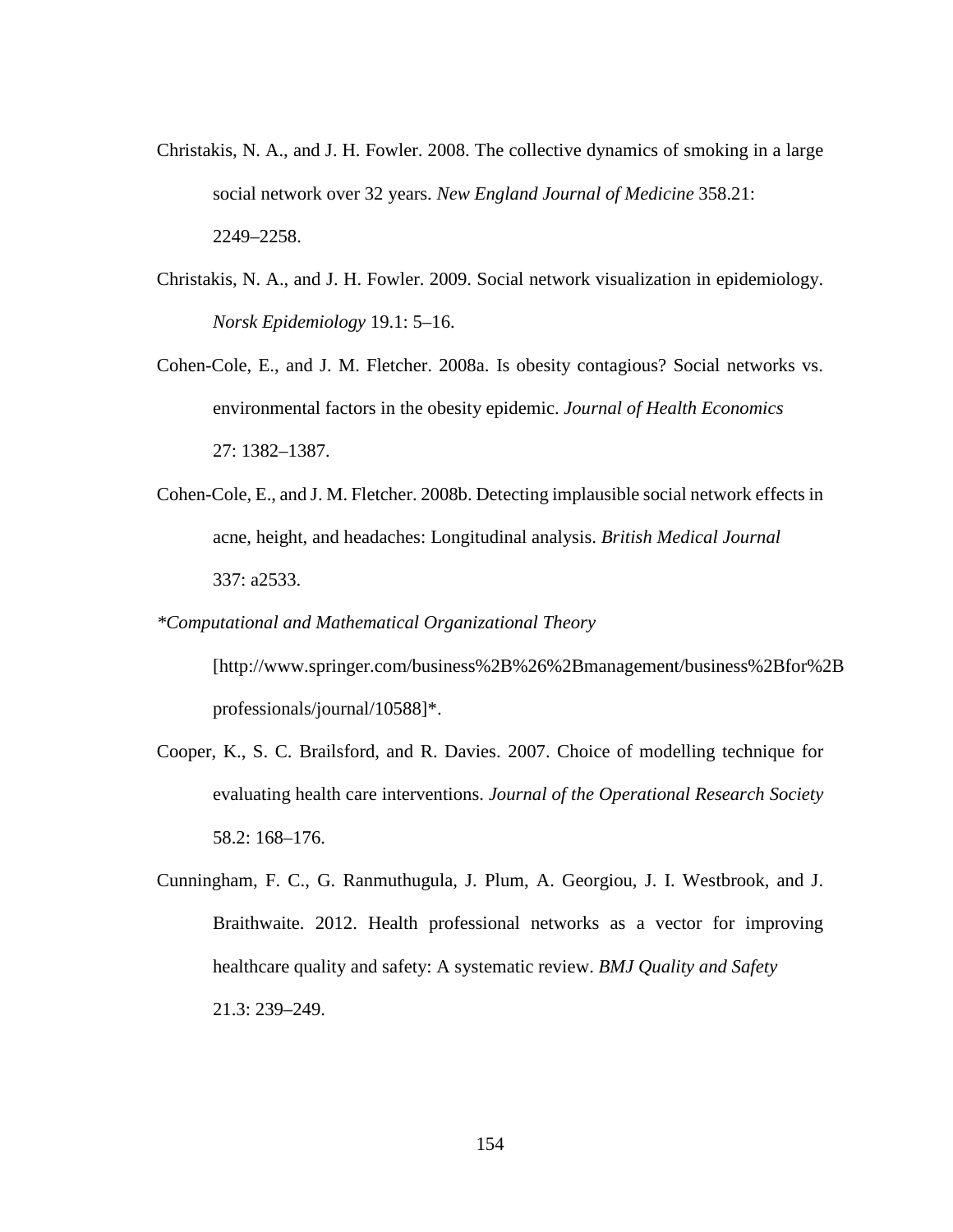Christakis, N. A., and J. H. Fowler. 2008. The collective dynamics of smoking in a large social network over 32 years. *New England Journal of Medicine* 358.21: 2249–2258.

Christakis, N. A., and J. H. Fowler. 2009. Social network visualization in epidemiology. *Norsk Epidemiology* 19.1: 5–16.

Cohen-Cole, E., and J. M. Fletcher. 2008a. Is obesity contagious? Social networks vs. environmental factors in the obesity epidemic. *Journal of Health Economics* 27: 1382–1387.

Cohen-Cole, E., and J. M. Fletcher. 2008b. Detecting implausible social network effects in acne, height, and headaches: Longitudinal analysis. *British Medical Journal* 337: a2533.

**Computational and Mathematical Organizational Theory* [http://www.springer.com/business%2B%26%2Bmanagement/business%2Bfor%2Bprofessionals/journal/10588]*.

Cooper, K., S. C. Brailsford, and R. Davies. 2007. Choice of modelling technique for evaluating health care interventions. *Journal of the Operational Research Society* 58.2: 168–176.

Cunningham, F. C., G. Ranmuthugula, J. Plum, A. Georgiou, J. I. Westbrook, and J. Braithwaite. 2012. Health professional networks as a vector for improving healthcare quality and safety: A systematic review. *BMJ Quality and Safety* 21.3: 239–249.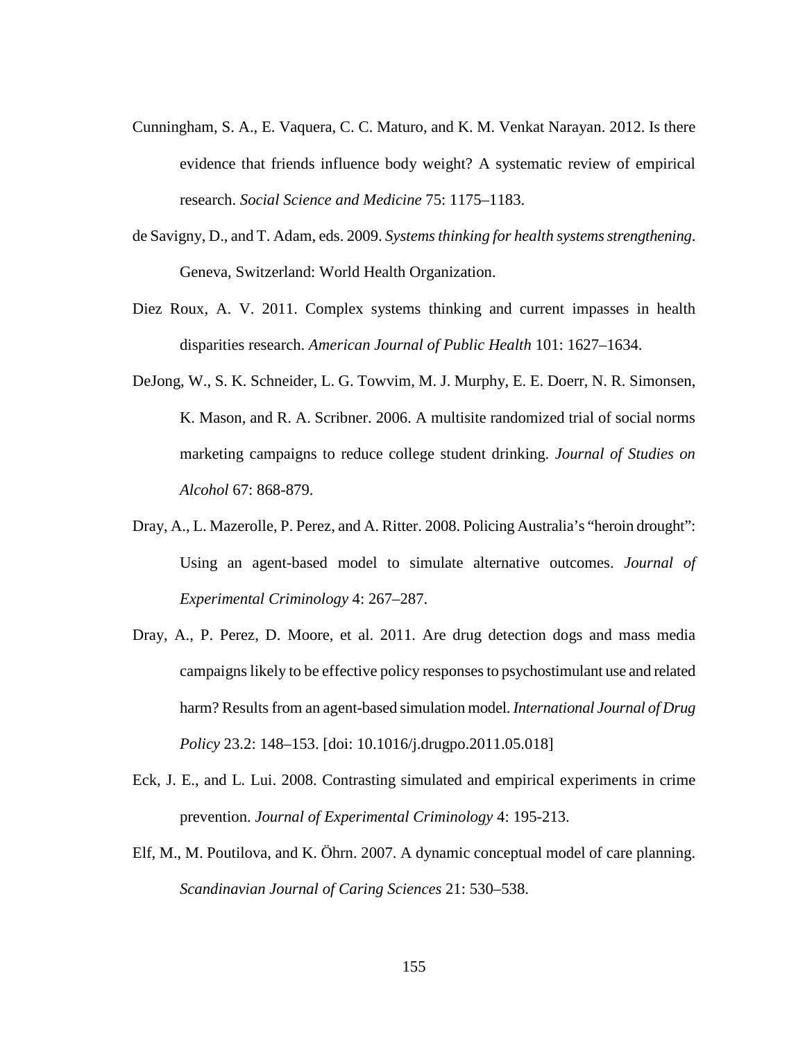Cunningham, S. A., E. Vaquera, C. C. Maturo, and K. M. Venkat Narayan. 2012. Is there evidence that friends influence body weight? A systematic review of empirical research. *Social Science and Medicine* 75: 1175–1183.

de Savigny, D., and T. Adam, eds. 2009. *Systems thinking for health systems strengthening*. Geneva, Switzerland: World Health Organization.

Diez Roux, A. V. 2011. Complex systems thinking and current impasses in health disparities research. *American Journal of Public Health* 101: 1627–1634.

DeJong, W., S. K. Schneider, L. G. Towvim, M. J. Murphy, E. E. Doerr, N. R. Simonsen, K. Mason, and R. A. Scribner. 2006. A multisite randomized trial of social norms marketing campaigns to reduce college student drinking. *Journal of Studies on Alcohol* 67: 868-879.

Dray, A., L. Mazerolle, P. Perez, and A. Ritter. 2008. Policing Australia's "heroin drought": Using an agent-based model to simulate alternative outcomes. *Journal of Experimental Criminology* 4: 267–287.

Dray, A., P. Perez, D. Moore, et al. 2011. Are drug detection dogs and mass media campaigns likely to be effective policy responses to psychostimulant use and related harm? Results from an agent-based simulation model. *International Journal of Drug Policy* 23.2: 148–153. [doi: 10.1016/j.drugpo.2011.05.018]

Eck, J. E., and L. Lui. 2008. Contrasting simulated and empirical experiments in crime prevention. *Journal of Experimental Criminology* 4: 195-213.

Elf, M., M. Poutilova, and K. Öhrn. 2007. A dynamic conceptual model of care planning. *Scandinavian Journal of Caring Sciences* 21: 530–538.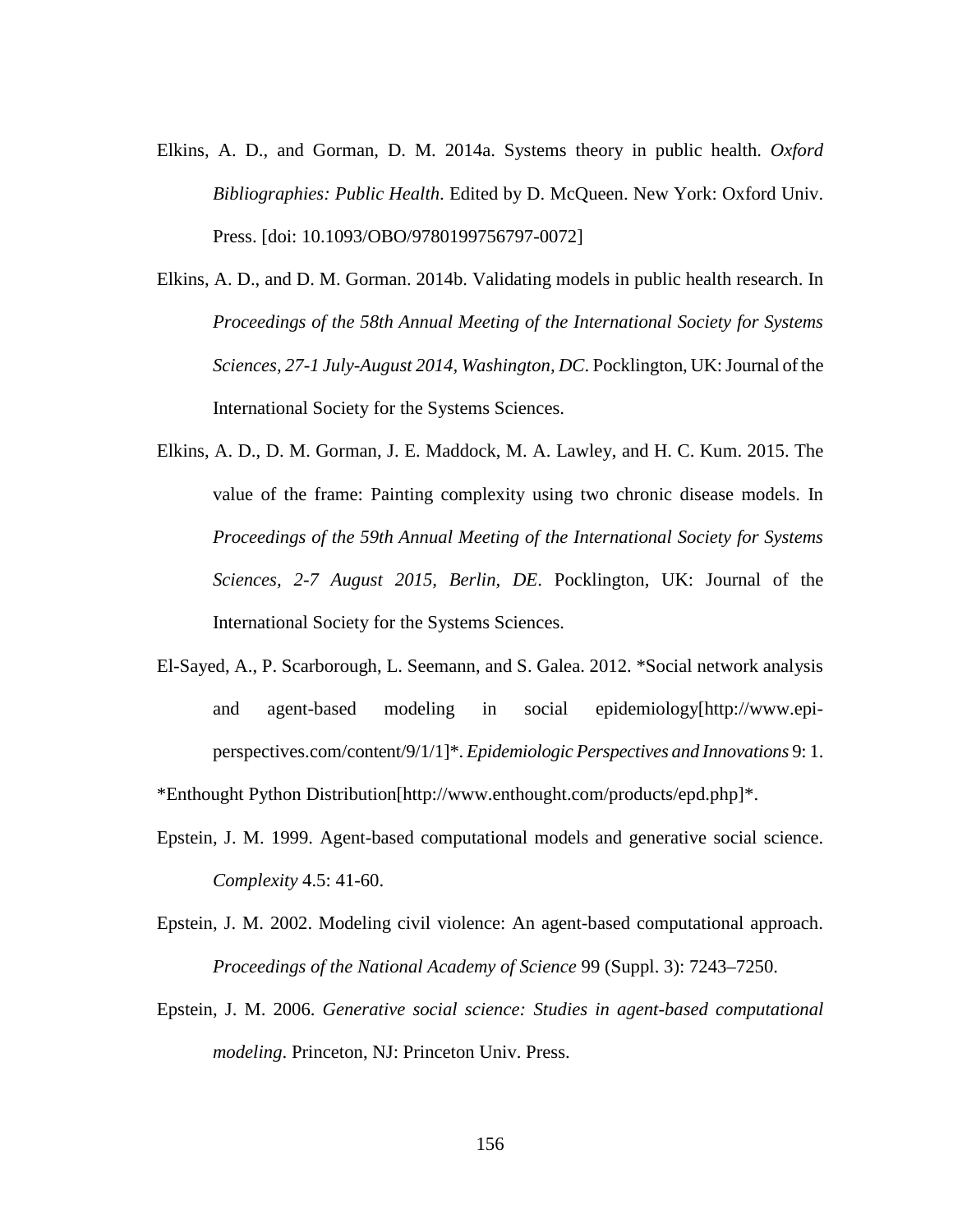Elkins, A. D., and Gorman, D. M. 2014a. Systems theory in public health. *Oxford Bibliographies: Public Health*. Edited by D. McQueen. New York: Oxford Univ. Press. [doi: 10.1093/OBO/9780199756797-0072]

Elkins, A. D., and D. M. Gorman. 2014b. Validating models in public health research. In *Proceedings of the 58th Annual Meeting of the International Society for Systems Sciences, 27-1 July-August 2014, Washington, DC*. Pocklington, UK: Journal of the International Society for the Systems Sciences.

Elkins, A. D., D. M. Gorman, J. E. Maddock, M. A. Lawley, and H. C. Kum. 2015. The value of the frame: Painting complexity using two chronic disease models. In *Proceedings of the 59th Annual Meeting of the International Society for Systems Sciences, 2-7 August 2015, Berlin, DE*. Pocklington, UK: Journal of the International Society for the Systems Sciences.

El-Sayed, A., P. Scarborough, L. Seemann, and S. Galea. 2012. *Social network analysis and agent-based modeling in social epidemiology[http://www.epi-perspectives.com/content/9/1/1]*. *Epidemiologic Perspectives and Innovations* 9: 1.

*Enthought Python Distribution[http://www.enthought.com/products/epd.php]*.

Epstein, J. M. 1999. Agent-based computational models and generative social science. *Complexity* 4.5: 41-60.

Epstein, J. M. 2002. Modeling civil violence: An agent-based computational approach. *Proceedings of the National Academy of Science* 99 (Suppl. 3): 7243–7250.

Epstein, J. M. 2006. *Generative social science: Studies in agent-based computational modeling*. Princeton, NJ: Princeton Univ. Press.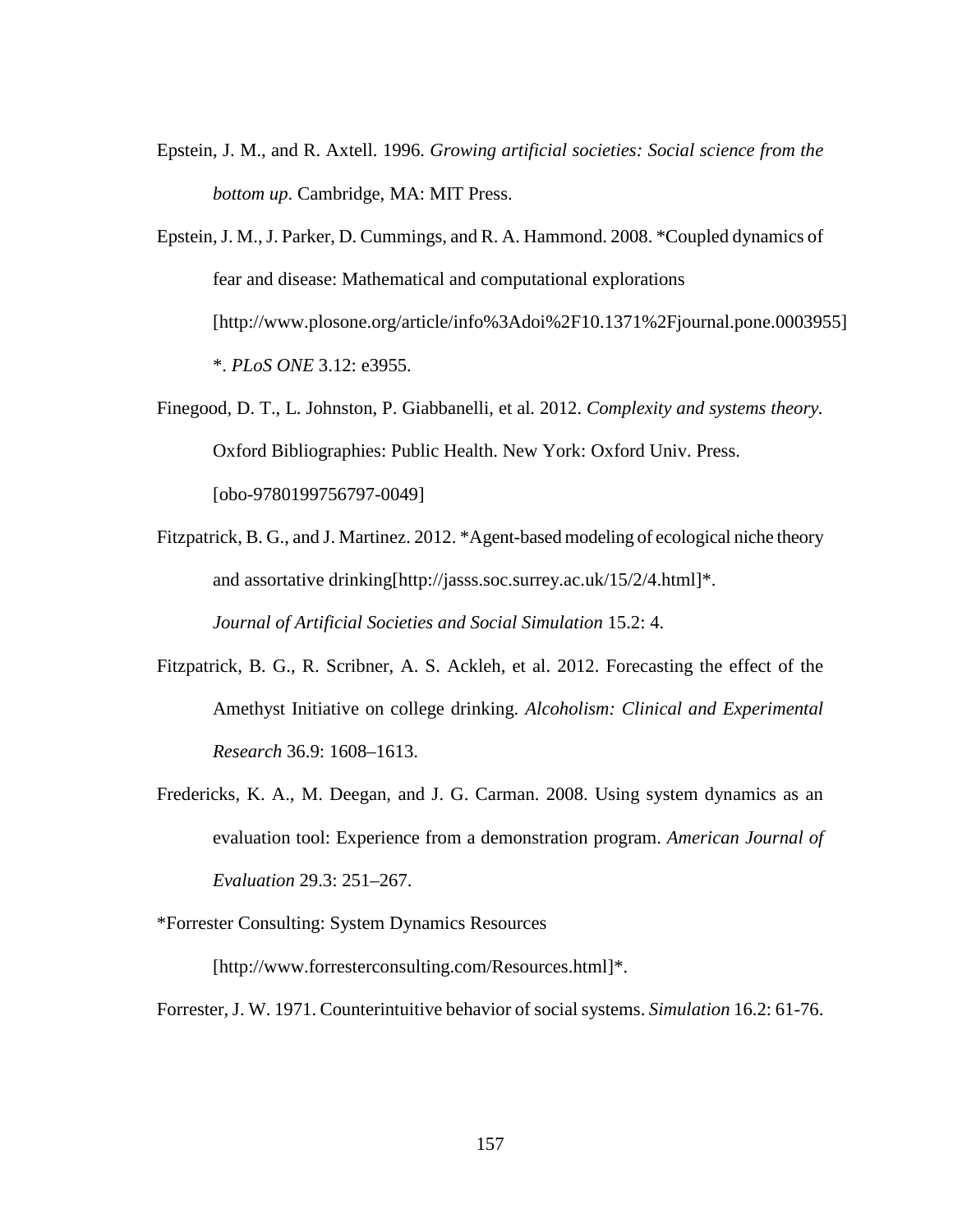Epstein, J. M., and R. Axtell. 1996. *Growing artificial societies: Social science from the bottom up*. Cambridge, MA: MIT Press.

Epstein, J. M., J. Parker, D. Cummings, and R. A. Hammond. 2008. *Coupled dynamics of fear and disease: Mathematical and computational explorations [http://www.plosone.org/article/info%3Adoi%2F10.1371%2Fjournal.pone.0003955]*. *PLoS ONE* 3.12: e3955.

Finegood, D. T., L. Johnston, P. Giabbanelli, et al. 2012. *Complexity and systems theory.* Oxford Bibliographies: Public Health. New York: Oxford Univ. Press. [obo-9780199756797-0049]

Fitzpatrick, B. G., and J. Martinez. 2012. *Agent-based modeling of ecological niche theory and assortative drinking[http://jasss.soc.surrey.ac.uk/15/2/4.html]*. *Journal of Artificial Societies and Social Simulation* 15.2: 4.

Fitzpatrick, B. G., R. Scribner, A. S. Ackleh, et al. 2012. Forecasting the effect of the Amethyst Initiative on college drinking. *Alcoholism: Clinical and Experimental Research* 36.9: 1608–1613.

Fredericks, K. A., M. Deegan, and J. G. Carman. 2008. Using system dynamics as an evaluation tool: Experience from a demonstration program. *American Journal of Evaluation* 29.3: 251–267.

*Forrester Consulting: System Dynamics Resources [http://www.forresterconsulting.com/Resources.html]*.

Forrester, J. W. 1971. Counterintuitive behavior of social systems. *Simulation* 16.2: 61-76.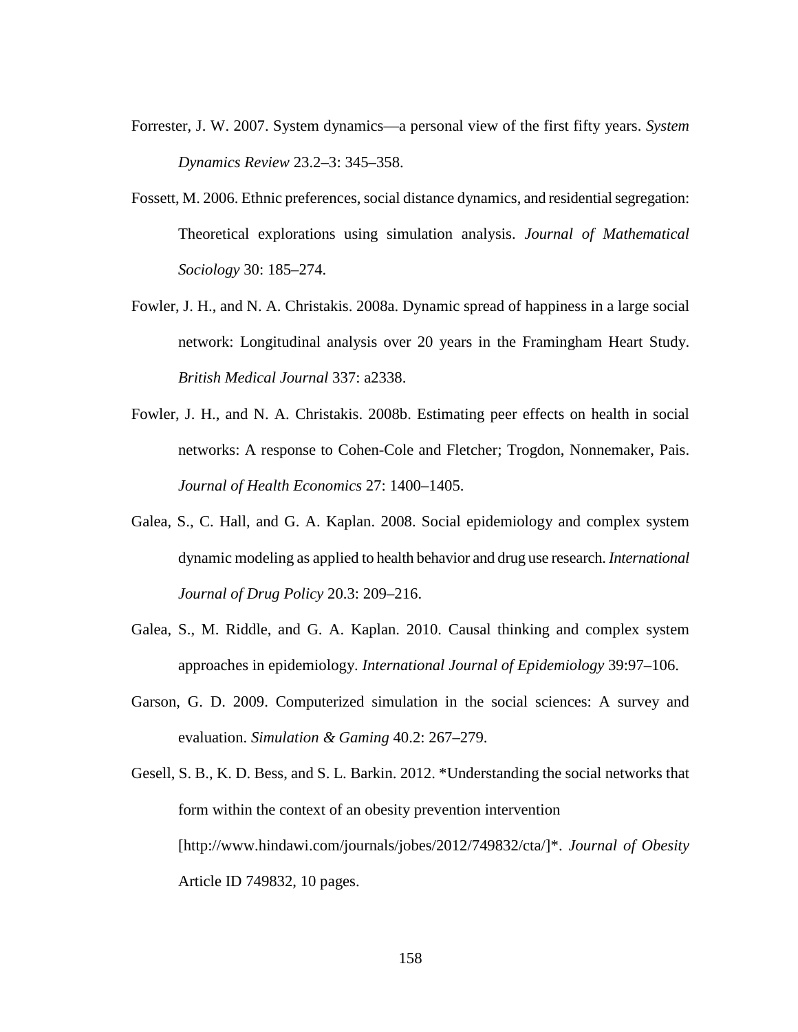Forrester, J. W. 2007. System dynamics—a personal view of the first fifty years. *System Dynamics Review* 23.2–3: 345–358.

Fossett, M. 2006. Ethnic preferences, social distance dynamics, and residential segregation: Theoretical explorations using simulation analysis. *Journal of Mathematical Sociology* 30: 185–274.

Fowler, J. H., and N. A. Christakis. 2008a. Dynamic spread of happiness in a large social network: Longitudinal analysis over 20 years in the Framingham Heart Study. *British Medical Journal* 337: a2338.

Fowler, J. H., and N. A. Christakis. 2008b. Estimating peer effects on health in social networks: A response to Cohen-Cole and Fletcher; Trogdon, Nonnemaker, Pais. *Journal of Health Economics* 27: 1400–1405.

Galea, S., C. Hall, and G. A. Kaplan. 2008. Social epidemiology and complex system dynamic modeling as applied to health behavior and drug use research. *International Journal of Drug Policy* 20.3: 209–216.

Galea, S., M. Riddle, and G. A. Kaplan. 2010. Causal thinking and complex system approaches in epidemiology. *International Journal of Epidemiology* 39:97–106.

Garson, G. D. 2009. Computerized simulation in the social sciences: A survey and evaluation. *Simulation & Gaming* 40.2: 267–279.

Gesell, S. B., K. D. Bess, and S. L. Barkin. 2012. *Understanding the social networks that form within the context of an obesity prevention intervention [http://www.hindawi.com/journals/jobes/2012/749832/cta/]*. *Journal of Obesity* Article ID 749832, 10 pages.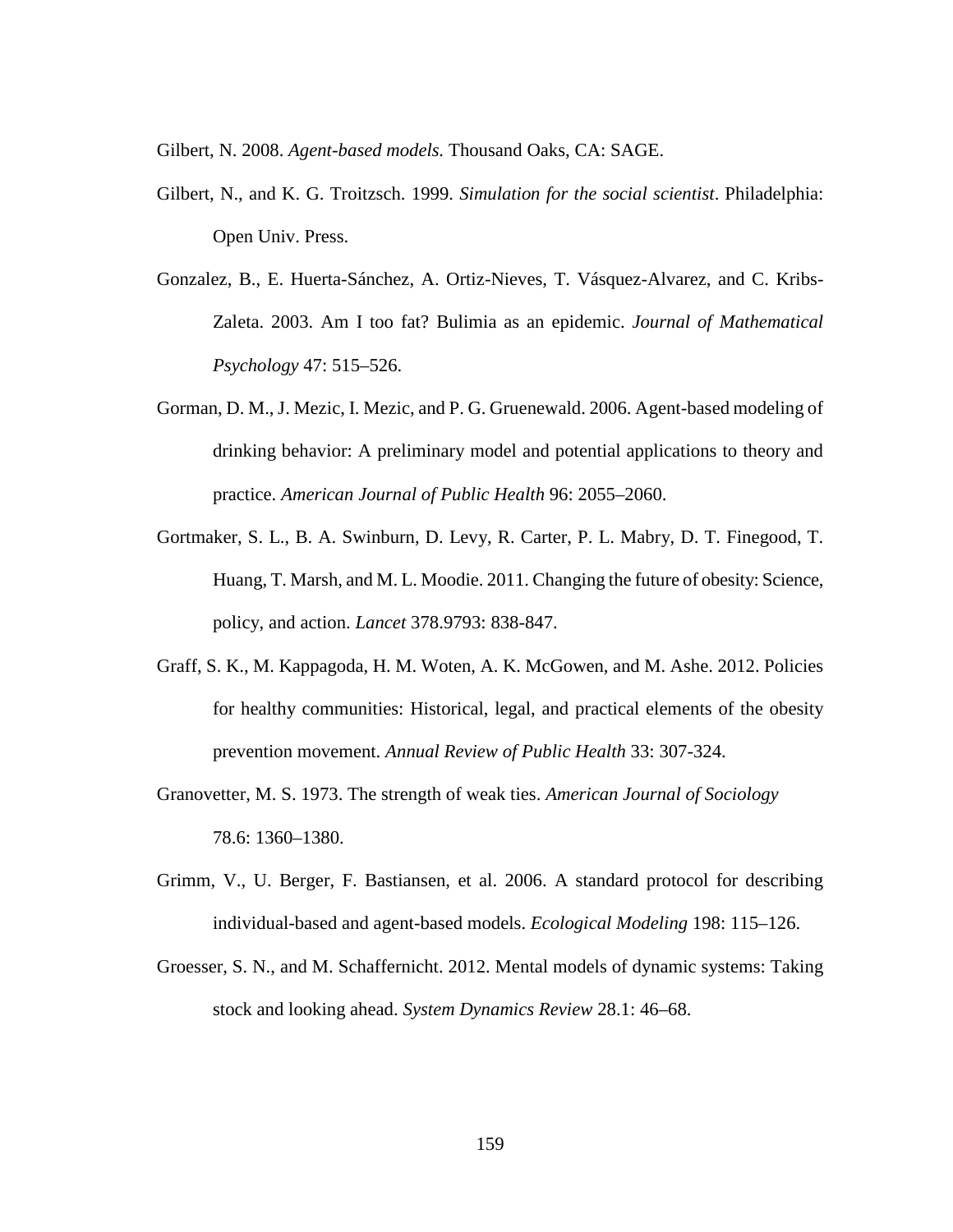Gilbert, N. 2008. *Agent-based models.* Thousand Oaks, CA: SAGE.

Gilbert, N., and K. G. Troitzsch. 1999. *Simulation for the social scientist*. Philadelphia: Open Univ. Press.

Gonzalez, B., E. Huerta-Sánchez, A. Ortiz-Nieves, T. Vásquez-Alvarez, and C. Kribs-Zaleta. 2003. Am I too fat? Bulimia as an epidemic. *Journal of Mathematical Psychology* 47: 515–526.

Gorman, D. M., J. Mezic, I. Mezic, and P. G. Gruenewald. 2006. Agent-based modeling of drinking behavior: A preliminary model and potential applications to theory and practice. *American Journal of Public Health* 96: 2055–2060.

Gortmaker, S. L., B. A. Swinburn, D. Levy, R. Carter, P. L. Mabry, D. T. Finegood, T. Huang, T. Marsh, and M. L. Moodie. 2011. Changing the future of obesity: Science, policy, and action. *Lancet* 378.9793: 838-847.

Graff, S. K., M. Kappagoda, H. M. Woten, A. K. McGowen, and M. Ashe. 2012. Policies for healthy communities: Historical, legal, and practical elements of the obesity prevention movement. *Annual Review of Public Health* 33: 307-324.

Granovetter, M. S. 1973. The strength of weak ties. *American Journal of Sociology* 78.6: 1360–1380.

Grimm, V., U. Berger, F. Bastiansen, et al. 2006. A standard protocol for describing individual-based and agent-based models. *Ecological Modeling* 198: 115–126.

Groesser, S. N., and M. Schaffernicht. 2012. Mental models of dynamic systems: Taking stock and looking ahead. *System Dynamics Review* 28.1: 46–68.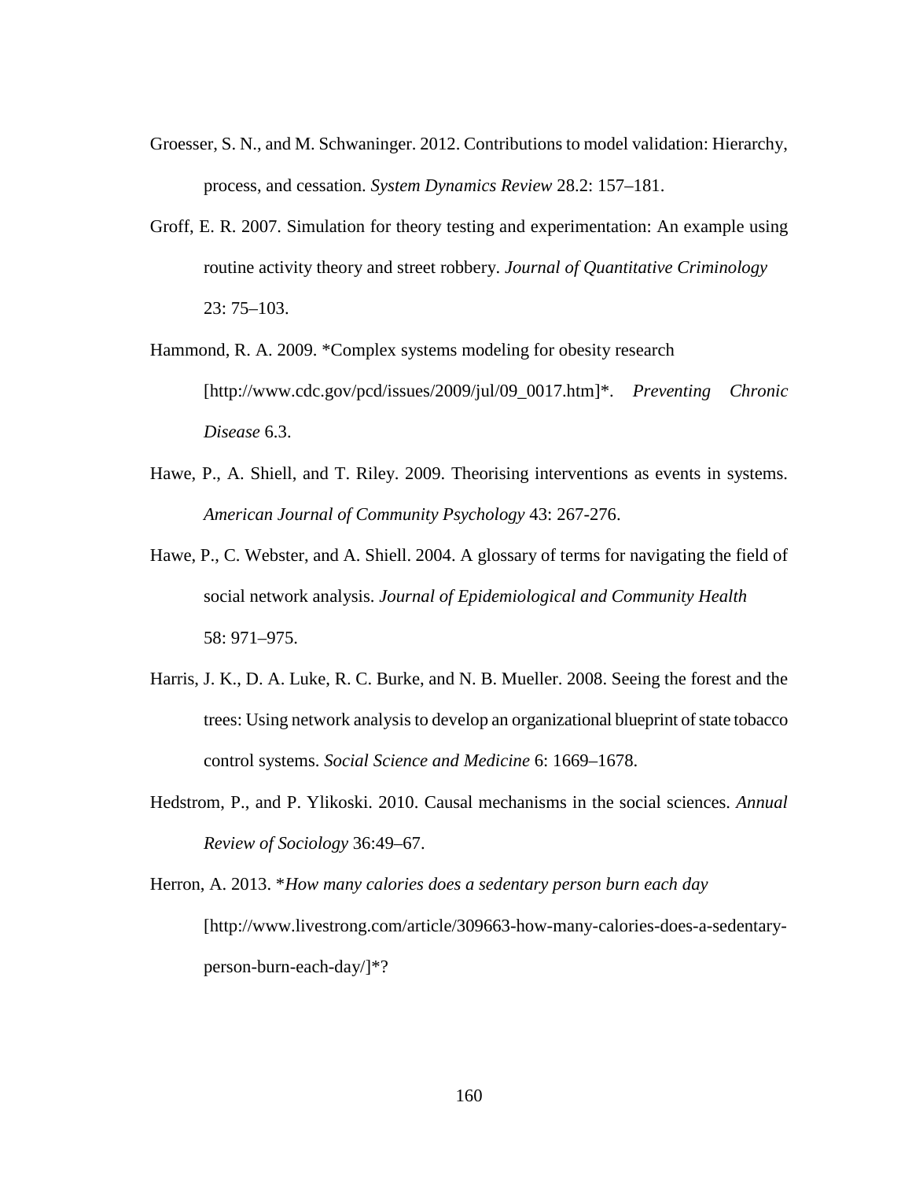Groesser, S. N., and M. Schwaninger. 2012. Contributions to model validation: Hierarchy, process, and cessation. *System Dynamics Review* 28.2: 157–181.

Groff, E. R. 2007. Simulation for theory testing and experimentation: An example using routine activity theory and street robbery. *Journal of Quantitative Criminology* 23: 75–103.

Hammond, R. A. 2009. *Complex systems modeling for obesity research [http://www.cdc.gov/pcd/issues/2009/jul/09_0017.htm]*. *Preventing Chronic Disease* 6.3.

Hawe, P., A. Shiell, and T. Riley. 2009. Theorising interventions as events in systems. *American Journal of Community Psychology* 43: 267-276.

Hawe, P., C. Webster, and A. Shiell. 2004. A glossary of terms for navigating the field of social network analysis. *Journal of Epidemiological and Community Health* 58: 971–975.

Harris, J. K., D. A. Luke, R. C. Burke, and N. B. Mueller. 2008. Seeing the forest and the trees: Using network analysis to develop an organizational blueprint of state tobacco control systems. *Social Science and Medicine* 6: 1669–1678.

Hedstrom, P., and P. Ylikoski. 2010. Causal mechanisms in the social sciences. *Annual Review of Sociology* 36:49–67.

Herron, A. 2013. **How many calories does a sedentary person burn each day* [http://www.livestrong.com/article/309663-how-many-calories-does-a-sedentary-person-burn-each-day/]*?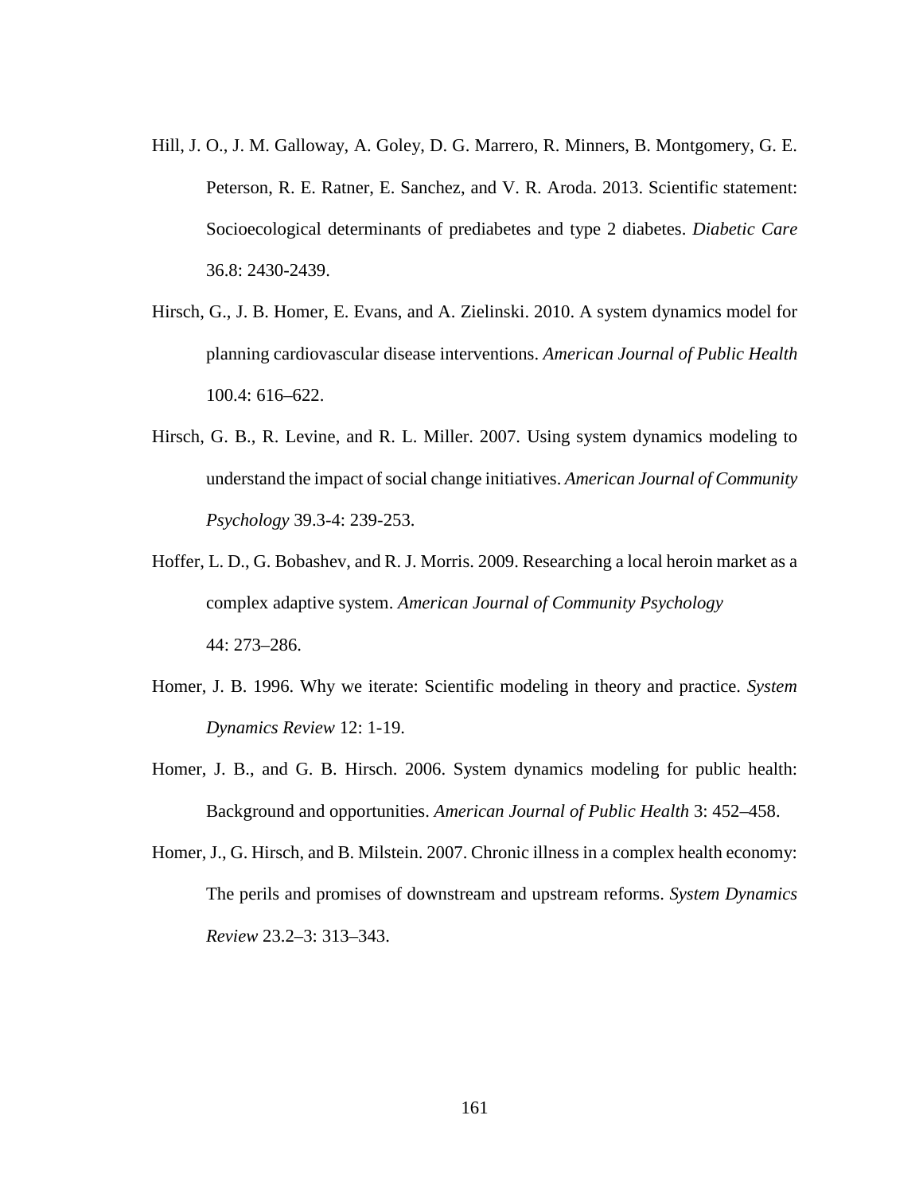Hill, J. O., J. M. Galloway, A. Goley, D. G. Marrero, R. Minners, B. Montgomery, G. E. Peterson, R. E. Ratner, E. Sanchez, and V. R. Aroda. 2013. Scientific statement: Socioecological determinants of prediabetes and type 2 diabetes. *Diabetic Care* 36.8: 2430-2439.

Hirsch, G., J. B. Homer, E. Evans, and A. Zielinski. 2010. A system dynamics model for planning cardiovascular disease interventions. *American Journal of Public Health* 100.4: 616–622.

Hirsch, G. B., R. Levine, and R. L. Miller. 2007. Using system dynamics modeling to understand the impact of social change initiatives. *American Journal of Community Psychology* 39.3-4: 239-253.

Hoffer, L. D., G. Bobashev, and R. J. Morris. 2009. Researching a local heroin market as a complex adaptive system. *American Journal of Community Psychology* 44: 273–286.

Homer, J. B. 1996. Why we iterate: Scientific modeling in theory and practice. *System Dynamics Review* 12: 1-19.

Homer, J. B., and G. B. Hirsch. 2006. System dynamics modeling for public health: Background and opportunities. *American Journal of Public Health* 3: 452–458.

Homer, J., G. Hirsch, and B. Milstein. 2007. Chronic illness in a complex health economy: The perils and promises of downstream and upstream reforms. *System Dynamics Review* 23.2–3: 313–343.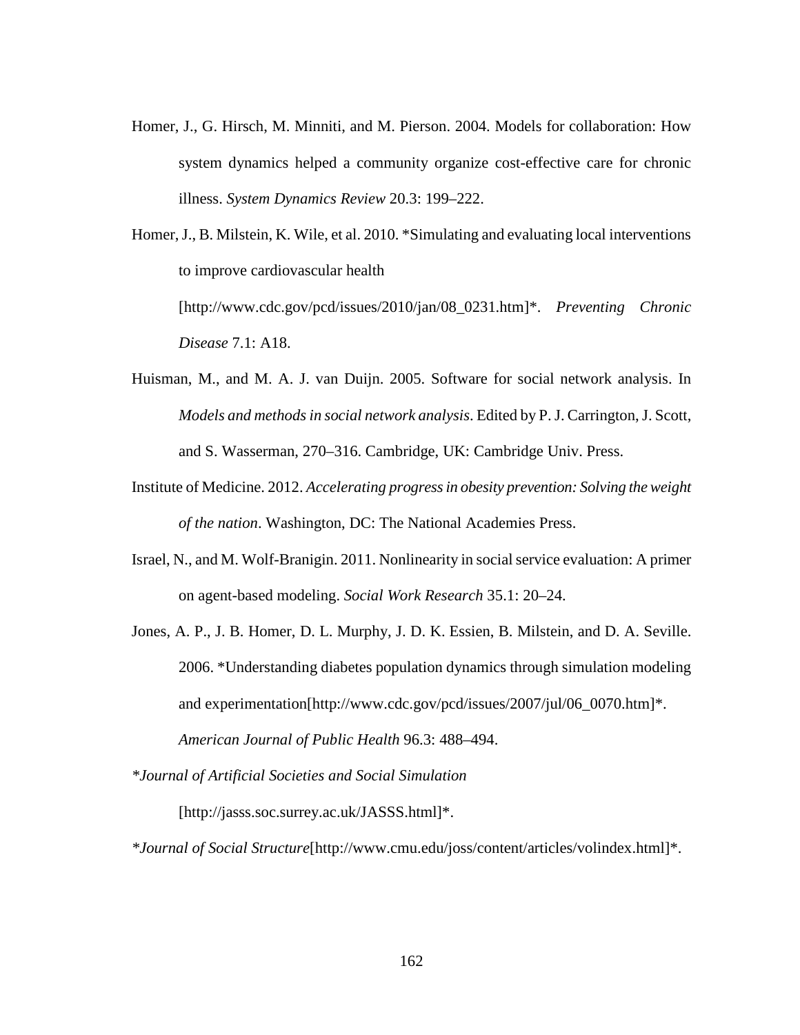Homer, J., G. Hirsch, M. Minniti, and M. Pierson. 2004. Models for collaboration: How system dynamics helped a community organize cost-effective care for chronic illness. *System Dynamics Review* 20.3: 199–222.

Homer, J., B. Milstein, K. Wile, et al. 2010. *Simulating and evaluating local interventions to improve cardiovascular health [http://www.cdc.gov/pcd/issues/2010/jan/08_0231.htm]*. *Preventing Chronic Disease* 7.1: A18.

Huisman, M., and M. A. J. van Duijn. 2005. Software for social network analysis. In *Models and methods in social network analysis*. Edited by P. J. Carrington, J. Scott, and S. Wasserman, 270–316. Cambridge, UK: Cambridge Univ. Press.

Institute of Medicine. 2012. *Accelerating progress in obesity prevention: Solving the weight of the nation*. Washington, DC: The National Academies Press.

Israel, N., and M. Wolf-Branigin. 2011. Nonlinearity in social service evaluation: A primer on agent-based modeling. *Social Work Research* 35.1: 20–24.

Jones, A. P., J. B. Homer, D. L. Murphy, J. D. K. Essien, B. Milstein, and D. A. Seville. 2006. *Understanding diabetes population dynamics through simulation modeling and experimentation[http://www.cdc.gov/pcd/issues/2007/jul/06_0070.htm]*. *American Journal of Public Health* 96.3: 488–494.

**Journal of Artificial Societies and Social Simulation* [http://jasss.soc.surrey.ac.uk/JASSS.html]*.

**Journal of Social Structure*[http://www.cmu.edu/joss/content/articles/volindex.html]*.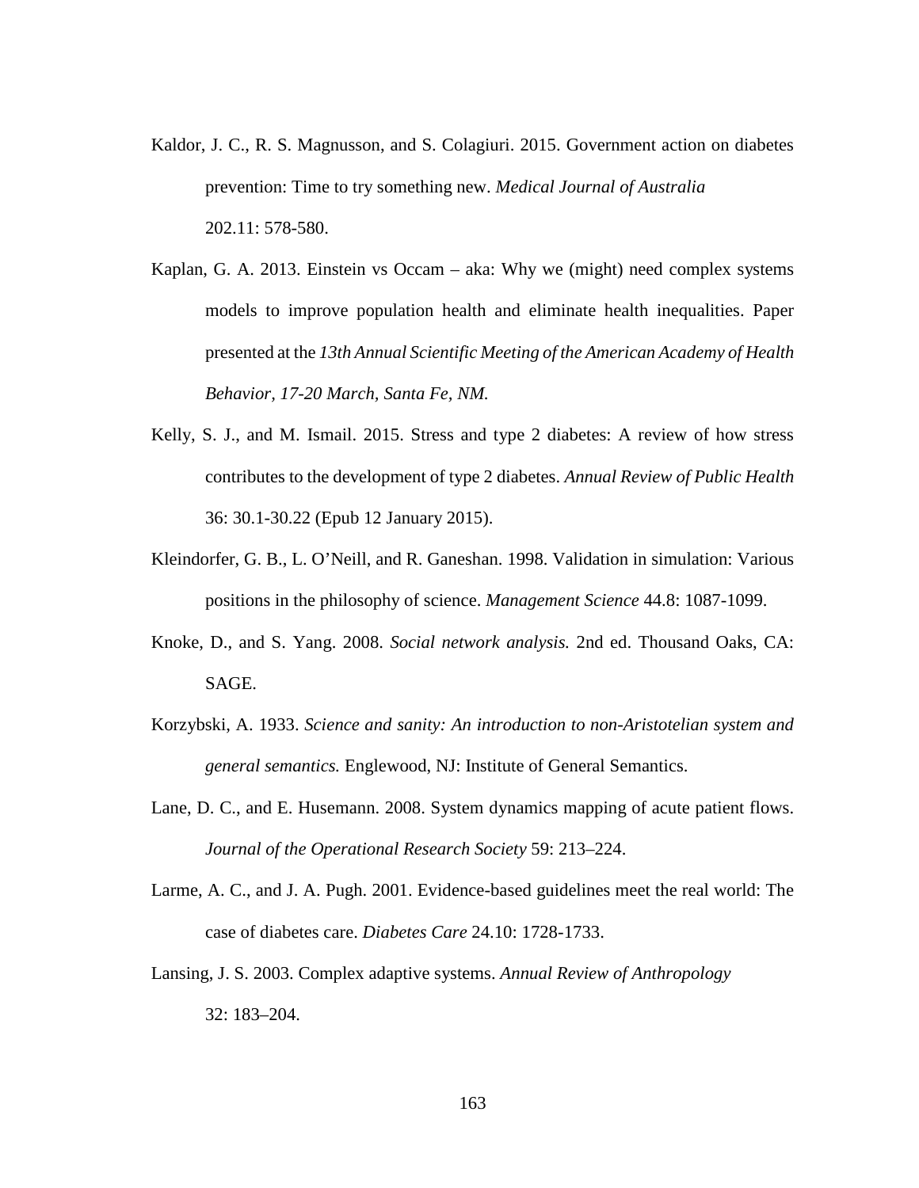Kaldor, J. C., R. S. Magnusson, and S. Colagiuri. 2015. Government action on diabetes prevention: Time to try something new. *Medical Journal of Australia* 202.11: 578-580.

Kaplan, G. A. 2013. Einstein vs Occam – aka: Why we (might) need complex systems models to improve population health and eliminate health inequalities. Paper presented at the *13th Annual Scientific Meeting of the American Academy of Health Behavior, 17-20 March, Santa Fe, NM.*

Kelly, S. J., and M. Ismail. 2015. Stress and type 2 diabetes: A review of how stress contributes to the development of type 2 diabetes. *Annual Review of Public Health* 36: 30.1-30.22 (Epub 12 January 2015).

Kleindorfer, G. B., L. O'Neill, and R. Ganeshan. 1998. Validation in simulation: Various positions in the philosophy of science. *Management Science* 44.8: 1087-1099.

Knoke, D., and S. Yang. 2008. *Social network analysis.* 2nd ed. Thousand Oaks, CA: SAGE.

Korzybski, A. 1933. *Science and sanity: An introduction to non-Aristotelian system and general semantics.* Englewood, NJ: Institute of General Semantics.

Lane, D. C., and E. Husemann. 2008. System dynamics mapping of acute patient flows. *Journal of the Operational Research Society* 59: 213–224.

Larme, A. C., and J. A. Pugh. 2001. Evidence-based guidelines meet the real world: The case of diabetes care. *Diabetes Care* 24.10: 1728-1733.

Lansing, J. S. 2003. Complex adaptive systems. *Annual Review of Anthropology* 32: 183–204.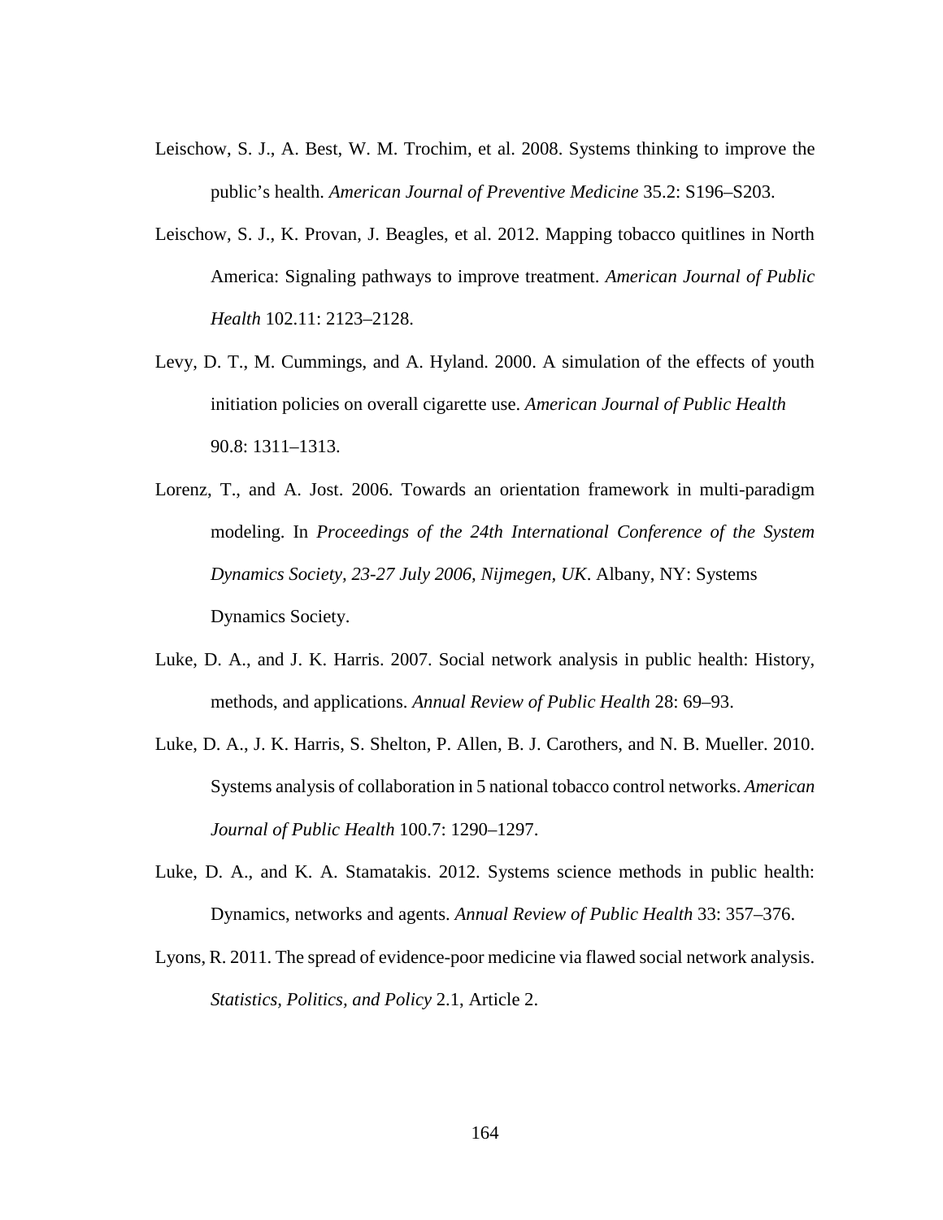Leischow, S. J., A. Best, W. M. Trochim, et al. 2008. Systems thinking to improve the public's health. *American Journal of Preventive Medicine* 35.2: S196–S203.

Leischow, S. J., K. Provan, J. Beagles, et al. 2012. Mapping tobacco quitlines in North America: Signaling pathways to improve treatment. *American Journal of Public Health* 102.11: 2123–2128.

Levy, D. T., M. Cummings, and A. Hyland. 2000. A simulation of the effects of youth initiation policies on overall cigarette use. *American Journal of Public Health* 90.8: 1311–1313.

Lorenz, T., and A. Jost. 2006. Towards an orientation framework in multi-paradigm modeling. In *Proceedings of the 24th International Conference of the System Dynamics Society, 23-27 July 2006, Nijmegen, UK*. Albany, NY: Systems Dynamics Society.

Luke, D. A., and J. K. Harris. 2007. Social network analysis in public health: History, methods, and applications. *Annual Review of Public Health* 28: 69–93.

Luke, D. A., J. K. Harris, S. Shelton, P. Allen, B. J. Carothers, and N. B. Mueller. 2010. Systems analysis of collaboration in 5 national tobacco control networks. *American Journal of Public Health* 100.7: 1290–1297.

Luke, D. A., and K. A. Stamatakis. 2012. Systems science methods in public health: Dynamics, networks and agents. *Annual Review of Public Health* 33: 357–376.

Lyons, R. 2011. The spread of evidence-poor medicine via flawed social network analysis. *Statistics, Politics, and Policy* 2.1, Article 2.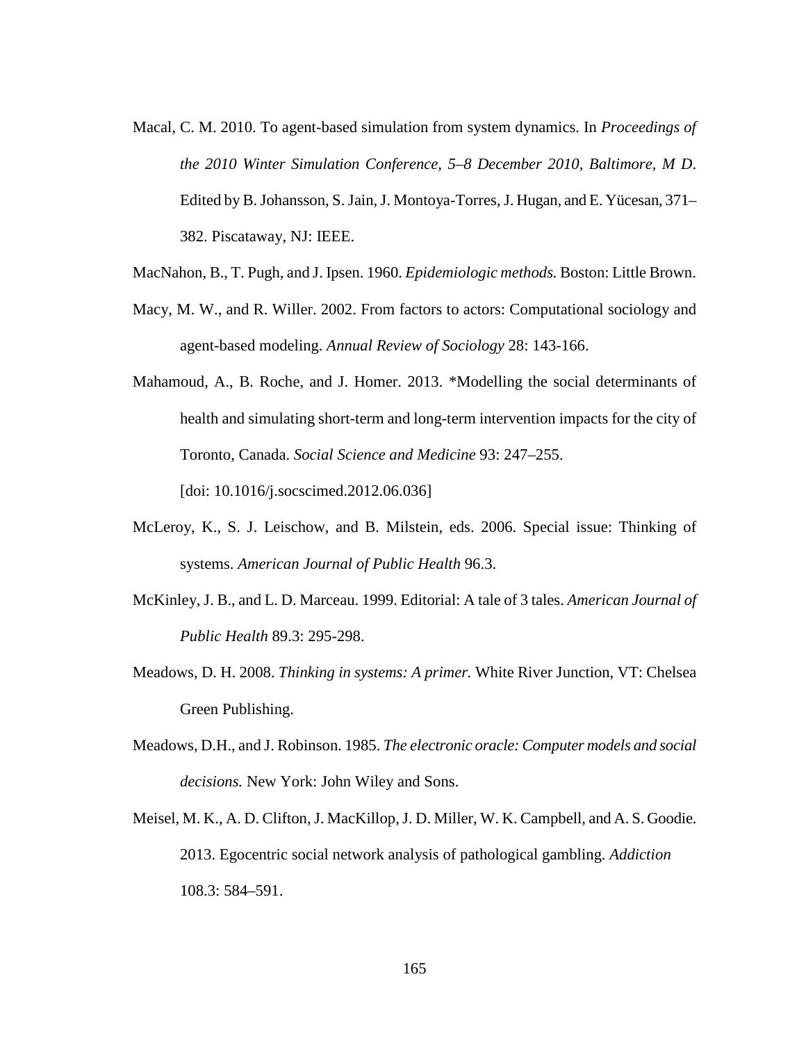Macal, C. M. 2010. To agent-based simulation from system dynamics. In *Proceedings of the 2010 Winter Simulation Conference, 5–8 December 2010, Baltimore, M D*. Edited by B. Johansson, S. Jain, J. Montoya-Torres, J. Hugan, and E. Yücesan, 371–382. Piscataway, NJ: IEEE.

MacNahon, B., T. Pugh, and J. Ipsen. 1960. *Epidemiologic methods.* Boston: Little Brown.

Macy, M. W., and R. Willer. 2002. From factors to actors: Computational sociology and agent-based modeling. *Annual Review of Sociology* 28: 143-166.

Mahamoud, A., B. Roche, and J. Homer. 2013. *Modelling the social determinants of health and simulating short-term and long-term intervention impacts for the city of Toronto, Canada. *Social Science and Medicine* 93: 247–255. [doi: 10.1016/j.socscimed.2012.06.036]

McLeroy, K., S. J. Leischow, and B. Milstein, eds. 2006. Special issue: Thinking of systems. *American Journal of Public Health* 96.3.

McKinley, J. B., and L. D. Marceau. 1999. Editorial: A tale of 3 tales. *American Journal of Public Health* 89.3: 295-298.

Meadows, D. H. 2008. *Thinking in systems: A primer.* White River Junction, VT: Chelsea Green Publishing.

Meadows, D.H., and J. Robinson. 1985. *The electronic oracle: Computer models and social decisions.* New York: John Wiley and Sons.

Meisel, M. K., A. D. Clifton, J. MacKillop, J. D. Miller, W. K. Campbell, and A. S. Goodie. 2013. Egocentric social network analysis of pathological gambling. *Addiction* 108.3: 584–591.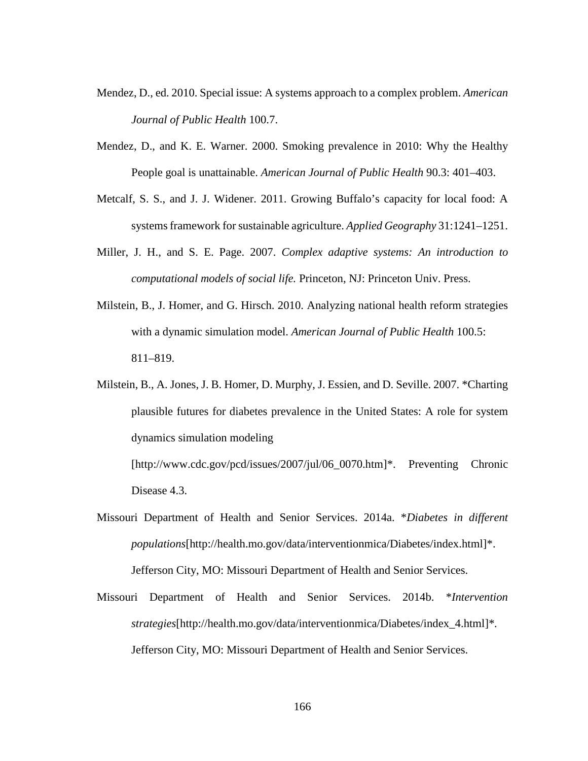Mendez, D., ed. 2010. Special issue: A systems approach to a complex problem. *American Journal of Public Health* 100.7.

Mendez, D., and K. E. Warner. 2000. Smoking prevalence in 2010: Why the Healthy People goal is unattainable. *American Journal of Public Health* 90.3: 401–403.

Metcalf, S. S., and J. J. Widener. 2011. Growing Buffalo's capacity for local food: A systems framework for sustainable agriculture. *Applied Geography* 31:1241–1251.

Miller, J. H., and S. E. Page. 2007. *Complex adaptive systems: An introduction to computational models of social life.* Princeton, NJ: Princeton Univ. Press.

Milstein, B., J. Homer, and G. Hirsch. 2010. Analyzing national health reform strategies with a dynamic simulation model. *American Journal of Public Health* 100.5: 811–819.

Milstein, B., A. Jones, J. B. Homer, D. Murphy, J. Essien, and D. Seville. 2007. *Charting plausible futures for diabetes prevalence in the United States: A role for system dynamics simulation modeling [http://www.cdc.gov/pcd/issues/2007/jul/06_0070.htm]*. Preventing Chronic Disease 4.3.

Missouri Department of Health and Senior Services. 2014a. **Diabetes in different populations*[http://health.mo.gov/data/interventionmica/Diabetes/index.html]*. Jefferson City, MO: Missouri Department of Health and Senior Services.

Missouri Department of Health and Senior Services. 2014b. **Intervention strategies*[http://health.mo.gov/data/interventionmica/Diabetes/index_4.html]*. Jefferson City, MO: Missouri Department of Health and Senior Services.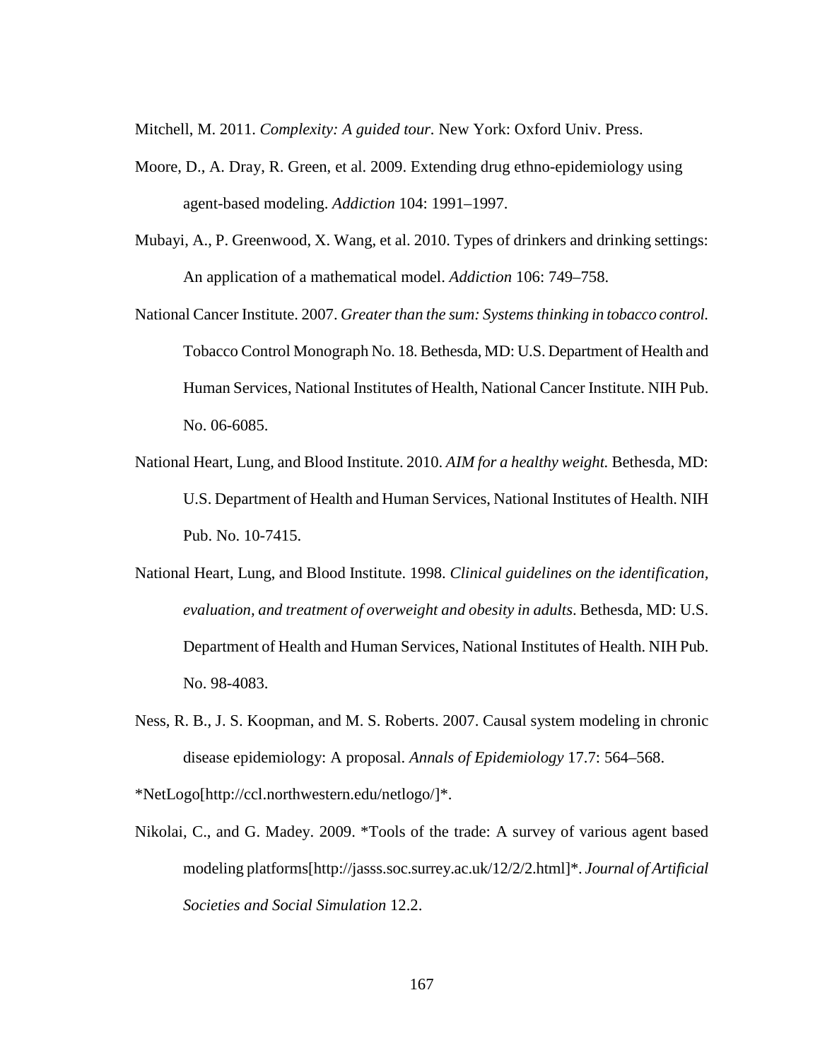Mitchell, M. 2011. *Complexity: A guided tour*. New York: Oxford Univ. Press.

Moore, D., A. Dray, R. Green, et al. 2009. Extending drug ethno-epidemiology using agent-based modeling. *Addiction* 104: 1991–1997.

Mubayi, A., P. Greenwood, X. Wang, et al. 2010. Types of drinkers and drinking settings: An application of a mathematical model. *Addiction* 106: 749–758.

National Cancer Institute. 2007. *Greater than the sum: Systems thinking in tobacco control.* Tobacco Control Monograph No. 18. Bethesda, MD: U.S. Department of Health and Human Services, National Institutes of Health, National Cancer Institute. NIH Pub. No. 06-6085.

National Heart, Lung, and Blood Institute. 2010. *AIM for a healthy weight.* Bethesda, MD: U.S. Department of Health and Human Services, National Institutes of Health. NIH Pub. No. 10-7415.

National Heart, Lung, and Blood Institute. 1998. *Clinical guidelines on the identification, evaluation, and treatment of overweight and obesity in adults*. Bethesda, MD: U.S. Department of Health and Human Services, National Institutes of Health. NIH Pub. No. 98-4083.

Ness, R. B., J. S. Koopman, and M. S. Roberts. 2007. Causal system modeling in chronic disease epidemiology: A proposal. *Annals of Epidemiology* 17.7: 564–568.

*NetLogo[http://ccl.northwestern.edu/netlogo/]*.

Nikolai, C., and G. Madey. 2009. *Tools of the trade: A survey of various agent based modeling platforms[http://jasss.soc.surrey.ac.uk/12/2/2.html]*. *Journal of Artificial Societies and Social Simulation* 12.2.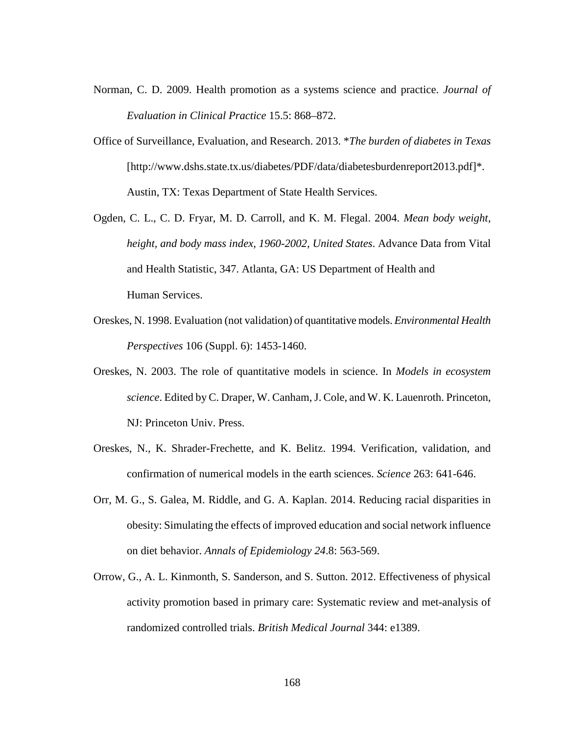Norman, C. D. 2009. Health promotion as a systems science and practice. *Journal of Evaluation in Clinical Practice* 15.5: 868–872.

Office of Surveillance, Evaluation, and Research. 2013. *The burden of diabetes in Texas [http://www.dshs.state.tx.us/diabetes/PDF/data/diabetesburdenreport2013.pdf]*. Austin, TX: Texas Department of State Health Services.

Ogden, C. L., C. D. Fryar, M. D. Carroll, and K. M. Flegal. 2004. *Mean body weight, height, and body mass index, 1960-2002, United States*. Advance Data from Vital and Health Statistic, 347. Atlanta, GA: US Department of Health and Human Services.

Oreskes, N. 1998. Evaluation (not validation) of quantitative models. *Environmental Health Perspectives* 106 (Suppl. 6): 1453-1460.

Oreskes, N. 2003. The role of quantitative models in science. In *Models in ecosystem science*. Edited by C. Draper, W. Canham, J. Cole, and W. K. Lauenroth. Princeton, NJ: Princeton Univ. Press.

Oreskes, N., K. Shrader-Frechette, and K. Belitz. 1994. Verification, validation, and confirmation of numerical models in the earth sciences. *Science* 263: 641-646.

Orr, M. G., S. Galea, M. Riddle, and G. A. Kaplan. 2014. Reducing racial disparities in obesity: Simulating the effects of improved education and social network influence on diet behavior. *Annals of Epidemiology 24*.8: 563-569.

Orrow, G., A. L. Kinmonth, S. Sanderson, and S. Sutton. 2012. Effectiveness of physical activity promotion based in primary care: Systematic review and met-analysis of randomized controlled trials. *British Medical Journal* 344: e1389.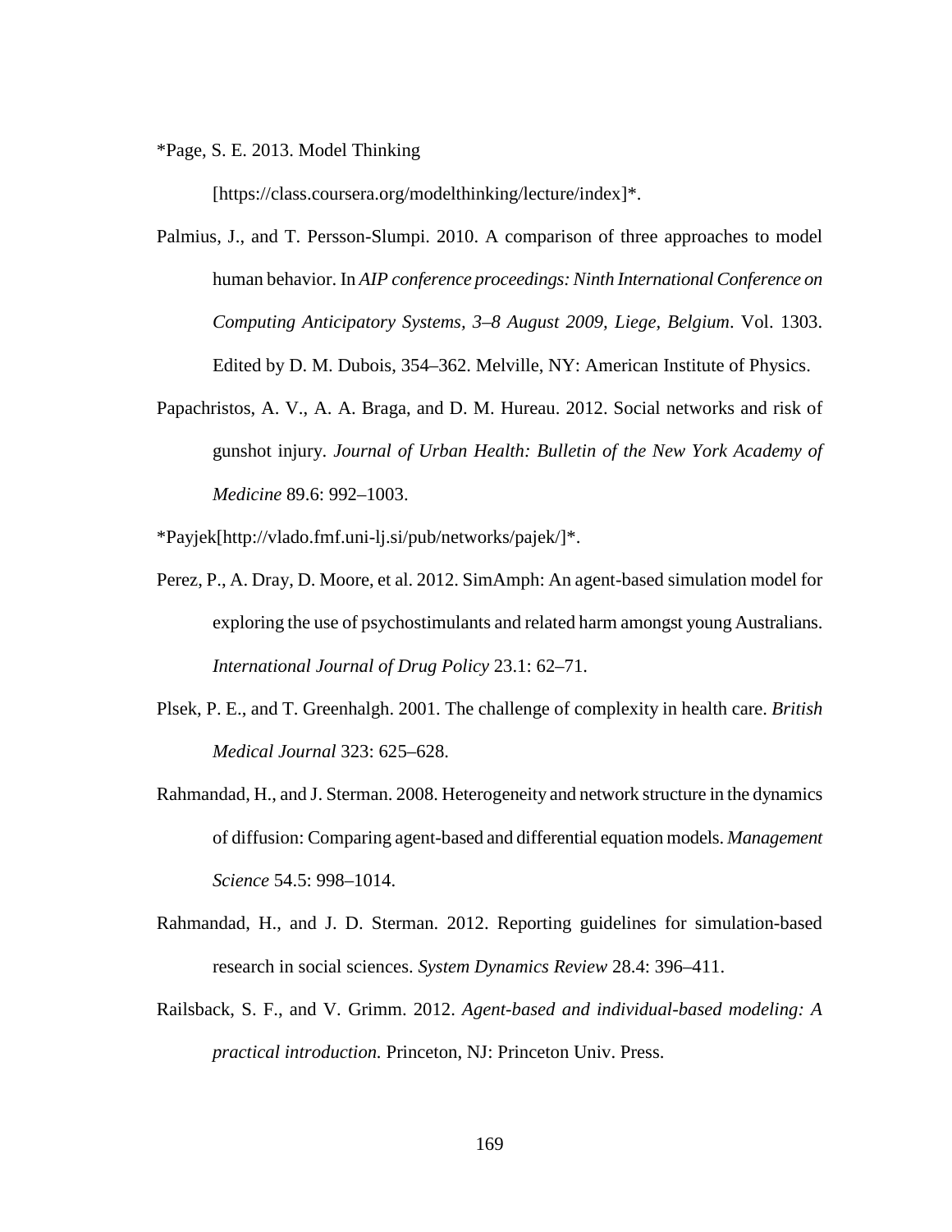*Page, S. E. 2013. Model Thinking [https://class.coursera.org/modelthinking/lecture/index]*.

Palmius, J., and T. Persson-Slumpi. 2010. A comparison of three approaches to model human behavior. In *AIP conference proceedings: Ninth International Conference on Computing Anticipatory Systems, 3–8 August 2009, Liege, Belgium*. Vol. 1303. Edited by D. M. Dubois, 354–362. Melville, NY: American Institute of Physics.

Papachristos, A. V., A. A. Braga, and D. M. Hureau. 2012. Social networks and risk of gunshot injury. *Journal of Urban Health: Bulletin of the New York Academy of Medicine* 89.6: 992–1003.

*Payjek[http://vlado.fmf.uni-lj.si/pub/networks/pajek/]*.

Perez, P., A. Dray, D. Moore, et al. 2012. SimAmph: An agent-based simulation model for exploring the use of psychostimulants and related harm amongst young Australians. *International Journal of Drug Policy* 23.1: 62–71.

Plsek, P. E., and T. Greenhalgh. 2001. The challenge of complexity in health care. *British Medical Journal* 323: 625–628.

Rahmandad, H., and J. Sterman. 2008. Heterogeneity and network structure in the dynamics of diffusion: Comparing agent-based and differential equation models. *Management Science* 54.5: 998–1014.

Rahmandad, H., and J. D. Sterman. 2012. Reporting guidelines for simulation-based research in social sciences. *System Dynamics Review* 28.4: 396–411.

Railsback, S. F., and V. Grimm. 2012. *Agent-based and individual-based modeling: A practical introduction.* Princeton, NJ: Princeton Univ. Press.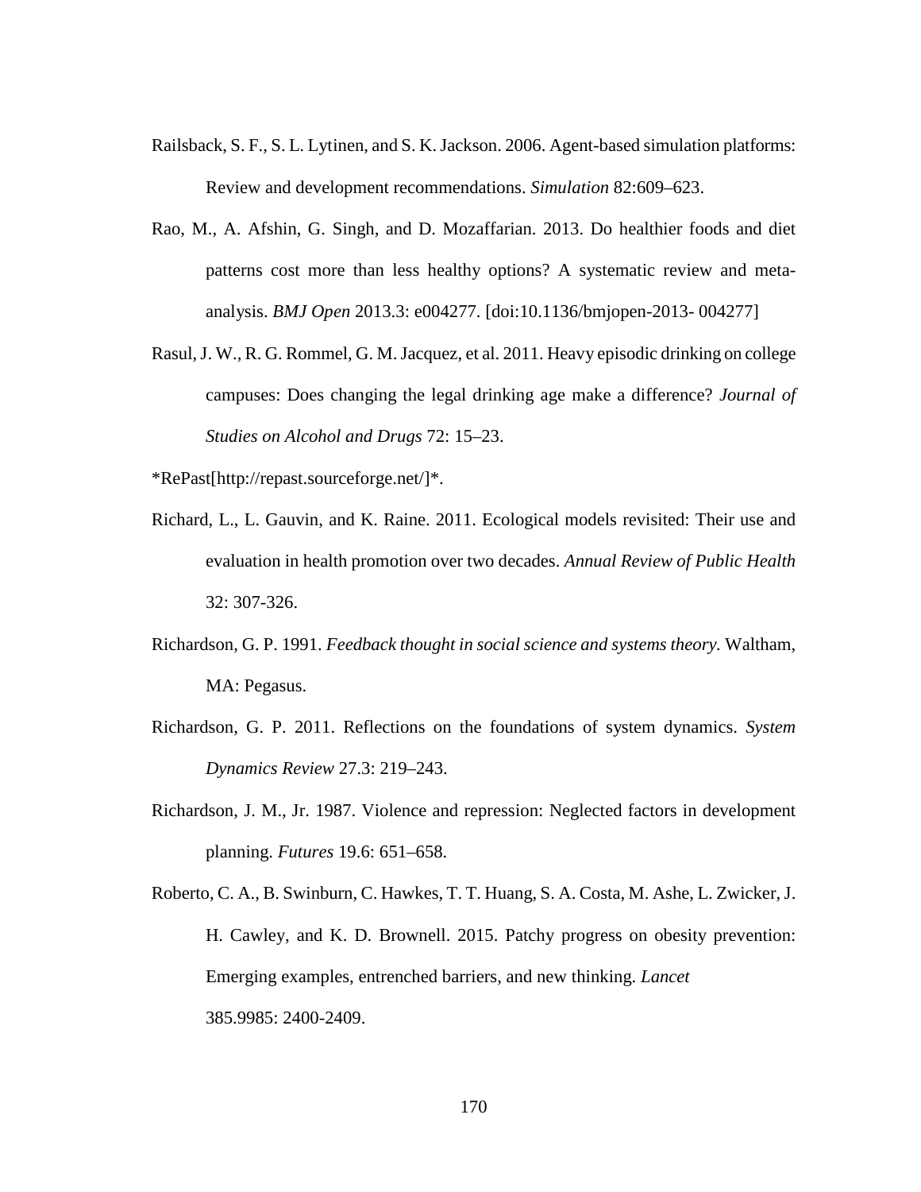Railsback, S. F., S. L. Lytinen, and S. K. Jackson. 2006. Agent-based simulation platforms: Review and development recommendations. *Simulation* 82:609–623.

Rao, M., A. Afshin, G. Singh, and D. Mozaffarian. 2013. Do healthier foods and diet patterns cost more than less healthy options? A systematic review and meta-analysis. *BMJ Open* 2013.3: e004277. [doi:10.1136/bmjopen-2013- 004277]

Rasul, J. W., R. G. Rommel, G. M. Jacquez, et al. 2011. Heavy episodic drinking on college campuses: Does changing the legal drinking age make a difference? *Journal of Studies on Alcohol and Drugs* 72: 15–23.

*RePast[http://repast.sourceforge.net/]*.

Richard, L., L. Gauvin, and K. Raine. 2011. Ecological models revisited: Their use and evaluation in health promotion over two decades. *Annual Review of Public Health* 32: 307-326.

Richardson, G. P. 1991. *Feedback thought in social science and systems theory.* Waltham, MA: Pegasus.

Richardson, G. P. 2011. Reflections on the foundations of system dynamics. *System Dynamics Review* 27.3: 219–243.

Richardson, J. M., Jr. 1987. Violence and repression: Neglected factors in development planning. *Futures* 19.6: 651–658.

Roberto, C. A., B. Swinburn, C. Hawkes, T. T. Huang, S. A. Costa, M. Ashe, L. Zwicker, J. H. Cawley, and K. D. Brownell. 2015. Patchy progress on obesity prevention: Emerging examples, entrenched barriers, and new thinking. *Lancet* 385.9985: 2400-2409.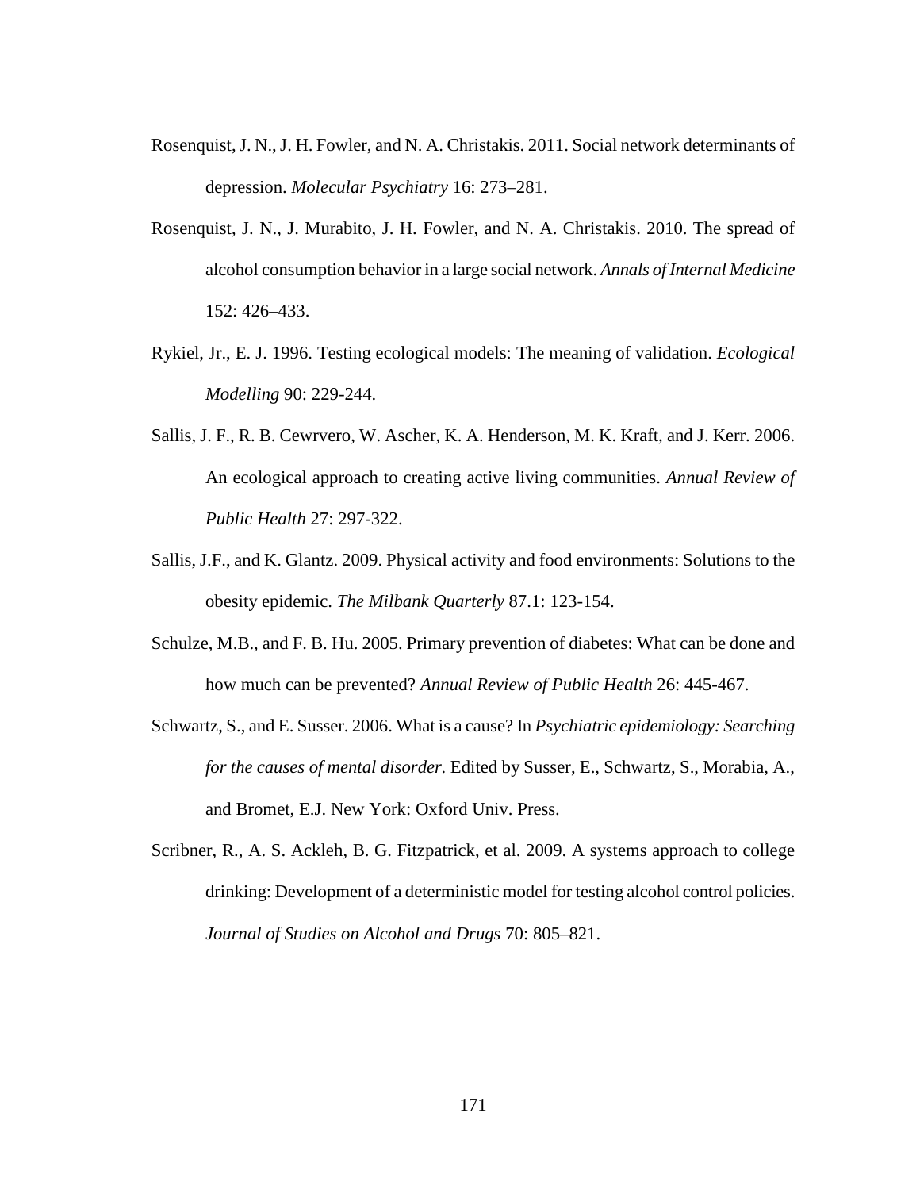Rosenquist, J. N., J. H. Fowler, and N. A. Christakis. 2011. Social network determinants of depression. *Molecular Psychiatry* 16: 273–281.

Rosenquist, J. N., J. Murabito, J. H. Fowler, and N. A. Christakis. 2010. The spread of alcohol consumption behavior in a large social network. *Annals of Internal Medicine* 152: 426–433.

Rykiel, Jr., E. J. 1996. Testing ecological models: The meaning of validation. *Ecological Modelling* 90: 229-244.

Sallis, J. F., R. B. Cewrvero, W. Ascher, K. A. Henderson, M. K. Kraft, and J. Kerr. 2006. An ecological approach to creating active living communities. *Annual Review of Public Health* 27: 297-322.

Sallis, J.F., and K. Glantz. 2009. Physical activity and food environments: Solutions to the obesity epidemic. *The Milbank Quarterly* 87.1: 123-154.

Schulze, M.B., and F. B. Hu. 2005. Primary prevention of diabetes: What can be done and how much can be prevented? *Annual Review of Public Health* 26: 445-467.

Schwartz, S., and E. Susser. 2006. What is a cause? In *Psychiatric epidemiology: Searching for the causes of mental disorder*. Edited by Susser, E., Schwartz, S., Morabia, A., and Bromet, E.J. New York: Oxford Univ. Press.

Scribner, R., A. S. Ackleh, B. G. Fitzpatrick, et al. 2009. A systems approach to college drinking: Development of a deterministic model for testing alcohol control policies. *Journal of Studies on Alcohol and Drugs* 70: 805–821.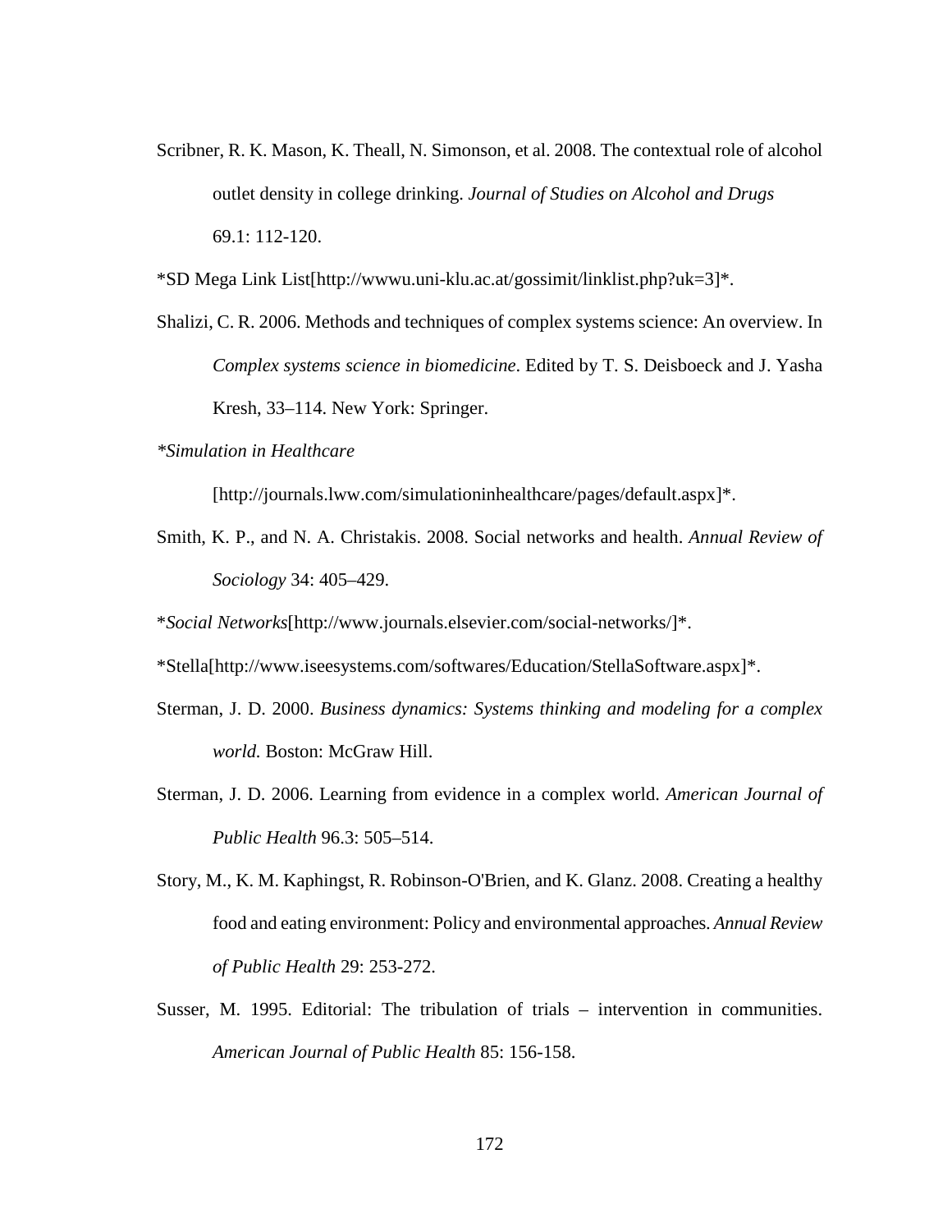Scribner, R. K. Mason, K. Theall, N. Simonson, et al. 2008. The contextual role of alcohol outlet density in college drinking. *Journal of Studies on Alcohol and Drugs* 69.1: 112-120.

*SD Mega Link List[http://wwwu.uni-klu.ac.at/gossimit/linklist.php?uk=3]*.

Shalizi, C. R. 2006. Methods and techniques of complex systems science: An overview. In *Complex systems science in biomedicine*. Edited by T. S. Deisboeck and J. Yasha Kresh, 33–114. New York: Springer.

**Simulation in Healthcare* [http://journals.lww.com/simulationinhealthcare/pages/default.aspx]*.

Smith, K. P., and N. A. Christakis. 2008. Social networks and health. *Annual Review of Sociology* 34: 405–429.

**Social Networks*[http://www.journals.elsevier.com/social-networks/]*.

*Stella[http://www.iseesystems.com/softwares/Education/StellaSoftware.aspx]*.

Sterman, J. D. 2000. *Business dynamics: Systems thinking and modeling for a complex world.* Boston: McGraw Hill.

Sterman, J. D. 2006. Learning from evidence in a complex world. *American Journal of Public Health* 96.3: 505–514.

Story, M., K. M. Kaphingst, R. Robinson-O'Brien, and K. Glanz. 2008. Creating a healthy food and eating environment: Policy and environmental approaches. *Annual Review of Public Health* 29: 253-272.

Susser, M. 1995. Editorial: The tribulation of trials – intervention in communities. *American Journal of Public Health* 85: 156-158.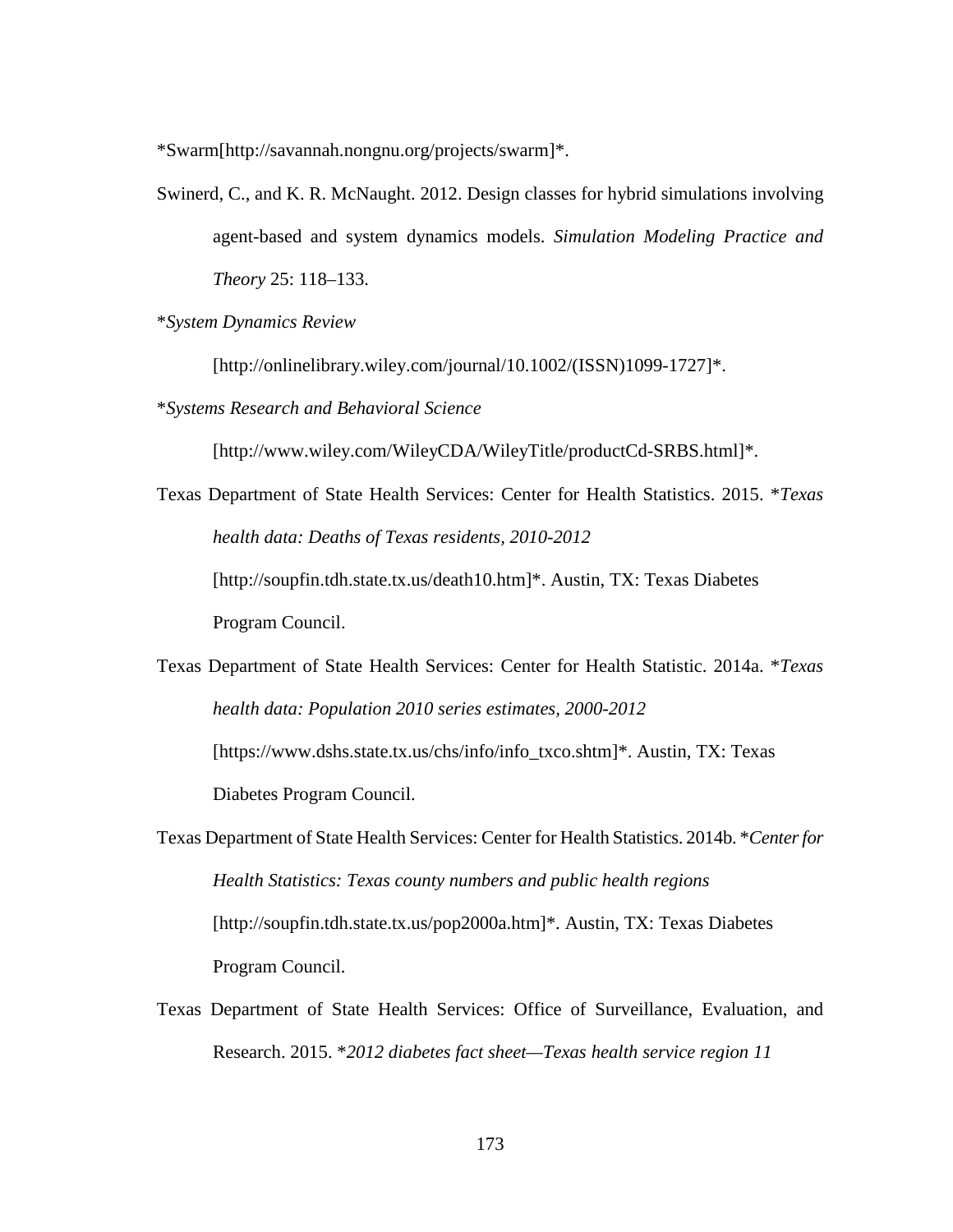*Swarm[http://savannah.nongnu.org/projects/swarm]*.

Swinerd, C., and K. R. McNaught. 2012. Design classes for hybrid simulations involving agent-based and system dynamics models. *Simulation Modeling Practice and Theory* 25: 118–133.

**System Dynamics Review* [http://onlinelibrary.wiley.com/journal/10.1002/(ISSN)1099-1727]*.

**Systems Research and Behavioral Science* [http://www.wiley.com/WileyCDA/WileyTitle/productCd-SRBS.html]*.

Texas Department of State Health Services: Center for Health Statistics. 2015. **Texas health data: Deaths of Texas residents, 2010-2012* [http://soupfin.tdh.state.tx.us/death10.htm]*. Austin, TX: Texas Diabetes Program Council.

Texas Department of State Health Services: Center for Health Statistic. 2014a. **Texas health data: Population 2010 series estimates, 2000-2012* [https://www.dshs.state.tx.us/chs/info/info_txco.shtm]*. Austin, TX: Texas Diabetes Program Council.

Texas Department of State Health Services: Center for Health Statistics. 2014b. **Center for Health Statistics: Texas county numbers and public health regions* [http://soupfin.tdh.state.tx.us/pop2000a.htm]*. Austin, TX: Texas Diabetes Program Council.

Texas Department of State Health Services: Office of Surveillance, Evaluation, and Research. 2015. **2012 diabetes fact sheet—Texas health service region 11*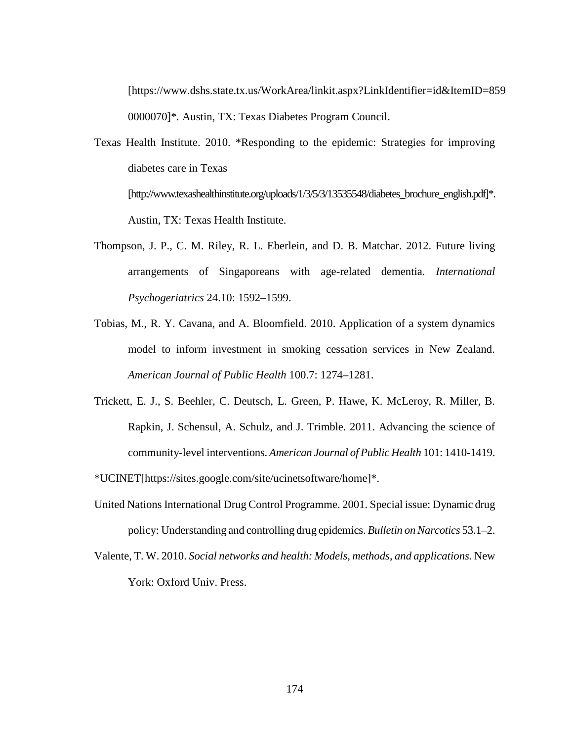[https://www.dshs.state.tx.us/WorkArea/linkit.aspx?LinkIdentifier=id&ItemID=8590000070]*. Austin, TX: Texas Diabetes Program Council.

Texas Health Institute. 2010. *Responding to the epidemic: Strategies for improving diabetes care in Texas [http://www.texashealthinstitute.org/uploads/1/3/5/3/13535548/diabetes_brochure_english.pdf]*. Austin, TX: Texas Health Institute.

Thompson, J. P., C. M. Riley, R. L. Eberlein, and D. B. Matchar. 2012. Future living arrangements of Singaporeans with age-related dementia. *International Psychogeriatrics* 24.10: 1592–1599.

Tobias, M., R. Y. Cavana, and A. Bloomfield. 2010. Application of a system dynamics model to inform investment in smoking cessation services in New Zealand. *American Journal of Public Health* 100.7: 1274–1281.

Trickett, E. J., S. Beehler, C. Deutsch, L. Green, P. Hawe, K. McLeroy, R. Miller, B. Rapkin, J. Schensul, A. Schulz, and J. Trimble. 2011. Advancing the science of community-level interventions. *American Journal of Public Health* 101: 1410-1419.

*UCINET[https://sites.google.com/site/ucinetsoftware/home]*.

United Nations International Drug Control Programme. 2001. Special issue: Dynamic drug policy: Understanding and controlling drug epidemics. *Bulletin on Narcotics* 53.1–2.

Valente, T. W. 2010. *Social networks and health: Models, methods, and applications.* New York: Oxford Univ. Press.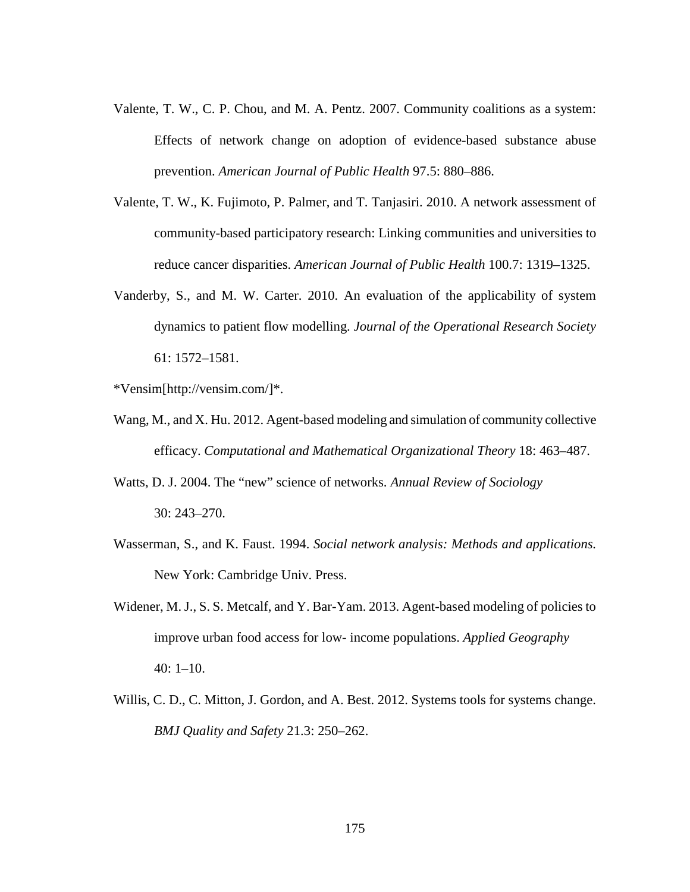Valente, T. W., C. P. Chou, and M. A. Pentz. 2007. Community coalitions as a system: Effects of network change on adoption of evidence-based substance abuse prevention. *American Journal of Public Health* 97.5: 880–886.

Valente, T. W., K. Fujimoto, P. Palmer, and T. Tanjasiri. 2010. A network assessment of community-based participatory research: Linking communities and universities to reduce cancer disparities. *American Journal of Public Health* 100.7: 1319–1325.

Vanderby, S., and M. W. Carter. 2010. An evaluation of the applicability of system dynamics to patient flow modelling. *Journal of the Operational Research Society* 61: 1572–1581.

*Vensim[http://vensim.com/]*.

Wang, M., and X. Hu. 2012. Agent-based modeling and simulation of community collective efficacy. *Computational and Mathematical Organizational Theory* 18: 463–487.

Watts, D. J. 2004. The "new" science of networks. *Annual Review of Sociology* 30: 243–270.

Wasserman, S., and K. Faust. 1994. *Social network analysis: Methods and applications.* New York: Cambridge Univ. Press.

Widener, M. J., S. S. Metcalf, and Y. Bar-Yam. 2013. Agent-based modeling of policies to improve urban food access for low- income populations. *Applied Geography* 40: 1–10.

Willis, C. D., C. Mitton, J. Gordon, and A. Best. 2012. Systems tools for systems change. *BMJ Quality and Safety* 21.3: 250–262.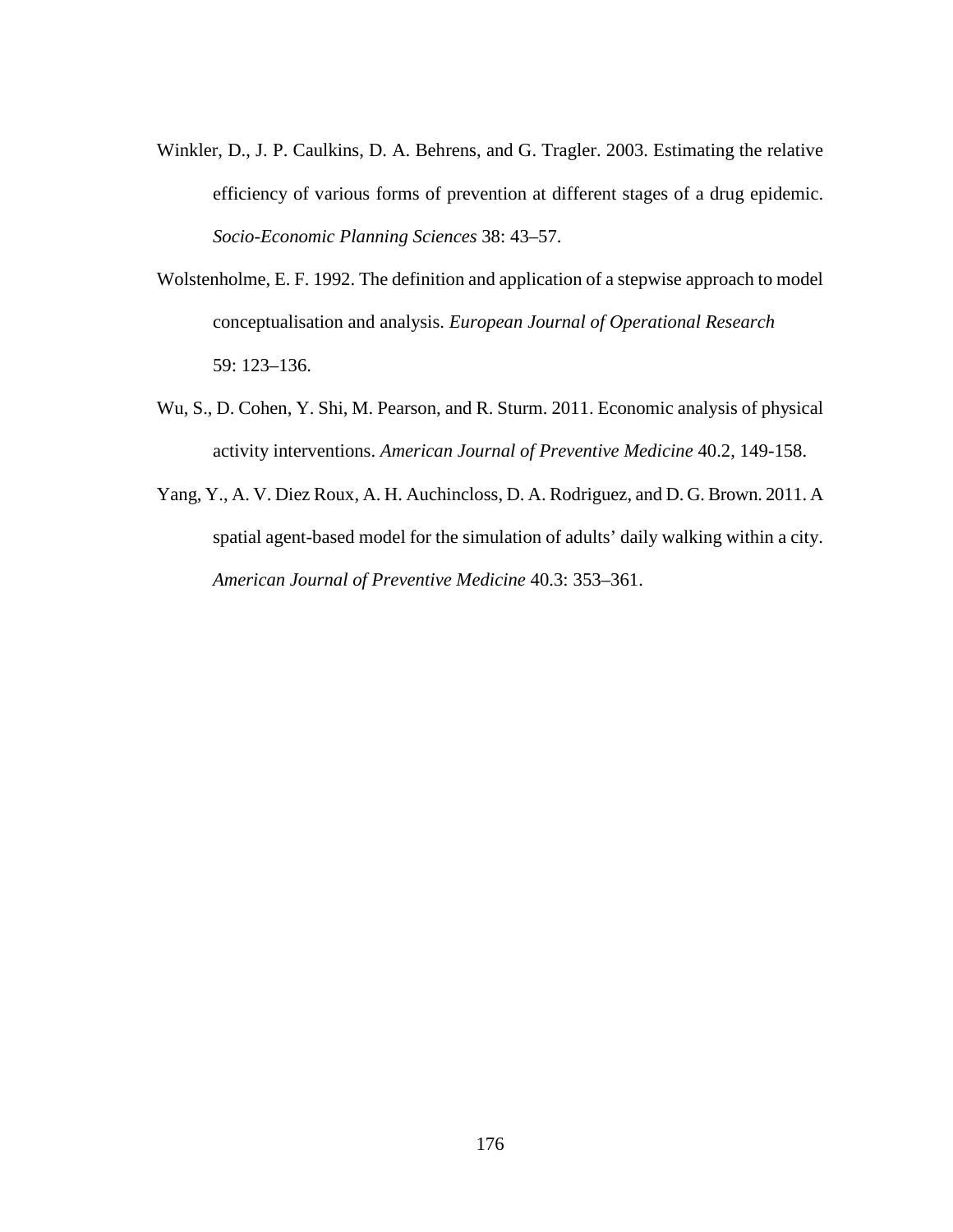Winkler, D., J. P. Caulkins, D. A. Behrens, and G. Tragler. 2003. Estimating the relative efficiency of various forms of prevention at different stages of a drug epidemic. *Socio-Economic Planning Sciences* 38: 43–57.

Wolstenholme, E. F. 1992. The definition and application of a stepwise approach to model conceptualisation and analysis. *European Journal of Operational Research* 59: 123–136.

Wu, S., D. Cohen, Y. Shi, M. Pearson, and R. Sturm. 2011. Economic analysis of physical activity interventions. *American Journal of Preventive Medicine* 40.2, 149-158.

Yang, Y., A. V. Diez Roux, A. H. Auchincloss, D. A. Rodriguez, and D. G. Brown. 2011. A spatial agent-based model for the simulation of adults' daily walking within a city. *American Journal of Preventive Medicine* 40.3: 353–361.